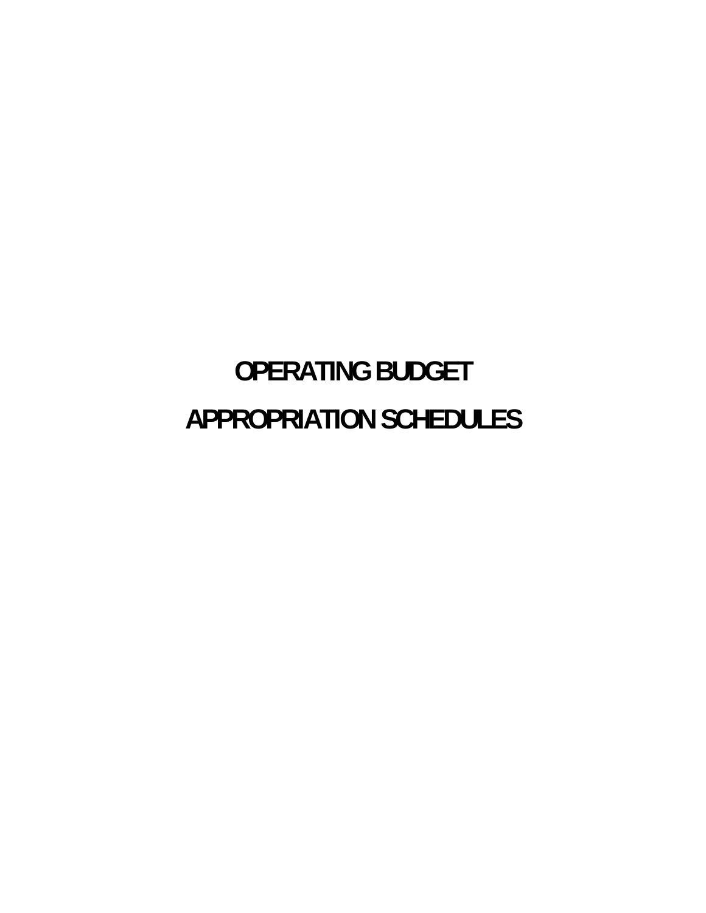# OPERATING BUDGET

# APPROPRIATION SCHEDULES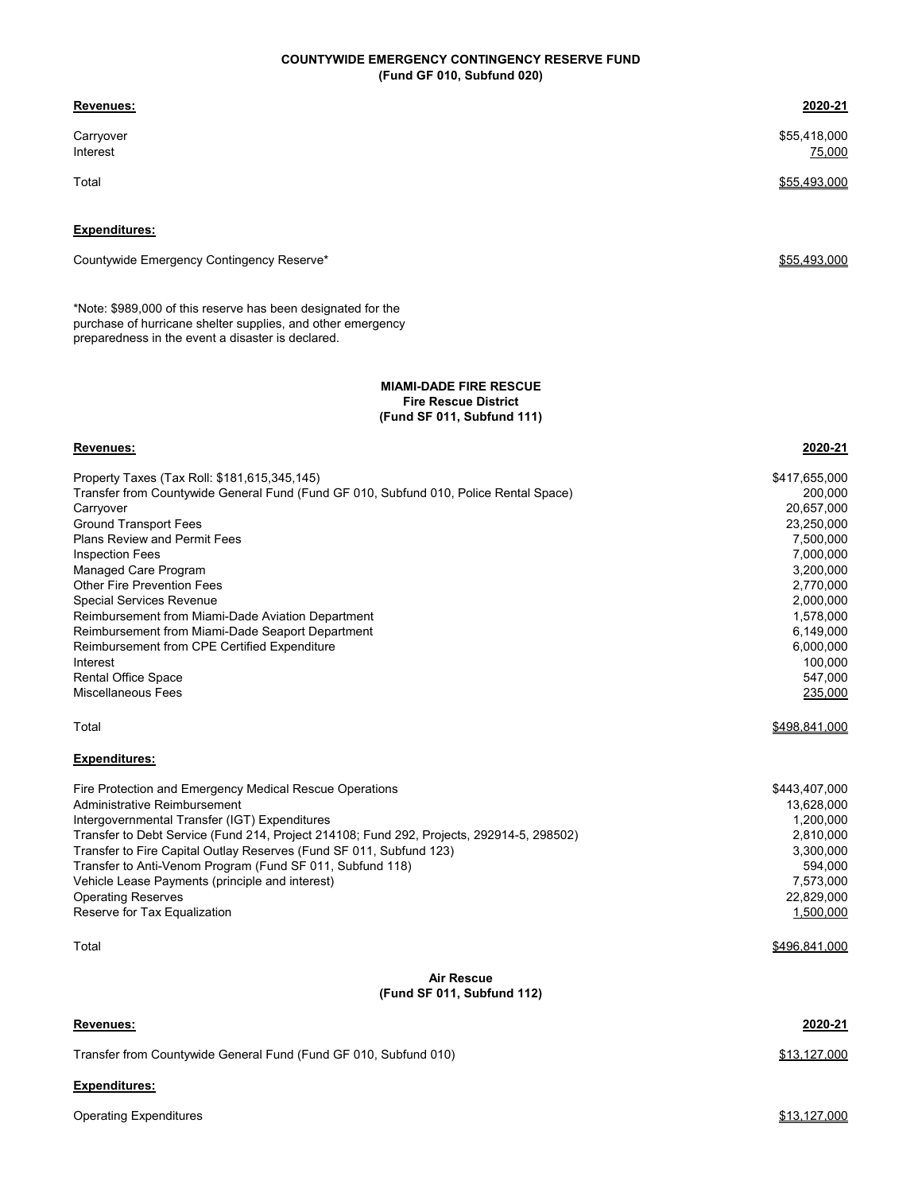**COUNTYWIDE EMERGENCY CONTINGENCY RESERVE FUND**
**(Fund GF 010, Subfund 020)**

| **Revenues:** | **2020-21** |
|---|---|
| Carryover | $55,418,000 |
| Interest | 75,000 |
| Total | $55,493,000 |

| **Expenditures:** | |
|---|---|
| Countywide Emergency Contingency Reserve* | $55,493,000 |

*Note: $989,000 of this reserve has been designated for the purchase of hurricane shelter supplies, and other emergency preparedness in the event a disaster is declared.

**MIAMI-DADE FIRE RESCUE**
**Fire Rescue District**
**(Fund SF 011, Subfund 111)**

| **Revenues:** | **2020-21** |
|---|---|
| Property Taxes (Tax Roll: $181,615,345,145) | $417,655,000 |
| Transfer from Countywide General Fund (Fund GF 010, Subfund 010, Police Rental Space) | 200,000 |
| Carryover | 20,657,000 |
| Ground Transport Fees | 23,250,000 |
| Plans Review and Permit Fees | 7,500,000 |
| Inspection Fees | 7,000,000 |
| Managed Care Program | 3,200,000 |
| Other Fire Prevention Fees | 2,770,000 |
| Special Services Revenue | 2,000,000 |
| Reimbursement from Miami-Dade Aviation Department | 1,578,000 |
| Reimbursement from Miami-Dade Seaport Department | 6,149,000 |
| Reimbursement from CPE Certified Expenditure | 6,000,000 |
| Interest | 100,000 |
| Rental Office Space | 547,000 |
| Miscellaneous Fees | 235,000 |
| Total | $498,841,000 |

| **Expenditures:** | |
|---|---|
| Fire Protection and Emergency Medical Rescue Operations | $443,407,000 |
| Administrative Reimbursement | 13,628,000 |
| Intergovernmental Transfer (IGT) Expenditures | 1,200,000 |
| Transfer to Debt Service (Fund 214, Project 214108; Fund 292, Projects, 292914-5, 298502) | 2,810,000 |
| Transfer to Fire Capital Outlay Reserves (Fund SF 011, Subfund 123) | 3,300,000 |
| Transfer to Anti-Venom Program (Fund SF 011, Subfund 118) | 594,000 |
| Vehicle Lease Payments (principle and interest) | 7,573,000 |
| Operating Reserves | 22,829,000 |
| Reserve for Tax Equalization | 1,500,000 |
| Total | $496,841,000 |

**Air Rescue**
**(Fund SF 011, Subfund 112)**

| **Revenues:** | **2020-21** |
|---|---|
| Transfer from Countywide General Fund (Fund GF 010, Subfund 010) | $13,127,000 |

| **Expenditures:** | |
|---|---|
| Operating Expenditures | $13,127,000 |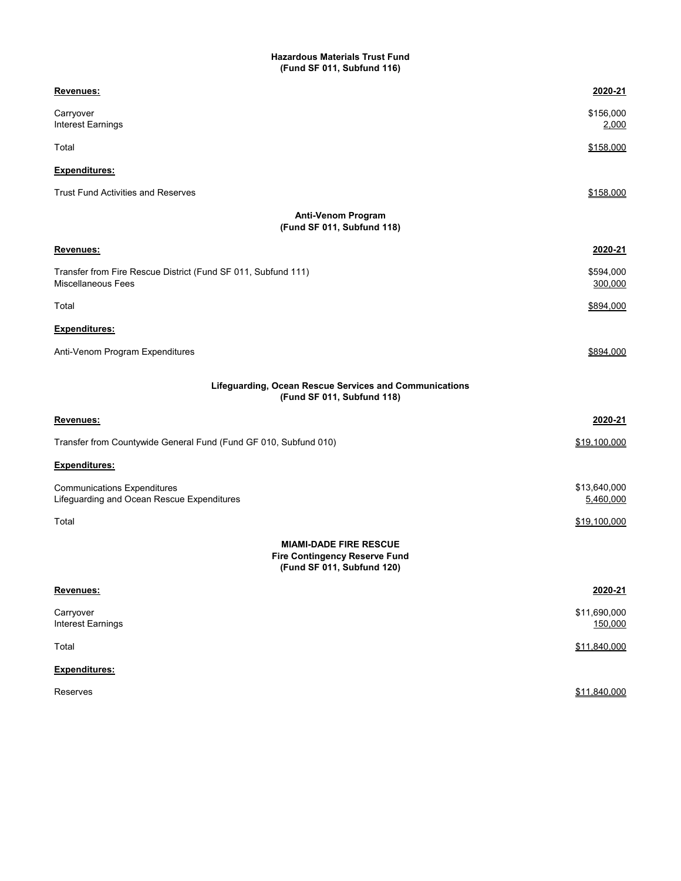**Hazardous Materials Trust Fund**
**(Fund SF 011, Subfund 116)**

| **Revenues:** | **2020-21** |
|---|---|
| Carryover | $156,000 |
| Interest Earnings | 2,000 |
| Total | $158,000 |
| **Expenditures:** | |
| Trust Fund Activities and Reserves | $158,000 |

**Anti-Venom Program**
**(Fund SF 011, Subfund 118)**

| **Revenues:** | **2020-21** |
|---|---|
| Transfer from Fire Rescue District (Fund SF 011, Subfund 111) | $594,000 |
| Miscellaneous Fees | 300,000 |
| Total | $894,000 |
| **Expenditures:** | |
| Anti-Venom Program Expenditures | $894,000 |

**Lifeguarding, Ocean Rescue Services and Communications**
**(Fund SF 011, Subfund 118)**

| **Revenues:** | **2020-21** |
|---|---|
| Transfer from Countywide General Fund (Fund GF 010, Subfund 010) | $19,100,000 |
| **Expenditures:** | |
| Communications Expenditures | $13,640,000 |
| Lifeguarding and Ocean Rescue Expenditures | 5,460,000 |
| Total | $19,100,000 |

**MIAMI-DADE FIRE RESCUE**
**Fire Contingency Reserve Fund**
**(Fund SF 011, Subfund 120)**

| **Revenues:** | **2020-21** |
|---|---|
| Carryover | $11,690,000 |
| Interest Earnings | 150,000 |
| Total | $11,840,000 |
| **Expenditures:** | |
| Reserves | $11,840,000 |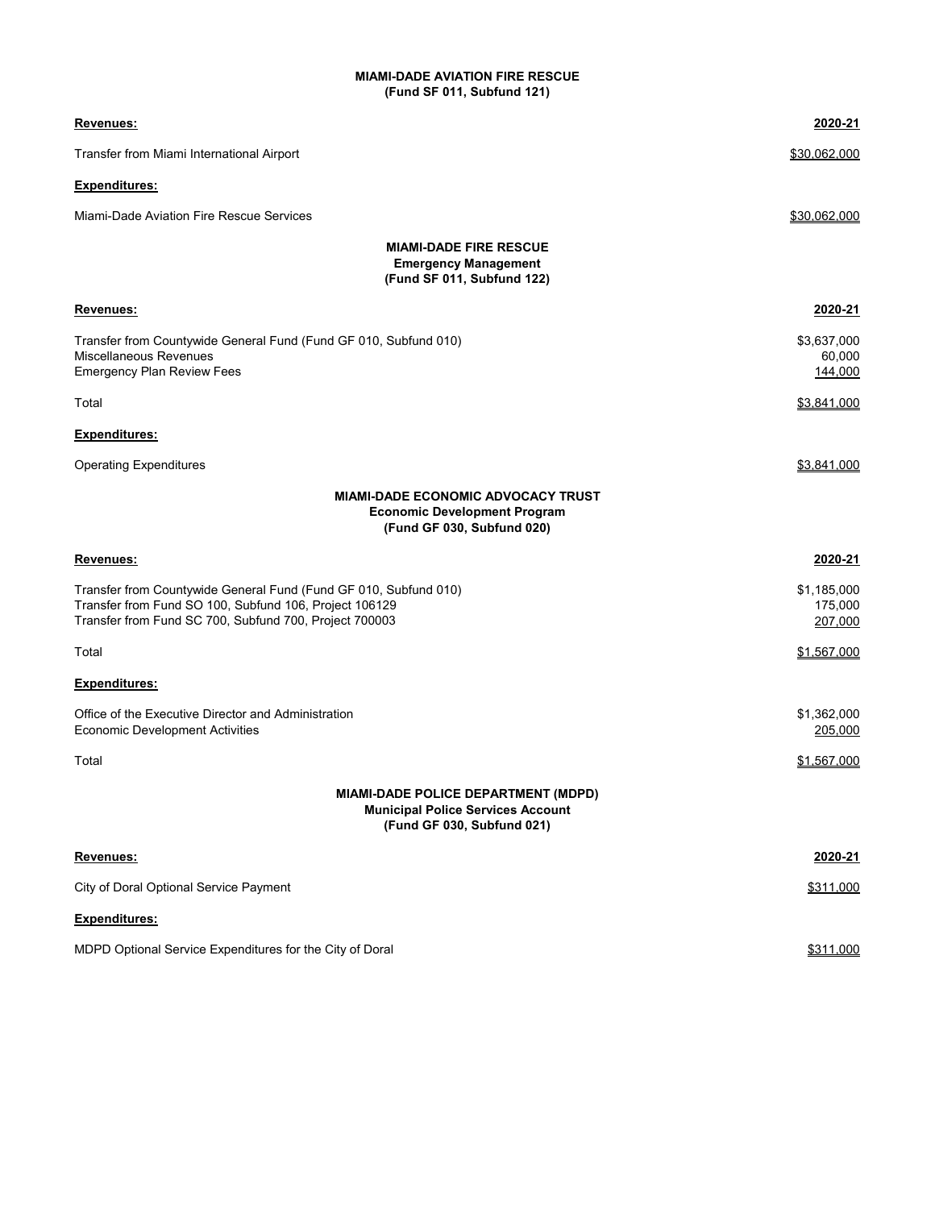**MIAMI-DADE AVIATION FIRE RESCUE**
**(Fund SF 011, Subfund 121)**

| **Revenues:** | **2020-21** |
|---|---|
| Transfer from Miami International Airport | $30,062,000 |
| **Expenditures:** | |
| Miami-Dade Aviation Fire Rescue Services | $30,062,000 |

**MIAMI-DADE FIRE RESCUE**
**Emergency Management**
**(Fund SF 011, Subfund 122)**

| **Revenues:** | **2020-21** |
|---|---|
| Transfer from Countywide General Fund (Fund GF 010, Subfund 010) | $3,637,000 |
| Miscellaneous Revenues | 60,000 |
| Emergency Plan Review Fees | 144,000 |
| Total | $3,841,000 |
| **Expenditures:** | |
| Operating Expenditures | $3,841,000 |

**MIAMI-DADE ECONOMIC ADVOCACY TRUST**
**Economic Development Program**
**(Fund GF 030, Subfund 020)**

| **Revenues:** | **2020-21** |
|---|---|
| Transfer from Countywide General Fund (Fund GF 010, Subfund 010) | $1,185,000 |
| Transfer from Fund SO 100, Subfund 106, Project 106129 | 175,000 |
| Transfer from Fund SC 700, Subfund 700, Project 700003 | 207,000 |
| Total | $1,567,000 |
| **Expenditures:** | |
| Office of the Executive Director and Administration | $1,362,000 |
| Economic Development Activities | 205,000 |
| Total | $1,567,000 |

**MIAMI-DADE POLICE DEPARTMENT (MDPD)**
**Municipal Police Services Account**
**(Fund GF 030, Subfund 021)**

| **Revenues:** | **2020-21** |
|---|---|
| City of Doral Optional Service Payment | $311,000 |
| **Expenditures:** | |
| MDPD Optional Service Expenditures for the City of Doral | $311,000 |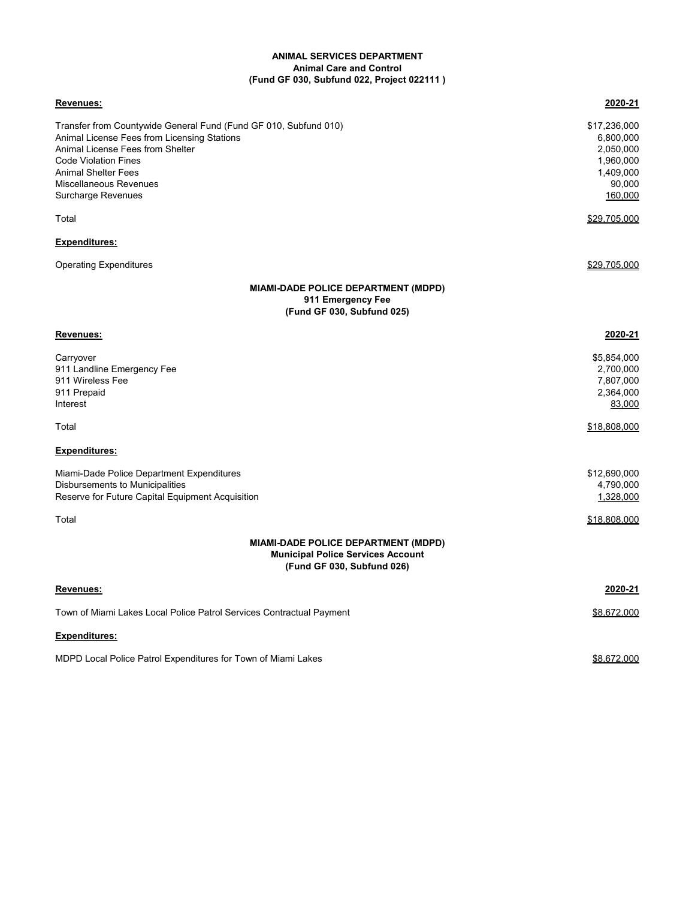**ANIMAL SERVICES DEPARTMENT**
**Animal Care and Control**
**(Fund GF 030, Subfund 022, Project 022111 )**

| **Revenues:** | **2020-21** |
|---|---|
| Transfer from Countywide General Fund (Fund GF 010, Subfund 010) | $17,236,000 |
| Animal License Fees from Licensing Stations | 6,800,000 |
| Animal License Fees from Shelter | 2,050,000 |
| Code Violation Fines | 1,960,000 |
| Animal Shelter Fees | 1,409,000 |
| Miscellaneous Revenues | 90,000 |
| Surcharge Revenues | 160,000 |
| Total | $29,705,000 |
| **Expenditures:** | |
| Operating Expenditures | $29,705,000 |

**MIAMI-DADE POLICE DEPARTMENT (MDPD)**
**911 Emergency Fee**
**(Fund GF 030, Subfund 025)**

| **Revenues:** | **2020-21** |
|---|---|
| Carryover | $5,854,000 |
| 911 Landline Emergency Fee | 2,700,000 |
| 911 Wireless Fee | 7,807,000 |
| 911 Prepaid | 2,364,000 |
| Interest | 83,000 |
| Total | $18,808,000 |
| **Expenditures:** | |
| Miami-Dade Police Department Expenditures | $12,690,000 |
| Disbursements to Municipalities | 4,790,000 |
| Reserve for Future Capital Equipment Acquisition | 1,328,000 |
| Total | $18,808,000 |

**MIAMI-DADE POLICE DEPARTMENT (MDPD)**
**Municipal Police Services Account**
**(Fund GF 030, Subfund 026)**

| **Revenues:** | **2020-21** |
|---|---|
| Town of Miami Lakes Local Police Patrol Services Contractual Payment | $8,672,000 |
| **Expenditures:** | |
| MDPD Local Police Patrol Expenditures for Town of Miami Lakes | $8,672,000 |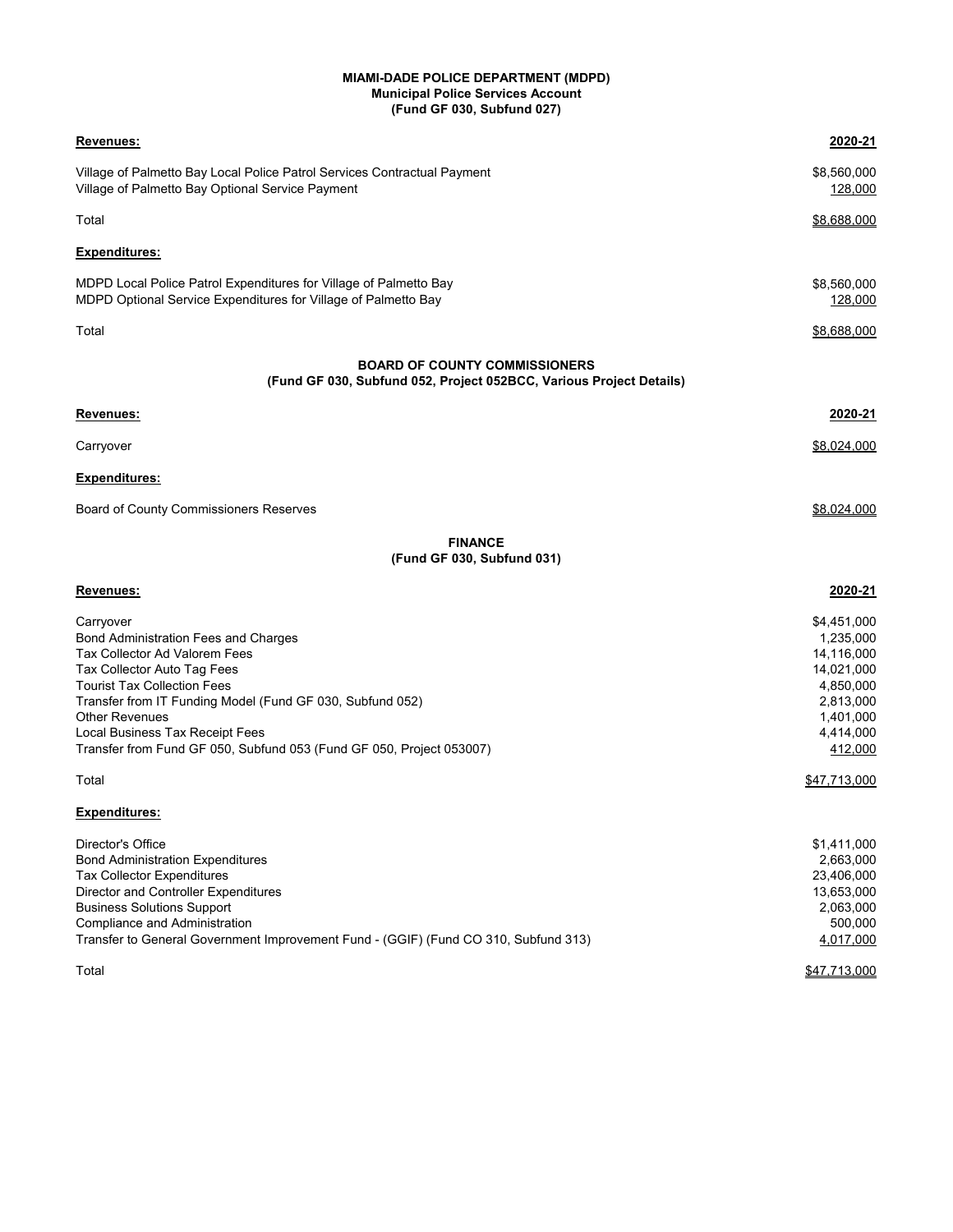**MIAMI-DADE POLICE DEPARTMENT (MDPD)**
**Municipal Police Services Account**
**(Fund GF 030, Subfund 027)**

| **Revenues:** | **2020-21** |
|---|---|
| Village of Palmetto Bay Local Police Patrol Services Contractual Payment | $8,560,000 |
| Village of Palmetto Bay Optional Service Payment | 128,000 |
| Total | $8,688,000 |

| **Expenditures:** | |
|---|---|
| MDPD Local Police Patrol Expenditures for Village of Palmetto Bay | $8,560,000 |
| MDPD Optional Service Expenditures for Village of Palmetto Bay | 128,000 |
| Total | $8,688,000 |

**BOARD OF COUNTY COMMISSIONERS**
**(Fund GF 030, Subfund 052, Project 052BCC, Various Project Details)**

| **Revenues:** | **2020-21** |
|---|---|
| Carryover | $8,024,000 |

| **Expenditures:** | |
|---|---|
| Board of County Commissioners Reserves | $8,024,000 |

**FINANCE**
**(Fund GF 030, Subfund 031)**

| **Revenues:** | **2020-21** |
|---|---|
| Carryover | $4,451,000 |
| Bond Administration Fees and Charges | 1,235,000 |
| Tax Collector Ad Valorem Fees | 14,116,000 |
| Tax Collector Auto Tag Fees | 14,021,000 |
| Tourist Tax Collection Fees | 4,850,000 |
| Transfer from IT Funding Model (Fund GF 030, Subfund 052) | 2,813,000 |
| Other Revenues | 1,401,000 |
| Local Business Tax Receipt Fees | 4,414,000 |
| Transfer from Fund GF 050, Subfund 053 (Fund GF 050, Project 053007) | 412,000 |
| Total | $47,713,000 |

| **Expenditures:** | |
|---|---|
| Director's Office | $1,411,000 |
| Bond Administration Expenditures | 2,663,000 |
| Tax Collector Expenditures | 23,406,000 |
| Director and Controller Expenditures | 13,653,000 |
| Business Solutions Support | 2,063,000 |
| Compliance and Administration | 500,000 |
| Transfer to General Government Improvement Fund - (GGIF) (Fund CO 310, Subfund 313) | 4,017,000 |
| Total | $47,713,000 |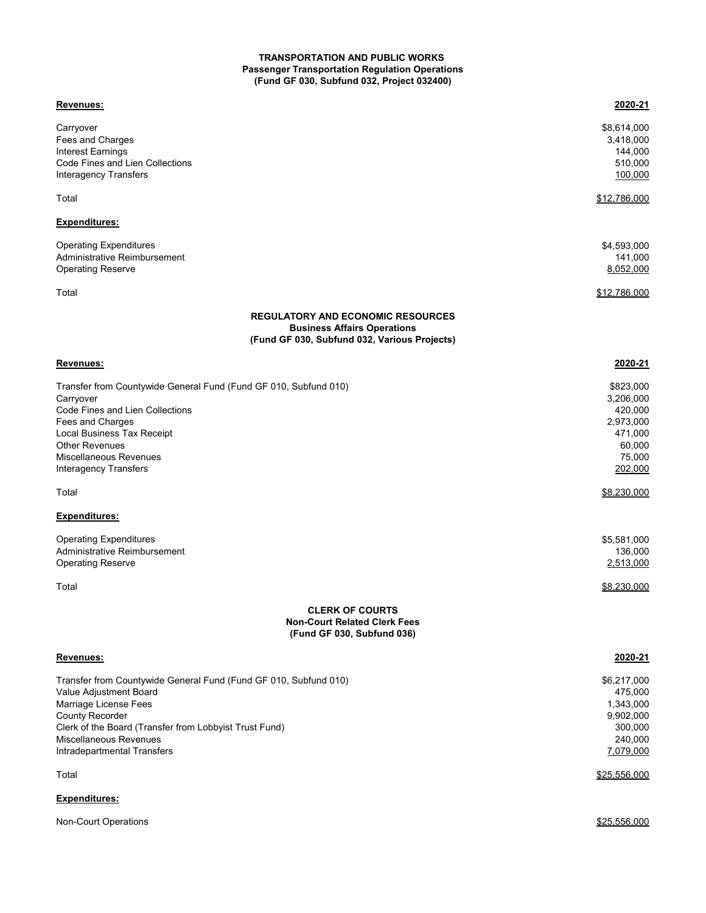**TRANSPORTATION AND PUBLIC WORKS**
**Passenger Transportation Regulation Operations**
**(Fund GF 030, Subfund 032, Project 032400)**

| **Revenues:** | **2020-21** |
| --- | --- |
| Carryover | $8,614,000 |
| Fees and Charges | 3,418,000 |
| Interest Earnings | 144,000 |
| Code Fines and Lien Collections | 510,000 |
| Interagency Transfers | 100,000 |
| Total | $12,786,000 |
| **Expenditures:** | |
| Operating Expenditures | $4,593,000 |
| Administrative Reimbursement | 141,000 |
| Operating Reserve | 8,052,000 |
| Total | $12,786,000 |

**REGULATORY AND ECONOMIC RESOURCES**
**Business Affairs Operations**
**(Fund GF 030, Subfund 032, Various Projects)**

| **Revenues:** | **2020-21** |
| --- | --- |
| Transfer from Countywide General Fund (Fund GF 010, Subfund 010) | $823,000 |
| Carryover | 3,206,000 |
| Code Fines and Lien Collections | 420,000 |
| Fees and Charges | 2,973,000 |
| Local Business Tax Receipt | 471,000 |
| Other Revenues | 60,000 |
| Miscellaneous Revenues | 75,000 |
| Interagency Transfers | 202,000 |
| Total | $8,230,000 |
| **Expenditures:** | |
| Operating Expenditures | $5,581,000 |
| Administrative Reimbursement | 136,000 |
| Operating Reserve | 2,513,000 |
| Total | $8,230,000 |

**CLERK OF COURTS**
**Non-Court Related Clerk Fees**
**(Fund GF 030, Subfund 036)**

| **Revenues:** | **2020-21** |
| --- | --- |
| Transfer from Countywide General Fund (Fund GF 010, Subfund 010) | $6,217,000 |
| Value Adjustment Board | 475,000 |
| Marriage License Fees | 1,343,000 |
| County Recorder | 9,902,000 |
| Clerk of the Board (Transfer from Lobbyist Trust Fund) | 300,000 |
| Miscellaneous Revenues | 240,000 |
| Intradepartmental Transfers | 7,079,000 |
| Total | $25,556,000 |
| **Expenditures:** | |
| Non-Court Operations | $25,556,000 |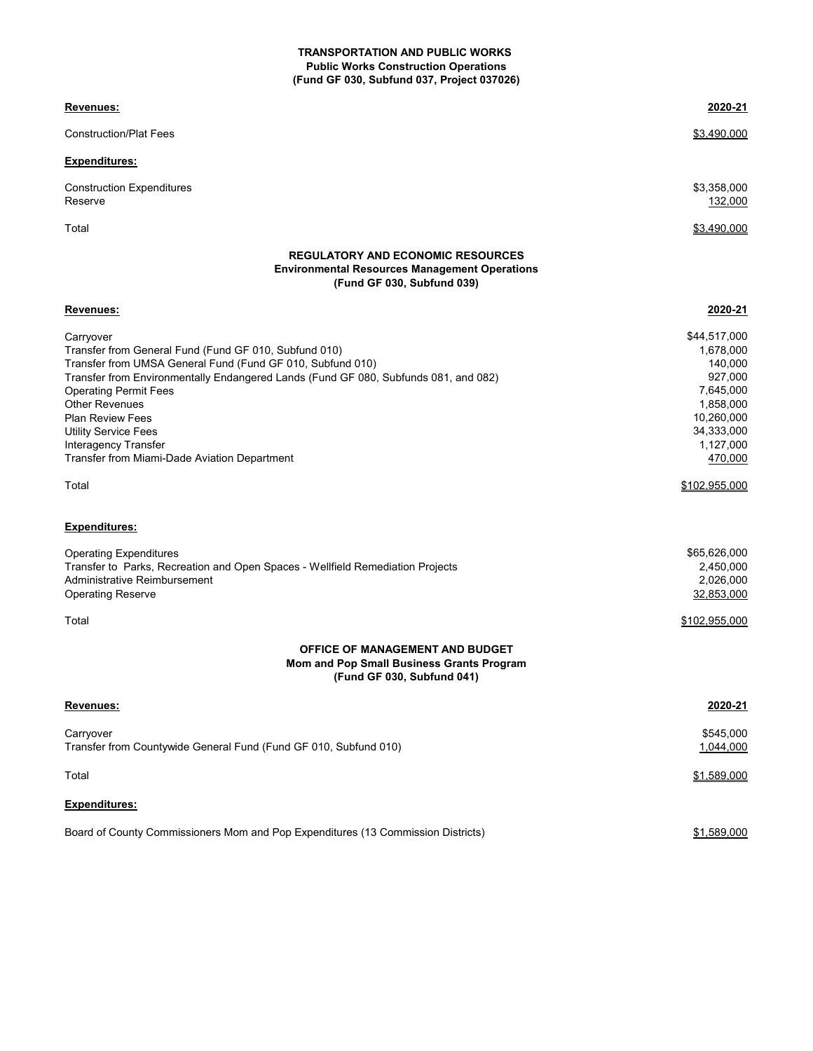**TRANSPORTATION AND PUBLIC WORKS**
**Public Works Construction Operations**
**(Fund GF 030, Subfund 037, Project 037026)**

| **Revenues:** | **2020-21** |
| --- | --- |
| Construction/Plat Fees | $3,490,000 |
| **Expenditures:** | |
| Construction Expenditures | $3,358,000 |
| Reserve | 132,000 |
| Total | $3,490,000 |

**REGULATORY AND ECONOMIC RESOURCES**
**Environmental Resources Management Operations**
**(Fund GF 030, Subfund 039)**

| **Revenues:** | **2020-21** |
| --- | --- |
| Carryover | $44,517,000 |
| Transfer from General Fund (Fund GF 010, Subfund 010) | 1,678,000 |
| Transfer from UMSA General Fund (Fund GF 010, Subfund 010) | 140,000 |
| Transfer from Environmentally Endangered Lands (Fund GF 080, Subfunds 081, and 082) | 927,000 |
| Operating Permit Fees | 7,645,000 |
| Other Revenues | 1,858,000 |
| Plan Review Fees | 10,260,000 |
| Utility Service Fees | 34,333,000 |
| Interagency Transfer | 1,127,000 |
| Transfer from Miami-Dade Aviation Department | 470,000 |
| Total | $102,955,000 |
| **Expenditures:** | |
| Operating Expenditures | $65,626,000 |
| Transfer to Parks, Recreation and Open Spaces - Wellfield Remediation Projects | 2,450,000 |
| Administrative Reimbursement | 2,026,000 |
| Operating Reserve | 32,853,000 |
| Total | $102,955,000 |

**OFFICE OF MANAGEMENT AND BUDGET**
**Mom and Pop Small Business Grants Program**
**(Fund GF 030, Subfund 041)**

| **Revenues:** | **2020-21** |
| --- | --- |
| Carryover | $545,000 |
| Transfer from Countywide General Fund (Fund GF 010, Subfund 010) | 1,044,000 |
| Total | $1,589,000 |
| **Expenditures:** | |
| Board of County Commissioners Mom and Pop Expenditures (13 Commission Districts) | $1,589,000 |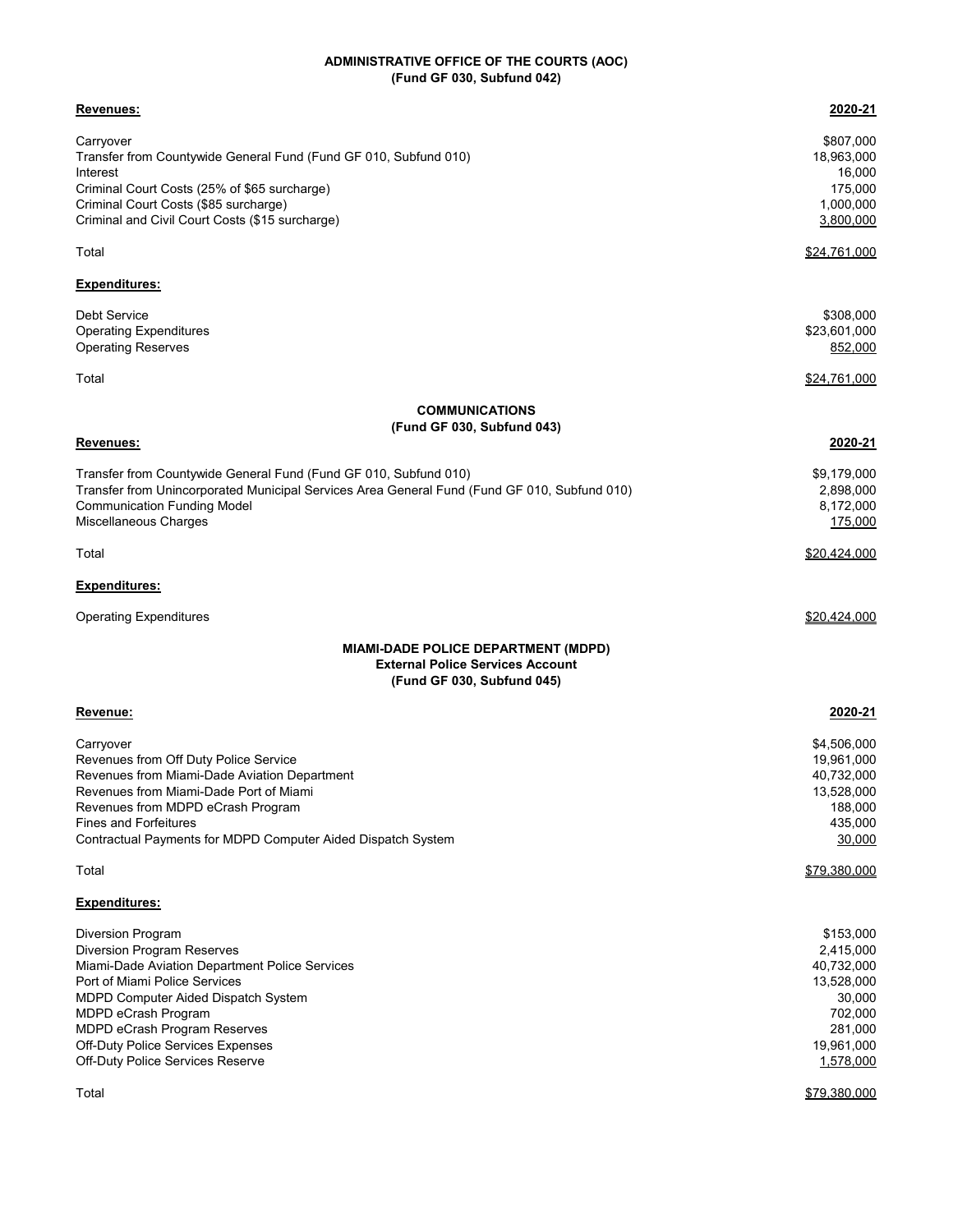## ADMINISTRATIVE OFFICE OF THE COURTS (AOC)
### (Fund GF 030, Subfund 042)

| **Revenues:** | **2020-21** |
|---|---|
| Carryover | $807,000 |
| Transfer from Countywide General Fund (Fund GF 010, Subfund 010) | 18,963,000 |
| Interest | 16,000 |
| Criminal Court Costs (25% of $65 surcharge) | 175,000 |
| Criminal Court Costs ($85 surcharge) | 1,000,000 |
| Criminal and Civil Court Costs ($15 surcharge) | 3,800,000 |
| Total | $24,761,000 |
| **Expenditures:** | |
| Debt Service | $308,000 |
| Operating Expenditures | $23,601,000 |
| Operating Reserves | 852,000 |
| Total | $24,761,000 |

## COMMUNICATIONS
### (Fund GF 030, Subfund 043)

| **Revenues:** | **2020-21** |
|---|---|
| Transfer from Countywide General Fund (Fund GF 010, Subfund 010) | $9,179,000 |
| Transfer from Unincorporated Municipal Services Area General Fund (Fund GF 010, Subfund 010) | 2,898,000 |
| Communication Funding Model | 8,172,000 |
| Miscellaneous Charges | 175,000 |
| Total | $20,424,000 |
| **Expenditures:** | |
| Operating Expenditures | $20,424,000 |

## MIAMI-DADE POLICE DEPARTMENT (MDPD)
### External Police Services Account
### (Fund GF 030, Subfund 045)

| **Revenue:** | **2020-21** |
|---|---|
| Carryover | $4,506,000 |
| Revenues from Off Duty Police Service | 19,961,000 |
| Revenues from Miami-Dade Aviation Department | 40,732,000 |
| Revenues from Miami-Dade Port of Miami | 13,528,000 |
| Revenues from MDPD eCrash Program | 188,000 |
| Fines and Forfeitures | 435,000 |
| Contractual Payments for MDPD Computer Aided Dispatch System | 30,000 |
| Total | $79,380,000 |
| **Expenditures:** | |
| Diversion Program | $153,000 |
| Diversion Program Reserves | 2,415,000 |
| Miami-Dade Aviation Department Police Services | 40,732,000 |
| Port of Miami Police Services | 13,528,000 |
| MDPD Computer Aided Dispatch System | 30,000 |
| MDPD eCrash Program | 702,000 |
| MDPD eCrash Program Reserves | 281,000 |
| Off-Duty Police Services Expenses | 19,961,000 |
| Off-Duty Police Services Reserve | 1,578,000 |
| Total | $79,380,000 |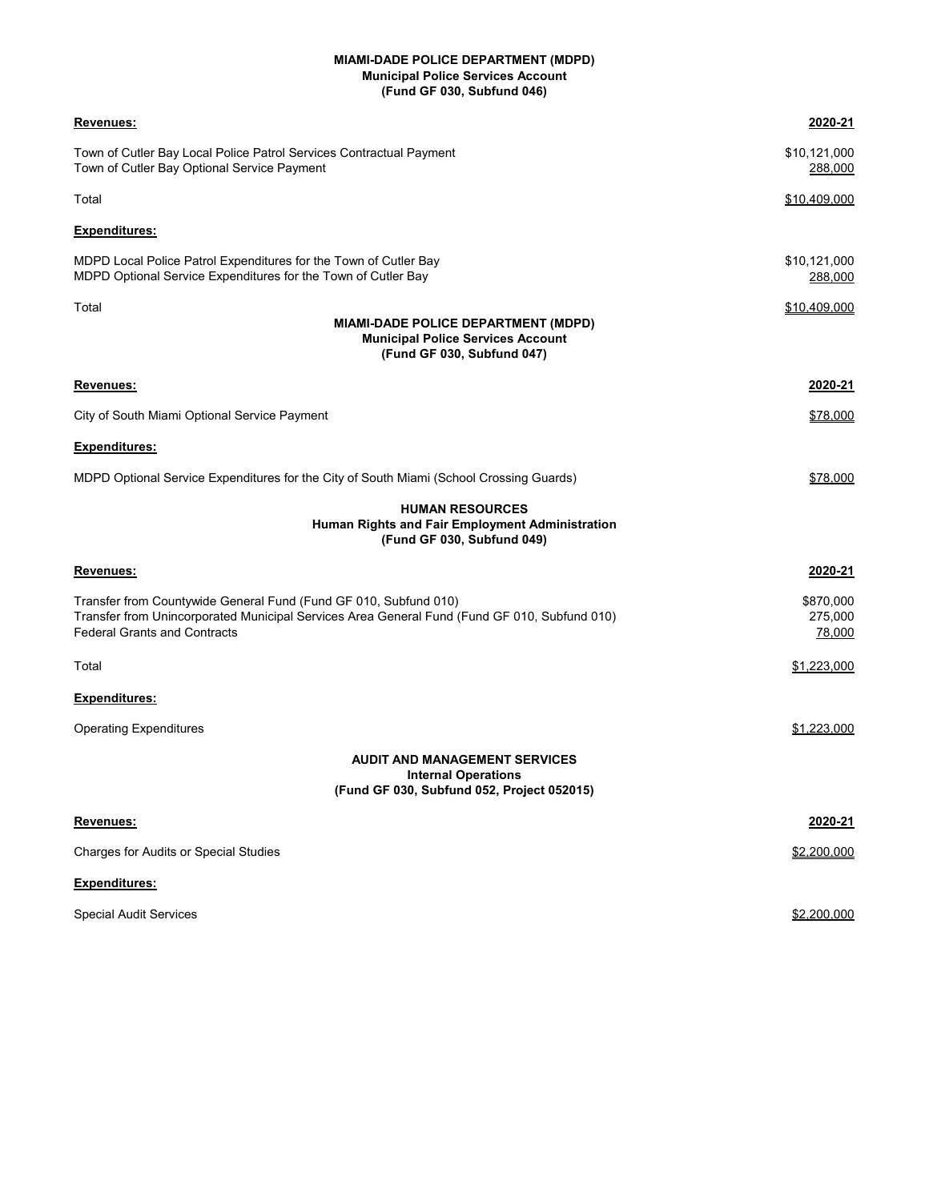**MIAMI-DADE POLICE DEPARTMENT (MDPD)**
**Municipal Police Services Account**
**(Fund GF 030, Subfund 046)**

| **Revenues:** | **2020-21** |
|---|---|
| Town of Cutler Bay Local Police Patrol Services Contractual Payment | $10,121,000 |
| Town of Cutler Bay Optional Service Payment | 288,000 |
| Total | $10,409,000 |
| **Expenditures:** | |
| MDPD Local Police Patrol Expenditures for the Town of Cutler Bay | $10,121,000 |
| MDPD Optional Service Expenditures for the Town of Cutler Bay | 288,000 |
| Total | $10,409,000 |

**MIAMI-DADE POLICE DEPARTMENT (MDPD)**
**Municipal Police Services Account**
**(Fund GF 030, Subfund 047)**

| **Revenues:** | **2020-21** |
|---|---|
| City of South Miami Optional Service Payment | $78,000 |
| **Expenditures:** | |
| MDPD Optional Service Expenditures for the City of South Miami (School Crossing Guards) | $78,000 |

**HUMAN RESOURCES**
**Human Rights and Fair Employment Administration**
**(Fund GF 030, Subfund 049)**

| **Revenues:** | **2020-21** |
|---|---|
| Transfer from Countywide General Fund (Fund GF 010, Subfund 010) | $870,000 |
| Transfer from Unincorporated Municipal Services Area General Fund (Fund GF 010, Subfund 010) | 275,000 |
| Federal Grants and Contracts | 78,000 |
| Total | $1,223,000 |
| **Expenditures:** | |
| Operating Expenditures | $1,223,000 |

**AUDIT AND MANAGEMENT SERVICES**
**Internal Operations**
**(Fund GF 030, Subfund 052, Project 052015)**

| **Revenues:** | **2020-21** |
|---|---|
| Charges for Audits or Special Studies | $2,200,000 |
| **Expenditures:** | |
| Special Audit Services | $2,200,000 |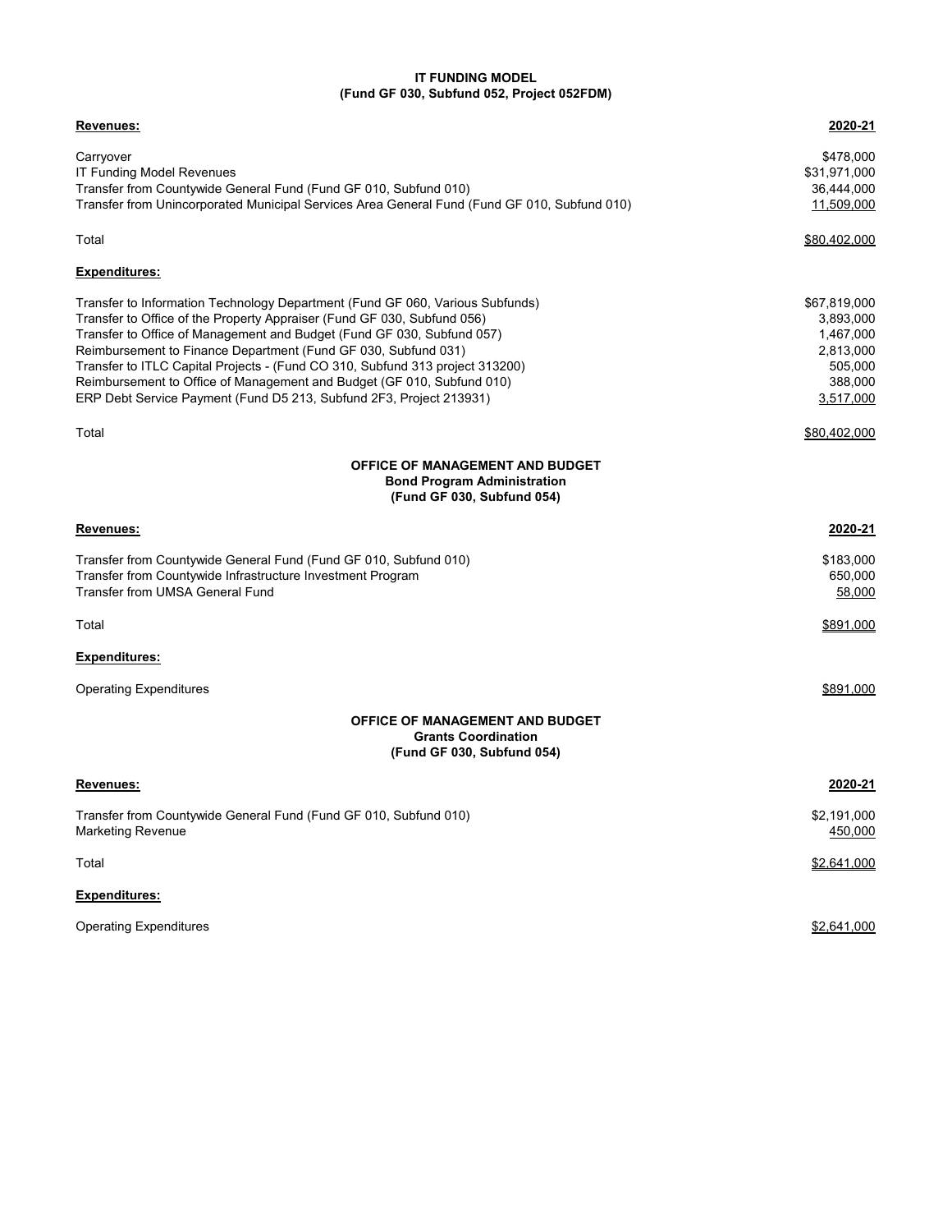**IT FUNDING MODEL**
**(Fund GF 030, Subfund 052, Project 052FDM)**

| **Revenues:** | **2020-21** |
| --- | --- |
| Carryover | $478,000 |
| IT Funding Model Revenues | $31,971,000 |
| Transfer from Countywide General Fund (Fund GF 010, Subfund 010) | 36,444,000 |
| Transfer from Unincorporated Municipal Services Area General Fund (Fund GF 010, Subfund 010) | 11,509,000 |
| Total | $80,402,000 |

| **Expenditures:** | |
| --- | --- |
| Transfer to Information Technology Department (Fund GF 060, Various Subfunds) | $67,819,000 |
| Transfer to Office of the Property Appraiser (Fund GF 030, Subfund 056) | 3,893,000 |
| Transfer to Office of Management and Budget (Fund GF 030, Subfund 057) | 1,467,000 |
| Reimbursement to Finance Department (Fund GF 030, Subfund 031) | 2,813,000 |
| Transfer to ITLC Capital Projects - (Fund CO 310, Subfund 313 project 313200) | 505,000 |
| Reimbursement to Office of Management and Budget (GF 010, Subfund 010) | 388,000 |
| ERP Debt Service Payment (Fund D5 213, Subfund 2F3, Project 213931) | 3,517,000 |
| Total | $80,402,000 |

**OFFICE OF MANAGEMENT AND BUDGET**
**Bond Program Administration**
**(Fund GF 030, Subfund 054)**

| **Revenues:** | **2020-21** |
| --- | --- |
| Transfer from Countywide General Fund (Fund GF 010, Subfund 010) | $183,000 |
| Transfer from Countywide Infrastructure Investment Program | 650,000 |
| Transfer from UMSA General Fund | 58,000 |
| Total | $891,000 |

| **Expenditures:** | |
| --- | --- |
| Operating Expenditures | $891,000 |

**OFFICE OF MANAGEMENT AND BUDGET**
**Grants Coordination**
**(Fund GF 030, Subfund 054)**

| **Revenues:** | **2020-21** |
| --- | --- |
| Transfer from Countywide General Fund (Fund GF 010, Subfund 010) | $2,191,000 |
| Marketing Revenue | 450,000 |
| Total | $2,641,000 |

| **Expenditures:** | |
| --- | --- |
| Operating Expenditures | $2,641,000 |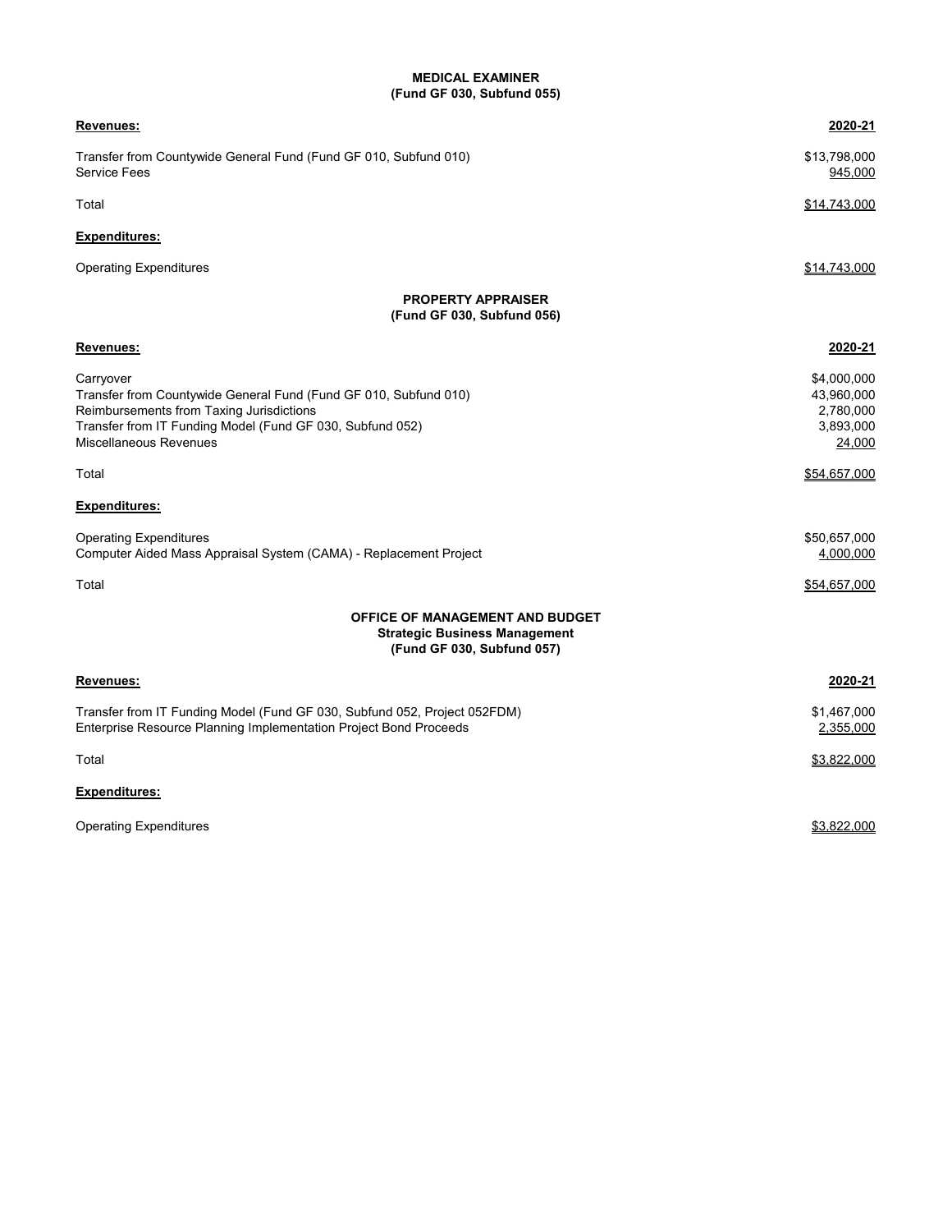## MEDICAL EXAMINER
**(Fund GF 030, Subfund 055)**

| **Revenues:** | **2020-21** |
|---|---|
| Transfer from Countywide General Fund (Fund GF 010, Subfund 010) | $13,798,000 |
| Service Fees | 945,000 |
| Total | $14,743,000 |
| **Expenditures:** | |
| Operating Expenditures | $14,743,000 |

## PROPERTY APPRAISER
**(Fund GF 030, Subfund 056)**

| **Revenues:** | **2020-21** |
|---|---|
| Carryover | $4,000,000 |
| Transfer from Countywide General Fund (Fund GF 010, Subfund 010) | 43,960,000 |
| Reimbursements from Taxing Jurisdictions | 2,780,000 |
| Transfer from IT Funding Model (Fund GF 030, Subfund 052) | 3,893,000 |
| Miscellaneous Revenues | 24,000 |
| Total | $54,657,000 |
| **Expenditures:** | |
| Operating Expenditures | $50,657,000 |
| Computer Aided Mass Appraisal System (CAMA) - Replacement Project | 4,000,000 |
| Total | $54,657,000 |

## OFFICE OF MANAGEMENT AND BUDGET
**Strategic Business Management**
**(Fund GF 030, Subfund 057)**

| **Revenues:** | **2020-21** |
|---|---|
| Transfer from IT Funding Model (Fund GF 030, Subfund 052, Project 052FDM) | $1,467,000 |
| Enterprise Resource Planning Implementation Project Bond Proceeds | 2,355,000 |
| Total | $3,822,000 |
| **Expenditures:** | |
| Operating Expenditures | $3,822,000 |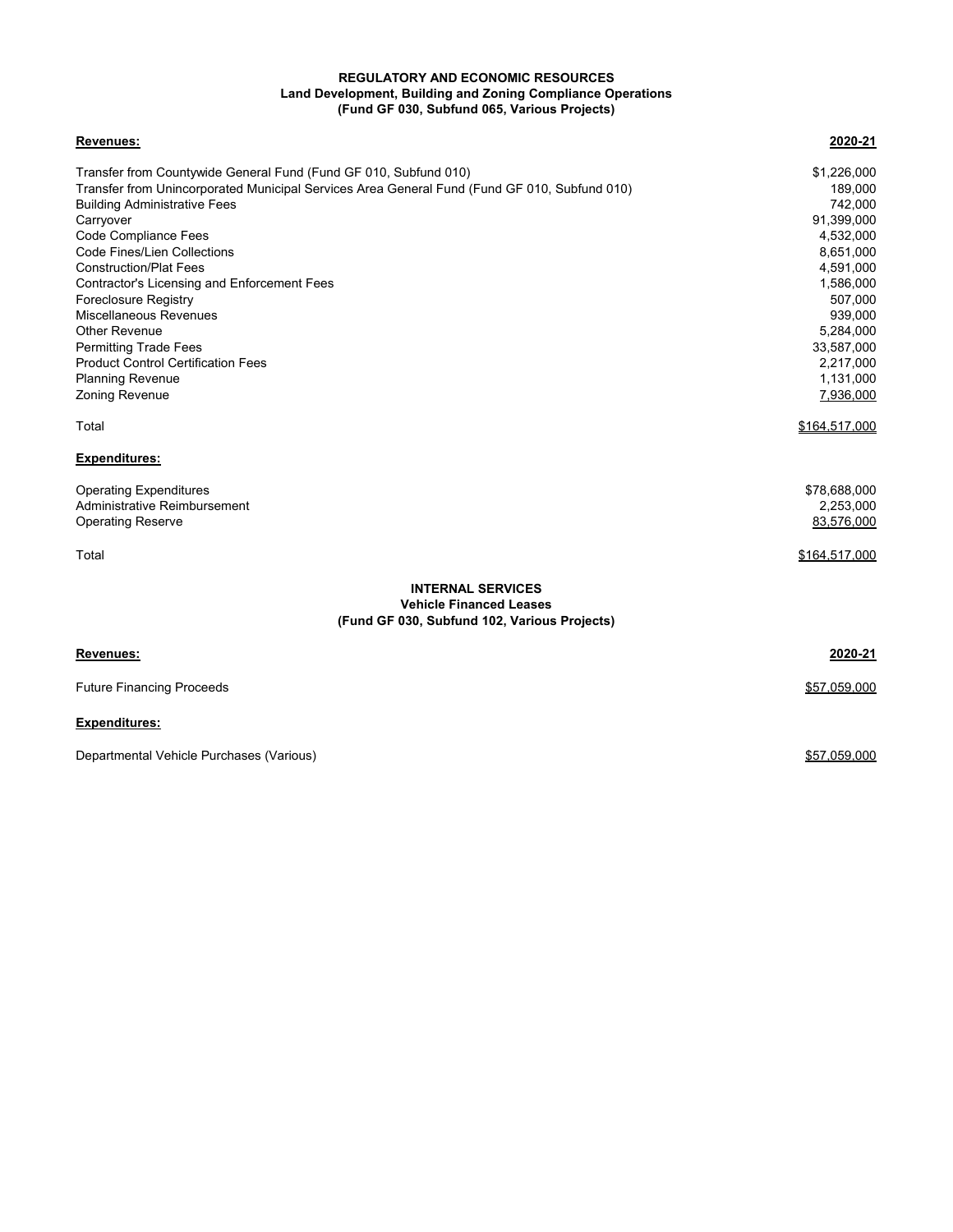**REGULATORY AND ECONOMIC RESOURCES**
**Land Development, Building and Zoning Compliance Operations**
**(Fund GF 030, Subfund 065, Various Projects)**

| **Revenues:** | **2020-21** |
|---|---|
| Transfer from Countywide General Fund (Fund GF 010, Subfund 010) | $1,226,000 |
| Transfer from Unincorporated Municipal Services Area General Fund (Fund GF 010, Subfund 010) | 189,000 |
| Building Administrative Fees | 742,000 |
| Carryover | 91,399,000 |
| Code Compliance Fees | 4,532,000 |
| Code Fines/Lien Collections | 8,651,000 |
| Construction/Plat Fees | 4,591,000 |
| Contractor's Licensing and Enforcement Fees | 1,586,000 |
| Foreclosure Registry | 507,000 |
| Miscellaneous Revenues | 939,000 |
| Other Revenue | 5,284,000 |
| Permitting Trade Fees | 33,587,000 |
| Product Control Certification Fees | 2,217,000 |
| Planning Revenue | 1,131,000 |
| Zoning Revenue | 7,936,000 |
| Total | $164,517,000 |

| **Expenditures:** | |
|---|---|
| Operating Expenditures | $78,688,000 |
| Administrative Reimbursement | 2,253,000 |
| Operating Reserve | 83,576,000 |
| Total | $164,517,000 |

**INTERNAL SERVICES**
**Vehicle Financed Leases**
**(Fund GF 030, Subfund 102, Various Projects)**

| **Revenues:** | **2020-21** |
|---|---|
| Future Financing Proceeds | $57,059,000 |

| **Expenditures:** | |
|---|---|
| Departmental Vehicle Purchases (Various) | $57,059,000 |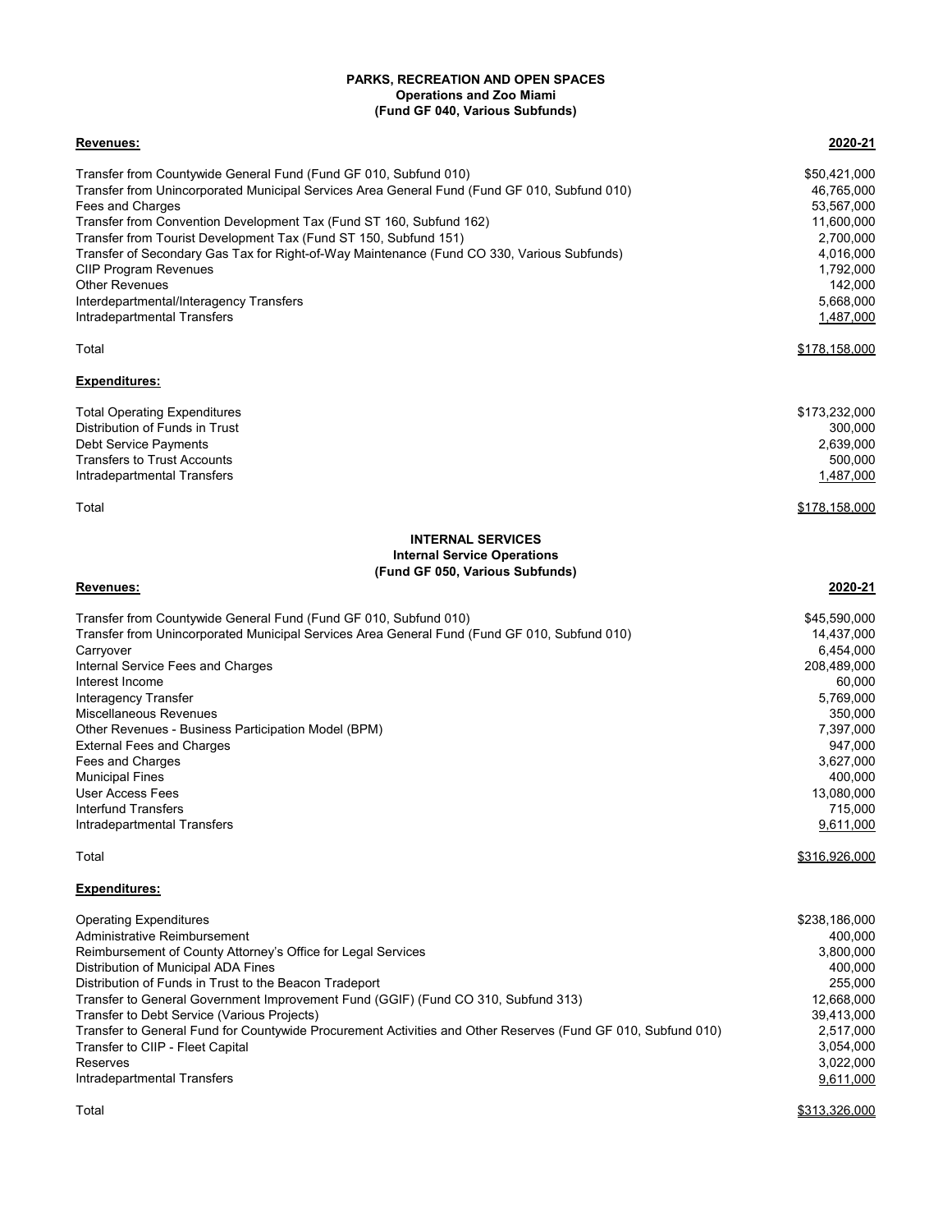**PARKS, RECREATION AND OPEN SPACES**
**Operations and Zoo Miami**
**(Fund GF 040, Various Subfunds)**

| **Revenues:** | **2020-21** |
|---|---|
| Transfer from Countywide General Fund (Fund GF 010, Subfund 010) | $50,421,000 |
| Transfer from Unincorporated Municipal Services Area General Fund (Fund GF 010, Subfund 010) | 46,765,000 |
| Fees and Charges | 53,567,000 |
| Transfer from Convention Development Tax (Fund ST 160, Subfund 162) | 11,600,000 |
| Transfer from Tourist Development Tax (Fund ST 150, Subfund 151) | 2,700,000 |
| Transfer of Secondary Gas Tax for Right-of-Way Maintenance (Fund CO 330, Various Subfunds) | 4,016,000 |
| CIIP Program Revenues | 1,792,000 |
| Other Revenues | 142,000 |
| Interdepartmental/Interagency Transfers | 5,668,000 |
| Intradepartmental Transfers | 1,487,000 |
| Total | $178,158,000 |

| **Expenditures:** | |
|---|---|
| Total Operating Expenditures | $173,232,000 |
| Distribution of Funds in Trust | 300,000 |
| Debt Service Payments | 2,639,000 |
| Transfers to Trust Accounts | 500,000 |
| Intradepartmental Transfers | 1,487,000 |
| Total | $178,158,000 |

**INTERNAL SERVICES**
**Internal Service Operations**
**(Fund GF 050, Various Subfunds)**

| **Revenues:** | **2020-21** |
|---|---|
| Transfer from Countywide General Fund (Fund GF 010, Subfund 010) | $45,590,000 |
| Transfer from Unincorporated Municipal Services Area General Fund (Fund GF 010, Subfund 010) | 14,437,000 |
| Carryover | 6,454,000 |
| Internal Service Fees and Charges | 208,489,000 |
| Interest Income | 60,000 |
| Interagency Transfer | 5,769,000 |
| Miscellaneous Revenues | 350,000 |
| Other Revenues - Business Participation Model (BPM) | 7,397,000 |
| External Fees and Charges | 947,000 |
| Fees and Charges | 3,627,000 |
| Municipal Fines | 400,000 |
| User Access Fees | 13,080,000 |
| Interfund Transfers | 715,000 |
| Intradepartmental Transfers | 9,611,000 |
| Total | $316,926,000 |

| **Expenditures:** | |
|---|---|
| Operating Expenditures | $238,186,000 |
| Administrative Reimbursement | 400,000 |
| Reimbursement of County Attorney's Office for Legal Services | 3,800,000 |
| Distribution of Municipal ADA Fines | 400,000 |
| Distribution of Funds in Trust to the Beacon Tradeport | 255,000 |
| Transfer to General Government Improvement Fund (GGIF) (Fund CO 310, Subfund 313) | 12,668,000 |
| Transfer to Debt Service (Various Projects) | 39,413,000 |
| Transfer to General Fund for Countywide Procurement Activities and Other Reserves (Fund GF 010, Subfund 010) | 2,517,000 |
| Transfer to CIIP - Fleet Capital | 3,054,000 |
| Reserves | 3,022,000 |
| Intradepartmental Transfers | 9,611,000 |
| Total | $313,326,000 |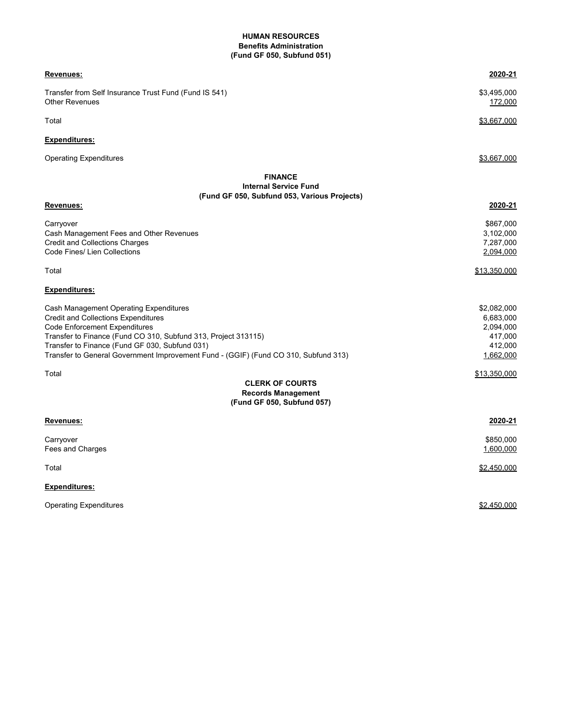## HUMAN RESOURCES
### Benefits Administration
### (Fund GF 050, Subfund 051)

| **Revenues:** | **2020-21** |
|---|---|
| Transfer from Self Insurance Trust Fund (Fund IS 541) | $3,495,000 |
| Other Revenues | 172,000 |
| Total | $3,667,000 |
| **Expenditures:** | |
| Operating Expenditures | $3,667,000 |

## FINANCE
### Internal Service Fund
### (Fund GF 050, Subfund 053, Various Projects)

| **Revenues:** | **2020-21** |
|---|---|
| Carryover | $867,000 |
| Cash Management Fees and Other Revenues | 3,102,000 |
| Credit and Collections Charges | 7,287,000 |
| Code Fines/ Lien Collections | 2,094,000 |
| Total | $13,350,000 |
| **Expenditures:** | |
| Cash Management Operating Expenditures | $2,082,000 |
| Credit and Collections Expenditures | 6,683,000 |
| Code Enforcement Expenditures | 2,094,000 |
| Transfer to Finance (Fund CO 310, Subfund 313, Project 313115) | 417,000 |
| Transfer to Finance (Fund GF 030, Subfund 031) | 412,000 |
| Transfer to General Government Improvement Fund - (GGIF) (Fund CO 310, Subfund 313) | 1,662,000 |
| Total | $13,350,000 |

## CLERK OF COURTS
### Records Management
### (Fund GF 050, Subfund 057)

| **Revenues:** | **2020-21** |
|---|---|
| Carryover | $850,000 |
| Fees and Charges | 1,600,000 |
| Total | $2,450,000 |
| **Expenditures:** | |
| Operating Expenditures | $2,450,000 |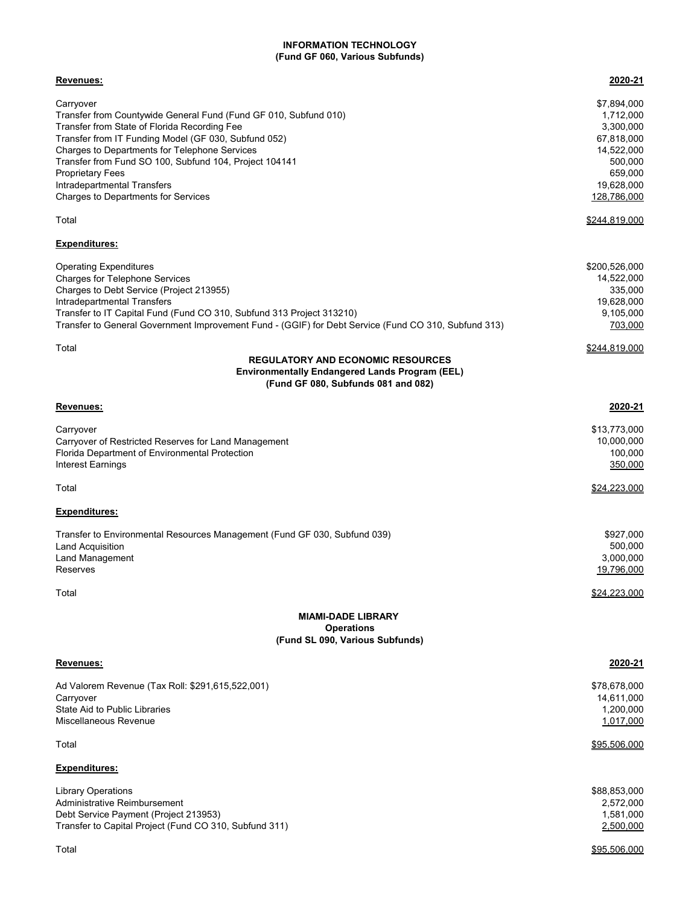## INFORMATION TECHNOLOGY
### (Fund GF 060, Various Subfunds)

| **Revenues:** | **2020-21** |
|---|---|
| Carryover | $7,894,000 |
| Transfer from Countywide General Fund (Fund GF 010, Subfund 010) | 1,712,000 |
| Transfer from State of Florida Recording Fee | 3,300,000 |
| Transfer from IT Funding Model (GF 030, Subfund 052) | 67,818,000 |
| Charges to Departments for Telephone Services | 14,522,000 |
| Transfer from Fund SO 100, Subfund 104, Project 104141 | 500,000 |
| Proprietary Fees | 659,000 |
| Intradepartmental Transfers | 19,628,000 |
| Charges to Departments for Services | 128,786,000 |
| Total | $244,819,000 |

| **Expenditures:** | |
|---|---|
| Operating Expenditures | $200,526,000 |
| Charges for Telephone Services | 14,522,000 |
| Charges to Debt Service (Project 213955) | 335,000 |
| Intradepartmental Transfers | 19,628,000 |
| Transfer to IT Capital Fund (Fund CO 310, Subfund 313 Project 313210) | 9,105,000 |
| Transfer to General Government Improvement Fund - (GGIF) for Debt Service (Fund CO 310, Subfund 313) | 703,000 |
| Total | $244,819,000 |

## REGULATORY AND ECONOMIC RESOURCES
### Environmentally Endangered Lands Program (EEL)
### (Fund GF 080, Subfunds 081 and 082)

| **Revenues:** | **2020-21** |
|---|---|
| Carryover | $13,773,000 |
| Carryover of Restricted Reserves for Land Management | 10,000,000 |
| Florida Department of Environmental Protection | 100,000 |
| Interest Earnings | 350,000 |
| Total | $24,223,000 |

| **Expenditures:** | |
|---|---|
| Transfer to Environmental Resources Management (Fund GF 030, Subfund 039) | $927,000 |
| Land Acquisition | 500,000 |
| Land Management | 3,000,000 |
| Reserves | 19,796,000 |
| Total | $24,223,000 |

## MIAMI-DADE LIBRARY
### Operations
### (Fund SL 090, Various Subfunds)

| **Revenues:** | **2020-21** |
|---|---|
| Ad Valorem Revenue (Tax Roll: $291,615,522,001) | $78,678,000 |
| Carryover | 14,611,000 |
| State Aid to Public Libraries | 1,200,000 |
| Miscellaneous Revenue | 1,017,000 |
| Total | $95,506,000 |

| **Expenditures:** | |
|---|---|
| Library Operations | $88,853,000 |
| Administrative Reimbursement | 2,572,000 |
| Debt Service Payment (Project 213953) | 1,581,000 |
| Transfer to Capital Project (Fund CO 310, Subfund 311) | 2,500,000 |
| Total | $95,506,000 |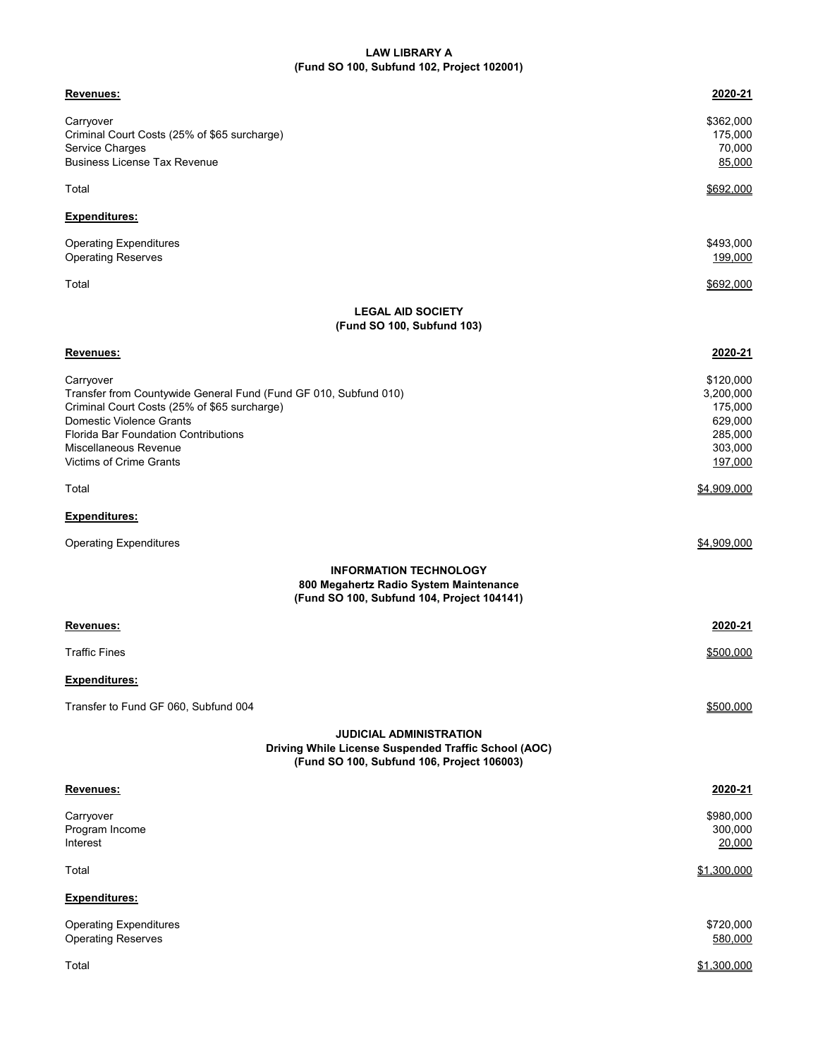**LAW LIBRARY A**
**(Fund SO 100, Subfund 102, Project 102001)**

| **Revenues:** | **2020-21** |
|---|---|
| Carryover | $362,000 |
| Criminal Court Costs (25% of $65 surcharge) | 175,000 |
| Service Charges | 70,000 |
| Business License Tax Revenue | 85,000 |
| Total | $692,000 |
| **Expenditures:** | |
| Operating Expenditures | $493,000 |
| Operating Reserves | 199,000 |
| Total | $692,000 |

**LEGAL AID SOCIETY**
**(Fund SO 100, Subfund 103)**

| **Revenues:** | **2020-21** |
|---|---|
| Carryover | $120,000 |
| Transfer from Countywide General Fund (Fund GF 010, Subfund 010) | 3,200,000 |
| Criminal Court Costs (25% of $65 surcharge) | 175,000 |
| Domestic Violence Grants | 629,000 |
| Florida Bar Foundation Contributions | 285,000 |
| Miscellaneous Revenue | 303,000 |
| Victims of Crime Grants | 197,000 |
| Total | $4,909,000 |
| **Expenditures:** | |
| Operating Expenditures | $4,909,000 |

**INFORMATION TECHNOLOGY**
**800 Megahertz Radio System Maintenance**
**(Fund SO 100, Subfund 104, Project 104141)**

| **Revenues:** | **2020-21** |
|---|---|
| Traffic Fines | $500,000 |
| **Expenditures:** | |
| Transfer to Fund GF 060, Subfund 004 | $500,000 |

**JUDICIAL ADMINISTRATION**
**Driving While License Suspended Traffic School (AOC)**
**(Fund SO 100, Subfund 106, Project 106003)**

| **Revenues:** | **2020-21** |
|---|---|
| Carryover | $980,000 |
| Program Income | 300,000 |
| Interest | 20,000 |
| Total | $1,300,000 |
| **Expenditures:** | |
| Operating Expenditures | $720,000 |
| Operating Reserves | 580,000 |
| Total | $1,300,000 |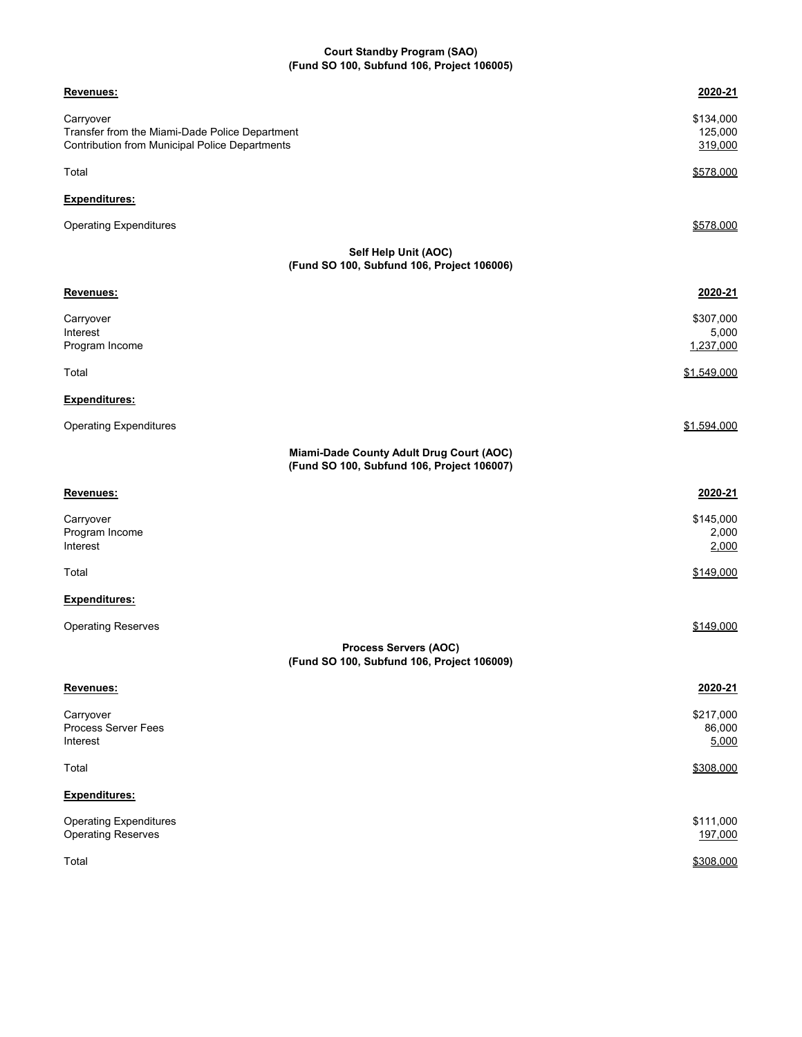**Court Standby Program (SAO)**
**(Fund SO 100, Subfund 106, Project 106005)**

| **Revenues:** | **2020-21** |
|---|---|
| Carryover | $134,000 |
| Transfer from the Miami-Dade Police Department | 125,000 |
| Contribution from Municipal Police Departments | 319,000 |
| Total | $578,000 |
| **Expenditures:** | |
| Operating Expenditures | $578,000 |

**Self Help Unit (AOC)**
**(Fund SO 100, Subfund 106, Project 106006)**

| **Revenues:** | **2020-21** |
|---|---|
| Carryover | $307,000 |
| Interest | 5,000 |
| Program Income | 1,237,000 |
| Total | $1,549,000 |
| **Expenditures:** | |
| Operating Expenditures | $1,594,000 |

**Miami-Dade County Adult Drug Court (AOC)**
**(Fund SO 100, Subfund 106, Project 106007)**

| **Revenues:** | **2020-21** |
|---|---|
| Carryover | $145,000 |
| Program Income | 2,000 |
| Interest | 2,000 |
| Total | $149,000 |
| **Expenditures:** | |
| Operating Reserves | $149,000 |

**Process Servers (AOC)**
**(Fund SO 100, Subfund 106, Project 106009)**

| **Revenues:** | **2020-21** |
|---|---|
| Carryover | $217,000 |
| Process Server Fees | 86,000 |
| Interest | 5,000 |
| Total | $308,000 |
| **Expenditures:** | |
| Operating Expenditures | $111,000 |
| Operating Reserves | 197,000 |
| Total | $308,000 |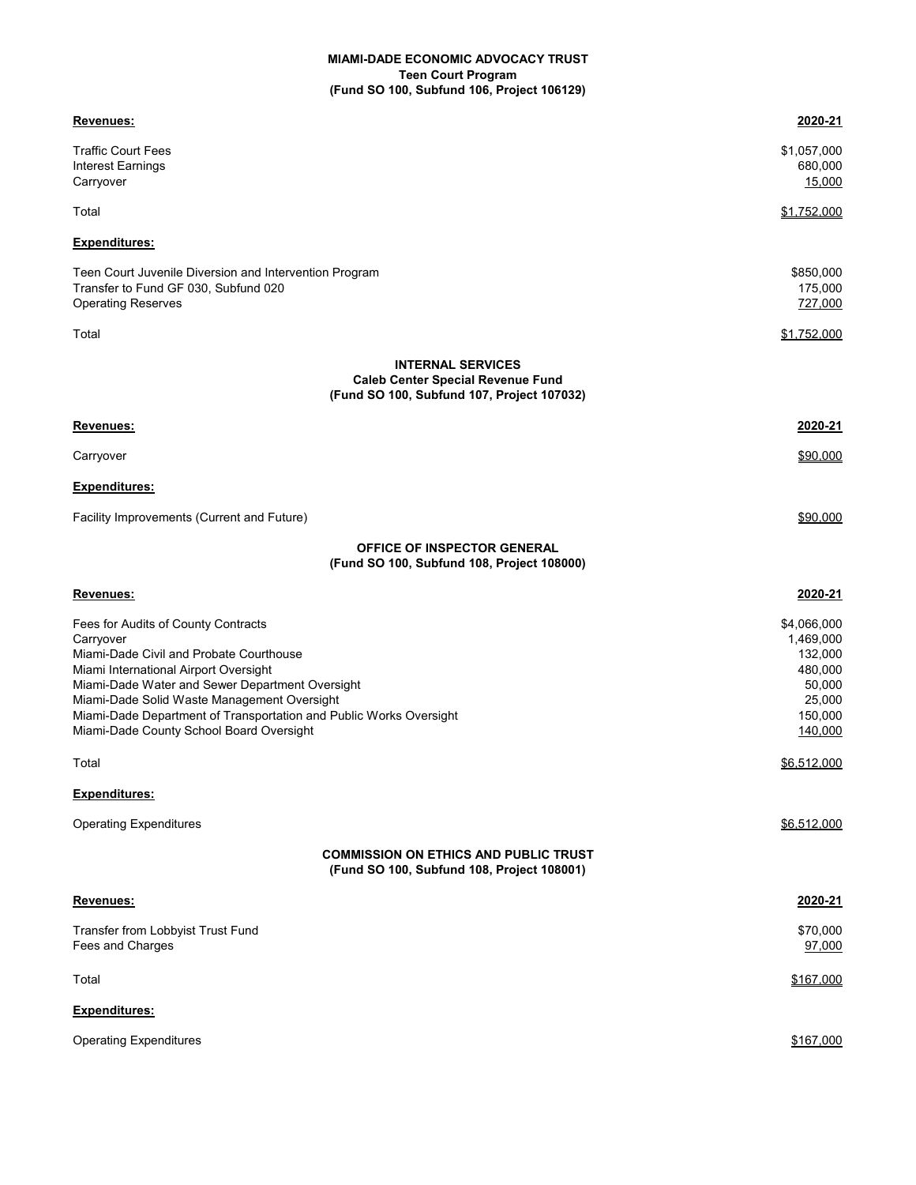**MIAMI-DADE ECONOMIC ADVOCACY TRUST**
**Teen Court Program**
**(Fund SO 100, Subfund 106, Project 106129)**

| **Revenues:** | **2020-21** |
|---|---|
| Traffic Court Fees | $1,057,000 |
| Interest Earnings | 680,000 |
| Carryover | 15,000 |
| Total | $1,752,000 |
| **Expenditures:** | |
| Teen Court Juvenile Diversion and Intervention Program | $850,000 |
| Transfer to Fund GF 030, Subfund 020 | 175,000 |
| Operating Reserves | 727,000 |
| Total | $1,752,000 |

**INTERNAL SERVICES**
**Caleb Center Special Revenue Fund**
**(Fund SO 100, Subfund 107, Project 107032)**

| **Revenues:** | **2020-21** |
|---|---|
| Carryover | $90,000 |
| **Expenditures:** | |
| Facility Improvements (Current and Future) | $90,000 |

**OFFICE OF INSPECTOR GENERAL**
**(Fund SO 100, Subfund 108, Project 108000)**

| **Revenues:** | **2020-21** |
|---|---|
| Fees for Audits of County Contracts | $4,066,000 |
| Carryover | 1,469,000 |
| Miami-Dade Civil and Probate Courthouse | 132,000 |
| Miami International Airport Oversight | 480,000 |
| Miami-Dade Water and Sewer Department Oversight | 50,000 |
| Miami-Dade Solid Waste Management Oversight | 25,000 |
| Miami-Dade Department of Transportation and Public Works Oversight | 150,000 |
| Miami-Dade County School Board Oversight | 140,000 |
| Total | $6,512,000 |
| **Expenditures:** | |
| Operating Expenditures | $6,512,000 |

**COMMISSION ON ETHICS AND PUBLIC TRUST**
**(Fund SO 100, Subfund 108, Project 108001)**

| **Revenues:** | **2020-21** |
|---|---|
| Transfer from Lobbyist Trust Fund | $70,000 |
| Fees and Charges | 97,000 |
| Total | $167,000 |
| **Expenditures:** | |
| Operating Expenditures | $167,000 |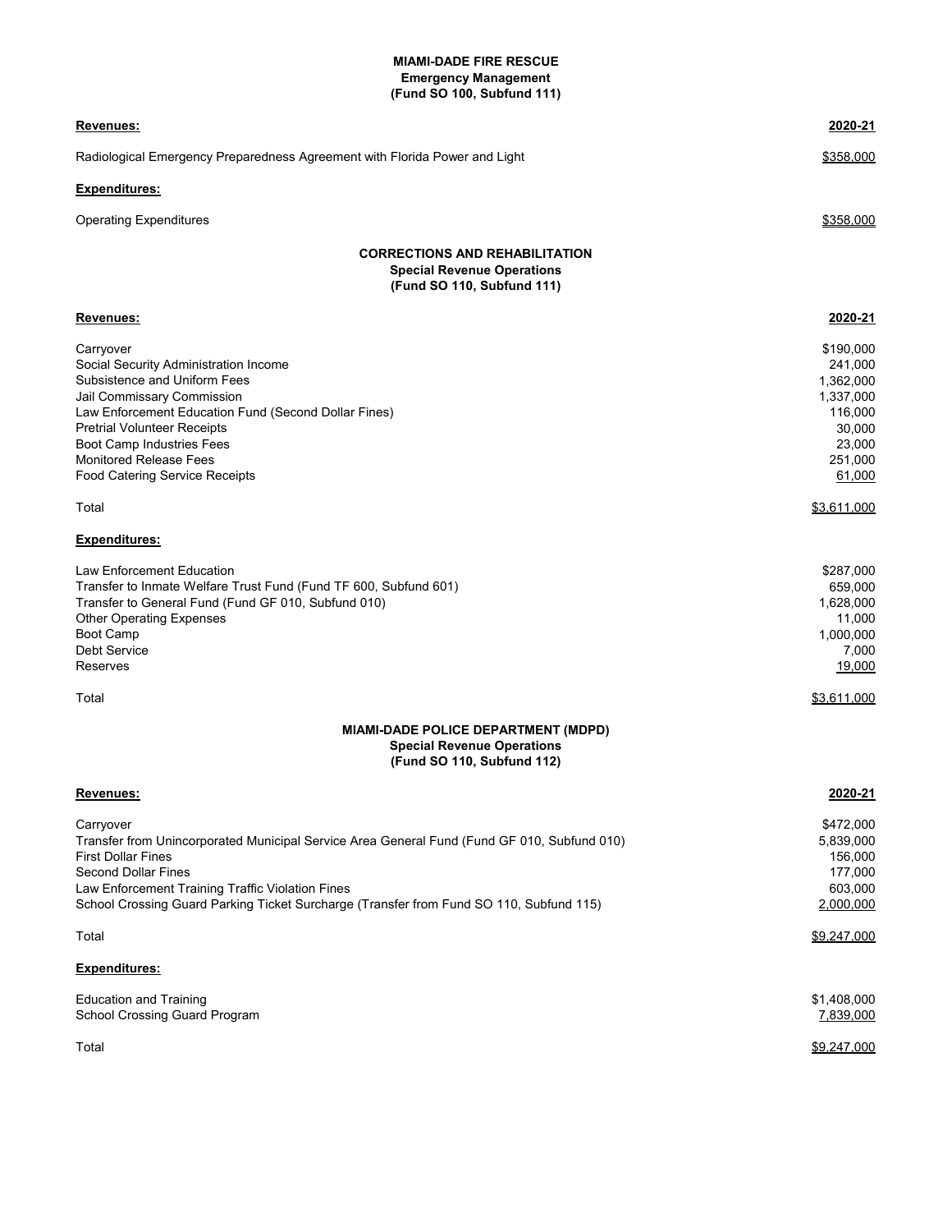## MIAMI-DADE FIRE RESCUE
### Emergency Management
### (Fund SO 100, Subfund 111)

| **Revenues:** | **2020-21** |
|---|---|
| Radiological Emergency Preparedness Agreement with Florida Power and Light | $358,000 |
| **Expenditures:** | |
| Operating Expenditures | $358,000 |

## CORRECTIONS AND REHABILITATION
### Special Revenue Operations
### (Fund SO 110, Subfund 111)

| **Revenues:** | **2020-21** |
|---|---|
| Carryover | $190,000 |
| Social Security Administration Income | 241,000 |
| Subsistence and Uniform Fees | 1,362,000 |
| Jail Commissary Commission | 1,337,000 |
| Law Enforcement Education Fund (Second Dollar Fines) | 116,000 |
| Pretrial Volunteer Receipts | 30,000 |
| Boot Camp Industries Fees | 23,000 |
| Monitored Release Fees | 251,000 |
| Food Catering Service Receipts | 61,000 |
| Total | $3,611,000 |
| **Expenditures:** | |
| Law Enforcement Education | $287,000 |
| Transfer to Inmate Welfare Trust Fund (Fund TF 600, Subfund 601) | 659,000 |
| Transfer to General Fund (Fund GF 010, Subfund 010) | 1,628,000 |
| Other Operating Expenses | 11,000 |
| Boot Camp | 1,000,000 |
| Debt Service | 7,000 |
| Reserves | 19,000 |
| Total | $3,611,000 |

## MIAMI-DADE POLICE DEPARTMENT (MDPD)
### Special Revenue Operations
### (Fund SO 110, Subfund 112)

| **Revenues:** | **2020-21** |
|---|---|
| Carryover | $472,000 |
| Transfer from Unincorporated Municipal Service Area General Fund (Fund GF 010, Subfund 010) | 5,839,000 |
| First Dollar Fines | 156,000 |
| Second Dollar Fines | 177,000 |
| Law Enforcement Training Traffic Violation Fines | 603,000 |
| School Crossing Guard Parking Ticket Surcharge (Transfer from Fund SO 110, Subfund 115) | 2,000,000 |
| Total | $9,247,000 |
| **Expenditures:** | |
| Education and Training | $1,408,000 |
| School Crossing Guard Program | 7,839,000 |
| Total | $9,247,000 |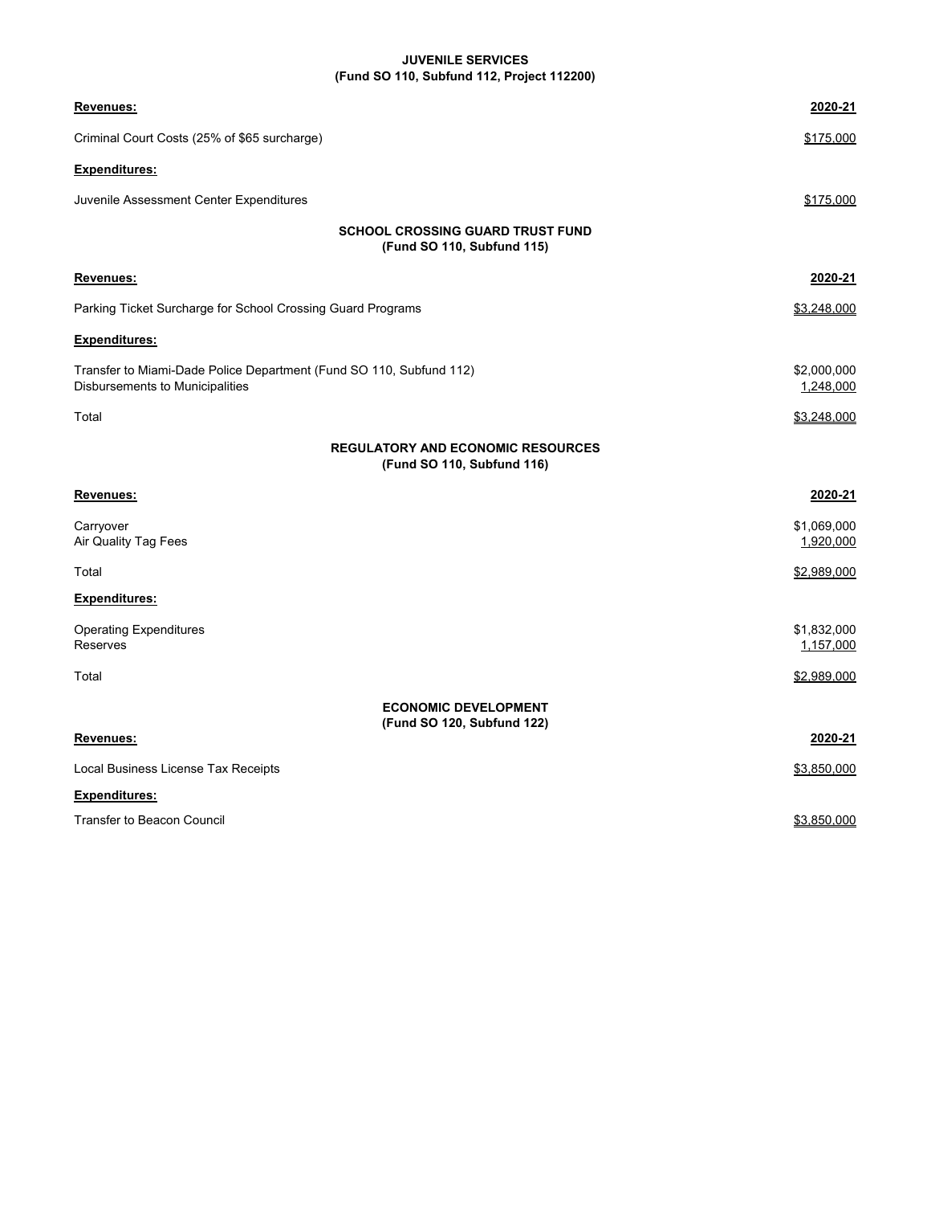**JUVENILE SERVICES**
**(Fund SO 110, Subfund 112, Project 112200)**

| **Revenues:** | **2020-21** |
| --- | --- |
| Criminal Court Costs (25% of $65 surcharge) | $175,000 |
| **Expenditures:** | |
| Juvenile Assessment Center Expenditures | $175,000 |

**SCHOOL CROSSING GUARD TRUST FUND**
**(Fund SO 110, Subfund 115)**

| **Revenues:** | **2020-21** |
| --- | --- |
| Parking Ticket Surcharge for School Crossing Guard Programs | $3,248,000 |
| **Expenditures:** | |
| Transfer to Miami-Dade Police Department (Fund SO 110, Subfund 112) | $2,000,000 |
| Disbursements to Municipalities | 1,248,000 |
| Total | $3,248,000 |

**REGULATORY AND ECONOMIC RESOURCES**
**(Fund SO 110, Subfund 116)**

| **Revenues:** | **2020-21** |
| --- | --- |
| Carryover | $1,069,000 |
| Air Quality Tag Fees | 1,920,000 |
| Total | $2,989,000 |
| **Expenditures:** | |
| Operating Expenditures | $1,832,000 |
| Reserves | 1,157,000 |
| Total | $2,989,000 |

**ECONOMIC DEVELOPMENT**
**(Fund SO 120, Subfund 122)**

| **Revenues:** | **2020-21** |
| --- | --- |
| Local Business License Tax Receipts | $3,850,000 |
| **Expenditures:** | |
| Transfer to Beacon Council | $3,850,000 |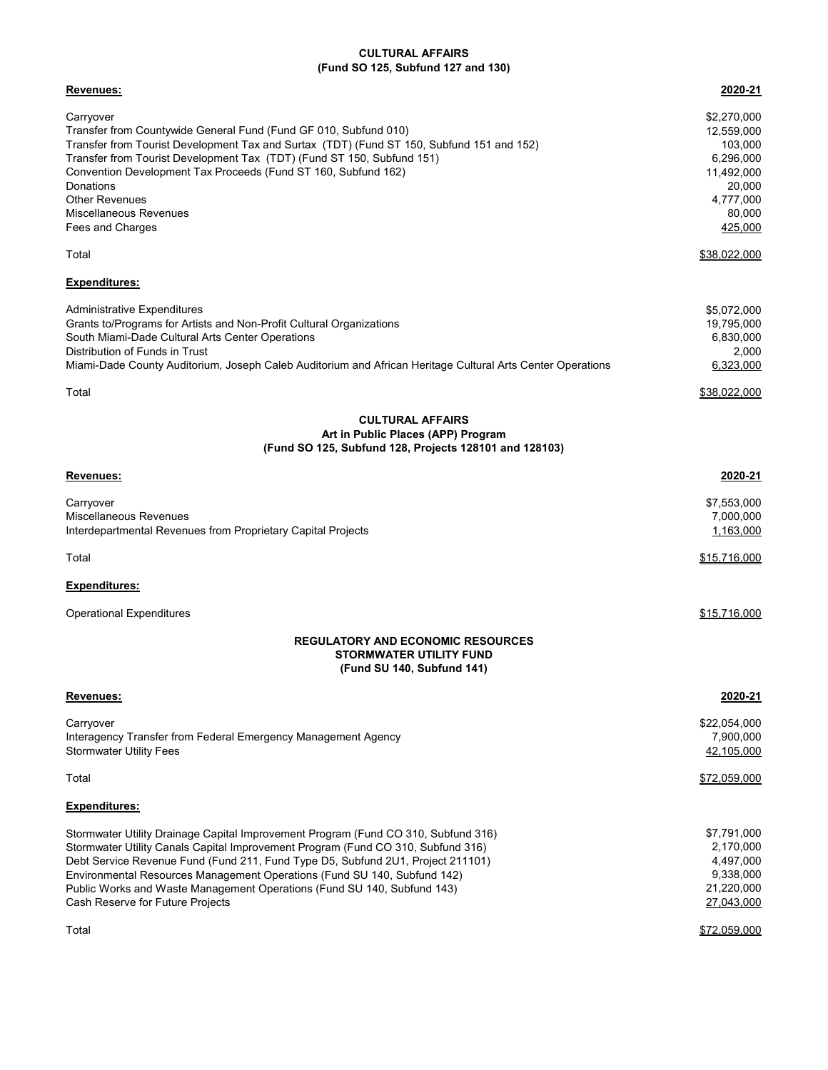## CULTURAL AFFAIRS
### (Fund SO 125, Subfund 127 and 130)

| **Revenues:** | **2020-21** |
|---|---|
| Carryover | $2,270,000 |
| Transfer from Countywide General Fund (Fund GF 010, Subfund 010) | 12,559,000 |
| Transfer from Tourist Development Tax and Surtax (TDT) (Fund ST 150, Subfund 151 and 152) | 103,000 |
| Transfer from Tourist Development Tax (TDT) (Fund ST 150, Subfund 151) | 6,296,000 |
| Convention Development Tax Proceeds (Fund ST 160, Subfund 162) | 11,492,000 |
| Donations | 20,000 |
| Other Revenues | 4,777,000 |
| Miscellaneous Revenues | 80,000 |
| Fees and Charges | 425,000 |
| Total | $38,022,000 |

| **Expenditures:** | |
|---|---|
| Administrative Expenditures | $5,072,000 |
| Grants to/Programs for Artists and Non-Profit Cultural Organizations | 19,795,000 |
| South Miami-Dade Cultural Arts Center Operations | 6,830,000 |
| Distribution of Funds in Trust | 2,000 |
| Miami-Dade County Auditorium, Joseph Caleb Auditorium and African Heritage Cultural Arts Center Operations | 6,323,000 |
| Total | $38,022,000 |

## CULTURAL AFFAIRS
### Art in Public Places (APP) Program
### (Fund SO 125, Subfund 128, Projects 128101 and 128103)

| **Revenues:** | **2020-21** |
|---|---|
| Carryover | $7,553,000 |
| Miscellaneous Revenues | 7,000,000 |
| Interdepartmental Revenues from Proprietary Capital Projects | 1,163,000 |
| Total | $15,716,000 |

| **Expenditures:** | |
|---|---|
| Operational Expenditures | $15,716,000 |

## REGULATORY AND ECONOMIC RESOURCES
### STORMWATER UTILITY FUND
### (Fund SU 140, Subfund 141)

| **Revenues:** | **2020-21** |
|---|---|
| Carryover | $22,054,000 |
| Interagency Transfer from Federal Emergency Management Agency | 7,900,000 |
| Stormwater Utility Fees | 42,105,000 |
| Total | $72,059,000 |

| **Expenditures:** | |
|---|---|
| Stormwater Utility Drainage Capital Improvement Program (Fund CO 310, Subfund 316) | $7,791,000 |
| Stormwater Utility Canals Capital Improvement Program (Fund CO 310, Subfund 316) | 2,170,000 |
| Debt Service Revenue Fund (Fund 211, Fund Type D5, Subfund 2U1, Project 211101) | 4,497,000 |
| Environmental Resources Management Operations (Fund SU 140, Subfund 142) | 9,338,000 |
| Public Works and Waste Management Operations (Fund SU 140, Subfund 143) | 21,220,000 |
| Cash Reserve for Future Projects | 27,043,000 |
| Total | $72,059,000 |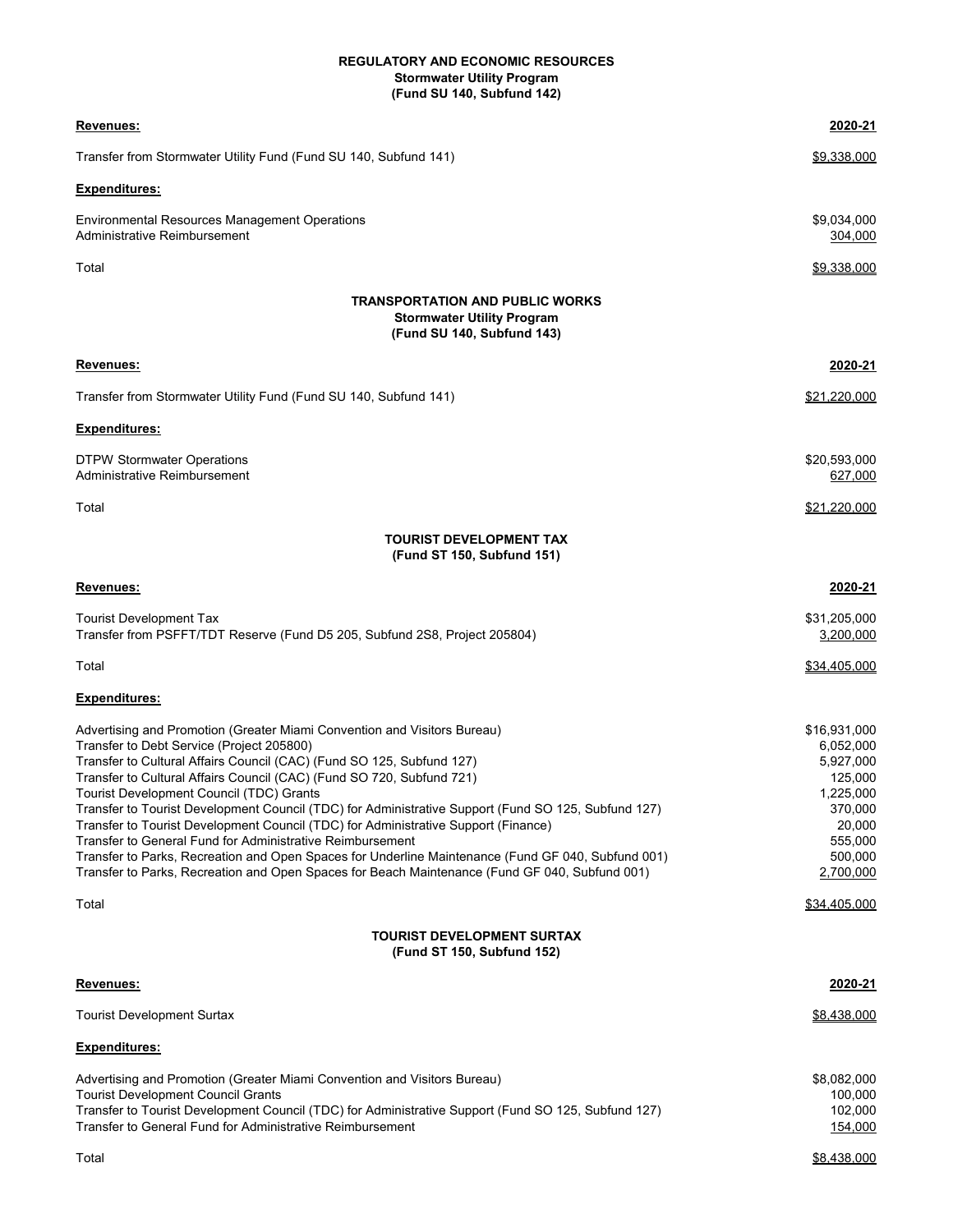**REGULATORY AND ECONOMIC RESOURCES**
**Stormwater Utility Program**
**(Fund SU 140, Subfund 142)**

| **Revenues:** | **2020-21** |
|---|---|
| Transfer from Stormwater Utility Fund (Fund SU 140, Subfund 141) | $9,338,000 |
| **Expenditures:** | |
| Environmental Resources Management Operations | $9,034,000 |
| Administrative Reimbursement | 304,000 |
| Total | $9,338,000 |

**TRANSPORTATION AND PUBLIC WORKS**
**Stormwater Utility Program**
**(Fund SU 140, Subfund 143)**

| **Revenues:** | **2020-21** |
|---|---|
| Transfer from Stormwater Utility Fund (Fund SU 140, Subfund 141) | $21,220,000 |
| **Expenditures:** | |
| DTPW Stormwater Operations | $20,593,000 |
| Administrative Reimbursement | 627,000 |
| Total | $21,220,000 |

**TOURIST DEVELOPMENT TAX**
**(Fund ST 150, Subfund 151)**

| **Revenues:** | **2020-21** |
|---|---|
| Tourist Development Tax | $31,205,000 |
| Transfer from PSFFT/TDT Reserve (Fund D5 205, Subfund 2S8, Project 205804) | 3,200,000 |
| Total | $34,405,000 |
| **Expenditures:** | |
| Advertising and Promotion (Greater Miami Convention and Visitors Bureau) | $16,931,000 |
| Transfer to Debt Service (Project 205800) | 6,052,000 |
| Transfer to Cultural Affairs Council (CAC) (Fund SO 125, Subfund 127) | 5,927,000 |
| Transfer to Cultural Affairs Council (CAC) (Fund SO 720, Subfund 721) | 125,000 |
| Tourist Development Council (TDC) Grants | 1,225,000 |
| Transfer to Tourist Development Council (TDC) for Administrative Support (Fund SO 125, Subfund 127) | 370,000 |
| Transfer to Tourist Development Council (TDC) for Administrative Support (Finance) | 20,000 |
| Transfer to General Fund for Administrative Reimbursement | 555,000 |
| Transfer to Parks, Recreation and Open Spaces for Underline Maintenance (Fund GF 040, Subfund 001) | 500,000 |
| Transfer to Parks, Recreation and Open Spaces for Beach Maintenance (Fund GF 040, Subfund 001) | 2,700,000 |
| Total | $34,405,000 |

**TOURIST DEVELOPMENT SURTAX**
**(Fund ST 150, Subfund 152)**

| **Revenues:** | **2020-21** |
|---|---|
| Tourist Development Surtax | $8,438,000 |
| **Expenditures:** | |
| Advertising and Promotion (Greater Miami Convention and Visitors Bureau) | $8,082,000 |
| Tourist Development Council Grants | 100,000 |
| Transfer to Tourist Development Council (TDC) for Administrative Support (Fund SO 125, Subfund 127) | 102,000 |
| Transfer to General Fund for Administrative Reimbursement | 154,000 |
| Total | $8,438,000 |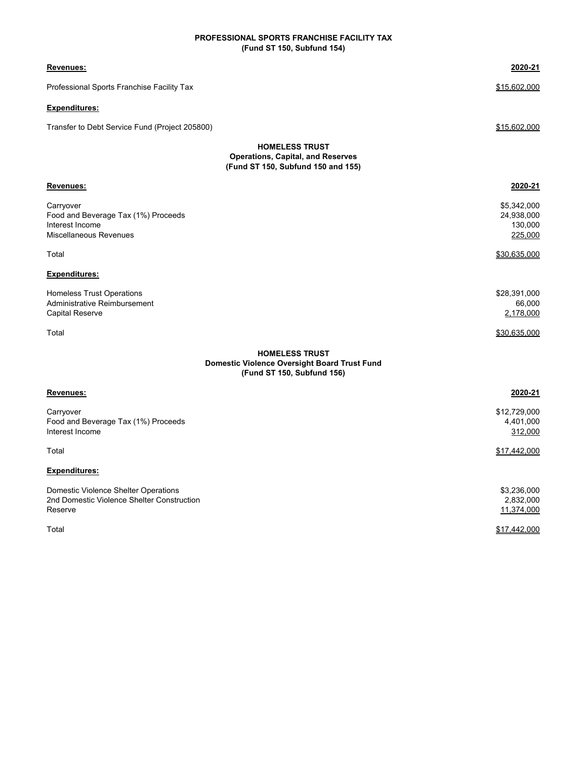## PROFESSIONAL SPORTS FRANCHISE FACILITY TAX
### (Fund ST 150, Subfund 154)

| **Revenues:** | **2020-21** |
|---|---|
| Professional Sports Franchise Facility Tax | $15,602,000 |
| **Expenditures:** | |
| Transfer to Debt Service Fund (Project 205800) | $15,602,000 |

## HOMELESS TRUST
### Operations, Capital, and Reserves
### (Fund ST 150, Subfund 150 and 155)

| **Revenues:** | **2020-21** |
|---|---|
| Carryover | $5,342,000 |
| Food and Beverage Tax (1%) Proceeds | 24,938,000 |
| Interest Income | 130,000 |
| Miscellaneous Revenues | 225,000 |
| Total | $30,635,000 |
| **Expenditures:** | |
| Homeless Trust Operations | $28,391,000 |
| Administrative Reimbursement | 66,000 |
| Capital Reserve | 2,178,000 |
| Total | $30,635,000 |

## HOMELESS TRUST
### Domestic Violence Oversight Board Trust Fund
### (Fund ST 150, Subfund 156)

| **Revenues:** | **2020-21** |
|---|---|
| Carryover | $12,729,000 |
| Food and Beverage Tax (1%) Proceeds | 4,401,000 |
| Interest Income | 312,000 |
| Total | $17,442,000 |
| **Expenditures:** | |
| Domestic Violence Shelter Operations | $3,236,000 |
| 2nd Domestic Violence Shelter Construction | 2,832,000 |
| Reserve | 11,374,000 |
| Total | $17,442,000 |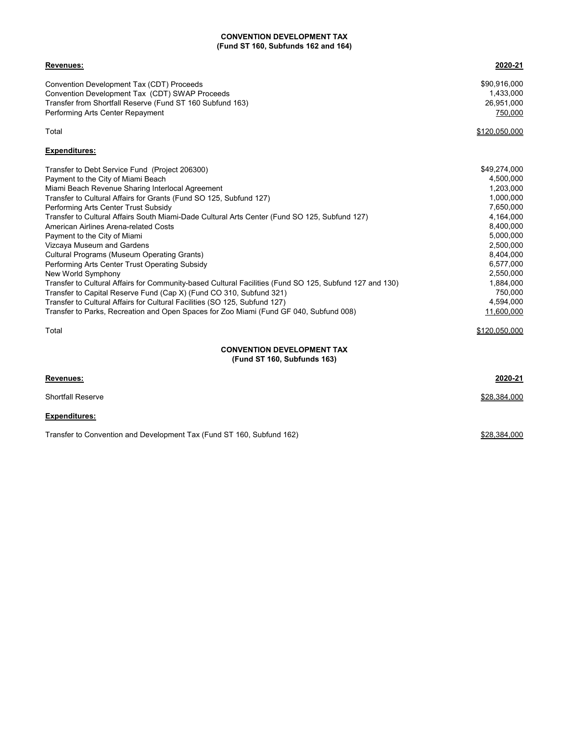## CONVENTION DEVELOPMENT TAX
### (Fund ST 160, Subfunds 162 and 164)

| **Revenues:** | **2020-21** |
|---|---|
| Convention Development Tax (CDT) Proceeds | $90,916,000 |
| Convention Development Tax (CDT) SWAP Proceeds | 1,433,000 |
| Transfer from Shortfall Reserve (Fund ST 160 Subfund 163) | 26,951,000 |
| Performing Arts Center Repayment | 750,000 |
| Total | $120,050,000 |

| **Expenditures:** | |
|---|---|
| Transfer to Debt Service Fund (Project 206300) | $49,274,000 |
| Payment to the City of Miami Beach | 4,500,000 |
| Miami Beach Revenue Sharing Interlocal Agreement | 1,203,000 |
| Transfer to Cultural Affairs for Grants (Fund SO 125, Subfund 127) | 1,000,000 |
| Performing Arts Center Trust Subsidy | 7,650,000 |
| Transfer to Cultural Affairs South Miami-Dade Cultural Arts Center (Fund SO 125, Subfund 127) | 4,164,000 |
| American Airlines Arena-related Costs | 8,400,000 |
| Payment to the City of Miami | 5,000,000 |
| Vizcaya Museum and Gardens | 2,500,000 |
| Cultural Programs (Museum Operating Grants) | 8,404,000 |
| Performing Arts Center Trust Operating Subsidy | 6,577,000 |
| New World Symphony | 2,550,000 |
| Transfer to Cultural Affairs for Community-based Cultural Facilities (Fund SO 125, Subfund 127 and 130) | 1,884,000 |
| Transfer to Capital Reserve Fund (Cap X) (Fund CO 310, Subfund 321) | 750,000 |
| Transfer to Cultural Affairs for Cultural Facilities (SO 125, Subfund 127) | 4,594,000 |
| Transfer to Parks, Recreation and Open Spaces for Zoo Miami (Fund GF 040, Subfund 008) | 11,600,000 |
| Total | $120,050,000 |

## CONVENTION DEVELOPMENT TAX
### (Fund ST 160, Subfunds 163)

| **Revenues:** | **2020-21** |
|---|---|
| Shortfall Reserve | $28,384,000 |

| **Expenditures:** | |
|---|---|
| Transfer to Convention and Development Tax (Fund ST 160, Subfund 162) | $28,384,000 |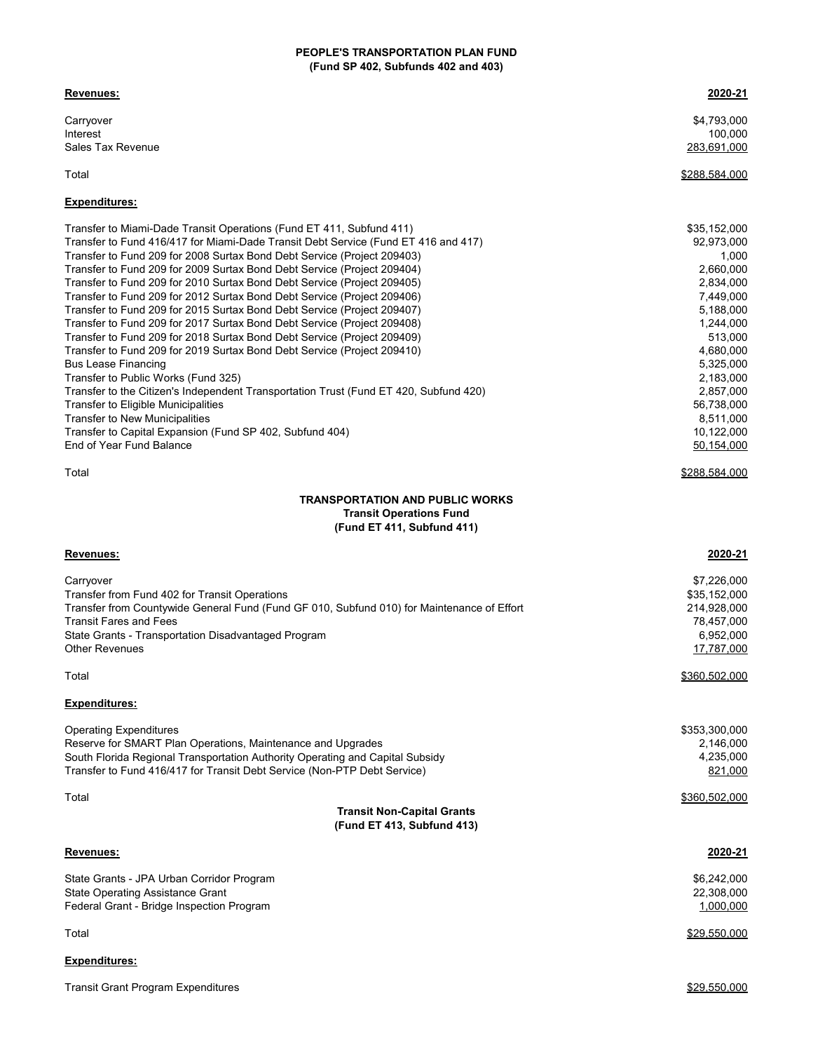**PEOPLE'S TRANSPORTATION PLAN FUND**
**(Fund SP 402, Subfunds 402 and 403)**

| **Revenues:** | **2020-21** |
|---|---|
| Carryover | $4,793,000 |
| Interest | 100,000 |
| Sales Tax Revenue | 283,691,000 |
| Total | $288,584,000 |

| **Expenditures:** | |
|---|---|
| Transfer to Miami-Dade Transit Operations (Fund ET 411, Subfund 411) | $35,152,000 |
| Transfer to Fund 416/417 for Miami-Dade Transit Debt Service (Fund ET 416 and 417) | 92,973,000 |
| Transfer to Fund 209 for 2008 Surtax Bond Debt Service (Project 209403) | 1,000 |
| Transfer to Fund 209 for 2009 Surtax Bond Debt Service (Project 209404) | 2,660,000 |
| Transfer to Fund 209 for 2010 Surtax Bond Debt Service (Project 209405) | 2,834,000 |
| Transfer to Fund 209 for 2012 Surtax Bond Debt Service (Project 209406) | 7,449,000 |
| Transfer to Fund 209 for 2015 Surtax Bond Debt Service (Project 209407) | 5,188,000 |
| Transfer to Fund 209 for 2017 Surtax Bond Debt Service (Project 209408) | 1,244,000 |
| Transfer to Fund 209 for 2018 Surtax Bond Debt Service (Project 209409) | 513,000 |
| Transfer to Fund 209 for 2019 Surtax Bond Debt Service (Project 209410) | 4,680,000 |
| Bus Lease Financing | 5,325,000 |
| Transfer to Public Works (Fund 325) | 2,183,000 |
| Transfer to the Citizen's Independent Transportation Trust (Fund ET 420, Subfund 420) | 2,857,000 |
| Transfer to Eligible Municipalities | 56,738,000 |
| Transfer to New Municipalities | 8,511,000 |
| Transfer to Capital Expansion (Fund SP 402, Subfund 404) | 10,122,000 |
| End of Year Fund Balance | 50,154,000 |
| Total | $288,584,000 |

**TRANSPORTATION AND PUBLIC WORKS**
**Transit Operations Fund**
**(Fund ET 411, Subfund 411)**

| **Revenues:** | **2020-21** |
|---|---|
| Carryover | $7,226,000 |
| Transfer from Fund 402 for Transit Operations | $35,152,000 |
| Transfer from Countywide General Fund (Fund GF 010, Subfund 010) for Maintenance of Effort | 214,928,000 |
| Transit Fares and Fees | 78,457,000 |
| State Grants - Transportation Disadvantaged Program | 6,952,000 |
| Other Revenues | 17,787,000 |
| Total | $360,502,000 |

| **Expenditures:** | |
|---|---|
| Operating Expenditures | $353,300,000 |
| Reserve for SMART Plan Operations, Maintenance and Upgrades | 2,146,000 |
| South Florida Regional Transportation Authority Operating and Capital Subsidy | 4,235,000 |
| Transfer to Fund 416/417 for Transit Debt Service (Non-PTP Debt Service) | 821,000 |
| Total | $360,502,000 |

**Transit Non-Capital Grants**
**(Fund ET 413, Subfund 413)**

| **Revenues:** | **2020-21** |
|---|---|
| State Grants - JPA Urban Corridor Program | $6,242,000 |
| State Operating Assistance Grant | 22,308,000 |
| Federal Grant - Bridge Inspection Program | 1,000,000 |
| Total | $29,550,000 |

| **Expenditures:** | |
|---|---|
| Transit Grant Program Expenditures | $29,550,000 |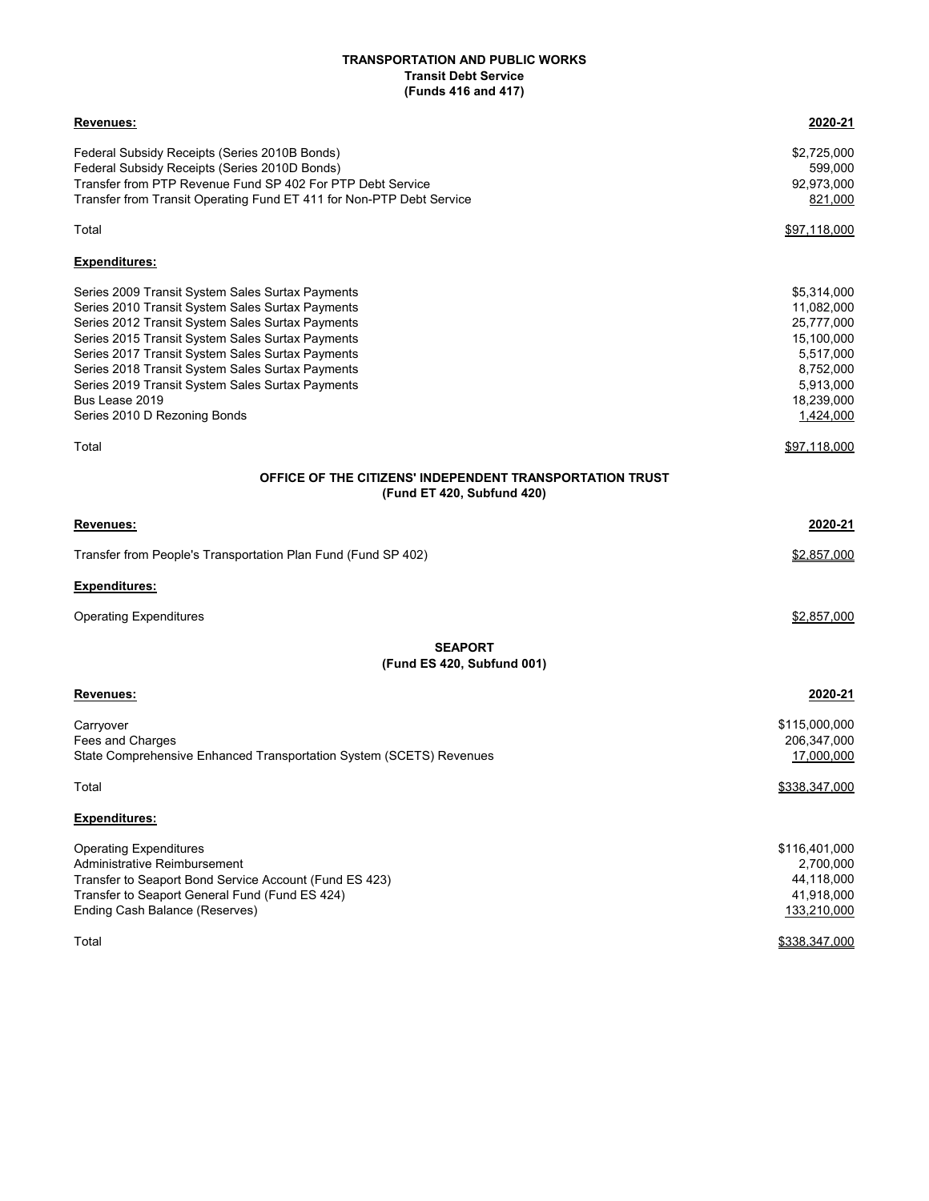## TRANSPORTATION AND PUBLIC WORKS
### Transit Debt Service
### (Funds 416 and 417)

| **Revenues:** | **2020-21** |
|---|---|
| Federal Subsidy Receipts (Series 2010B Bonds) | $2,725,000 |
| Federal Subsidy Receipts (Series 2010D Bonds) | 599,000 |
| Transfer from PTP Revenue Fund SP 402 For PTP Debt Service | 92,973,000 |
| Transfer from Transit Operating Fund ET 411 for Non-PTP Debt Service | 821,000 |
| Total | $97,118,000 |

| **Expenditures:** | |
|---|---|
| Series 2009 Transit System Sales Surtax Payments | $5,314,000 |
| Series 2010 Transit System Sales Surtax Payments | 11,082,000 |
| Series 2012 Transit System Sales Surtax Payments | 25,777,000 |
| Series 2015 Transit System Sales Surtax Payments | 15,100,000 |
| Series 2017 Transit System Sales Surtax Payments | 5,517,000 |
| Series 2018 Transit System Sales Surtax Payments | 8,752,000 |
| Series 2019 Transit System Sales Surtax Payments | 5,913,000 |
| Bus Lease 2019 | 18,239,000 |
| Series 2010 D Rezoning Bonds | 1,424,000 |
| Total | $97,118,000 |

## OFFICE OF THE CITIZENS' INDEPENDENT TRANSPORTATION TRUST
### (Fund ET 420, Subfund 420)

| **Revenues:** | **2020-21** |
|---|---|
| Transfer from People's Transportation Plan Fund (Fund SP 402) | $2,857,000 |

| **Expenditures:** | |
|---|---|
| Operating Expenditures | $2,857,000 |

## SEAPORT
### (Fund ES 420, Subfund 001)

| **Revenues:** | **2020-21** |
|---|---|
| Carryover | $115,000,000 |
| Fees and Charges | 206,347,000 |
| State Comprehensive Enhanced Transportation System (SCETS) Revenues | 17,000,000 |
| Total | $338,347,000 |

| **Expenditures:** | |
|---|---|
| Operating Expenditures | $116,401,000 |
| Administrative Reimbursement | 2,700,000 |
| Transfer to Seaport Bond Service Account (Fund ES 423) | 44,118,000 |
| Transfer to Seaport General Fund (Fund ES 424) | 41,918,000 |
| Ending Cash Balance (Reserves) | 133,210,000 |
| Total | $338,347,000 |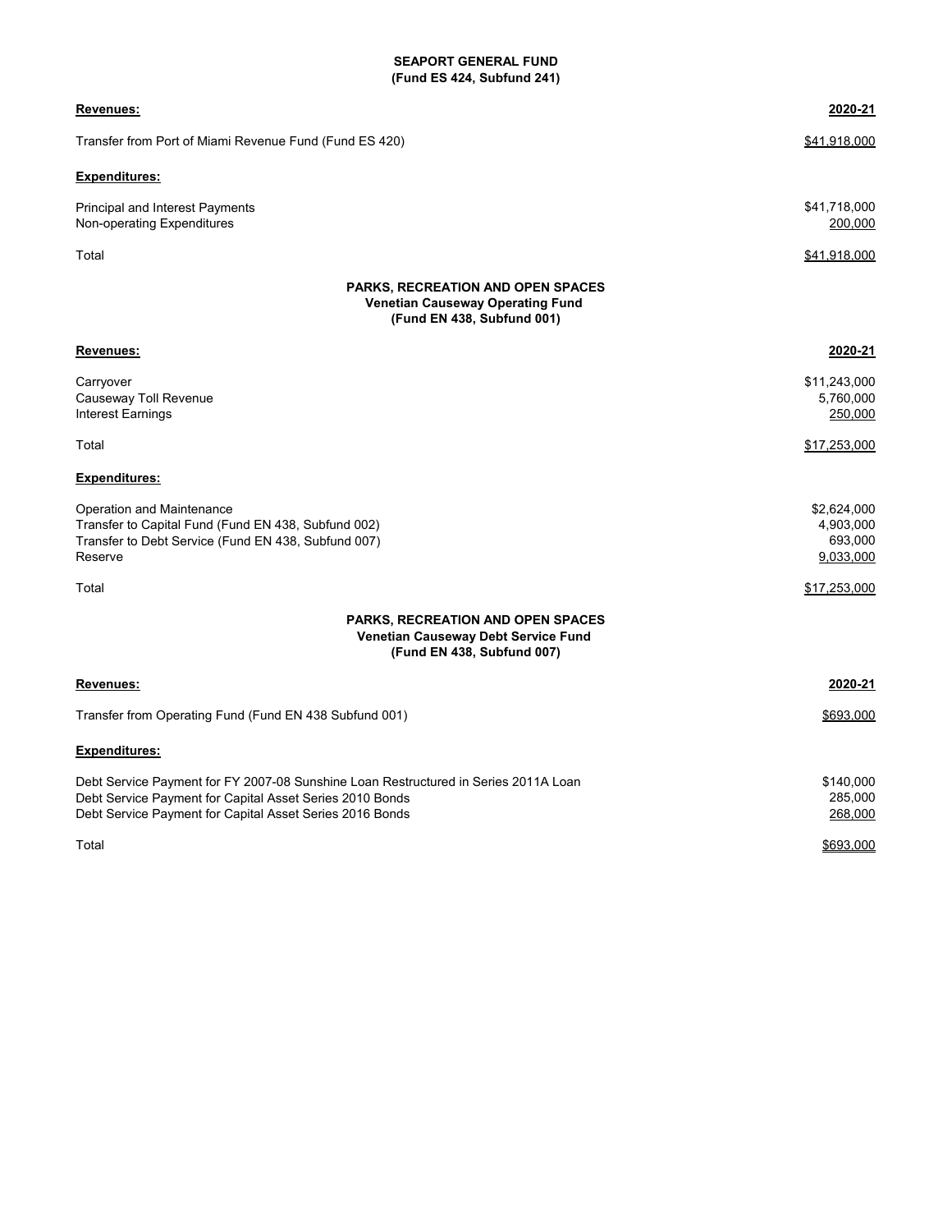## SEAPORT GENERAL FUND
### (Fund ES 424, Subfund 241)

| **Revenues:** | **2020-21** |
|---|---|
| Transfer from Port of Miami Revenue Fund (Fund ES 420) | $41,918,000 |
| **Expenditures:** | |
| Principal and Interest Payments | $41,718,000 |
| Non-operating Expenditures | 200,000 |
| Total | $41,918,000 |

## PARKS, RECREATION AND OPEN SPACES
### Venetian Causeway Operating Fund
### (Fund EN 438, Subfund 001)

| **Revenues:** | **2020-21** |
|---|---|
| Carryover | $11,243,000 |
| Causeway Toll Revenue | 5,760,000 |
| Interest Earnings | 250,000 |
| Total | $17,253,000 |
| **Expenditures:** | |
| Operation and Maintenance | $2,624,000 |
| Transfer to Capital Fund (Fund EN 438, Subfund 002) | 4,903,000 |
| Transfer to Debt Service (Fund EN 438, Subfund 007) | 693,000 |
| Reserve | 9,033,000 |
| Total | $17,253,000 |

## PARKS, RECREATION AND OPEN SPACES
### Venetian Causeway Debt Service Fund
### (Fund EN 438, Subfund 007)

| **Revenues:** | **2020-21** |
|---|---|
| Transfer from Operating Fund (Fund EN 438 Subfund 001) | $693,000 |
| **Expenditures:** | |
| Debt Service Payment for FY 2007-08 Sunshine Loan Restructured in Series 2011A Loan | $140,000 |
| Debt Service Payment for Capital Asset Series 2010 Bonds | 285,000 |
| Debt Service Payment for Capital Asset Series 2016 Bonds | 268,000 |
| Total | $693,000 |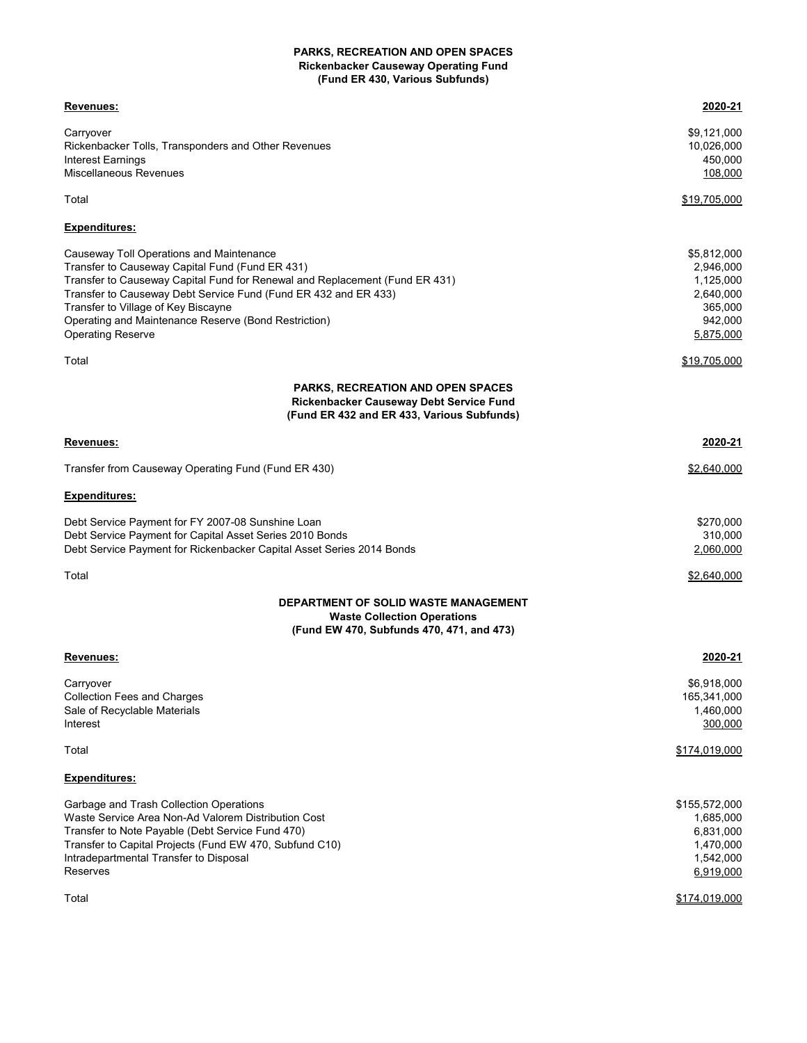**PARKS, RECREATION AND OPEN SPACES**
**Rickenbacker Causeway Operating Fund**
**(Fund ER 430, Various Subfunds)**

| **Revenues:** | **2020-21** |
|---|---|
| Carryover | $9,121,000 |
| Rickenbacker Tolls, Transponders and Other Revenues | 10,026,000 |
| Interest Earnings | 450,000 |
| Miscellaneous Revenues | 108,000 |
| Total | $19,705,000 |

| **Expenditures:** | |
|---|---|
| Causeway Toll Operations and Maintenance | $5,812,000 |
| Transfer to Causeway Capital Fund (Fund ER 431) | 2,946,000 |
| Transfer to Causeway Capital Fund for Renewal and Replacement (Fund ER 431) | 1,125,000 |
| Transfer to Causeway Debt Service Fund (Fund ER 432 and ER 433) | 2,640,000 |
| Transfer to Village of Key Biscayne | 365,000 |
| Operating and Maintenance Reserve (Bond Restriction) | 942,000 |
| Operating Reserve | 5,875,000 |
| Total | $19,705,000 |

**PARKS, RECREATION AND OPEN SPACES**
**Rickenbacker Causeway Debt Service Fund**
**(Fund ER 432 and ER 433, Various Subfunds)**

| **Revenues:** | **2020-21** |
|---|---|
| Transfer from Causeway Operating Fund (Fund ER 430) | $2,640,000 |

| **Expenditures:** | |
|---|---|
| Debt Service Payment for FY 2007-08 Sunshine Loan | $270,000 |
| Debt Service Payment for Capital Asset Series 2010 Bonds | 310,000 |
| Debt Service Payment for Rickenbacker Capital Asset Series 2014 Bonds | 2,060,000 |
| Total | $2,640,000 |

**DEPARTMENT OF SOLID WASTE MANAGEMENT**
**Waste Collection Operations**
**(Fund EW 470, Subfunds 470, 471, and 473)**

| **Revenues:** | **2020-21** |
|---|---|
| Carryover | $6,918,000 |
| Collection Fees and Charges | 165,341,000 |
| Sale of Recyclable Materials | 1,460,000 |
| Interest | 300,000 |
| Total | $174,019,000 |

| **Expenditures:** | |
|---|---|
| Garbage and Trash Collection Operations | $155,572,000 |
| Waste Service Area Non-Ad Valorem Distribution Cost | 1,685,000 |
| Transfer to Note Payable (Debt Service Fund 470) | 6,831,000 |
| Transfer to Capital Projects (Fund EW 470, Subfund C10) | 1,470,000 |
| Intradepartmental Transfer to Disposal | 1,542,000 |
| Reserves | 6,919,000 |
| Total | $174,019,000 |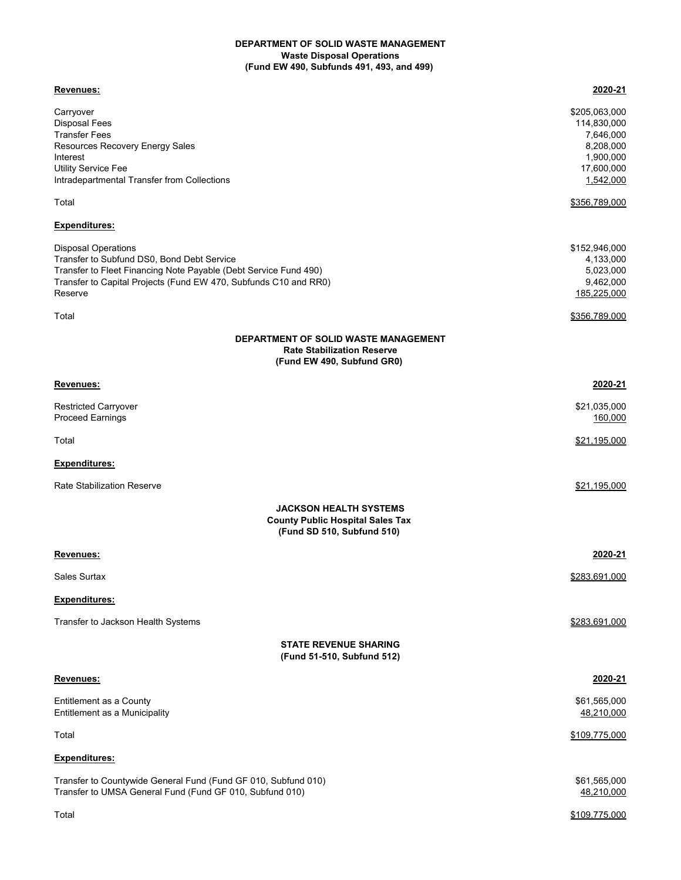**DEPARTMENT OF SOLID WASTE MANAGEMENT**
**Waste Disposal Operations**
**(Fund EW 490, Subfunds 491, 493, and 499)**

| **Revenues:** | **2020-21** |
|---|---|
| Carryover | $205,063,000 |
| Disposal Fees | 114,830,000 |
| Transfer Fees | 7,646,000 |
| Resources Recovery Energy Sales | 8,208,000 |
| Interest | 1,900,000 |
| Utility Service Fee | 17,600,000 |
| Intradepartmental Transfer from Collections | 1,542,000 |
| Total | $356,789,000 |
| **Expenditures:** | |
| Disposal Operations | $152,946,000 |
| Transfer to Subfund DS0, Bond Debt Service | 4,133,000 |
| Transfer to Fleet Financing Note Payable (Debt Service Fund 490) | 5,023,000 |
| Transfer to Capital Projects (Fund EW 470, Subfunds C10 and RR0) | 9,462,000 |
| Reserve | 185,225,000 |
| Total | $356,789,000 |

**DEPARTMENT OF SOLID WASTE MANAGEMENT**
**Rate Stabilization Reserve**
**(Fund EW 490, Subfund GR0)**

| **Revenues:** | **2020-21** |
|---|---|
| Restricted Carryover | $21,035,000 |
| Proceed Earnings | 160,000 |
| Total | $21,195,000 |
| **Expenditures:** | |
| Rate Stabilization Reserve | $21,195,000 |

**JACKSON HEALTH SYSTEMS**
**County Public Hospital Sales Tax**
**(Fund SD 510, Subfund 510)**

| **Revenues:** | **2020-21** |
|---|---|
| Sales Surtax | $283,691,000 |
| **Expenditures:** | |
| Transfer to Jackson Health Systems | $283,691,000 |

**STATE REVENUE SHARING**
**(Fund 51-510, Subfund 512)**

| **Revenues:** | **2020-21** |
|---|---|
| Entitlement as a County | $61,565,000 |
| Entitlement as a Municipality | 48,210,000 |
| Total | $109,775,000 |
| **Expenditures:** | |
| Transfer to Countywide General Fund (Fund GF 010, Subfund 010) | $61,565,000 |
| Transfer to UMSA General Fund (Fund GF 010, Subfund 010) | 48,210,000 |
| Total | $109,775,000 |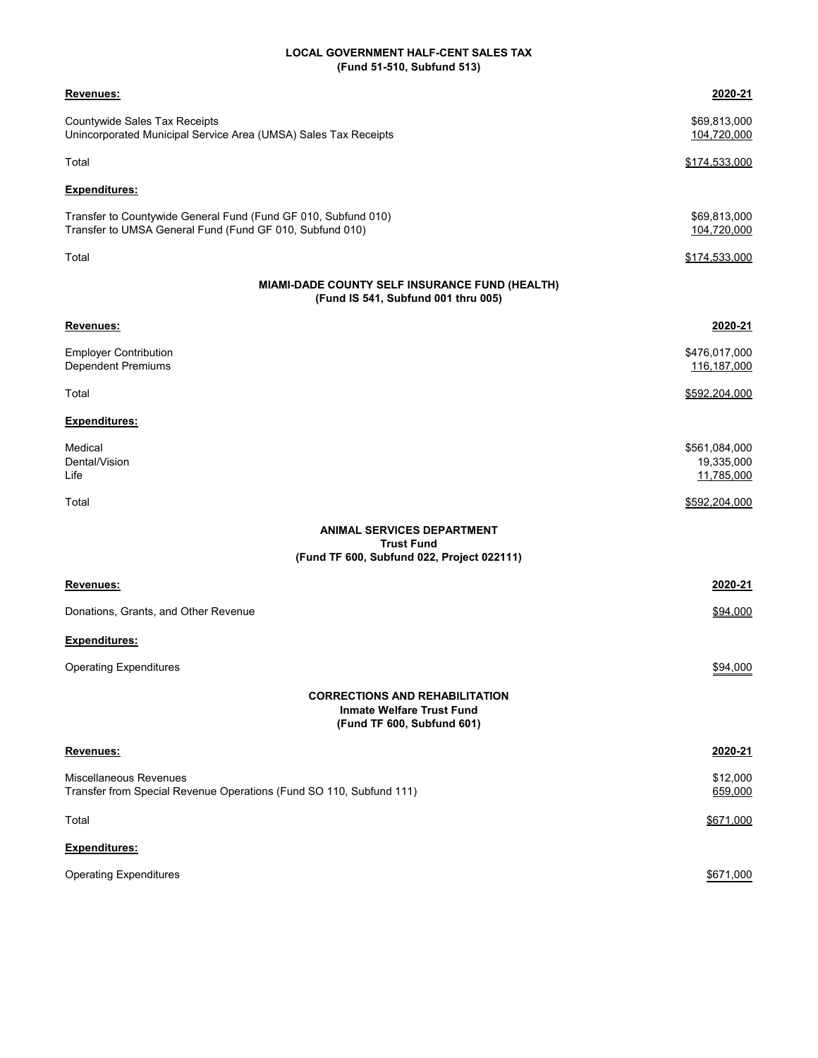## LOCAL GOVERNMENT HALF-CENT SALES TAX
### (Fund 51-510, Subfund 513)

| **Revenues:** | **2020-21** |
|---|---|
| Countywide Sales Tax Receipts | $69,813,000 |
| Unincorporated Municipal Service Area (UMSA) Sales Tax Receipts | 104,720,000 |
| Total | $174,533,000 |

| **Expenditures:** | |
|---|---|
| Transfer to Countywide General Fund (Fund GF 010, Subfund 010) | $69,813,000 |
| Transfer to UMSA General Fund (Fund GF 010, Subfund 010) | 104,720,000 |
| Total | $174,533,000 |

## MIAMI-DADE COUNTY SELF INSURANCE FUND (HEALTH)
### (Fund IS 541, Subfund 001 thru 005)

| **Revenues:** | **2020-21** |
|---|---|
| Employer Contribution | $476,017,000 |
| Dependent Premiums | 116,187,000 |
| Total | $592,204,000 |

| **Expenditures:** | |
|---|---|
| Medical | $561,084,000 |
| Dental/Vision | 19,335,000 |
| Life | 11,785,000 |
| Total | $592,204,000 |

## ANIMAL SERVICES DEPARTMENT
### Trust Fund
### (Fund TF 600, Subfund 022, Project 022111)

| **Revenues:** | **2020-21** |
|---|---|
| Donations, Grants, and Other Revenue | $94,000 |

| **Expenditures:** | |
|---|---|
| Operating Expenditures | $94,000 |

## CORRECTIONS AND REHABILITATION
### Inmate Welfare Trust Fund
### (Fund TF 600, Subfund 601)

| **Revenues:** | **2020-21** |
|---|---|
| Miscellaneous Revenues | $12,000 |
| Transfer from Special Revenue Operations (Fund SO 110, Subfund 111) | 659,000 |
| Total | $671,000 |

| **Expenditures:** | |
|---|---|
| Operating Expenditures | $671,000 |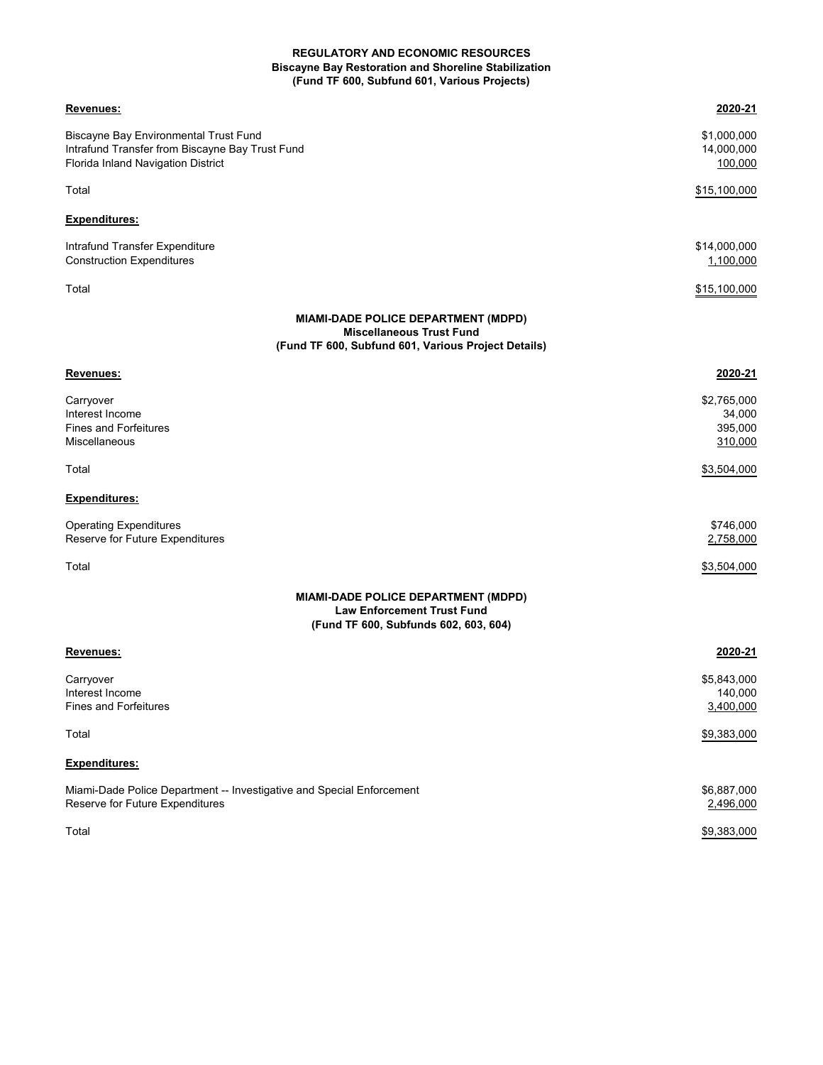**REGULATORY AND ECONOMIC RESOURCES**
**Biscayne Bay Restoration and Shoreline Stabilization**
**(Fund TF 600, Subfund 601, Various Projects)**

| **Revenues:** | **2020-21** |
|---|---|
| Biscayne Bay Environmental Trust Fund | $1,000,000 |
| Intrafund Transfer from Biscayne Bay Trust Fund | 14,000,000 |
| Florida Inland Navigation District | 100,000 |
| Total | $15,100,000 |
| **Expenditures:** | |
| Intrafund Transfer Expenditure | $14,000,000 |
| Construction Expenditures | 1,100,000 |
| Total | $15,100,000 |

**MIAMI-DADE POLICE DEPARTMENT (MDPD)**
**Miscellaneous Trust Fund**
**(Fund TF 600, Subfund 601, Various Project Details)**

| **Revenues:** | **2020-21** |
|---|---|
| Carryover | $2,765,000 |
| Interest Income | 34,000 |
| Fines and Forfeitures | 395,000 |
| Miscellaneous | 310,000 |
| Total | $3,504,000 |
| **Expenditures:** | |
| Operating Expenditures | $746,000 |
| Reserve for Future Expenditures | 2,758,000 |
| Total | $3,504,000 |

**MIAMI-DADE POLICE DEPARTMENT (MDPD)**
**Law Enforcement Trust Fund**
**(Fund TF 600, Subfunds 602, 603, 604)**

| **Revenues:** | **2020-21** |
|---|---|
| Carryover | $5,843,000 |
| Interest Income | 140,000 |
| Fines and Forfeitures | 3,400,000 |
| Total | $9,383,000 |
| **Expenditures:** | |
| Miami-Dade Police Department -- Investigative and Special Enforcement | $6,887,000 |
| Reserve for Future Expenditures | 2,496,000 |
| Total | $9,383,000 |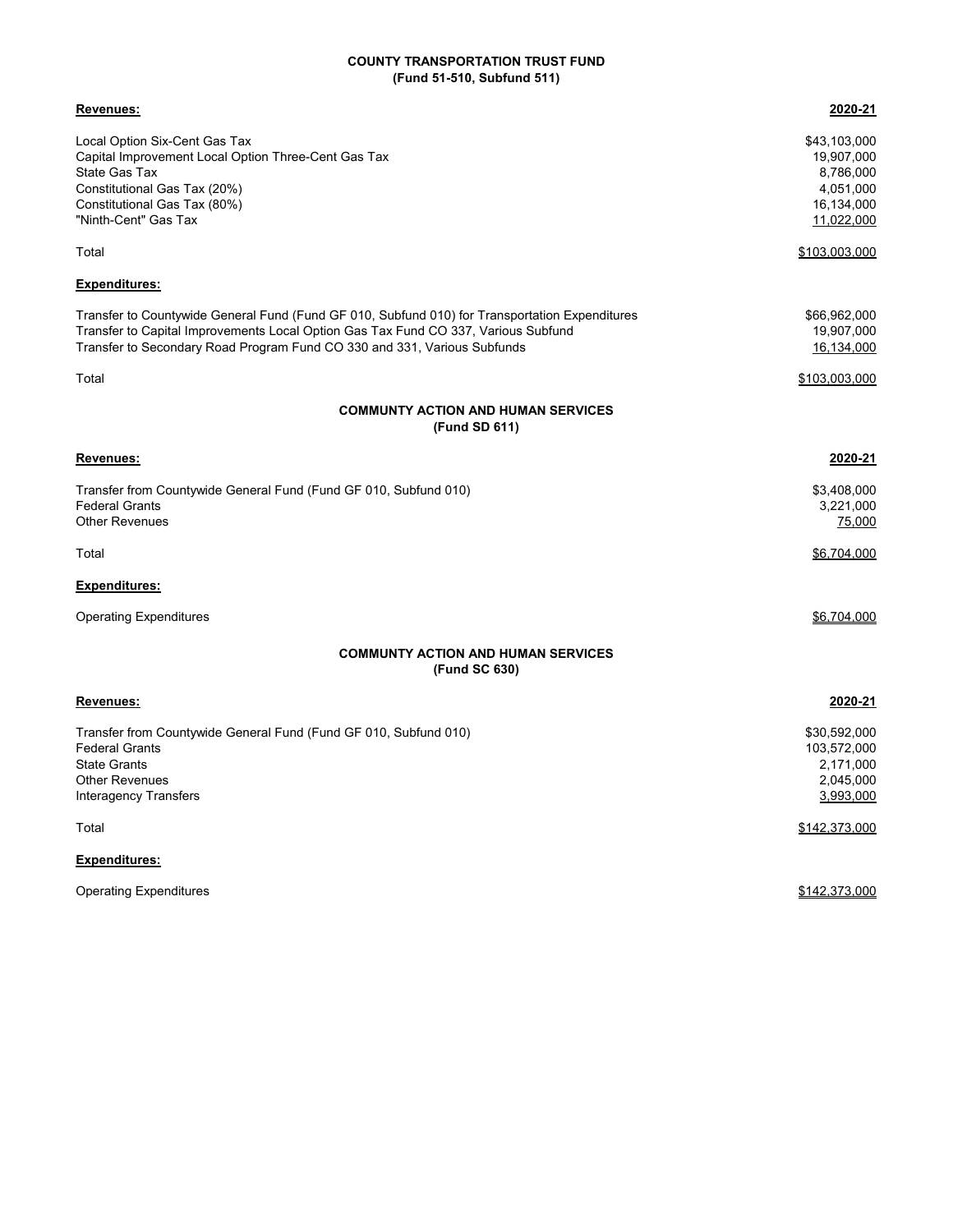## COUNTY TRANSPORTATION TRUST FUND
### (Fund 51-510, Subfund 511)

| **Revenues:** | **2020-21** |
|---|---|
| Local Option Six-Cent Gas Tax | $43,103,000 |
| Capital Improvement Local Option Three-Cent Gas Tax | 19,907,000 |
| State Gas Tax | 8,786,000 |
| Constitutional Gas Tax (20%) | 4,051,000 |
| Constitutional Gas Tax (80%) | 16,134,000 |
| "Ninth-Cent" Gas Tax | 11,022,000 |
| Total | $103,003,000 |

| **Expenditures:** | |
|---|---|
| Transfer to Countywide General Fund (Fund GF 010, Subfund 010) for Transportation Expenditures | $66,962,000 |
| Transfer to Capital Improvements Local Option Gas Tax Fund CO 337, Various Subfund | 19,907,000 |
| Transfer to Secondary Road Program Fund CO 330 and 331, Various Subfunds | 16,134,000 |
| Total | $103,003,000 |

## COMMUNTY ACTION AND HUMAN SERVICES
### (Fund SD 611)

| **Revenues:** | **2020-21** |
|---|---|
| Transfer from Countywide General Fund (Fund GF 010, Subfund 010) | $3,408,000 |
| Federal Grants | 3,221,000 |
| Other Revenues | 75,000 |
| Total | $6,704,000 |

| **Expenditures:** | |
|---|---|
| Operating Expenditures | $6,704,000 |

## COMMUNTY ACTION AND HUMAN SERVICES
### (Fund SC 630)

| **Revenues:** | **2020-21** |
|---|---|
| Transfer from Countywide General Fund (Fund GF 010, Subfund 010) | $30,592,000 |
| Federal Grants | 103,572,000 |
| State Grants | 2,171,000 |
| Other Revenues | 2,045,000 |
| Interagency Transfers | 3,993,000 |
| Total | $142,373,000 |

| **Expenditures:** | |
|---|---|
| Operating Expenditures | $142,373,000 |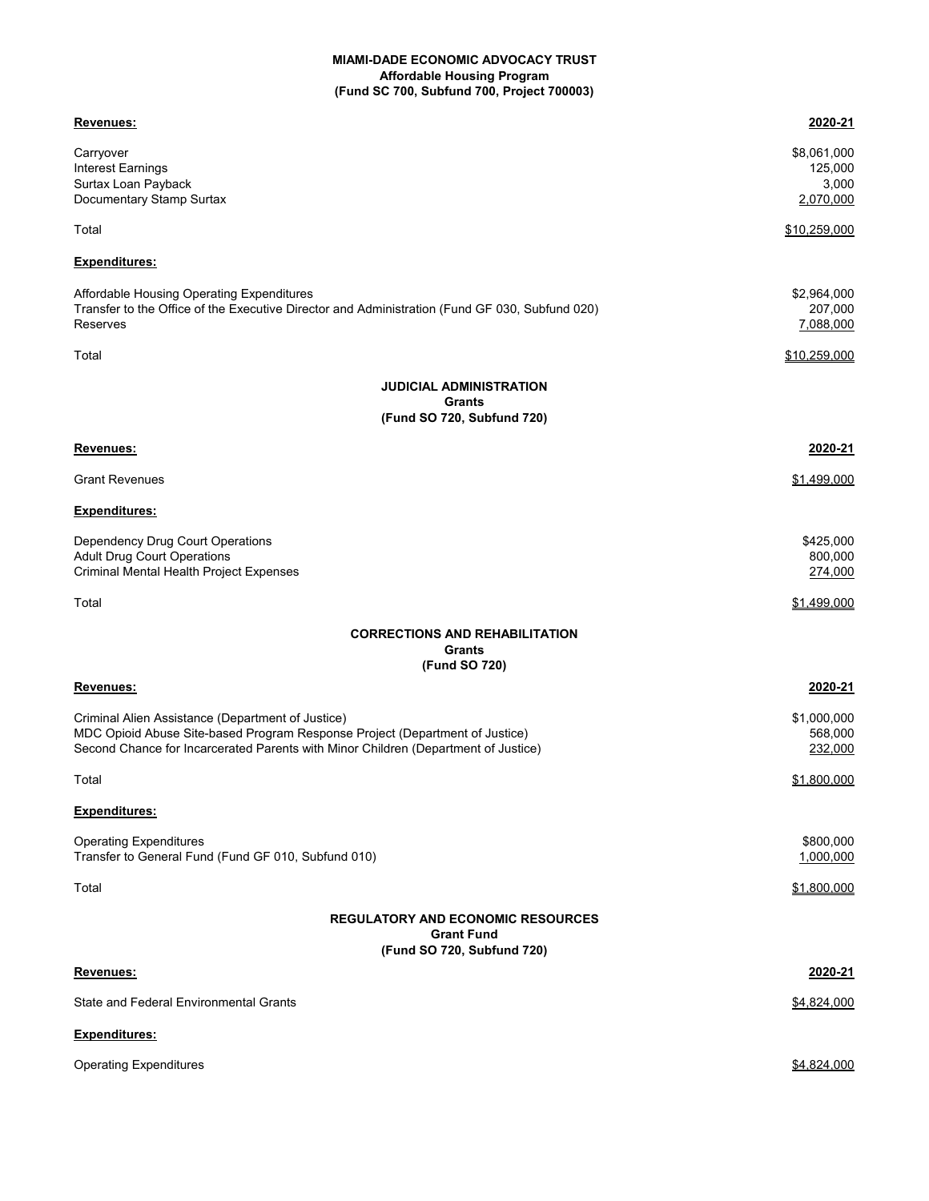## MIAMI-DADE ECONOMIC ADVOCACY TRUST
### Affordable Housing Program
### (Fund SC 700, Subfund 700, Project 700003)

| **Revenues:** | **2020-21** |
|---|---|
| Carryover | $8,061,000 |
| Interest Earnings | 125,000 |
| Surtax Loan Payback | 3,000 |
| Documentary Stamp Surtax | 2,070,000 |
| Total | $10,259,000 |

| **Expenditures:** | |
|---|---|
| Affordable Housing Operating Expenditures | $2,964,000 |
| Transfer to the Office of the Executive Director and Administration (Fund GF 030, Subfund 020) | 207,000 |
| Reserves | 7,088,000 |
| Total | $10,259,000 |

## JUDICIAL ADMINISTRATION
### Grants
### (Fund SO 720, Subfund 720)

| **Revenues:** | **2020-21** |
|---|---|
| Grant Revenues | $1,499,000 |

| **Expenditures:** | |
|---|---|
| Dependency Drug Court Operations | $425,000 |
| Adult Drug Court Operations | 800,000 |
| Criminal Mental Health Project Expenses | 274,000 |
| Total | $1,499,000 |

## CORRECTIONS AND REHABILITATION
### Grants
### (Fund SO 720)

| **Revenues:** | **2020-21** |
|---|---|
| Criminal Alien Assistance (Department of Justice) | $1,000,000 |
| MDC Opioid Abuse Site-based Program Response Project (Department of Justice) | 568,000 |
| Second Chance for Incarcerated Parents with Minor Children (Department of Justice) | 232,000 |
| Total | $1,800,000 |

| **Expenditures:** | |
|---|---|
| Operating Expenditures | $800,000 |
| Transfer to General Fund (Fund GF 010, Subfund 010) | 1,000,000 |
| Total | $1,800,000 |

## REGULATORY AND ECONOMIC RESOURCES
### Grant Fund
### (Fund SO 720, Subfund 720)

| **Revenues:** | **2020-21** |
|---|---|
| State and Federal Environmental Grants | $4,824,000 |

| **Expenditures:** | |
|---|---|
| Operating Expenditures | $4,824,000 |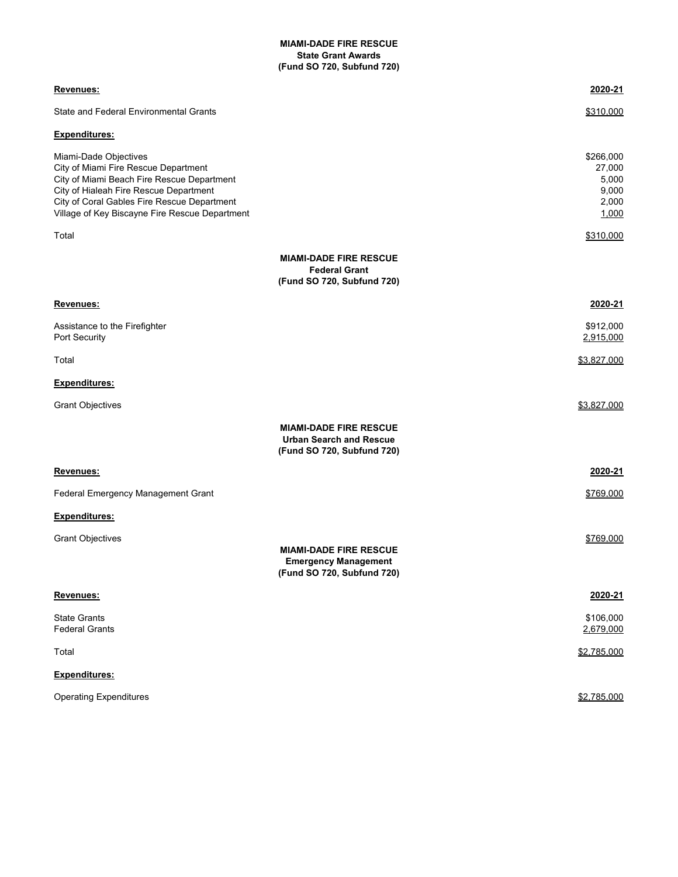**MIAMI-DADE FIRE RESCUE**
**State Grant Awards**
**(Fund SO 720, Subfund 720)**

| **Revenues:** | **2020-21** |
|---|---|
| State and Federal Environmental Grants | $310,000 |
| **Expenditures:** | |
| Miami-Dade Objectives | $266,000 |
| City of Miami Fire Rescue Department | 27,000 |
| City of Miami Beach Fire Rescue Department | 5,000 |
| City of Hialeah Fire Rescue Department | 9,000 |
| City of Coral Gables Fire Rescue Department | 2,000 |
| Village of Key Biscayne Fire Rescue Department | 1,000 |
| Total | $310,000 |

**MIAMI-DADE FIRE RESCUE**
**Federal Grant**
**(Fund SO 720, Subfund 720)**

| **Revenues:** | **2020-21** |
|---|---|
| Assistance to the Firefighter | $912,000 |
| Port Security | 2,915,000 |
| Total | $3,827,000 |
| **Expenditures:** | |
| Grant Objectives | $3,827,000 |

**MIAMI-DADE FIRE RESCUE**
**Urban Search and Rescue**
**(Fund SO 720, Subfund 720)**

| **Revenues:** | **2020-21** |
|---|---|
| Federal Emergency Management Grant | $769,000 |
| **Expenditures:** | |
| Grant Objectives | $769,000 |

**MIAMI-DADE FIRE RESCUE**
**Emergency Management**
**(Fund SO 720, Subfund 720)**

| **Revenues:** | **2020-21** |
|---|---|
| State Grants | $106,000 |
| Federal Grants | 2,679,000 |
| Total | $2,785,000 |
| **Expenditures:** | |
| Operating Expenditures | $2,785,000 |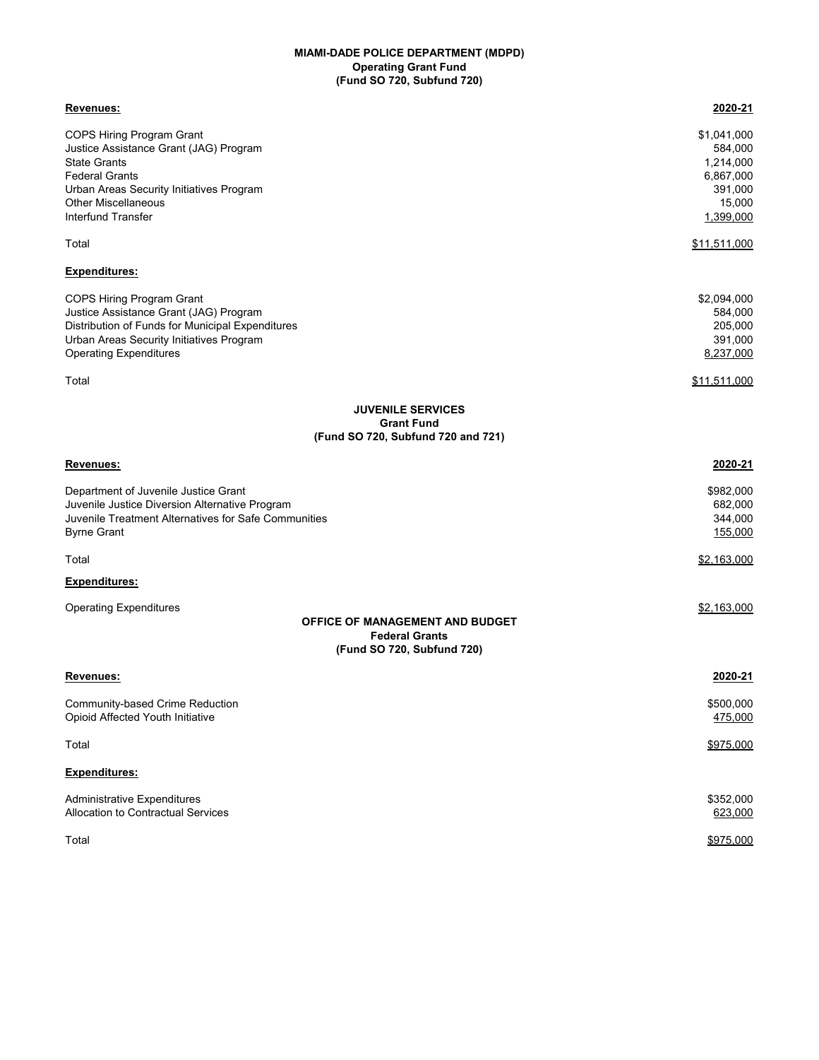## MIAMI-DADE POLICE DEPARTMENT (MDPD)
### Operating Grant Fund
### (Fund SO 720, Subfund 720)

| **Revenues:** | **2020-21** |
|---|---|
| COPS Hiring Program Grant | $1,041,000 |
| Justice Assistance Grant (JAG) Program | 584,000 |
| State Grants | 1,214,000 |
| Federal Grants | 6,867,000 |
| Urban Areas Security Initiatives Program | 391,000 |
| Other Miscellaneous | 15,000 |
| Interfund Transfer | 1,399,000 |
| Total | $11,511,000 |

| **Expenditures:** | |
|---|---|
| COPS Hiring Program Grant | $2,094,000 |
| Justice Assistance Grant (JAG) Program | 584,000 |
| Distribution of Funds for Municipal Expenditures | 205,000 |
| Urban Areas Security Initiatives Program | 391,000 |
| Operating Expenditures | 8,237,000 |
| Total | $11,511,000 |

## JUVENILE SERVICES
### Grant Fund
### (Fund SO 720, Subfund 720 and 721)

| **Revenues:** | **2020-21** |
|---|---|
| Department of Juvenile Justice Grant | $982,000 |
| Juvenile Justice Diversion Alternative Program | 682,000 |
| Juvenile Treatment Alternatives for Safe Communities | 344,000 |
| Byrne Grant | 155,000 |
| Total | $2,163,000 |

| **Expenditures:** | |
|---|---|
| Operating Expenditures | $2,163,000 |

## OFFICE OF MANAGEMENT AND BUDGET
### Federal Grants
### (Fund SO 720, Subfund 720)

| **Revenues:** | **2020-21** |
|---|---|
| Community-based Crime Reduction | $500,000 |
| Opioid Affected Youth Initiative | 475,000 |
| Total | $975,000 |

| **Expenditures:** | |
|---|---|
| Administrative Expenditures | $352,000 |
| Allocation to Contractual Services | 623,000 |
| Total | $975,000 |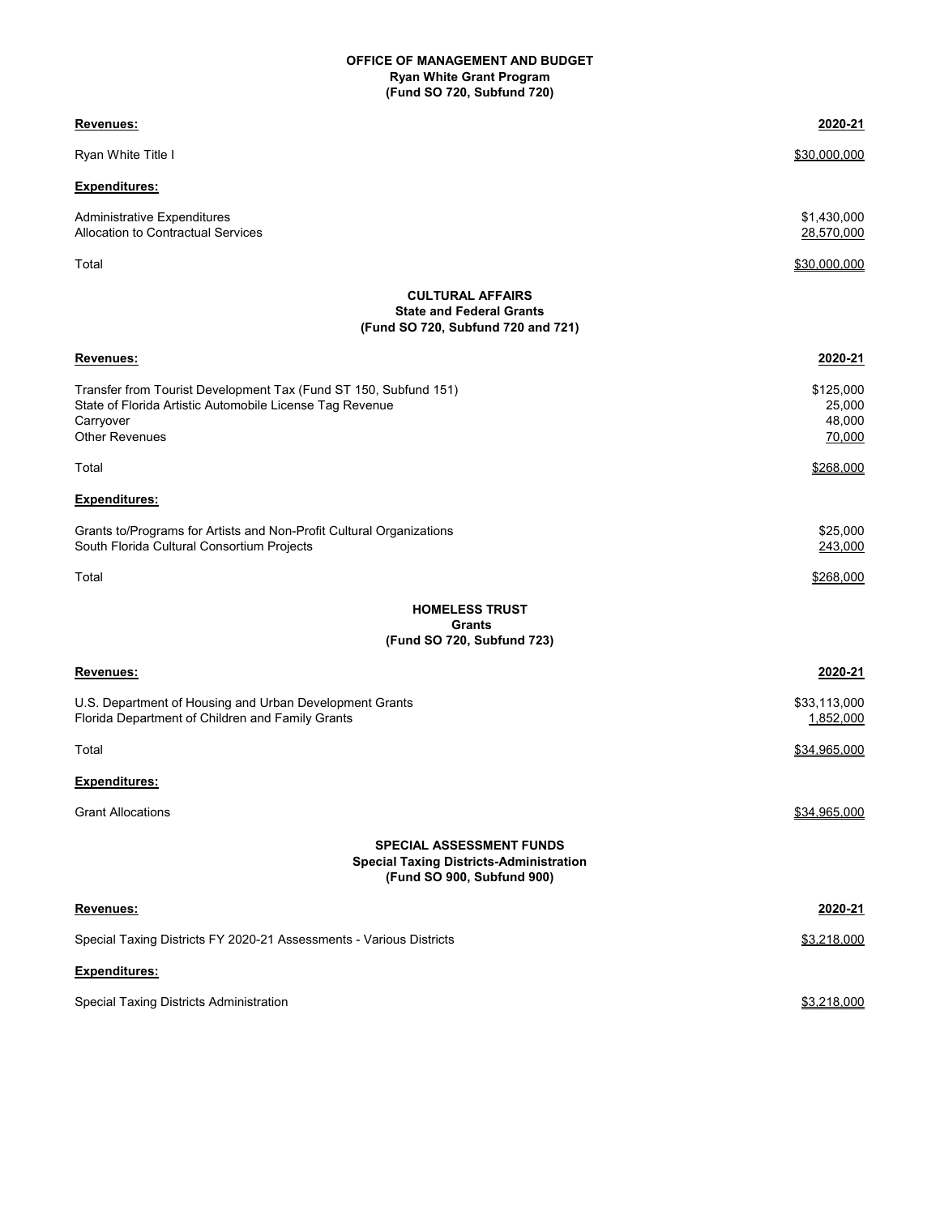**OFFICE OF MANAGEMENT AND BUDGET**
**Ryan White Grant Program**
**(Fund SO 720, Subfund 720)**

| **Revenues:** | **2020-21** |
|---|---|
| Ryan White Title I | $30,000,000 |
| **Expenditures:** | |
| Administrative Expenditures | $1,430,000 |
| Allocation to Contractual Services | 28,570,000 |
| Total | $30,000,000 |

**CULTURAL AFFAIRS**
**State and Federal Grants**
**(Fund SO 720, Subfund 720 and 721)**

| **Revenues:** | **2020-21** |
|---|---|
| Transfer from Tourist Development Tax (Fund ST 150, Subfund 151) | $125,000 |
| State of Florida Artistic Automobile License Tag Revenue | 25,000 |
| Carryover | 48,000 |
| Other Revenues | 70,000 |
| Total | $268,000 |
| **Expenditures:** | |
| Grants to/Programs for Artists and Non-Profit Cultural Organizations | $25,000 |
| South Florida Cultural Consortium Projects | 243,000 |
| Total | $268,000 |

**HOMELESS TRUST**
**Grants**
**(Fund SO 720, Subfund 723)**

| **Revenues:** | **2020-21** |
|---|---|
| U.S. Department of Housing and Urban Development Grants | $33,113,000 |
| Florida Department of Children and Family Grants | 1,852,000 |
| Total | $34,965,000 |
| **Expenditures:** | |
| Grant Allocations | $34,965,000 |

**SPECIAL ASSESSMENT FUNDS**
**Special Taxing Districts-Administration**
**(Fund SO 900, Subfund 900)**

| **Revenues:** | **2020-21** |
|---|---|
| Special Taxing Districts FY 2020-21 Assessments - Various Districts | $3,218,000 |
| **Expenditures:** | |
| Special Taxing Districts Administration | $3,218,000 |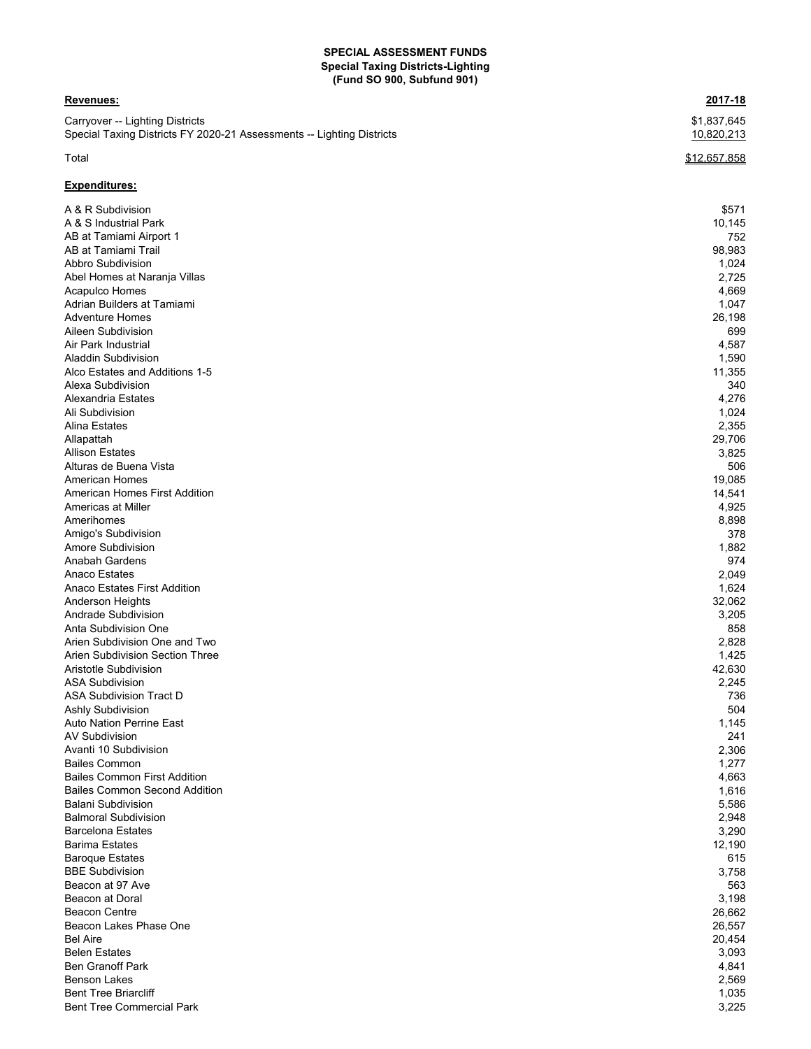**SPECIAL ASSESSMENT FUNDS**
**Special Taxing Districts-Lighting**
**(Fund SO 900, Subfund 901)**

| **Revenues:** | **2017-18** |
|---|---|
| Carryover -- Lighting Districts | $1,837,645 |
| Special Taxing Districts FY 2020-21 Assessments -- Lighting Districts | 10,820,213 |
| Total | $12,657,858 |

| **Expenditures:** | |
|---|---|
| A & R Subdivision | $571 |
| A & S Industrial Park | 10,145 |
| AB at Tamiami Airport 1 | 752 |
| AB at Tamiami Trail | 98,983 |
| Abbro Subdivision | 1,024 |
| Abel Homes at Naranja Villas | 2,725 |
| Acapulco Homes | 4,669 |
| Adrian Builders at Tamiami | 1,047 |
| Adventure Homes | 26,198 |
| Aileen Subdivision | 699 |
| Air Park Industrial | 4,587 |
| Aladdin Subdivision | 1,590 |
| Alco Estates and Additions 1-5 | 11,355 |
| Alexa Subdivision | 340 |
| Alexandria Estates | 4,276 |
| Ali Subdivision | 1,024 |
| Alina Estates | 2,355 |
| Allapattah | 29,706 |
| Allison Estates | 3,825 |
| Alturas de Buena Vista | 506 |
| American Homes | 19,085 |
| American Homes First Addition | 14,541 |
| Americas at Miller | 4,925 |
| Amerihomes | 8,898 |
| Amigo's Subdivision | 378 |
| Amore Subdivision | 1,882 |
| Anabah Gardens | 974 |
| Anaco Estates | 2,049 |
| Anaco Estates First Addition | 1,624 |
| Anderson Heights | 32,062 |
| Andrade Subdivision | 3,205 |
| Anta Subdivision One | 858 |
| Arien Subdivision One and Two | 2,828 |
| Arien Subdivision Section Three | 1,425 |
| Aristotle Subdivision | 42,630 |
| ASA Subdivision | 2,245 |
| ASA Subdivision Tract D | 736 |
| Ashly Subdivision | 504 |
| Auto Nation Perrine East | 1,145 |
| AV Subdivision | 241 |
| Avanti 10 Subdivision | 2,306 |
| Bailes Common | 1,277 |
| Bailes Common First Addition | 4,663 |
| Bailes Common Second Addition | 1,616 |
| Balani Subdivision | 5,586 |
| Balmoral Subdivision | 2,948 |
| Barcelona Estates | 3,290 |
| Barima Estates | 12,190 |
| Baroque Estates | 615 |
| BBE Subdivision | 3,758 |
| Beacon at 97 Ave | 563 |
| Beacon at Doral | 3,198 |
| Beacon Centre | 26,662 |
| Beacon Lakes Phase One | 26,557 |
| Bel Aire | 20,454 |
| Belen Estates | 3,093 |
| Ben Granoff Park | 4,841 |
| Benson Lakes | 2,569 |
| Bent Tree Briarcliff | 1,035 |
| Bent Tree Commercial Park | 3,225 |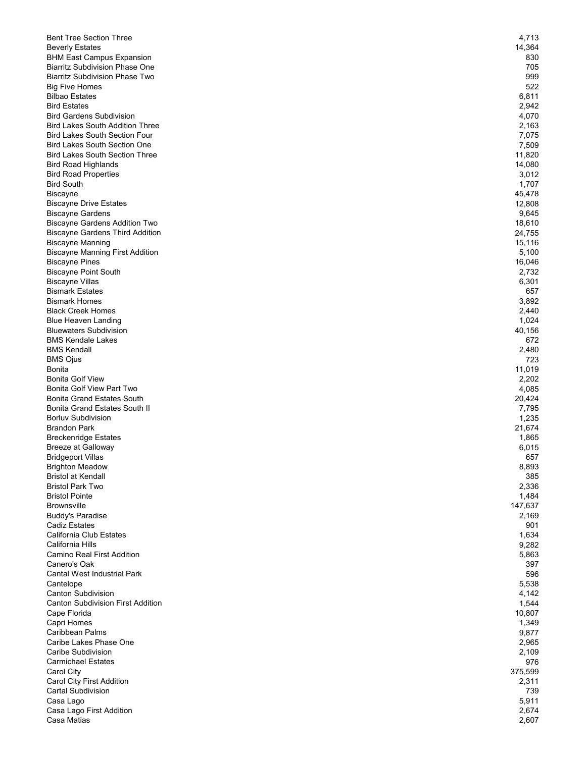| | |
|---|---|
| Bent Tree Section Three | 4,713 |
| Beverly Estates | 14,364 |
| BHM East Campus Expansion | 830 |
| Biarritz Subdivision Phase One | 705 |
| Biarritz Subdivision Phase Two | 999 |
| Big Five Homes | 522 |
| Bilbao Estates | 6,811 |
| Bird Estates | 2,942 |
| Bird Gardens Subdivision | 4,070 |
| Bird Lakes South Addition Three | 2,163 |
| Bird Lakes South Section Four | 7,075 |
| Bird Lakes South Section One | 7,509 |
| Bird Lakes South Section Three | 11,820 |
| Bird Road Highlands | 14,080 |
| Bird Road Properties | 3,012 |
| Bird South | 1,707 |
| Biscayne | 45,478 |
| Biscayne Drive Estates | 12,808 |
| Biscayne Gardens | 9,645 |
| Biscayne Gardens Addition Two | 18,610 |
| Biscayne Gardens Third Addition | 24,755 |
| Biscayne Manning | 15,116 |
| Biscayne Manning First Addition | 5,100 |
| Biscayne Pines | 16,046 |
| Biscayne Point South | 2,732 |
| Biscayne Villas | 6,301 |
| Bismark Estates | 657 |
| Bismark Homes | 3,892 |
| Black Creek Homes | 2,440 |
| Blue Heaven Landing | 1,024 |
| Bluewaters Subdivision | 40,156 |
| BMS Kendale Lakes | 672 |
| BMS Kendall | 2,480 |
| BMS Ojus | 723 |
| Bonita | 11,019 |
| Bonita Golf View | 2,202 |
| Bonita Golf View Part Two | 4,085 |
| Bonita Grand Estates South | 20,424 |
| Bonita Grand Estates South II | 7,795 |
| Borluv Subdivision | 1,235 |
| Brandon Park | 21,674 |
| Breckenridge Estates | 1,865 |
| Breeze at Galloway | 6,015 |
| Bridgeport Villas | 657 |
| Brighton Meadow | 8,893 |
| Bristol at Kendall | 385 |
| Bristol Park Two | 2,336 |
| Bristol Pointe | 1,484 |
| Brownsville | 147,637 |
| Buddy's Paradise | 2,169 |
| Cadiz Estates | 901 |
| California Club Estates | 1,634 |
| California Hills | 9,282 |
| Camino Real First Addition | 5,863 |
| Canero's Oak | 397 |
| Cantal West Industrial Park | 596 |
| Cantelope | 5,538 |
| Canton Subdivision | 4,142 |
| Canton Subdivision First Addition | 1,544 |
| Cape Florida | 10,807 |
| Capri Homes | 1,349 |
| Caribbean Palms | 9,877 |
| Caribe Lakes Phase One | 2,965 |
| Caribe Subdivision | 2,109 |
| Carmichael Estates | 976 |
| Carol City | 375,599 |
| Carol City First Addition | 2,311 |
| Cartal Subdivision | 739 |
| Casa Lago | 5,911 |
| Casa Lago First Addition | 2,674 |
| Casa Matias | 2,607 |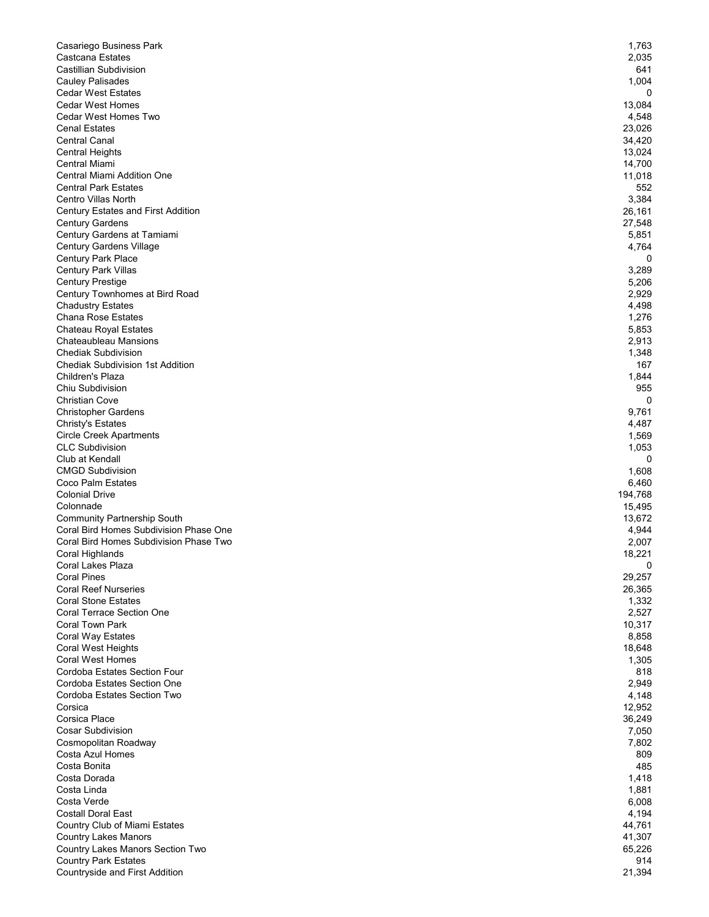| | |
|---|---|
| Casariego Business Park | 1,763 |
| Castcana Estates | 2,035 |
| Castillian Subdivision | 641 |
| Cauley Palisades | 1,004 |
| Cedar West Estates | 0 |
| Cedar West Homes | 13,084 |
| Cedar West Homes Two | 4,548 |
| Cenal Estates | 23,026 |
| Central Canal | 34,420 |
| Central Heights | 13,024 |
| Central Miami | 14,700 |
| Central Miami Addition One | 11,018 |
| Central Park Estates | 552 |
| Centro Villas North | 3,384 |
| Century Estates and First Addition | 26,161 |
| Century Gardens | 27,548 |
| Century Gardens at Tamiami | 5,851 |
| Century Gardens Village | 4,764 |
| Century Park Place | 0 |
| Century Park Villas | 3,289 |
| Century Prestige | 5,206 |
| Century Townhomes at Bird Road | 2,929 |
| Chadustry Estates | 4,498 |
| Chana Rose Estates | 1,276 |
| Chateau Royal Estates | 5,853 |
| Chateaubleau Mansions | 2,913 |
| Chediak Subdivision | 1,348 |
| Chediak Subdivision 1st Addition | 167 |
| Children's Plaza | 1,844 |
| Chiu Subdivision | 955 |
| Christian Cove | 0 |
| Christopher Gardens | 9,761 |
| Christy's Estates | 4,487 |
| Circle Creek Apartments | 1,569 |
| CLC Subdivision | 1,053 |
| Club at Kendall | 0 |
| CMGD Subdivision | 1,608 |
| Coco Palm Estates | 6,460 |
| Colonial Drive | 194,768 |
| Colonnade | 15,495 |
| Community Partnership South | 13,672 |
| Coral Bird Homes Subdivision Phase One | 4,944 |
| Coral Bird Homes Subdivision Phase Two | 2,007 |
| Coral Highlands | 18,221 |
| Coral Lakes Plaza | 0 |
| Coral Pines | 29,257 |
| Coral Reef Nurseries | 26,365 |
| Coral Stone Estates | 1,332 |
| Coral Terrace Section One | 2,527 |
| Coral Town Park | 10,317 |
| Coral Way Estates | 8,858 |
| Coral West Heights | 18,648 |
| Coral West Homes | 1,305 |
| Cordoba Estates Section Four | 818 |
| Cordoba Estates Section One | 2,949 |
| Cordoba Estates Section Two | 4,148 |
| Corsica | 12,952 |
| Corsica Place | 36,249 |
| Cosar Subdivision | 7,050 |
| Cosmopolitan Roadway | 7,802 |
| Costa Azul Homes | 809 |
| Costa Bonita | 485 |
| Costa Dorada | 1,418 |
| Costa Linda | 1,881 |
| Costa Verde | 6,008 |
| Costall Doral East | 4,194 |
| Country Club of Miami Estates | 44,761 |
| Country Lakes Manors | 41,307 |
| Country Lakes Manors Section Two | 65,226 |
| Country Park Estates | 914 |
| Countryside and First Addition | 21,394 |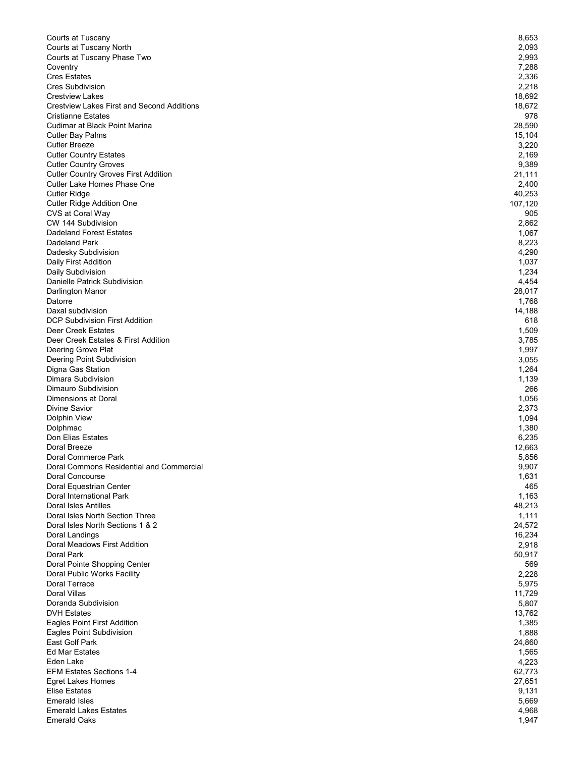| | |
|---|---|
| Courts at Tuscany | 8,653 |
| Courts at Tuscany North | 2,093 |
| Courts at Tuscany Phase Two | 2,993 |
| Coventry | 7,288 |
| Cres Estates | 2,336 |
| Cres Subdivision | 2,218 |
| Crestview Lakes | 18,692 |
| Crestview Lakes First and Second Additions | 18,672 |
| Cristianne Estates | 978 |
| Cudimar at Black Point Marina | 28,590 |
| Cutler Bay Palms | 15,104 |
| Cutler Breeze | 3,220 |
| Cutler Country Estates | 2,169 |
| Cutler Country Groves | 9,389 |
| Cutler Country Groves First Addition | 21,111 |
| Cutler Lake Homes Phase One | 2,400 |
| Cutler Ridge | 40,253 |
| Cutler Ridge Addition One | 107,120 |
| CVS at Coral Way | 905 |
| CW 144 Subdivision | 2,862 |
| Dadeland Forest Estates | 1,067 |
| Dadeland Park | 8,223 |
| Dadesky Subdivision | 4,290 |
| Daily First Addition | 1,037 |
| Daily Subdivision | 1,234 |
| Danielle Patrick Subdivision | 4,454 |
| Darlington Manor | 28,017 |
| Datorre | 1,768 |
| Daxal subdivision | 14,188 |
| DCP Subdivision First Addition | 618 |
| Deer Creek Estates | 1,509 |
| Deer Creek Estates & First Addition | 3,785 |
| Deering Grove Plat | 1,997 |
| Deering Point Subdivision | 3,055 |
| Digna Gas Station | 1,264 |
| Dimara Subdivision | 1,139 |
| Dimauro Subdivision | 266 |
| Dimensions at Doral | 1,056 |
| Divine Savior | 2,373 |
| Dolphin View | 1,094 |
| Dolphmac | 1,380 |
| Don Elias Estates | 6,235 |
| Doral Breeze | 12,663 |
| Doral Commerce Park | 5,856 |
| Doral Commons Residential and Commercial | 9,907 |
| Doral Concourse | 1,631 |
| Doral Equestrian Center | 465 |
| Doral International Park | 1,163 |
| Doral Isles Antilles | 48,213 |
| Doral Isles North Section Three | 1,111 |
| Doral Isles North Sections 1 & 2 | 24,572 |
| Doral Landings | 16,234 |
| Doral Meadows First Addition | 2,918 |
| Doral Park | 50,917 |
| Doral Pointe Shopping Center | 569 |
| Doral Public Works Facility | 2,228 |
| Doral Terrace | 5,975 |
| Doral Villas | 11,729 |
| Doranda Subdivision | 5,807 |
| DVH Estates | 13,762 |
| Eagles Point First Addition | 1,385 |
| Eagles Point Subdivision | 1,888 |
| East Golf Park | 24,860 |
| Ed Mar Estates | 1,565 |
| Eden Lake | 4,223 |
| EFM Estates Sections 1-4 | 62,773 |
| Egret Lakes Homes | 27,651 |
| Elise Estates | 9,131 |
| Emerald Isles | 5,669 |
| Emerald Lakes Estates | 4,968 |
| Emerald Oaks | 1,947 |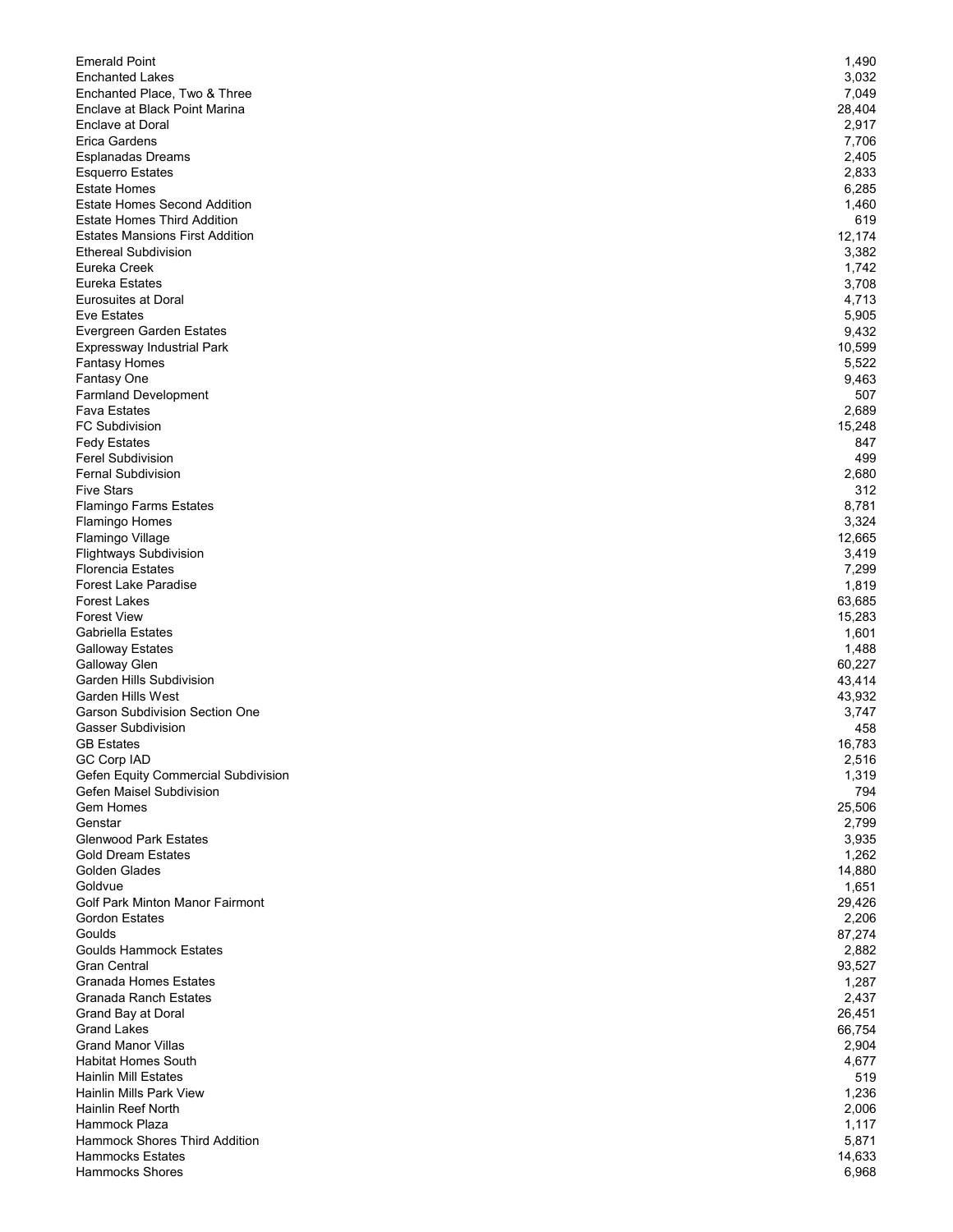| | |
|---|---|
| Emerald Point | 1,490 |
| Enchanted Lakes | 3,032 |
| Enchanted Place, Two & Three | 7,049 |
| Enclave at Black Point Marina | 28,404 |
| Enclave at Doral | 2,917 |
| Erica Gardens | 7,706 |
| Esplanadas Dreams | 2,405 |
| Esquerro Estates | 2,833 |
| Estate Homes | 6,285 |
| Estate Homes Second Addition | 1,460 |
| Estate Homes Third Addition | 619 |
| Estates Mansions First Addition | 12,174 |
| Ethereal Subdivision | 3,382 |
| Eureka Creek | 1,742 |
| Eureka Estates | 3,708 |
| Eurosuites at Doral | 4,713 |
| Eve Estates | 5,905 |
| Evergreen Garden Estates | 9,432 |
| Expressway Industrial Park | 10,599 |
| Fantasy Homes | 5,522 |
| Fantasy One | 9,463 |
| Farmland Development | 507 |
| Fava Estates | 2,689 |
| FC Subdivision | 15,248 |
| Fedy Estates | 847 |
| Ferel Subdivision | 499 |
| Fernal Subdivision | 2,680 |
| Five Stars | 312 |
| Flamingo Farms Estates | 8,781 |
| Flamingo Homes | 3,324 |
| Flamingo Village | 12,665 |
| Flightways Subdivision | 3,419 |
| Florencia Estates | 7,299 |
| Forest Lake Paradise | 1,819 |
| Forest Lakes | 63,685 |
| Forest View | 15,283 |
| Gabriella Estates | 1,601 |
| Galloway Estates | 1,488 |
| Galloway Glen | 60,227 |
| Garden Hills Subdivision | 43,414 |
| Garden Hills West | 43,932 |
| Garson Subdivision Section One | 3,747 |
| Gasser Subdivision | 458 |
| GB Estates | 16,783 |
| GC Corp IAD | 2,516 |
| Gefen Equity Commercial Subdivision | 1,319 |
| Gefen Maisel Subdivision | 794 |
| Gem Homes | 25,506 |
| Genstar | 2,799 |
| Glenwood Park Estates | 3,935 |
| Gold Dream Estates | 1,262 |
| Golden Glades | 14,880 |
| Goldvue | 1,651 |
| Golf Park Minton Manor Fairmont | 29,426 |
| Gordon Estates | 2,206 |
| Goulds | 87,274 |
| Goulds Hammock Estates | 2,882 |
| Gran Central | 93,527 |
| Granada Homes Estates | 1,287 |
| Granada Ranch Estates | 2,437 |
| Grand Bay at Doral | 26,451 |
| Grand Lakes | 66,754 |
| Grand Manor Villas | 2,904 |
| Habitat Homes South | 4,677 |
| Hainlin Mill Estates | 519 |
| Hainlin Mills Park View | 1,236 |
| Hainlin Reef North | 2,006 |
| Hammock Plaza | 1,117 |
| Hammock Shores Third Addition | 5,871 |
| Hammocks Estates | 14,633 |
| Hammocks Shores | 6,968 |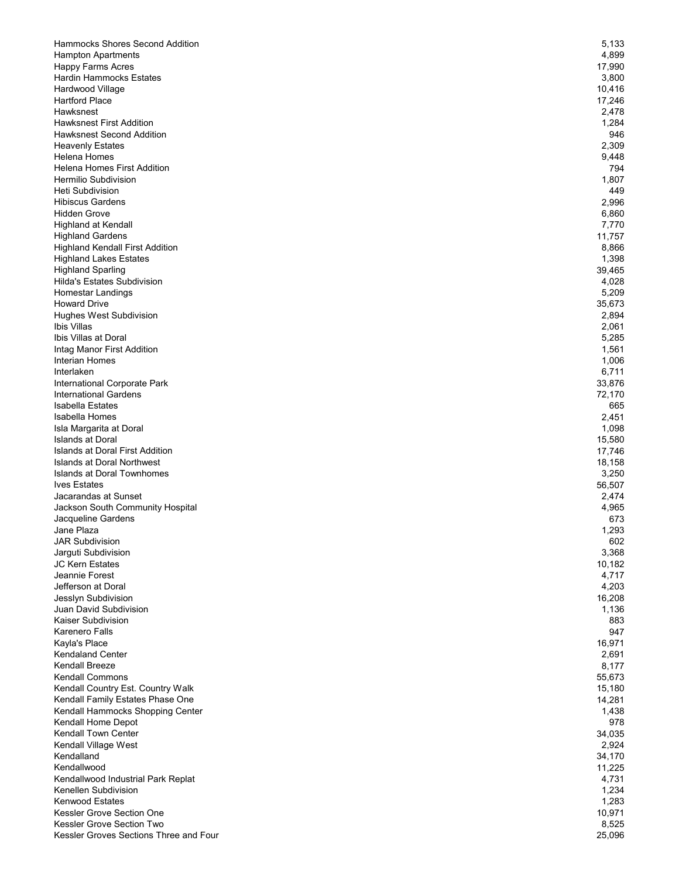| | |
|---|---|
| Hammocks Shores Second Addition | 5,133 |
| Hampton Apartments | 4,899 |
| Happy Farms Acres | 17,990 |
| Hardin Hammocks Estates | 3,800 |
| Hardwood Village | 10,416 |
| Hartford Place | 17,246 |
| Hawksnest | 2,478 |
| Hawksnest First Addition | 1,284 |
| Hawksnest Second Addition | 946 |
| Heavenly Estates | 2,309 |
| Helena Homes | 9,448 |
| Helena Homes First Addition | 794 |
| Hermilio Subdivision | 1,807 |
| Heti Subdivision | 449 |
| Hibiscus Gardens | 2,996 |
| Hidden Grove | 6,860 |
| Highland at Kendall | 7,770 |
| Highland Gardens | 11,757 |
| Highland Kendall First Addition | 8,866 |
| Highland Lakes Estates | 1,398 |
| Highland Sparling | 39,465 |
| Hilda's Estates Subdivision | 4,028 |
| Homestar Landings | 5,209 |
| Howard Drive | 35,673 |
| Hughes West Subdivision | 2,894 |
| Ibis Villas | 2,061 |
| Ibis Villas at Doral | 5,285 |
| Intag Manor First Addition | 1,561 |
| Interian Homes | 1,006 |
| Interlaken | 6,711 |
| International Corporate Park | 33,876 |
| International Gardens | 72,170 |
| Isabella Estates | 665 |
| Isabella Homes | 2,451 |
| Isla Margarita at Doral | 1,098 |
| Islands at Doral | 15,580 |
| Islands at Doral First Addition | 17,746 |
| Islands at Doral Northwest | 18,158 |
| Islands at Doral Townhomes | 3,250 |
| Ives Estates | 56,507 |
| Jacarandas at Sunset | 2,474 |
| Jackson South Community Hospital | 4,965 |
| Jacqueline Gardens | 673 |
| Jane Plaza | 1,293 |
| JAR Subdivision | 602 |
| Jarguti Subdivision | 3,368 |
| JC Kern Estates | 10,182 |
| Jeannie Forest | 4,717 |
| Jefferson at Doral | 4,203 |
| Jesslyn Subdivision | 16,208 |
| Juan David Subdivision | 1,136 |
| Kaiser Subdivision | 883 |
| Karenero Falls | 947 |
| Kayla's Place | 16,971 |
| Kendaland Center | 2,691 |
| Kendall Breeze | 8,177 |
| Kendall Commons | 55,673 |
| Kendall Country Est. Country Walk | 15,180 |
| Kendall Family Estates Phase One | 14,281 |
| Kendall Hammocks Shopping Center | 1,438 |
| Kendall Home Depot | 978 |
| Kendall Town Center | 34,035 |
| Kendall Village West | 2,924 |
| Kendalland | 34,170 |
| Kendallwood | 11,225 |
| Kendallwood Industrial Park Replat | 4,731 |
| Kenellen Subdivision | 1,234 |
| Kenwood Estates | 1,283 |
| Kessler Grove Section One | 10,971 |
| Kessler Grove Section Two | 8,525 |
| Kessler Groves Sections Three and Four | 25,096 |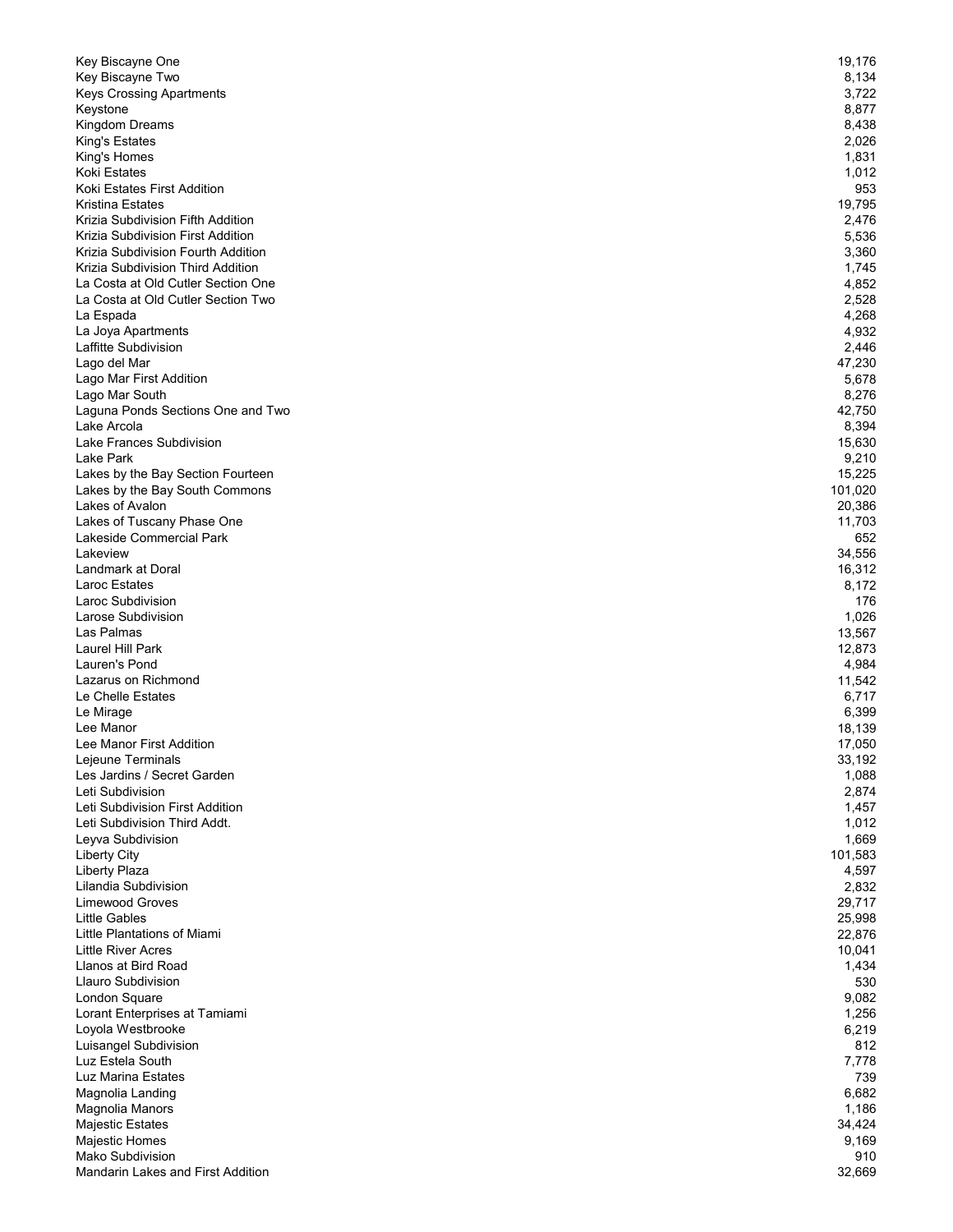| | |
|---|---|
| Key Biscayne One | 19,176 |
| Key Biscayne Two | 8,134 |
| Keys Crossing Apartments | 3,722 |
| Keystone | 8,877 |
| Kingdom Dreams | 8,438 |
| King's Estates | 2,026 |
| King's Homes | 1,831 |
| Koki Estates | 1,012 |
| Koki Estates First Addition | 953 |
| Kristina Estates | 19,795 |
| Krizia Subdivision Fifth Addition | 2,476 |
| Krizia Subdivision First Addition | 5,536 |
| Krizia Subdivision Fourth Addition | 3,360 |
| Krizia Subdivision Third Addition | 1,745 |
| La Costa at Old Cutler Section One | 4,852 |
| La Costa at Old Cutler Section Two | 2,528 |
| La Espada | 4,268 |
| La Joya Apartments | 4,932 |
| Laffitte Subdivision | 2,446 |
| Lago del Mar | 47,230 |
| Lago Mar First Addition | 5,678 |
| Lago Mar South | 8,276 |
| Laguna Ponds Sections One and Two | 42,750 |
| Lake Arcola | 8,394 |
| Lake Frances Subdivision | 15,630 |
| Lake Park | 9,210 |
| Lakes by the Bay Section Fourteen | 15,225 |
| Lakes by the Bay South Commons | 101,020 |
| Lakes of Avalon | 20,386 |
| Lakes of Tuscany Phase One | 11,703 |
| Lakeside Commercial Park | 652 |
| Lakeview | 34,556 |
| Landmark at Doral | 16,312 |
| Laroc Estates | 8,172 |
| Laroc Subdivision | 176 |
| Larose Subdivision | 1,026 |
| Las Palmas | 13,567 |
| Laurel Hill Park | 12,873 |
| Lauren's Pond | 4,984 |
| Lazarus on Richmond | 11,542 |
| Le Chelle Estates | 6,717 |
| Le Mirage | 6,399 |
| Lee Manor | 18,139 |
| Lee Manor First Addition | 17,050 |
| Lejeune Terminals | 33,192 |
| Les Jardins / Secret Garden | 1,088 |
| Leti Subdivision | 2,874 |
| Leti Subdivision First Addition | 1,457 |
| Leti Subdivision Third Addt. | 1,012 |
| Leyva Subdivision | 1,669 |
| Liberty City | 101,583 |
| Liberty Plaza | 4,597 |
| Lilandia Subdivision | 2,832 |
| Limewood Groves | 29,717 |
| Little Gables | 25,998 |
| Little Plantations of Miami | 22,876 |
| Little River Acres | 10,041 |
| Llanos at Bird Road | 1,434 |
| Llauro Subdivision | 530 |
| London Square | 9,082 |
| Lorant Enterprises at Tamiami | 1,256 |
| Loyola Westbrooke | 6,219 |
| Luisangel Subdivision | 812 |
| Luz Estela South | 7,778 |
| Luz Marina Estates | 739 |
| Magnolia Landing | 6,682 |
| Magnolia Manors | 1,186 |
| Majestic Estates | 34,424 |
| Majestic Homes | 9,169 |
| Mako Subdivision | 910 |
| Mandarin Lakes and First Addition | 32,669 |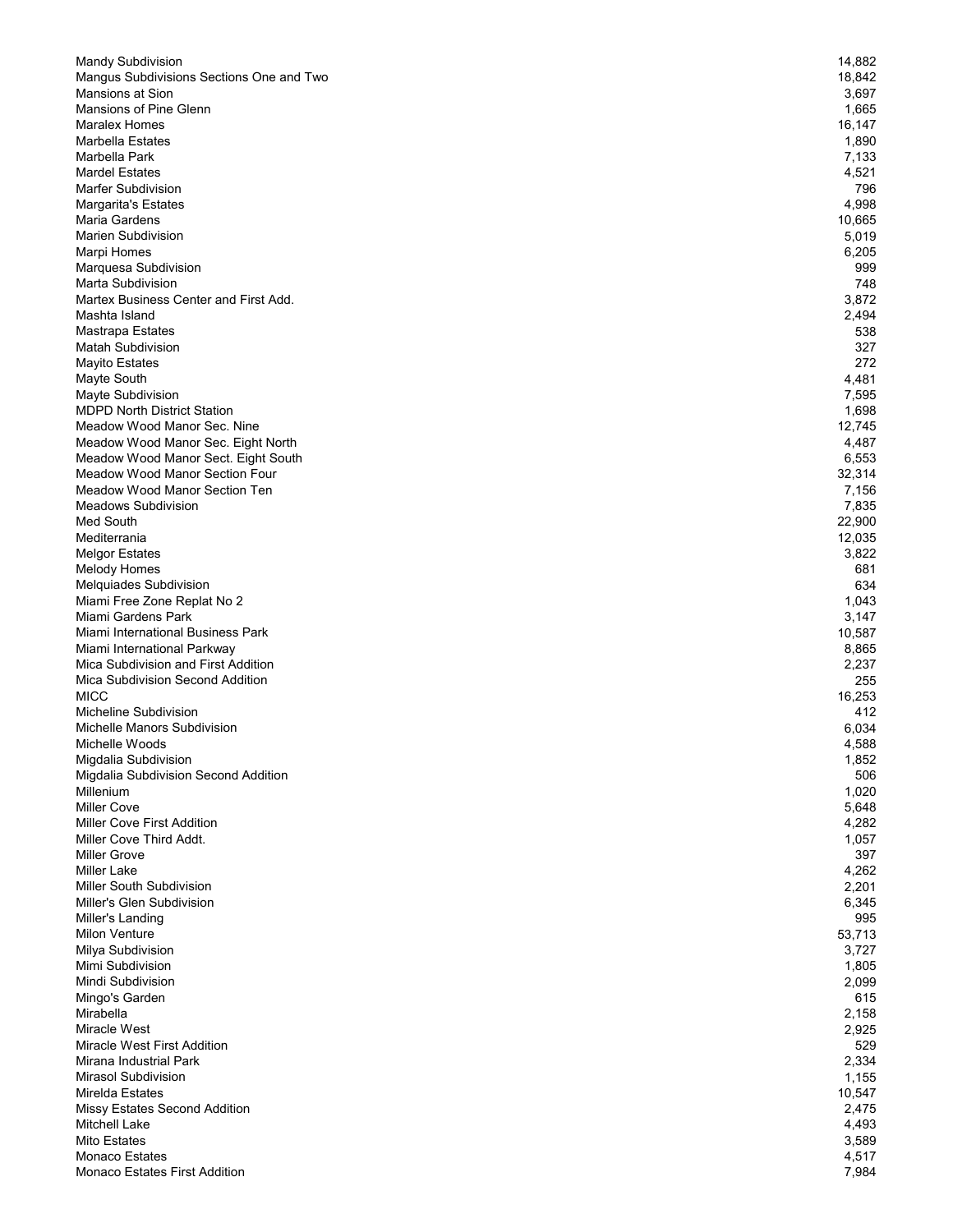| | |
|---|---|
| Mandy Subdivision | 14,882 |
| Mangus Subdivisions Sections One and Two | 18,842 |
| Mansions at Sion | 3,697 |
| Mansions of Pine Glenn | 1,665 |
| Maralex Homes | 16,147 |
| Marbella Estates | 1,890 |
| Marbella Park | 7,133 |
| Mardel Estates | 4,521 |
| Marfer Subdivision | 796 |
| Margarita's Estates | 4,998 |
| Maria Gardens | 10,665 |
| Marien Subdivision | 5,019 |
| Marpi Homes | 6,205 |
| Marquesa Subdivision | 999 |
| Marta Subdivision | 748 |
| Martex Business Center and First Add. | 3,872 |
| Mashta Island | 2,494 |
| Mastrapa Estates | 538 |
| Matah Subdivision | 327 |
| Mayito Estates | 272 |
| Mayte South | 4,481 |
| Mayte Subdivision | 7,595 |
| MDPD North District Station | 1,698 |
| Meadow Wood Manor Sec. Nine | 12,745 |
| Meadow Wood Manor Sec. Eight North | 4,487 |
| Meadow Wood Manor Sect. Eight South | 6,553 |
| Meadow Wood Manor Section Four | 32,314 |
| Meadow Wood Manor Section Ten | 7,156 |
| Meadows Subdivision | 7,835 |
| Med South | 22,900 |
| Mediterrania | 12,035 |
| Melgor Estates | 3,822 |
| Melody Homes | 681 |
| Melquiades Subdivision | 634 |
| Miami Free Zone Replat No 2 | 1,043 |
| Miami Gardens Park | 3,147 |
| Miami International Business Park | 10,587 |
| Miami International Parkway | 8,865 |
| Mica Subdivision and First Addition | 2,237 |
| Mica Subdivision Second Addition | 255 |
| MICC | 16,253 |
| Micheline Subdivision | 412 |
| Michelle Manors Subdivision | 6,034 |
| Michelle Woods | 4,588 |
| Migdalia Subdivision | 1,852 |
| Migdalia Subdivision Second Addition | 506 |
| Millenium | 1,020 |
| Miller Cove | 5,648 |
| Miller Cove First Addition | 4,282 |
| Miller Cove Third Addt. | 1,057 |
| Miller Grove | 397 |
| Miller Lake | 4,262 |
| Miller South Subdivision | 2,201 |
| Miller's Glen Subdivision | 6,345 |
| Miller's Landing | 995 |
| Milon Venture | 53,713 |
| Milya Subdivision | 3,727 |
| Mimi Subdivision | 1,805 |
| Mindi Subdivision | 2,099 |
| Mingo's Garden | 615 |
| Mirabella | 2,158 |
| Miracle West | 2,925 |
| Miracle West First Addition | 529 |
| Mirana Industrial Park | 2,334 |
| Mirasol Subdivision | 1,155 |
| Mirelda Estates | 10,547 |
| Missy Estates Second Addition | 2,475 |
| Mitchell Lake | 4,493 |
| Mito Estates | 3,589 |
| Monaco Estates | 4,517 |
| Monaco Estates First Addition | 7,984 |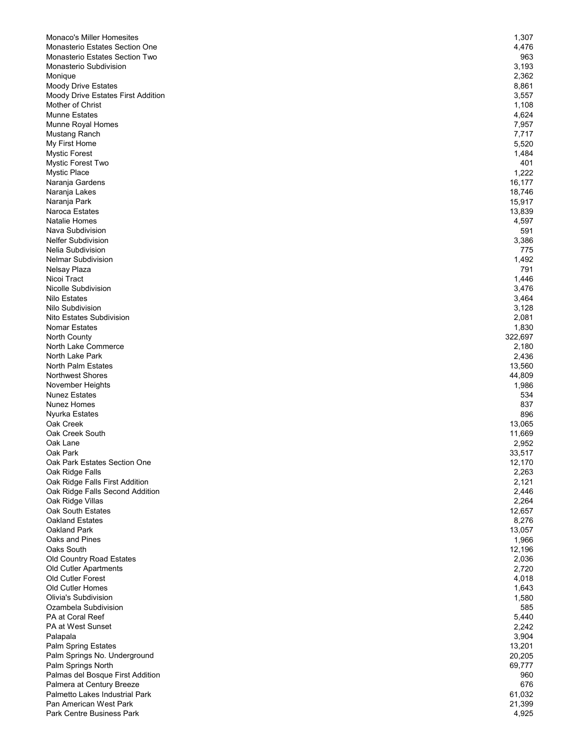| | |
|---|---|
| Monaco's Miller Homesites | 1,307 |
| Monasterio Estates Section One | 4,476 |
| Monasterio Estates Section Two | 963 |
| Monasterio Subdivision | 3,193 |
| Monique | 2,362 |
| Moody Drive Estates | 8,861 |
| Moody Drive Estates First Addition | 3,557 |
| Mother of Christ | 1,108 |
| Munne Estates | 4,624 |
| Munne Royal Homes | 7,957 |
| Mustang Ranch | 7,717 |
| My First Home | 5,520 |
| Mystic Forest | 1,484 |
| Mystic Forest Two | 401 |
| Mystic Place | 1,222 |
| Naranja Gardens | 16,177 |
| Naranja Lakes | 18,746 |
| Naranja Park | 15,917 |
| Naroca Estates | 13,839 |
| Natalie Homes | 4,597 |
| Nava Subdivision | 591 |
| Nelfer Subdivision | 3,386 |
| Nelia Subdivision | 775 |
| Nelmar Subdivision | 1,492 |
| Nelsay Plaza | 791 |
| Nicoi Tract | 1,446 |
| Nicolle Subdivision | 3,476 |
| Nilo Estates | 3,464 |
| Nilo Subdivision | 3,128 |
| Nito Estates Subdivision | 2,081 |
| Nomar Estates | 1,830 |
| North County | 322,697 |
| North Lake Commerce | 2,180 |
| North Lake Park | 2,436 |
| North Palm Estates | 13,560 |
| Northwest Shores | 44,809 |
| November Heights | 1,986 |
| Nunez Estates | 534 |
| Nunez Homes | 837 |
| Nyurka Estates | 896 |
| Oak Creek | 13,065 |
| Oak Creek South | 11,669 |
| Oak Lane | 2,952 |
| Oak Park | 33,517 |
| Oak Park Estates Section One | 12,170 |
| Oak Ridge Falls | 2,263 |
| Oak Ridge Falls First Addition | 2,121 |
| Oak Ridge Falls Second Addition | 2,446 |
| Oak Ridge Villas | 2,264 |
| Oak South Estates | 12,657 |
| Oakland Estates | 8,276 |
| Oakland Park | 13,057 |
| Oaks and Pines | 1,966 |
| Oaks South | 12,196 |
| Old Country Road Estates | 2,036 |
| Old Cutler Apartments | 2,720 |
| Old Cutler Forest | 4,018 |
| Old Cutler Homes | 1,643 |
| Olivia's Subdivision | 1,580 |
| Ozambela Subdivision | 585 |
| PA at Coral Reef | 5,440 |
| PA at West Sunset | 2,242 |
| Palapala | 3,904 |
| Palm Spring Estates | 13,201 |
| Palm Springs No. Underground | 20,205 |
| Palm Springs North | 69,777 |
| Palmas del Bosque First Addition | 960 |
| Palmera at Century Breeze | 676 |
| Palmetto Lakes Industrial Park | 61,032 |
| Pan American West Park | 21,399 |
| Park Centre Business Park | 4,925 |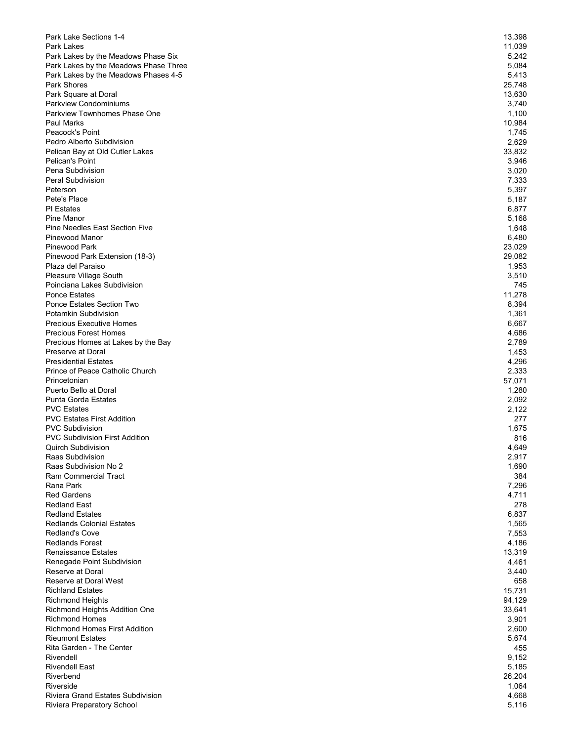| | |
|---|---|
| Park Lake Sections 1-4 | 13,398 |
| Park Lakes | 11,039 |
| Park Lakes by the Meadows Phase Six | 5,242 |
| Park Lakes by the Meadows Phase Three | 5,084 |
| Park Lakes by the Meadows Phases 4-5 | 5,413 |
| Park Shores | 25,748 |
| Park Square at Doral | 13,630 |
| Parkview Condominiums | 3,740 |
| Parkview Townhomes Phase One | 1,100 |
| Paul Marks | 10,984 |
| Peacock's Point | 1,745 |
| Pedro Alberto Subdivision | 2,629 |
| Pelican Bay at Old Cutler Lakes | 33,832 |
| Pelican's Point | 3,946 |
| Pena Subdivision | 3,020 |
| Peral Subdivision | 7,333 |
| Peterson | 5,397 |
| Pete's Place | 5,187 |
| PI Estates | 6,877 |
| Pine Manor | 5,168 |
| Pine Needles East Section Five | 1,648 |
| Pinewood Manor | 6,480 |
| Pinewood Park | 23,029 |
| Pinewood Park Extension (18-3) | 29,082 |
| Plaza del Paraiso | 1,953 |
| Pleasure Village South | 3,510 |
| Poinciana Lakes Subdivision | 745 |
| Ponce Estates | 11,278 |
| Ponce Estates Section Two | 8,394 |
| Potamkin Subdivision | 1,361 |
| Precious Executive Homes | 6,667 |
| Precious Forest Homes | 4,686 |
| Precious Homes at Lakes by the Bay | 2,789 |
| Preserve at Doral | 1,453 |
| Presidential Estates | 4,296 |
| Prince of Peace Catholic Church | 2,333 |
| Princetonian | 57,071 |
| Puerto Bello at Doral | 1,280 |
| Punta Gorda Estates | 2,092 |
| PVC Estates | 2,122 |
| PVC Estates First Addition | 277 |
| PVC Subdivision | 1,675 |
| PVC Subdivision First Addition | 816 |
| Quirch Subdivision | 4,649 |
| Raas Subdivision | 2,917 |
| Raas Subdivision No 2 | 1,690 |
| Ram Commercial Tract | 384 |
| Rana Park | 7,296 |
| Red Gardens | 4,711 |
| Redland East | 278 |
| Redland Estates | 6,837 |
| Redlands Colonial Estates | 1,565 |
| Redland's Cove | 7,553 |
| Redlands Forest | 4,186 |
| Renaissance Estates | 13,319 |
| Renegade Point Subdivision | 4,461 |
| Reserve at Doral | 3,440 |
| Reserve at Doral West | 658 |
| Richland Estates | 15,731 |
| Richmond Heights | 94,129 |
| Richmond Heights Addition One | 33,641 |
| Richmond Homes | 3,901 |
| Richmond Homes First Addition | 2,600 |
| Rieumont Estates | 5,674 |
| Rita Garden - The Center | 455 |
| Rivendell | 9,152 |
| Rivendell East | 5,185 |
| Riverbend | 26,204 |
| Riverside | 1,064 |
| Riviera Grand Estates Subdivision | 4,668 |
| Riviera Preparatory School | 5,116 |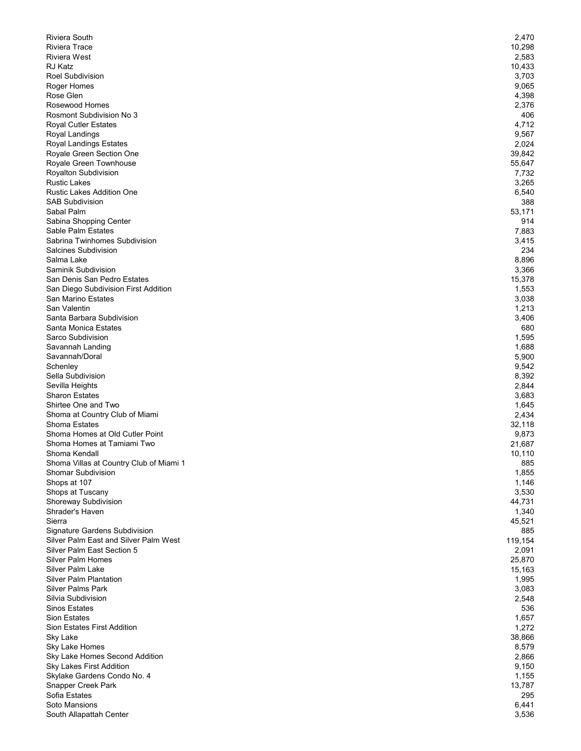| | |
|---|---|
| Riviera South | 2,470 |
| Riviera Trace | 10,298 |
| Riviera West | 2,583 |
| RJ Katz | 10,433 |
| Roel Subdivision | 3,703 |
| Roger Homes | 9,065 |
| Rose Glen | 4,398 |
| Rosewood Homes | 2,376 |
| Rosmont Subdivision No 3 | 406 |
| Royal Cutler Estates | 4,712 |
| Royal Landings | 9,567 |
| Royal Landings Estates | 2,024 |
| Royale Green Section One | 39,842 |
| Royale Green Townhouse | 55,647 |
| Royalton Subdivision | 7,732 |
| Rustic Lakes | 3,265 |
| Rustic Lakes Addition One | 6,540 |
| SAB Subdivision | 388 |
| Sabal Palm | 53,171 |
| Sabina Shopping Center | 914 |
| Sable Palm Estates | 7,883 |
| Sabrina Twinhomes Subdivision | 3,415 |
| Salcines Subdivision | 234 |
| Salma Lake | 8,896 |
| Saminik Subdivision | 3,366 |
| San Denis San Pedro Estates | 15,378 |
| San Diego Subdivision First Addition | 1,553 |
| San Marino Estates | 3,038 |
| San Valentin | 1,213 |
| Santa Barbara Subdivision | 3,406 |
| Santa Monica Estates | 680 |
| Sarco Subdivision | 1,595 |
| Savannah Landing | 1,688 |
| Savannah/Doral | 5,900 |
| Schenley | 9,542 |
| Sella Subdivision | 8,392 |
| Sevilla Heights | 2,844 |
| Sharon Estates | 3,683 |
| Shirtee One and Two | 1,645 |
| Shoma at Country Club of Miami | 2,434 |
| Shoma Estates | 32,118 |
| Shoma Homes at Old Cutler Point | 9,873 |
| Shoma Homes at Tamiami Two | 21,687 |
| Shoma Kendall | 10,110 |
| Shoma Villas at Country Club of Miami 1 | 885 |
| Shomar Subdivision | 1,855 |
| Shops at 107 | 1,146 |
| Shops at Tuscany | 3,530 |
| Shoreway Subdivision | 44,731 |
| Shrader's Haven | 1,340 |
| Sierra | 45,521 |
| Signature Gardens Subdivision | 885 |
| Silver Palm East and Silver Palm West | 119,154 |
| Silver Palm East Section 5 | 2,091 |
| Silver Palm Homes | 25,870 |
| Silver Palm Lake | 15,163 |
| Silver Palm Plantation | 1,995 |
| Silver Palms Park | 3,083 |
| Silvia Subdivision | 2,548 |
| Sinos Estates | 536 |
| Sion Estates | 1,657 |
| Sion Estates First Addition | 1,272 |
| Sky Lake | 38,866 |
| Sky Lake Homes | 8,579 |
| Sky Lake Homes Second Addition | 2,866 |
| Sky Lakes First Addition | 9,150 |
| Skylake Gardens Condo No. 4 | 1,155 |
| Snapper Creek Park | 13,787 |
| Sofia Estates | 295 |
| Soto Mansions | 6,441 |
| South Allapattah Center | 3,536 |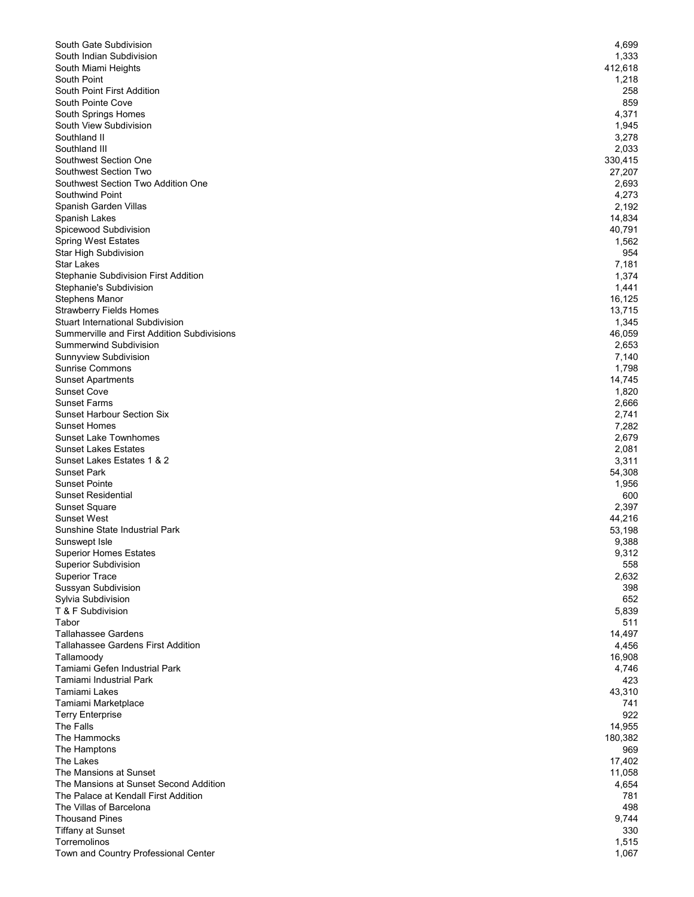| | |
|---|---|
| South Gate Subdivision | 4,699 |
| South Indian Subdivision | 1,333 |
| South Miami Heights | 412,618 |
| South Point | 1,218 |
| South Point First Addition | 258 |
| South Pointe Cove | 859 |
| South Springs Homes | 4,371 |
| South View Subdivision | 1,945 |
| Southland II | 3,278 |
| Southland III | 2,033 |
| Southwest Section One | 330,415 |
| Southwest Section Two | 27,207 |
| Southwest Section Two Addition One | 2,693 |
| Southwind Point | 4,273 |
| Spanish Garden Villas | 2,192 |
| Spanish Lakes | 14,834 |
| Spicewood Subdivision | 40,791 |
| Spring West Estates | 1,562 |
| Star High Subdivision | 954 |
| Star Lakes | 7,181 |
| Stephanie Subdivision First Addition | 1,374 |
| Stephanie's Subdivision | 1,441 |
| Stephens Manor | 16,125 |
| Strawberry Fields Homes | 13,715 |
| Stuart International Subdivision | 1,345 |
| Summerville and First Addition Subdivisions | 46,059 |
| Summerwind Subdivision | 2,653 |
| Sunnyview Subdivision | 7,140 |
| Sunrise Commons | 1,798 |
| Sunset Apartments | 14,745 |
| Sunset Cove | 1,820 |
| Sunset Farms | 2,666 |
| Sunset Harbour Section Six | 2,741 |
| Sunset Homes | 7,282 |
| Sunset Lake Townhomes | 2,679 |
| Sunset Lakes Estates | 2,081 |
| Sunset Lakes Estates 1 & 2 | 3,311 |
| Sunset Park | 54,308 |
| Sunset Pointe | 1,956 |
| Sunset Residential | 600 |
| Sunset Square | 2,397 |
| Sunset West | 44,216 |
| Sunshine State Industrial Park | 53,198 |
| Sunswept Isle | 9,388 |
| Superior Homes Estates | 9,312 |
| Superior Subdivision | 558 |
| Superior Trace | 2,632 |
| Sussyan Subdivision | 398 |
| Sylvia Subdivision | 652 |
| T & F Subdivision | 5,839 |
| Tabor | 511 |
| Tallahassee Gardens | 14,497 |
| Tallahassee Gardens First Addition | 4,456 |
| Tallamoody | 16,908 |
| Tamiami Gefen Industrial Park | 4,746 |
| Tamiami Industrial Park | 423 |
| Tamiami Lakes | 43,310 |
| Tamiami Marketplace | 741 |
| Terry Enterprise | 922 |
| The Falls | 14,955 |
| The Hammocks | 180,382 |
| The Hamptons | 969 |
| The Lakes | 17,402 |
| The Mansions at Sunset | 11,058 |
| The Mansions at Sunset Second Addition | 4,654 |
| The Palace at Kendall First Addition | 781 |
| The Villas of Barcelona | 498 |
| Thousand Pines | 9,744 |
| Tiffany at Sunset | 330 |
| Torremolinos | 1,515 |
| Town and Country Professional Center | 1,067 |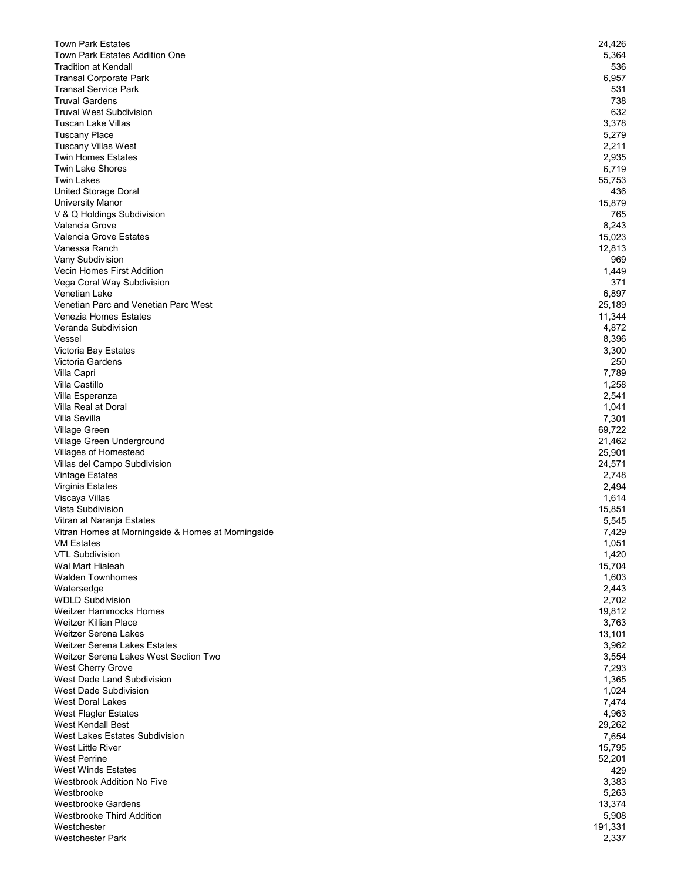| | |
|---|---|
| Town Park Estates | 24,426 |
| Town Park Estates Addition One | 5,364 |
| Tradition at Kendall | 536 |
| Transal Corporate Park | 6,957 |
| Transal Service Park | 531 |
| Truval Gardens | 738 |
| Truval West Subdivision | 632 |
| Tuscan Lake Villas | 3,378 |
| Tuscany Place | 5,279 |
| Tuscany Villas West | 2,211 |
| Twin Homes Estates | 2,935 |
| Twin Lake Shores | 6,719 |
| Twin Lakes | 55,753 |
| United Storage Doral | 436 |
| University Manor | 15,879 |
| V & Q Holdings Subdivision | 765 |
| Valencia Grove | 8,243 |
| Valencia Grove Estates | 15,023 |
| Vanessa Ranch | 12,813 |
| Vany Subdivision | 969 |
| Vecin Homes First Addition | 1,449 |
| Vega Coral Way Subdivision | 371 |
| Venetian Lake | 6,897 |
| Venetian Parc and Venetian Parc West | 25,189 |
| Venezia Homes Estates | 11,344 |
| Veranda Subdivision | 4,872 |
| Vessel | 8,396 |
| Victoria Bay Estates | 3,300 |
| Victoria Gardens | 250 |
| Villa Capri | 7,789 |
| Villa Castillo | 1,258 |
| Villa Esperanza | 2,541 |
| Villa Real at Doral | 1,041 |
| Villa Sevilla | 7,301 |
| Village Green | 69,722 |
| Village Green Underground | 21,462 |
| Villages of Homestead | 25,901 |
| Villas del Campo Subdivision | 24,571 |
| Vintage Estates | 2,748 |
| Virginia Estates | 2,494 |
| Viscaya Villas | 1,614 |
| Vista Subdivision | 15,851 |
| Vitran at Naranja Estates | 5,545 |
| Vitran Homes at Morningside & Homes at Morningside | 7,429 |
| VM Estates | 1,051 |
| VTL Subdivision | 1,420 |
| Wal Mart Hialeah | 15,704 |
| Walden Townhomes | 1,603 |
| Watersedge | 2,443 |
| WDLD Subdivision | 2,702 |
| Weitzer Hammocks Homes | 19,812 |
| Weitzer Killian Place | 3,763 |
| Weitzer Serena Lakes | 13,101 |
| Weitzer Serena Lakes Estates | 3,962 |
| Weitzer Serena Lakes West Section Two | 3,554 |
| West Cherry Grove | 7,293 |
| West Dade Land Subdivision | 1,365 |
| West Dade Subdivision | 1,024 |
| West Doral Lakes | 7,474 |
| West Flagler Estates | 4,963 |
| West Kendall Best | 29,262 |
| West Lakes Estates Subdivision | 7,654 |
| West Little River | 15,795 |
| West Perrine | 52,201 |
| West Winds Estates | 429 |
| Westbrook Addition No Five | 3,383 |
| Westbrooke | 5,263 |
| Westbrooke Gardens | 13,374 |
| Westbrooke Third Addition | 5,908 |
| Westchester | 191,331 |
| Westchester Park | 2,337 |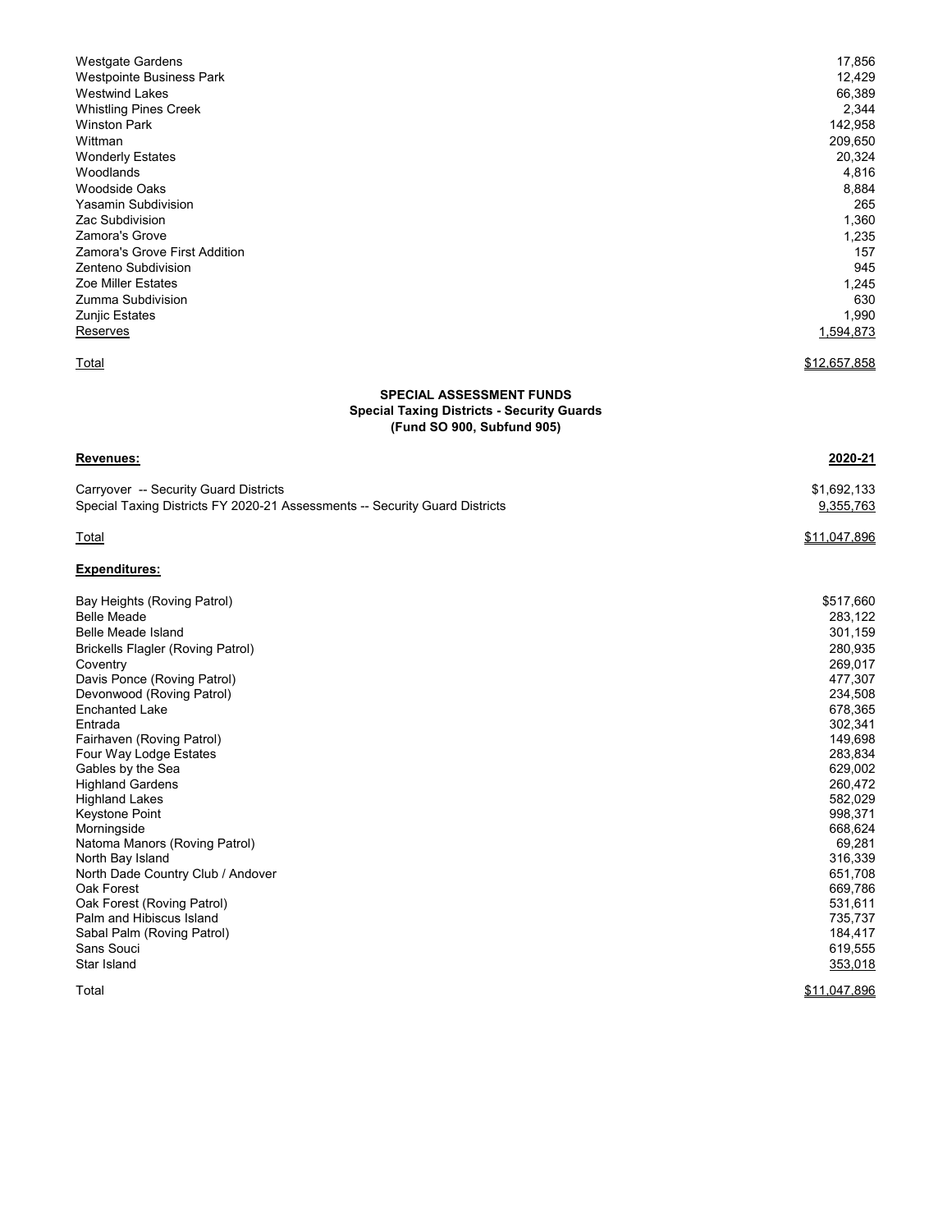| | |
|---|---|
| Westgate Gardens | 17,856 |
| Westpointe Business Park | 12,429 |
| Westwind Lakes | 66,389 |
| Whistling Pines Creek | 2,344 |
| Winston Park | 142,958 |
| Wittman | 209,650 |
| Wonderly Estates | 20,324 |
| Woodlands | 4,816 |
| Woodside Oaks | 8,884 |
| Yasamin Subdivision | 265 |
| Zac Subdivision | 1,360 |
| Zamora's Grove | 1,235 |
| Zamora's Grove First Addition | 157 |
| Zenteno Subdivision | 945 |
| Zoe Miller Estates | 1,245 |
| Zumma Subdivision | 630 |
| Zunjic Estates | 1,990 |
| Reserves | 1,594,873 |
| Total | $12,657,858 |

**SPECIAL ASSESSMENT FUNDS**
**Special Taxing Districts - Security Guards**
**(Fund SO 900, Subfund 905)**

| **Revenues:** | **2020-21** |
|---|---|
| Carryover -- Security Guard Districts | $1,692,133 |
| Special Taxing Districts FY 2020-21 Assessments -- Security Guard Districts | 9,355,763 |
| Total | $11,047,896 |

**Expenditures:**

| | |
|---|---|
| Bay Heights (Roving Patrol) | $517,660 |
| Belle Meade | 283,122 |
| Belle Meade Island | 301,159 |
| Brickells Flagler (Roving Patrol) | 280,935 |
| Coventry | 269,017 |
| Davis Ponce (Roving Patrol) | 477,307 |
| Devonwood (Roving Patrol) | 234,508 |
| Enchanted Lake | 678,365 |
| Entrada | 302,341 |
| Fairhaven (Roving Patrol) | 149,698 |
| Four Way Lodge Estates | 283,834 |
| Gables by the Sea | 629,002 |
| Highland Gardens | 260,472 |
| Highland Lakes | 582,029 |
| Keystone Point | 998,371 |
| Morningside | 668,624 |
| Natoma Manors (Roving Patrol) | 69,281 |
| North Bay Island | 316,339 |
| North Dade Country Club / Andover | 651,708 |
| Oak Forest | 669,786 |
| Oak Forest (Roving Patrol) | 531,611 |
| Palm and Hibiscus Island | 735,737 |
| Sabal Palm (Roving Patrol) | 184,417 |
| Sans Souci | 619,555 |
| Star Island | 353,018 |
| Total | $11,047,896 |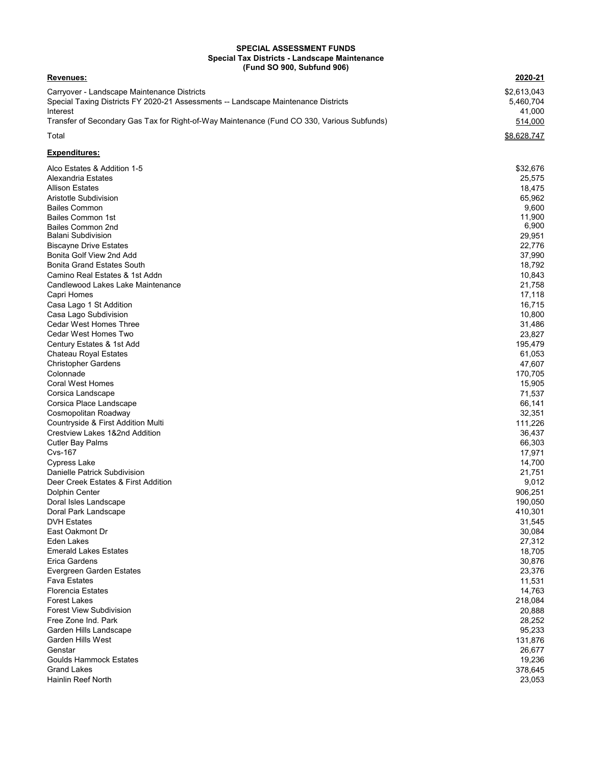**SPECIAL ASSESSMENT FUNDS**
**Special Tax Districts - Landscape Maintenance**
**(Fund SO 900, Subfund 906)**

| **Revenues:** | **2020-21** |
|---|---|
| Carryover - Landscape Maintenance Districts | $2,613,043 |
| Special Taxing Districts FY 2020-21 Assessments -- Landscape Maintenance Districts | 5,460,704 |
| Interest | 41,000 |
| Transfer of Secondary Gas Tax for Right-of-Way Maintenance (Fund CO 330, Various Subfunds) | 514,000 |
| Total | $8,628,747 |

| **Expenditures:** | |
|---|---|
| Alco Estates & Addition 1-5 | $32,676 |
| Alexandria Estates | 25,575 |
| Allison Estates | 18,475 |
| Aristotle Subdivision | 65,962 |
| Bailes Common | 9,600 |
| Bailes Common 1st | 11,900 |
| Bailes Common 2nd | 6,900 |
| Balani Subdivision | 29,951 |
| Biscayne Drive Estates | 22,776 |
| Bonita Golf View 2nd Add | 37,990 |
| Bonita Grand Estates South | 18,792 |
| Camino Real Estates & 1st Addn | 10,843 |
| Candlewood Lakes Lake Maintenance | 21,758 |
| Capri Homes | 17,118 |
| Casa Lago 1 St Addition | 16,715 |
| Casa Lago Subdivision | 10,800 |
| Cedar West Homes Three | 31,486 |
| Cedar West Homes Two | 23,827 |
| Century Estates & 1st Add | 195,479 |
| Chateau Royal Estates | 61,053 |
| Christopher Gardens | 47,607 |
| Colonnade | 170,705 |
| Coral West Homes | 15,905 |
| Corsica Landscape | 71,537 |
| Corsica Place Landscape | 66,141 |
| Cosmopolitan Roadway | 32,351 |
| Countryside & First Addition Multi | 111,226 |
| Crestview Lakes 1&2nd Addition | 36,437 |
| Cutler Bay Palms | 66,303 |
| Cvs-167 | 17,971 |
| Cypress Lake | 14,700 |
| Danielle Patrick Subdivision | 21,751 |
| Deer Creek Estates & First Addition | 9,012 |
| Dolphin Center | 906,251 |
| Doral Isles Landscape | 190,050 |
| Doral Park Landscape | 410,301 |
| DVH Estates | 31,545 |
| East Oakmont Dr | 30,084 |
| Eden Lakes | 27,312 |
| Emerald Lakes Estates | 18,705 |
| Erica Gardens | 30,876 |
| Evergreen Garden Estates | 23,376 |
| Fava Estates | 11,531 |
| Florencia Estates | 14,763 |
| Forest Lakes | 218,084 |
| Forest View Subdivision | 20,888 |
| Free Zone Ind. Park | 28,252 |
| Garden Hills Landscape | 95,233 |
| Garden Hills West | 131,876 |
| Genstar | 26,677 |
| Goulds Hammock Estates | 19,236 |
| Grand Lakes | 378,645 |
| Hainlin Reef North | 23,053 |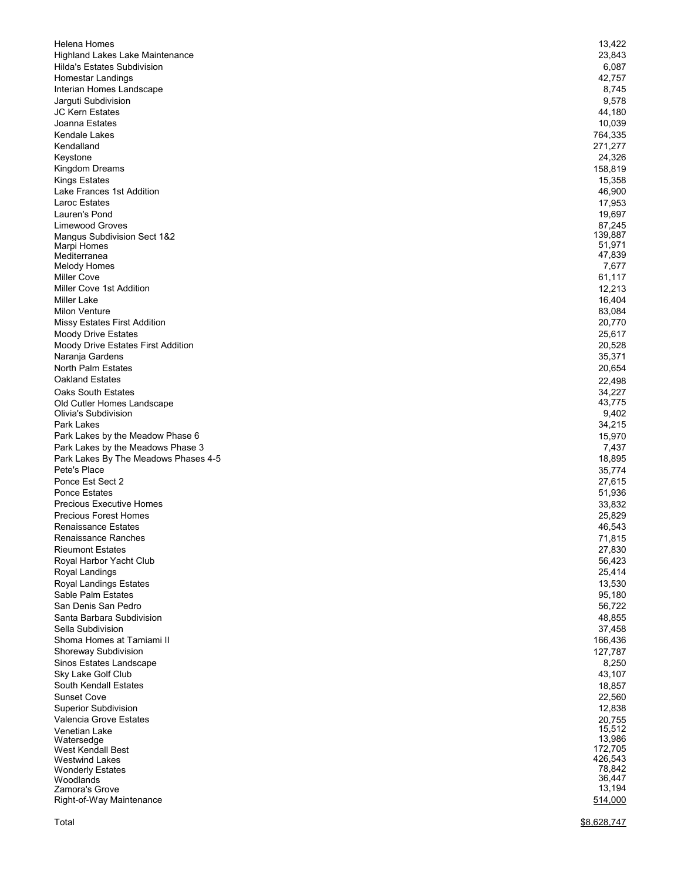| | |
|---|---|
| Helena Homes | 13,422 |
| Highland Lakes Lake Maintenance | 23,843 |
| Hilda's Estates Subdivision | 6,087 |
| Homestar Landings | 42,757 |
| Interian Homes Landscape | 8,745 |
| Jarguti Subdivision | 9,578 |
| JC Kern Estates | 44,180 |
| Joanna Estates | 10,039 |
| Kendale Lakes | 764,335 |
| Kendalland | 271,277 |
| Keystone | 24,326 |
| Kingdom Dreams | 158,819 |
| Kings Estates | 15,358 |
| Lake Frances 1st Addition | 46,900 |
| Laroc Estates | 17,953 |
| Lauren's Pond | 19,697 |
| Limewood Groves | 87,245 |
| Mangus Subdivision Sect 1&2 | 139,887 |
| Marpi Homes | 51,971 |
| Mediterranea | 47,839 |
| Melody Homes | 7,677 |
| Miller Cove | 61,117 |
| Miller Cove 1st Addition | 12,213 |
| Miller Lake | 16,404 |
| Milon Venture | 83,084 |
| Missy Estates First Addition | 20,770 |
| Moody Drive Estates | 25,617 |
| Moody Drive Estates First Addition | 20,528 |
| Naranja Gardens | 35,371 |
| North Palm Estates | 20,654 |
| Oakland Estates | 22,498 |
| Oaks South Estates | 34,227 |
| Old Cutler Homes Landscape | 43,775 |
| Olivia's Subdivision | 9,402 |
| Park Lakes | 34,215 |
| Park Lakes by the Meadow Phase 6 | 15,970 |
| Park Lakes by the Meadows Phase 3 | 7,437 |
| Park Lakes By The Meadows Phases 4-5 | 18,895 |
| Pete's Place | 35,774 |
| Ponce Est Sect 2 | 27,615 |
| Ponce Estates | 51,936 |
| Precious Executive Homes | 33,832 |
| Precious Forest Homes | 25,829 |
| Renaissance Estates | 46,543 |
| Renaissance Ranches | 71,815 |
| Rieumont Estates | 27,830 |
| Royal Harbor Yacht Club | 56,423 |
| Royal Landings | 25,414 |
| Royal Landings Estates | 13,530 |
| Sable Palm Estates | 95,180 |
| San Denis San Pedro | 56,722 |
| Santa Barbara Subdivision | 48,855 |
| Sella Subdivision | 37,458 |
| Shoma Homes at Tamiami II | 166,436 |
| Shoreway Subdivision | 127,787 |
| Sinos Estates Landscape | 8,250 |
| Sky Lake Golf Club | 43,107 |
| South Kendall Estates | 18,857 |
| Sunset Cove | 22,560 |
| Superior Subdivision | 12,838 |
| Valencia Grove Estates | 20,755 |
| Venetian Lake | 15,512 |
| Watersedge | 13,986 |
| West Kendall Best | 172,705 |
| Westwind Lakes | 426,543 |
| Wonderly Estates | 78,842 |
| Woodlands | 36,447 |
| Zamora's Grove | 13,194 |
| Right-of-Way Maintenance | 514,000 |
| | |
| Total | $8,628,747 |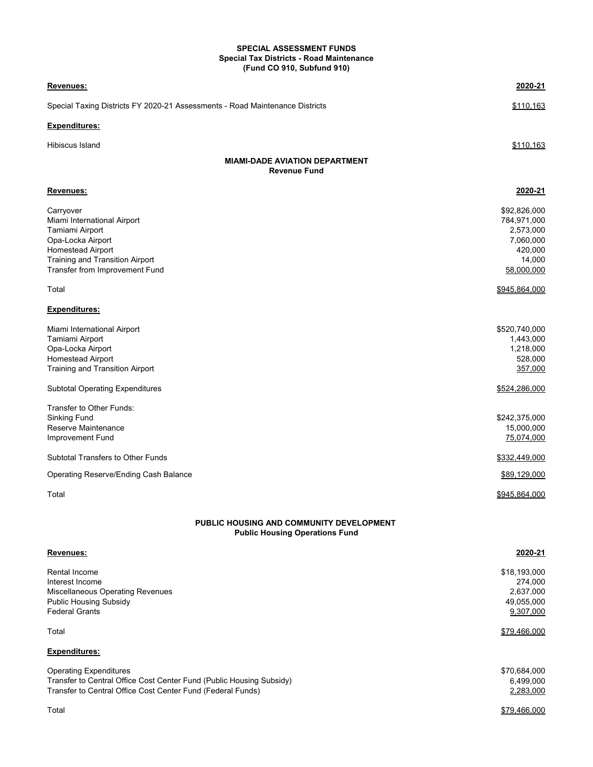**SPECIAL ASSESSMENT FUNDS**
**Special Tax Districts - Road Maintenance**
**(Fund CO 910, Subfund 910)**

| **Revenues:** | **2020-21** |
|---|---|
| Special Taxing Districts FY 2020-21 Assessments - Road Maintenance Districts | $110,163 |
| **Expenditures:** | |
| Hibiscus Island | $110,163 |

**MIAMI-DADE AVIATION DEPARTMENT**
**Revenue Fund**

| **Revenues:** | **2020-21** |
|---|---|
| Carryover | $92,826,000 |
| Miami International Airport | 784,971,000 |
| Tamiami Airport | 2,573,000 |
| Opa-Locka Airport | 7,060,000 |
| Homestead Airport | 420,000 |
| Training and Transition Airport | 14,000 |
| Transfer from Improvement Fund | 58,000,000 |
| Total | $945,864,000 |
| **Expenditures:** | |
| Miami International Airport | $520,740,000 |
| Tamiami Airport | 1,443,000 |
| Opa-Locka Airport | 1,218,000 |
| Homestead Airport | 528,000 |
| Training and Transition Airport | 357,000 |
| Subtotal Operating Expenditures | $524,286,000 |
| Transfer to Other Funds: | |
| Sinking Fund | $242,375,000 |
| Reserve Maintenance | 15,000,000 |
| Improvement Fund | 75,074,000 |
| Subtotal Transfers to Other Funds | $332,449,000 |
| Operating Reserve/Ending Cash Balance | $89,129,000 |
| Total | $945,864,000 |

**PUBLIC HOUSING AND COMMUNITY DEVELOPMENT**
**Public Housing Operations Fund**

| **Revenues:** | **2020-21** |
|---|---|
| Rental Income | $18,193,000 |
| Interest Income | 274,000 |
| Miscellaneous Operating Revenues | 2,637,000 |
| Public Housing Subsidy | 49,055,000 |
| Federal Grants | 9,307,000 |
| Total | $79,466,000 |
| **Expenditures:** | |
| Operating Expenditures | $70,684,000 |
| Transfer to Central Office Cost Center Fund (Public Housing Subsidy) | 6,499,000 |
| Transfer to Central Office Cost Center Fund (Federal Funds) | 2,283,000 |
| Total | $79,466,000 |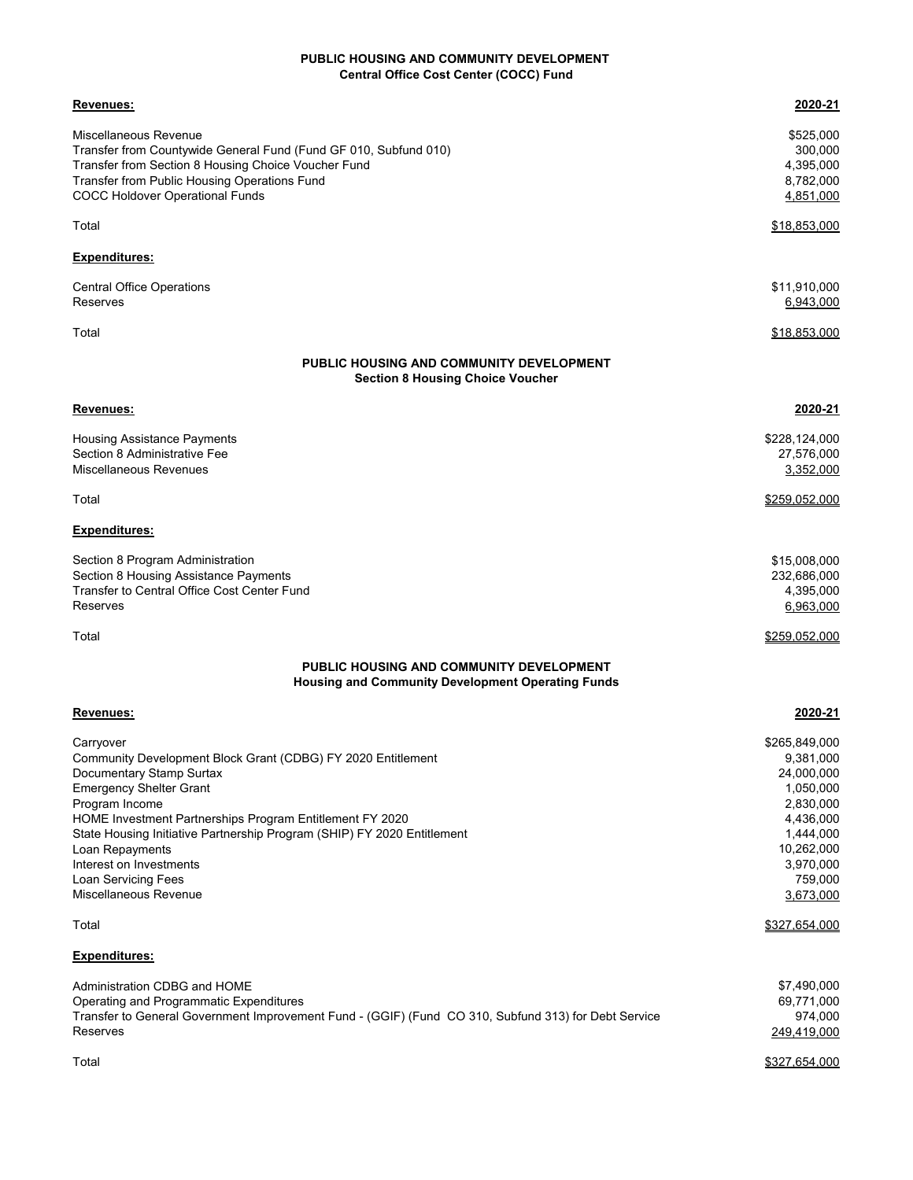## PUBLIC HOUSING AND COMMUNITY DEVELOPMENT
### Central Office Cost Center (COCC) Fund

| **Revenues:** | **2020-21** |
|---|---|
| Miscellaneous Revenue | $525,000 |
| Transfer from Countywide General Fund (Fund GF 010, Subfund 010) | 300,000 |
| Transfer from Section 8 Housing Choice Voucher Fund | 4,395,000 |
| Transfer from Public Housing Operations Fund | 8,782,000 |
| COCC Holdover Operational Funds | 4,851,000 |
| Total | $18,853,000 |

| **Expenditures:** | |
|---|---|
| Central Office Operations | $11,910,000 |
| Reserves | 6,943,000 |
| Total | $18,853,000 |

## PUBLIC HOUSING AND COMMUNITY DEVELOPMENT
### Section 8 Housing Choice Voucher

| **Revenues:** | **2020-21** |
|---|---|
| Housing Assistance Payments | $228,124,000 |
| Section 8 Administrative Fee | 27,576,000 |
| Miscellaneous Revenues | 3,352,000 |
| Total | $259,052,000 |

| **Expenditures:** | |
|---|---|
| Section 8 Program Administration | $15,008,000 |
| Section 8 Housing Assistance Payments | 232,686,000 |
| Transfer to Central Office Cost Center Fund | 4,395,000 |
| Reserves | 6,963,000 |
| Total | $259,052,000 |

## PUBLIC HOUSING AND COMMUNITY DEVELOPMENT
### Housing and Community Development Operating Funds

| **Revenues:** | **2020-21** |
|---|---|
| Carryover | $265,849,000 |
| Community Development Block Grant (CDBG) FY 2020 Entitlement | 9,381,000 |
| Documentary Stamp Surtax | 24,000,000 |
| Emergency Shelter Grant | 1,050,000 |
| Program Income | 2,830,000 |
| HOME Investment Partnerships Program Entitlement FY 2020 | 4,436,000 |
| State Housing Initiative Partnership Program (SHIP) FY 2020 Entitlement | 1,444,000 |
| Loan Repayments | 10,262,000 |
| Interest on Investments | 3,970,000 |
| Loan Servicing Fees | 759,000 |
| Miscellaneous Revenue | 3,673,000 |
| Total | $327,654,000 |

| **Expenditures:** | |
|---|---|
| Administration CDBG and HOME | $7,490,000 |
| Operating and Programmatic Expenditures | 69,771,000 |
| Transfer to General Government Improvement Fund - (GGIF) (Fund CO 310, Subfund 313) for Debt Service | 974,000 |
| Reserves | 249,419,000 |
| Total | $327,654,000 |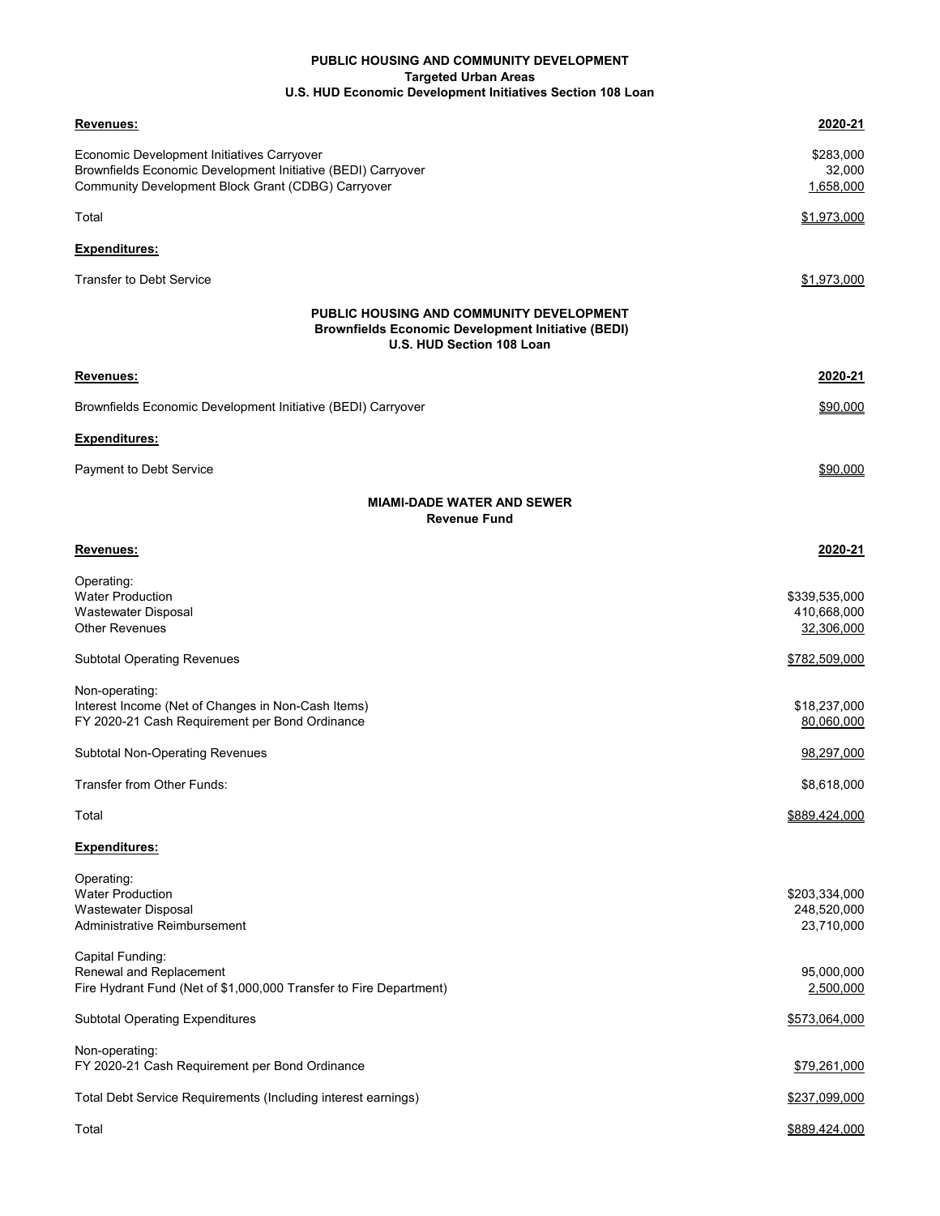## PUBLIC HOUSING AND COMMUNITY DEVELOPMENT
### Targeted Urban Areas
### U.S. HUD Economic Development Initiatives Section 108 Loan

| **Revenues:** | **2020-21** |
|---|---|
| Economic Development Initiatives Carryover | $283,000 |
| Brownfields Economic Development Initiative (BEDI) Carryover | 32,000 |
| Community Development Block Grant (CDBG) Carryover | 1,658,000 |
| Total | $1,973,000 |
| **Expenditures:** | |
| Transfer to Debt Service | $1,973,000 |

## PUBLIC HOUSING AND COMMUNITY DEVELOPMENT
### Brownfields Economic Development Initiative (BEDI)
### U.S. HUD Section 108 Loan

| **Revenues:** | **2020-21** |
|---|---|
| Brownfields Economic Development Initiative (BEDI) Carryover | $90,000 |
| **Expenditures:** | |
| Payment to Debt Service | $90,000 |

## MIAMI-DADE WATER AND SEWER
### Revenue Fund

| **Revenues:** | **2020-21** |
|---|---|
| Operating: | |
| Water Production | $339,535,000 |
| Wastewater Disposal | 410,668,000 |
| Other Revenues | 32,306,000 |
| Subtotal Operating Revenues | $782,509,000 |
| Non-operating: | |
| Interest Income (Net of Changes in Non-Cash Items) | $18,237,000 |
| FY 2020-21 Cash Requirement per Bond Ordinance | 80,060,000 |
| Subtotal Non-Operating Revenues | 98,297,000 |
| Transfer from Other Funds: | $8,618,000 |
| Total | $889,424,000 |
| **Expenditures:** | |
| Operating: | |
| Water Production | $203,334,000 |
| Wastewater Disposal | 248,520,000 |
| Administrative Reimbursement | 23,710,000 |
| Capital Funding: | |
| Renewal and Replacement | 95,000,000 |
| Fire Hydrant Fund (Net of $1,000,000 Transfer to Fire Department) | 2,500,000 |
| Subtotal Operating Expenditures | $573,064,000 |
| Non-operating: | |
| FY 2020-21 Cash Requirement per Bond Ordinance | $79,261,000 |
| Total Debt Service Requirements (Including interest earnings) | $237,099,000 |
| Total | $889,424,000 |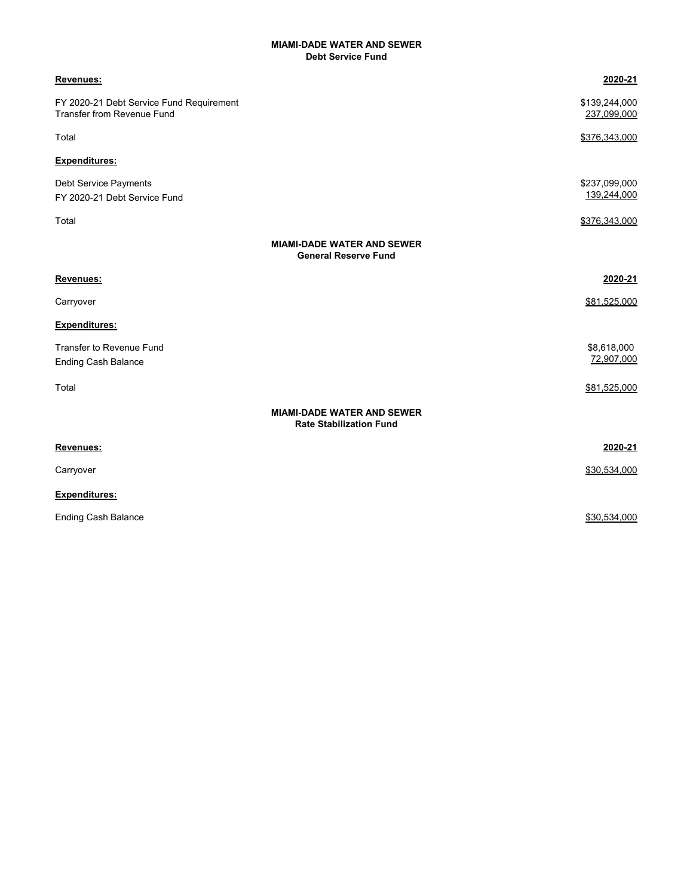## MIAMI-DADE WATER AND SEWER
### Debt Service Fund

| **Revenues:** | **2020-21** |
|---|---|
| FY 2020-21 Debt Service Fund Requirement | $139,244,000 |
| Transfer from Revenue Fund | 237,099,000 |
| Total | $376,343,000 |
| **Expenditures:** | |
| Debt Service Payments | $237,099,000 |
| FY 2020-21 Debt Service Fund | 139,244,000 |
| Total | $376,343,000 |

## MIAMI-DADE WATER AND SEWER
### General Reserve Fund

| **Revenues:** | **2020-21** |
|---|---|
| Carryover | $81,525,000 |
| **Expenditures:** | |
| Transfer to Revenue Fund | $8,618,000 |
| Ending Cash Balance | 72,907,000 |
| Total | $81,525,000 |

## MIAMI-DADE WATER AND SEWER
### Rate Stabilization Fund

| **Revenues:** | **2020-21** |
|---|---|
| Carryover | $30,534,000 |
| **Expenditures:** | |
| Ending Cash Balance | $30,534,000 |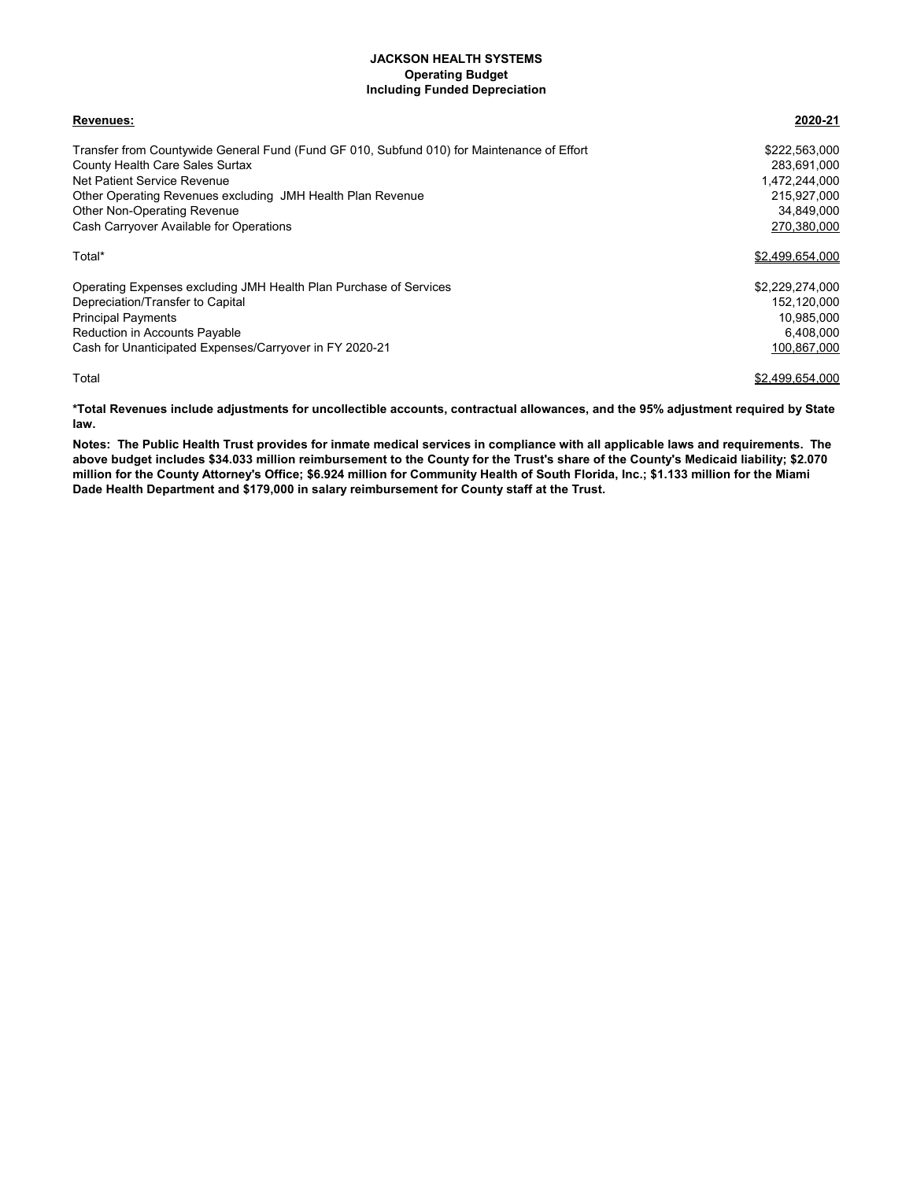**JACKSON HEALTH SYSTEMS**
**Operating Budget**
**Including Funded Depreciation**

| **Revenues:** | **2020-21** |
|---|---|
| Transfer from Countywide General Fund (Fund GF 010, Subfund 010) for Maintenance of Effort | $222,563,000 |
| County Health Care Sales Surtax | 283,691,000 |
| Net Patient Service Revenue | 1,472,244,000 |
| Other Operating Revenues excluding JMH Health Plan Revenue | 215,927,000 |
| Other Non-Operating Revenue | 34,849,000 |
| Cash Carryover Available for Operations | 270,380,000 |
| Total* | $2,499,654,000 |
| | |
| Operating Expenses excluding JMH Health Plan Purchase of Services | $2,229,274,000 |
| Depreciation/Transfer to Capital | 152,120,000 |
| Principal Payments | 10,985,000 |
| Reduction in Accounts Payable | 6,408,000 |
| Cash for Unanticipated Expenses/Carryover in FY 2020-21 | 100,867,000 |
| Total | $2,499,654,000 |

**\*Total Revenues include adjustments for uncollectible accounts, contractual allowances, and the 95% adjustment required by State law.**

**Notes: The Public Health Trust provides for inmate medical services in compliance with all applicable laws and requirements. The above budget includes $34.033 million reimbursement to the County for the Trust's share of the County's Medicaid liability; $2.070 million for the County Attorney's Office; $6.924 million for Community Health of South Florida, Inc.; $1.133 million for the Miami Dade Health Department and $179,000 in salary reimbursement for County staff at the Trust.**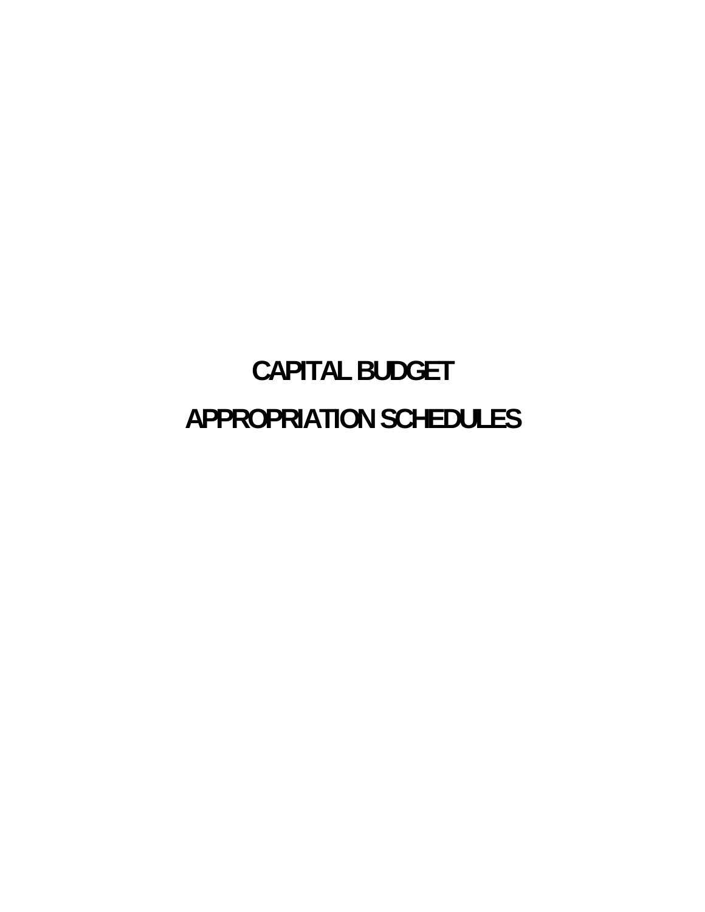# CAPITAL BUDGET

# APPROPRIATION SCHEDULES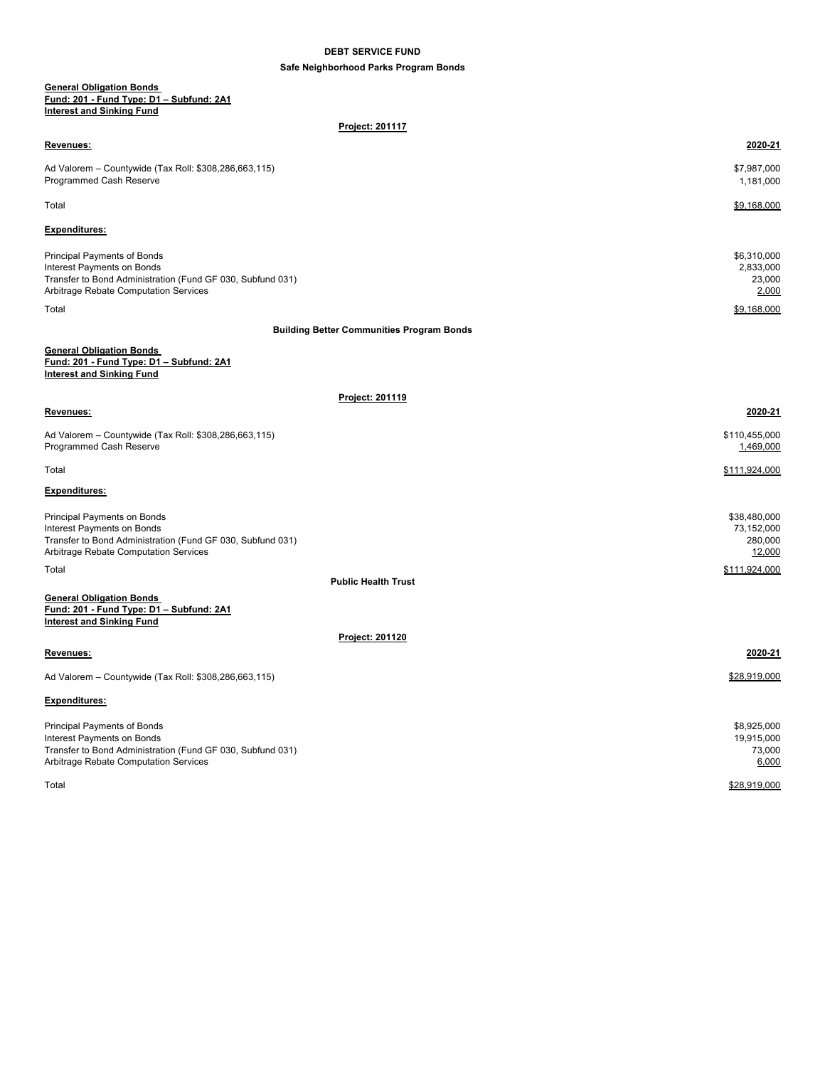## DEBT SERVICE FUND

### Safe Neighborhood Parks Program Bonds

**General Obligation Bonds**
**Fund: 201 - Fund Type: D1 – Subfund: 2A1**
**Interest and Sinking Fund**

**Project: 201117**

| **Revenues:** | **2020-21** |
|---|---|
| Ad Valorem – Countywide (Tax Roll: $308,286,663,115) | $7,987,000 |
| Programmed Cash Reserve | 1,181,000 |
| Total | $9,168,000 |
| **Expenditures:** | |
| Principal Payments of Bonds | $6,310,000 |
| Interest Payments on Bonds | 2,833,000 |
| Transfer to Bond Administration (Fund GF 030, Subfund 031) | 23,000 |
| Arbitrage Rebate Computation Services | 2,000 |
| Total | $9,168,000 |

### Building Better Communities Program Bonds

**General Obligation Bonds**
**Fund: 201 - Fund Type: D1 – Subfund: 2A1**
**Interest and Sinking Fund**

**Project: 201119**

| **Revenues:** | **2020-21** |
|---|---|
| Ad Valorem – Countywide (Tax Roll: $308,286,663,115) | $110,455,000 |
| Programmed Cash Reserve | 1,469,000 |
| Total | $111,924,000 |
| **Expenditures:** | |
| Principal Payments on Bonds | $38,480,000 |
| Interest Payments on Bonds | 73,152,000 |
| Transfer to Bond Administration (Fund GF 030, Subfund 031) | 280,000 |
| Arbitrage Rebate Computation Services | 12,000 |
| Total | $111,924,000 |

### Public Health Trust

**General Obligation Bonds**
**Fund: 201 - Fund Type: D1 – Subfund: 2A1**
**Interest and Sinking Fund**

**Project: 201120**

| **Revenues:** | **2020-21** |
|---|---|
| Ad Valorem – Countywide (Tax Roll: $308,286,663,115) | $28,919,000 |
| **Expenditures:** | |
| Principal Payments of Bonds | $8,925,000 |
| Interest Payments on Bonds | 19,915,000 |
| Transfer to Bond Administration (Fund GF 030, Subfund 031) | 73,000 |
| Arbitrage Rebate Computation Services | 6,000 |
| Total | $28,919,000 |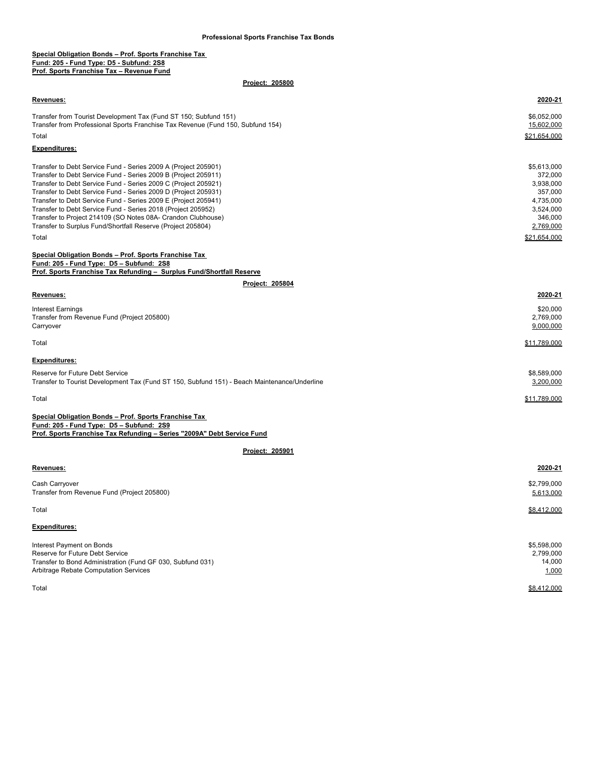# Professional Sports Franchise Tax Bonds

**Special Obligation Bonds – Prof. Sports Franchise Tax**
**Fund: 205 - Fund Type: D5 - Subfund: 2S8**
**Prof. Sports Franchise Tax – Revenue Fund**

**Project: 205800**

| Revenues: | 2020-21 |
|---|---|
| Transfer from Tourist Development Tax (Fund ST 150; Subfund 151) | $6,052,000 |
| Transfer from Professional Sports Franchise Tax Revenue (Fund 150, Subfund 154) | 15,602,000 |
| Total | $21,654,000 |

| Expenditures: | |
|---|---|
| Transfer to Debt Service Fund - Series 2009 A (Project 205901) | $5,613,000 |
| Transfer to Debt Service Fund - Series 2009 B (Project 205911) | 372,000 |
| Transfer to Debt Service Fund - Series 2009 C (Project 205921) | 3,938,000 |
| Transfer to Debt Service Fund - Series 2009 D (Project 205931) | 357,000 |
| Transfer to Debt Service Fund - Series 2009 E (Project 205941) | 4,735,000 |
| Transfer to Debt Service Fund - Series 2018 (Project 205952) | 3,524,000 |
| Transfer to Project 214109 (SO Notes 08A- Crandon Clubhouse) | 346,000 |
| Transfer to Surplus Fund/Shortfall Reserve (Project 205804) | 2,769,000 |
| Total | $21,654,000 |

**Special Obligation Bonds – Prof. Sports Franchise Tax**
**Fund: 205 - Fund Type: D5 – Subfund: 2S8**
**Prof. Sports Franchise Tax Refunding – Surplus Fund/Shortfall Reserve**

**Project: 205804**

| Revenues: | 2020-21 |
|---|---|
| Interest Earnings | $20,000 |
| Transfer from Revenue Fund (Project 205800) | 2,769,000 |
| Carryover | 9,000,000 |
| Total | $11,789,000 |

| Expenditures: | |
|---|---|
| Reserve for Future Debt Service | $8,589,000 |
| Transfer to Tourist Development Tax (Fund ST 150, Subfund 151) - Beach Maintenance/Underline | 3,200,000 |
| Total | $11,789,000 |

**Special Obligation Bonds – Prof. Sports Franchise Tax**
**Fund: 205 - Fund Type: D5 – Subfund: 2S9**
**Prof. Sports Franchise Tax Refunding – Series "2009A" Debt Service Fund**

**Project: 205901**

| Revenues: | 2020-21 |
|---|---|
| Cash Carryover | $2,799,000 |
| Transfer from Revenue Fund (Project 205800) | 5,613,000 |
| Total | $8,412,000 |

| Expenditures: | |
|---|---|
| Interest Payment on Bonds | $5,598,000 |
| Reserve for Future Debt Service | 2,799,000 |
| Transfer to Bond Administration (Fund GF 030, Subfund 031) | 14,000 |
| Arbitrage Rebate Computation Services | 1,000 |
| Total | $8,412,000 |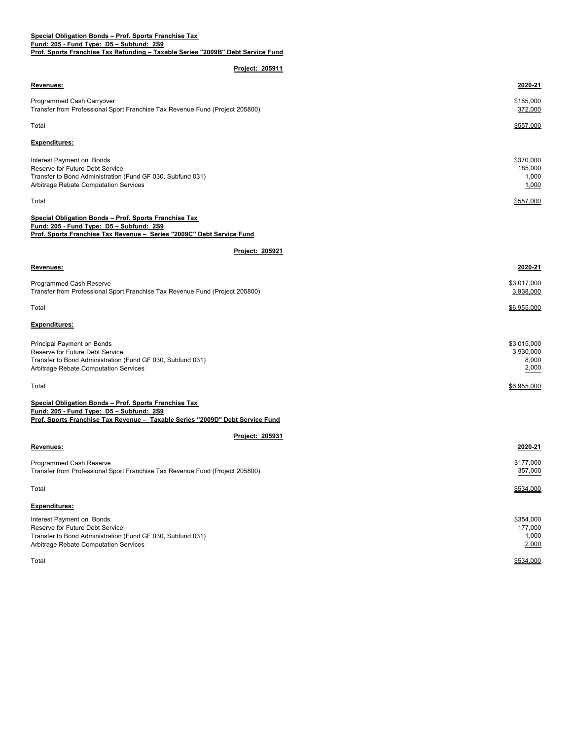**Special Obligation Bonds – Prof. Sports Franchise Tax**
**Fund: 205 - Fund Type: D5 – Subfund: 2S9**
**Prof. Sports Franchise Tax Refunding – Taxable Series "2009B" Debt Service Fund**

**Project: 205911**

| **Revenues:** | **2020-21** |
|---|---|
| Programmed Cash Carryover | $185,000 |
| Transfer from Professional Sport Franchise Tax Revenue Fund (Project 205800) | 372,000 |
| Total | $557,000 |
| **Expenditures:** | |
| Interest Payment on Bonds | $370,000 |
| Reserve for Future Debt Service | 185,000 |
| Transfer to Bond Administration (Fund GF 030, Subfund 031) | 1,000 |
| Arbitrage Rebate Computation Services | 1,000 |
| Total | $557,000 |

**Special Obligation Bonds – Prof. Sports Franchise Tax**
**Fund: 205 - Fund Type: D5 – Subfund: 2S9**
**Prof. Sports Franchise Tax Revenue – Series "2009C" Debt Service Fund**

**Project: 205921**

| **Revenues:** | **2020-21** |
|---|---|
| Programmed Cash Reserve | $3,017,000 |
| Transfer from Professional Sport Franchise Tax Revenue Fund (Project 205800) | 3,938,000 |
| Total | $6,955,000 |
| **Expenditures:** | |
| Principal Payment on Bonds | $3,015,000 |
| Reserve for Future Debt Service | 3,930,000 |
| Transfer to Bond Administration (Fund GF 030, Subfund 031) | 8,000 |
| Arbitrage Rebate Computation Services | 2,000 |
| Total | $6,955,000 |

**Special Obligation Bonds – Prof. Sports Franchise Tax**
**Fund: 205 - Fund Type: D5 – Subfund: 2S9**
**Prof. Sports Franchise Tax Revenue – Taxable Series "2009D" Debt Service Fund**

**Project: 205931**

| **Revenues:** | **2020-21** |
|---|---|
| Programmed Cash Reserve | $177,000 |
| Transfer from Professional Sport Franchise Tax Revenue Fund (Project 205800) | 357,000 |
| Total | $534,000 |
| **Expenditures:** | |
| Interest Payment on Bonds | $354,000 |
| Reserve for Future Debt Service | 177,000 |
| Transfer to Bond Administration (Fund GF 030, Subfund 031) | 1,000 |
| Arbitrage Rebate Computation Services | 2,000 |
| Total | $534,000 |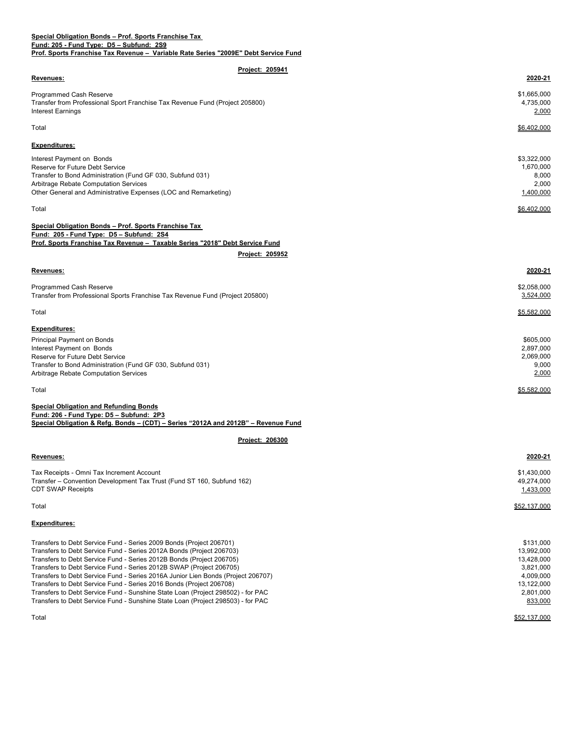**Special Obligation Bonds – Prof. Sports Franchise Tax**
**Fund: 205 - Fund Type: D5 – Subfund: 2S9**
**Prof. Sports Franchise Tax Revenue – Variable Rate Series "2009E" Debt Service Fund**

**Project: 205941**

| Revenues: | 2020-21 |
|---|---|
| Programmed Cash Reserve | $1,665,000 |
| Transfer from Professional Sport Franchise Tax Revenue Fund (Project 205800) | 4,735,000 |
| Interest Earnings | 2,000 |
| Total | $6,402,000 |

| Expenditures: | |
|---|---|
| Interest Payment on Bonds | $3,322,000 |
| Reserve for Future Debt Service | 1,670,000 |
| Transfer to Bond Administration (Fund GF 030, Subfund 031) | 8,000 |
| Arbitrage Rebate Computation Services | 2,000 |
| Other General and Administrative Expenses (LOC and Remarketing) | 1,400,000 |
| Total | $6,402,000 |

**Special Obligation Bonds – Prof. Sports Franchise Tax**
**Fund: 205 - Fund Type: D5 – Subfund: 2S4**
**Prof. Sports Franchise Tax Revenue – Taxable Series "2018" Debt Service Fund**

**Project: 205952**

| Revenues: | 2020-21 |
|---|---|
| Programmed Cash Reserve | $2,058,000 |
| Transfer from Professional Sports Franchise Tax Revenue Fund (Project 205800) | 3,524,000 |
| Total | $5,582,000 |

| Expenditures: | |
|---|---|
| Principal Payment on Bonds | $605,000 |
| Interest Payment on Bonds | 2,897,000 |
| Reserve for Future Debt Service | 2,069,000 |
| Transfer to Bond Administration (Fund GF 030, Subfund 031) | 9,000 |
| Arbitrage Rebate Computation Services | 2,000 |
| Total | $5,582,000 |

**Special Obligation and Refunding Bonds**
**Fund: 206 - Fund Type: D5 – Subfund: 2P3**
**Special Obligation & Refg. Bonds – (CDT) – Series "2012A and 2012B" – Revenue Fund**

**Project: 206300**

| Revenues: | 2020-21 |
|---|---|
| Tax Receipts - Omni Tax Increment Account | $1,430,000 |
| Transfer – Convention Development Tax Trust (Fund ST 160, Subfund 162) | 49,274,000 |
| CDT SWAP Receipts | 1,433,000 |
| Total | $52,137,000 |

| Expenditures: | |
|---|---|
| Transfers to Debt Service Fund - Series 2009 Bonds (Project 206701) | $131,000 |
| Transfers to Debt Service Fund - Series 2012A Bonds (Project 206703) | 13,992,000 |
| Transfers to Debt Service Fund - Series 2012B Bonds (Project 206705) | 13,428,000 |
| Transfers to Debt Service Fund - Series 2012B SWAP (Project 206705) | 3,821,000 |
| Transfers to Debt Service Fund - Series 2016A Junior Lien Bonds (Project 206707) | 4,009,000 |
| Transfers to Debt Service Fund - Series 2016 Bonds (Project 206708) | 13,122,000 |
| Transfers to Debt Service Fund - Sunshine State Loan (Project 298502) - for PAC | 2,801,000 |
| Transfers to Debt Service Fund - Sunshine State Loan (Project 298503) - for PAC | 833,000 |
| Total | $52,137,000 |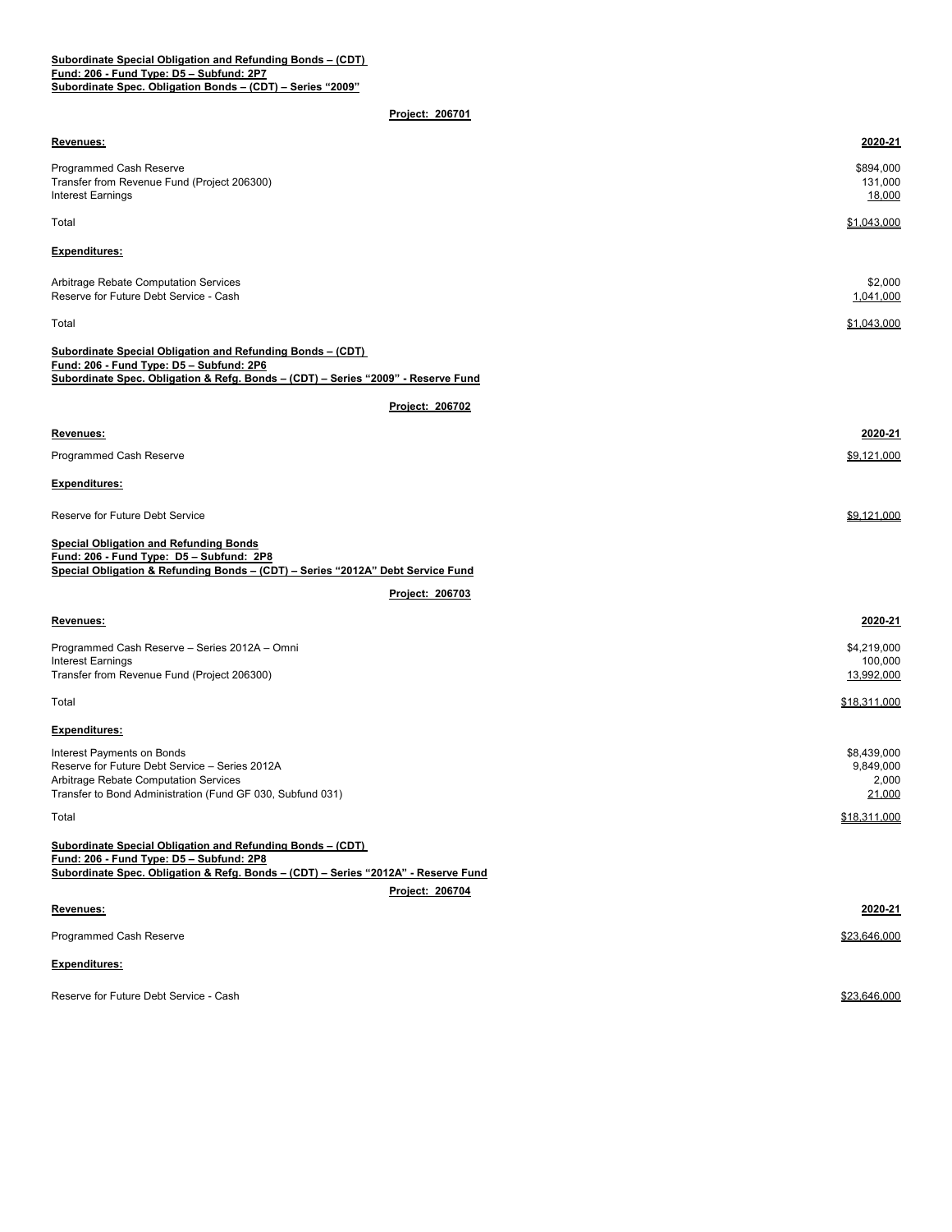**Subordinate Special Obligation and Refunding Bonds – (CDT)**
**Fund: 206 - Fund Type: D5 – Subfund: 2P7**
**Subordinate Spec. Obligation Bonds – (CDT) – Series "2009"**

**Project: 206701**

| **Revenues:** | **2020-21** |
|---|---|
| Programmed Cash Reserve | $894,000 |
| Transfer from Revenue Fund (Project 206300) | 131,000 |
| Interest Earnings | 18,000 |
| Total | $1,043,000 |

| **Expenditures:** | |
|---|---|
| Arbitrage Rebate Computation Services | $2,000 |
| Reserve for Future Debt Service - Cash | 1,041,000 |
| Total | $1,043,000 |

**Subordinate Special Obligation and Refunding Bonds – (CDT)**
**Fund: 206 - Fund Type: D5 – Subfund: 2P6**
**Subordinate Spec. Obligation & Refg. Bonds – (CDT) – Series "2009" - Reserve Fund**

**Project: 206702**

| **Revenues:** | **2020-21** |
|---|---|
| Programmed Cash Reserve | $9,121,000 |

| **Expenditures:** | |
|---|---|
| Reserve for Future Debt Service | $9,121,000 |

**Special Obligation and Refunding Bonds**
**Fund: 206 - Fund Type: D5 – Subfund: 2P8**
**Special Obligation & Refunding Bonds – (CDT) – Series "2012A" Debt Service Fund**

**Project: 206703**

| **Revenues:** | **2020-21** |
|---|---|
| Programmed Cash Reserve – Series 2012A – Omni | $4,219,000 |
| Interest Earnings | 100,000 |
| Transfer from Revenue Fund (Project 206300) | 13,992,000 |
| Total | $18,311,000 |

| **Expenditures:** | |
|---|---|
| Interest Payments on Bonds | $8,439,000 |
| Reserve for Future Debt Service – Series 2012A | 9,849,000 |
| Arbitrage Rebate Computation Services | 2,000 |
| Transfer to Bond Administration (Fund GF 030, Subfund 031) | 21,000 |
| Total | $18,311,000 |

**Subordinate Special Obligation and Refunding Bonds – (CDT)**
**Fund: 206 - Fund Type: D5 – Subfund: 2P8**
**Subordinate Spec. Obligation & Refg. Bonds – (CDT) – Series "2012A" - Reserve Fund**

**Project: 206704**

| **Revenues:** | **2020-21** |
|---|---|
| Programmed Cash Reserve | $23,646,000 |

| **Expenditures:** | |
|---|---|
| Reserve for Future Debt Service - Cash | $23,646,000 |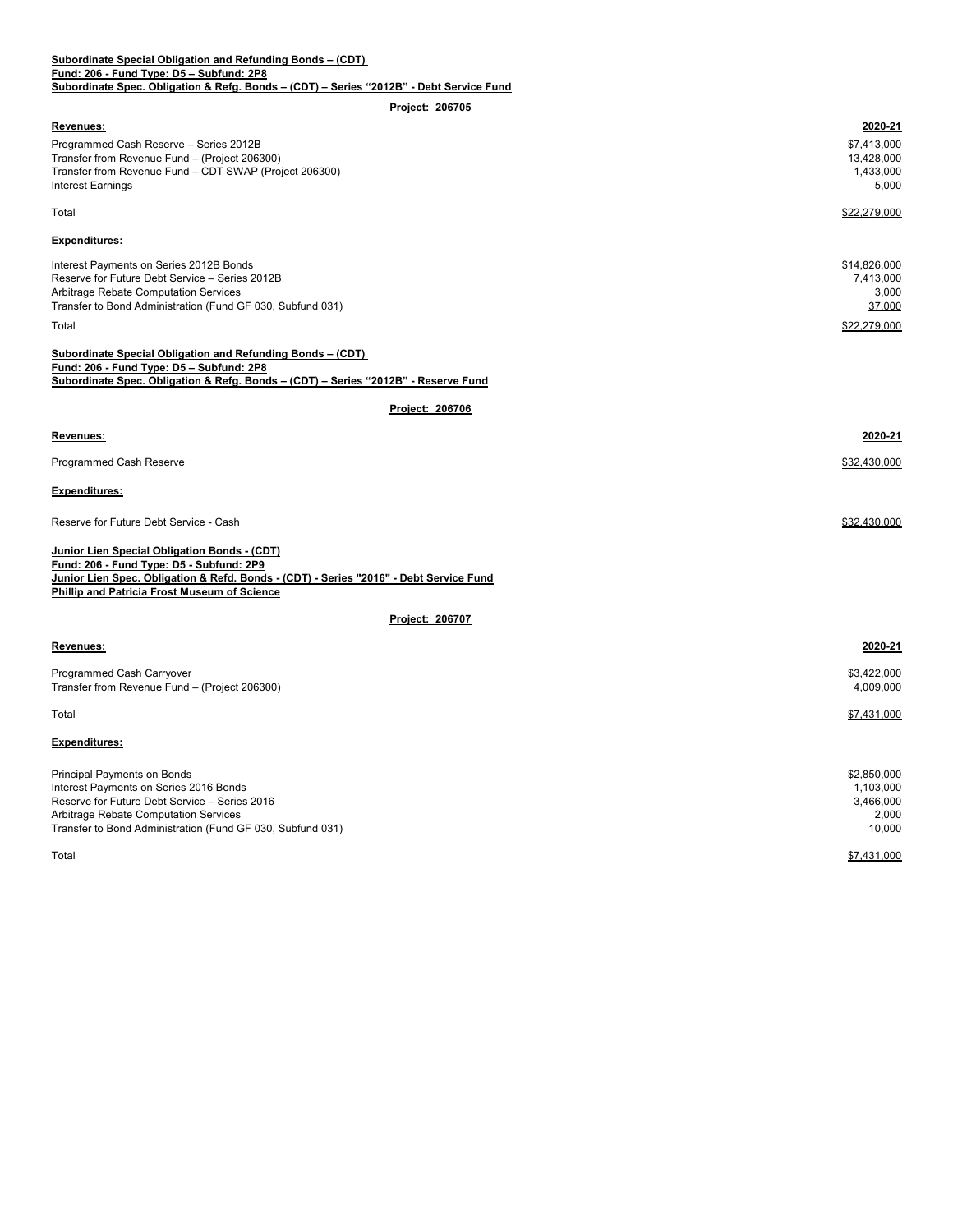**Subordinate Special Obligation and Refunding Bonds – (CDT)**
**Fund: 206 - Fund Type: D5 – Subfund: 2P8**
**Subordinate Spec. Obligation & Refg. Bonds – (CDT) – Series "2012B" - Debt Service Fund**

**Project: 206705**

| **Revenues:** | **2020-21** |
|---|---|
| Programmed Cash Reserve – Series 2012B | $7,413,000 |
| Transfer from Revenue Fund – (Project 206300) | 13,428,000 |
| Transfer from Revenue Fund – CDT SWAP (Project 206300) | 1,433,000 |
| Interest Earnings | 5,000 |
| Total | $22,279,000 |

| **Expenditures:** | |
|---|---|
| Interest Payments on Series 2012B Bonds | $14,826,000 |
| Reserve for Future Debt Service – Series 2012B | 7,413,000 |
| Arbitrage Rebate Computation Services | 3,000 |
| Transfer to Bond Administration (Fund GF 030, Subfund 031) | 37,000 |
| Total | $22,279,000 |

**Subordinate Special Obligation and Refunding Bonds – (CDT)**
**Fund: 206 - Fund Type: D5 – Subfund: 2P8**
**Subordinate Spec. Obligation & Refg. Bonds – (CDT) – Series "2012B" - Reserve Fund**

**Project: 206706**

| **Revenues:** | **2020-21** |
|---|---|
| Programmed Cash Reserve | $32,430,000 |

| **Expenditures:** | |
|---|---|
| Reserve for Future Debt Service - Cash | $32,430,000 |

**Junior Lien Special Obligation Bonds - (CDT)**
**Fund: 206 - Fund Type: D5 - Subfund: 2P9**
**Junior Lien Spec. Obligation & Refd. Bonds - (CDT) - Series "2016" - Debt Service Fund**
**Phillip and Patricia Frost Museum of Science**

**Project: 206707**

| **Revenues:** | **2020-21** |
|---|---|
| Programmed Cash Carryover | $3,422,000 |
| Transfer from Revenue Fund – (Project 206300) | 4,009,000 |
| Total | $7,431,000 |

| **Expenditures:** | |
|---|---|
| Principal Payments on Bonds | $2,850,000 |
| Interest Payments on Series 2016 Bonds | 1,103,000 |
| Reserve for Future Debt Service – Series 2016 | 3,466,000 |
| Arbitrage Rebate Computation Services | 2,000 |
| Transfer to Bond Administration (Fund GF 030, Subfund 031) | 10,000 |
| Total | $7,431,000 |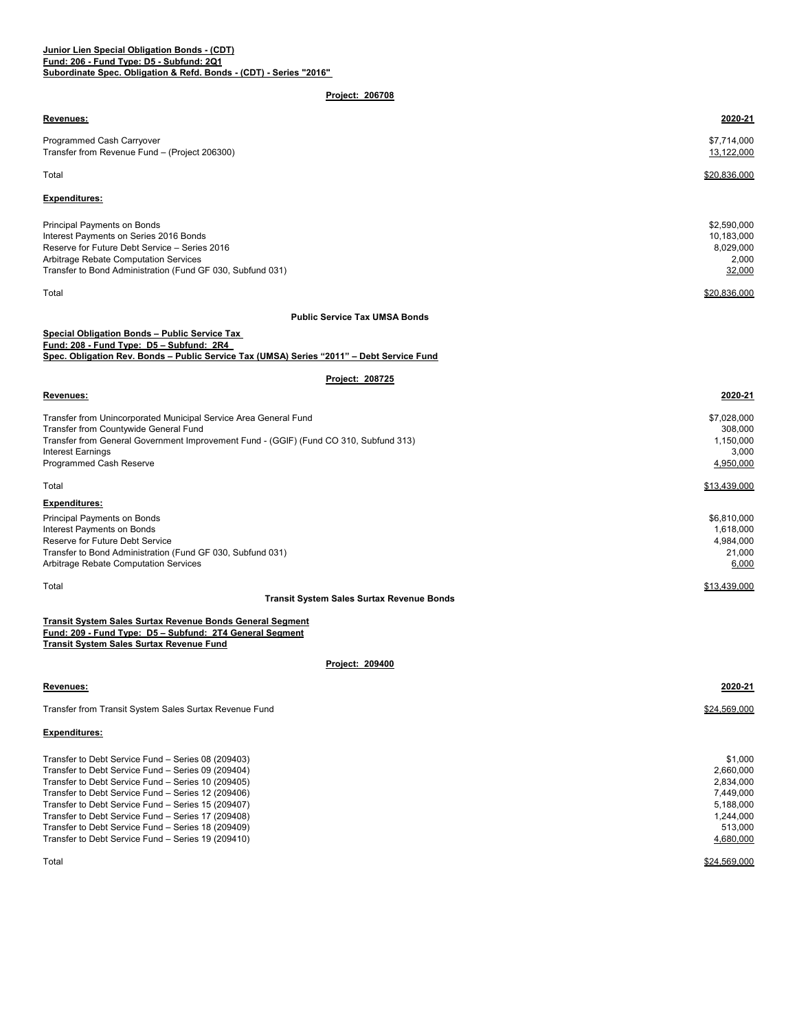**Junior Lien Special Obligation Bonds - (CDT)**
**Fund: 206 - Fund Type: D5 - Subfund: 2Q1**
**Subordinate Spec. Obligation & Refd. Bonds - (CDT) - Series "2016"**

**Project: 206708**

| **Revenues:** | **2020-21** |
|---|---|
| Programmed Cash Carryover | $7,714,000 |
| Transfer from Revenue Fund – (Project 206300) | 13,122,000 |
| Total | $20,836,000 |

| **Expenditures:** | |
|---|---|
| Principal Payments on Bonds | $2,590,000 |
| Interest Payments on Series 2016 Bonds | 10,183,000 |
| Reserve for Future Debt Service – Series 2016 | 8,029,000 |
| Arbitrage Rebate Computation Services | 2,000 |
| Transfer to Bond Administration (Fund GF 030, Subfund 031) | 32,000 |
| Total | $20,836,000 |

**Public Service Tax UMSA Bonds**

**Special Obligation Bonds – Public Service Tax**
**Fund: 208 - Fund Type: D5 – Subfund: 2R4**
**Spec. Obligation Rev. Bonds – Public Service Tax (UMSA) Series "2011" – Debt Service Fund**

**Project: 208725**

| **Revenues:** | **2020-21** |
|---|---|
| Transfer from Unincorporated Municipal Service Area General Fund | $7,028,000 |
| Transfer from Countywide General Fund | 308,000 |
| Transfer from General Government Improvement Fund - (GGIF) (Fund CO 310, Subfund 313) | 1,150,000 |
| Interest Earnings | 3,000 |
| Programmed Cash Reserve | 4,950,000 |
| Total | $13,439,000 |

| **Expenditures:** | |
|---|---|
| Principal Payments on Bonds | $6,810,000 |
| Interest Payments on Bonds | 1,618,000 |
| Reserve for Future Debt Service | 4,984,000 |
| Transfer to Bond Administration (Fund GF 030, Subfund 031) | 21,000 |
| Arbitrage Rebate Computation Services | 6,000 |
| Total | $13,439,000 |

**Transit System Sales Surtax Revenue Bonds**

**Transit System Sales Surtax Revenue Bonds General Segment**
**Fund: 209 - Fund Type: D5 – Subfund: 2T4 General Segment**
**Transit System Sales Surtax Revenue Fund**

**Project: 209400**

| **Revenues:** | **2020-21** |
|---|---|
| Transfer from Transit System Sales Surtax Revenue Fund | $24,569,000 |

| **Expenditures:** | |
|---|---|
| Transfer to Debt Service Fund – Series 08 (209403) | $1,000 |
| Transfer to Debt Service Fund – Series 09 (209404) | 2,660,000 |
| Transfer to Debt Service Fund – Series 10 (209405) | 2,834,000 |
| Transfer to Debt Service Fund – Series 12 (209406) | 7,449,000 |
| Transfer to Debt Service Fund – Series 15 (209407) | 5,188,000 |
| Transfer to Debt Service Fund – Series 17 (209408) | 1,244,000 |
| Transfer to Debt Service Fund – Series 18 (209409) | 513,000 |
| Transfer to Debt Service Fund – Series 19 (209410) | 4,680,000 |
| Total | $24,569,000 |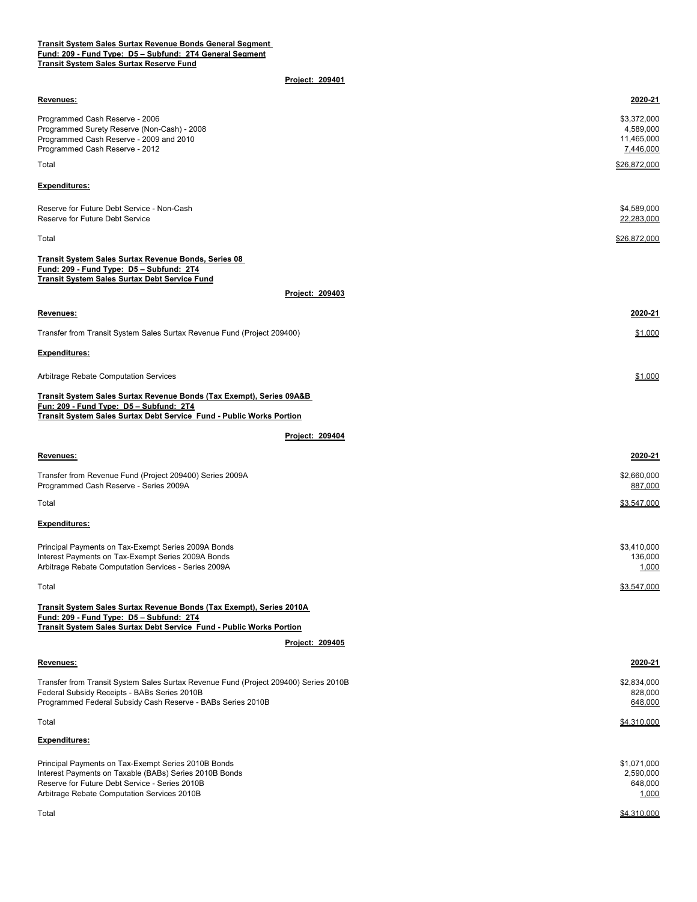**Transit System Sales Surtax Revenue Bonds General Segment**
**Fund: 209 - Fund Type: D5 – Subfund: 2T4 General Segment**
**Transit System Sales Surtax Reserve Fund**

**Project: 209401**

| **Revenues:** | **2020-21** |
|---|---|
| Programmed Cash Reserve - 2006 | $3,372,000 |
| Programmed Surety Reserve (Non-Cash) - 2008 | 4,589,000 |
| Programmed Cash Reserve - 2009 and 2010 | 11,465,000 |
| Programmed Cash Reserve - 2012 | 7,446,000 |
| Total | $26,872,000 |

| **Expenditures:** | |
|---|---|
| Reserve for Future Debt Service - Non-Cash | $4,589,000 |
| Reserve for Future Debt Service | 22,283,000 |
| Total | $26,872,000 |

**Transit System Sales Surtax Revenue Bonds, Series 08**
**Fund: 209 - Fund Type: D5 – Subfund: 2T4**
**Transit System Sales Surtax Debt Service Fund**

**Project: 209403**

| **Revenues:** | **2020-21** |
|---|---|
| Transfer from Transit System Sales Surtax Revenue Fund (Project 209400) | $1,000 |

| **Expenditures:** | |
|---|---|
| Arbitrage Rebate Computation Services | $1,000 |

**Transit System Sales Surtax Revenue Bonds (Tax Exempt), Series 09A&B**
**Fun: 209 - Fund Type: D5 – Subfund: 2T4**
**Transit System Sales Surtax Debt Service Fund - Public Works Portion**

**Project: 209404**

| **Revenues:** | **2020-21** |
|---|---|
| Transfer from Revenue Fund (Project 209400) Series 2009A | $2,660,000 |
| Programmed Cash Reserve - Series 2009A | 887,000 |
| Total | $3,547,000 |

| **Expenditures:** | |
|---|---|
| Principal Payments on Tax-Exempt Series 2009A Bonds | $3,410,000 |
| Interest Payments on Tax-Exempt Series 2009A Bonds | 136,000 |
| Arbitrage Rebate Computation Services - Series 2009A | 1,000 |
| Total | $3,547,000 |

**Transit System Sales Surtax Revenue Bonds (Tax Exempt), Series 2010A**
**Fund: 209 - Fund Type: D5 – Subfund: 2T4**
**Transit System Sales Surtax Debt Service Fund - Public Works Portion**

**Project: 209405**

| **Revenues:** | **2020-21** |
|---|---|
| Transfer from Transit System Sales Surtax Revenue Fund (Project 209400) Series 2010B | $2,834,000 |
| Federal Subsidy Receipts - BABs Series 2010B | 828,000 |
| Programmed Federal Subsidy Cash Reserve - BABs Series 2010B | 648,000 |
| Total | $4,310,000 |

| **Expenditures:** | |
|---|---|
| Principal Payments on Tax-Exempt Series 2010B Bonds | $1,071,000 |
| Interest Payments on Taxable (BABs) Series 2010B Bonds | 2,590,000 |
| Reserve for Future Debt Service - Series 2010B | 648,000 |
| Arbitrage Rebate Computation Services 2010B | 1,000 |
| Total | $4,310,000 |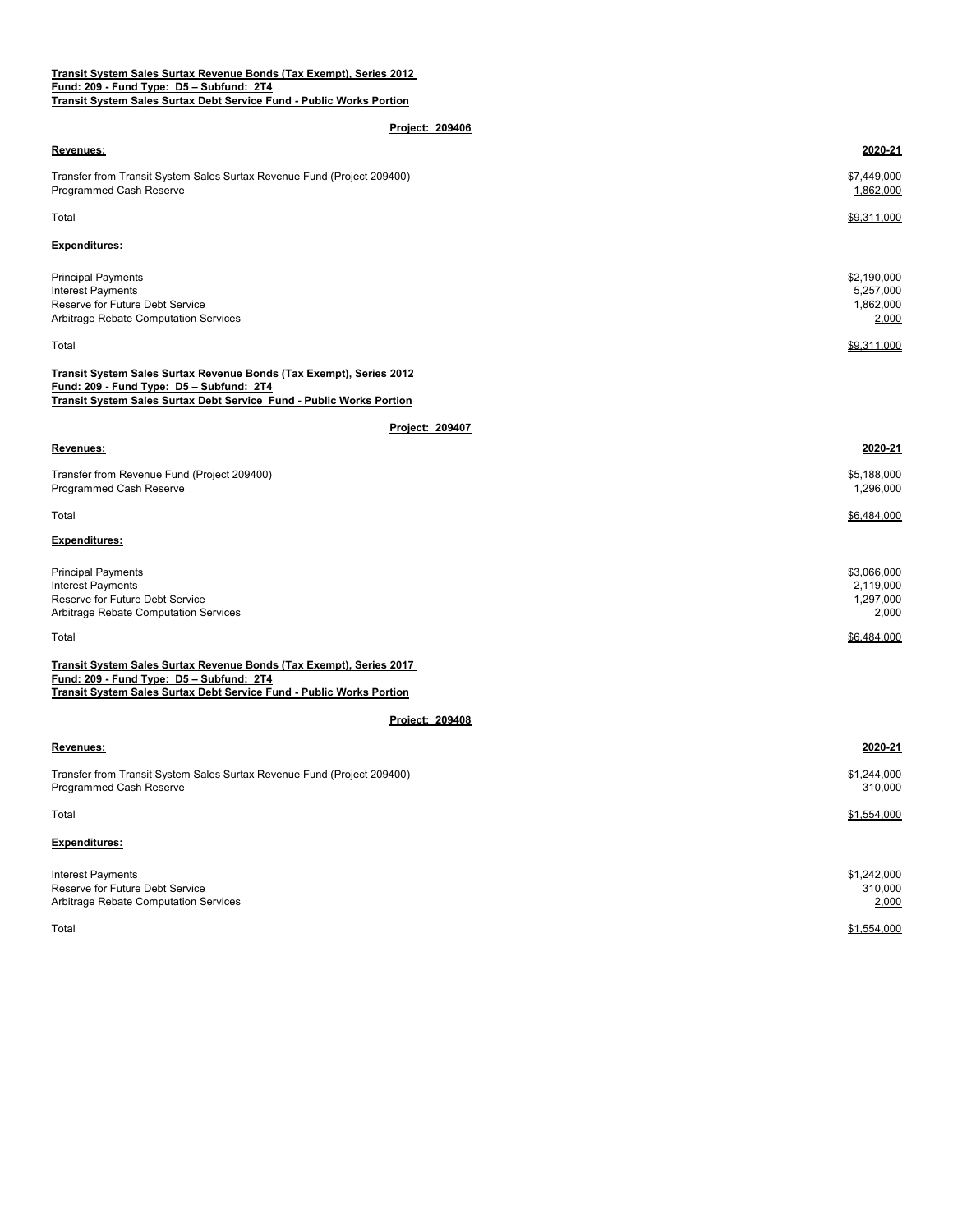**Transit System Sales Surtax Revenue Bonds (Tax Exempt), Series 2012**
**Fund: 209 - Fund Type: D5 – Subfund: 2T4**
**Transit System Sales Surtax Debt Service Fund - Public Works Portion**

**Project: 209406**

| **Revenues:** | **2020-21** |
|---|---|
| Transfer from Transit System Sales Surtax Revenue Fund (Project 209400) | $7,449,000 |
| Programmed Cash Reserve | 1,862,000 |
| Total | $9,311,000 |
| **Expenditures:** | |
| Principal Payments | $2,190,000 |
| Interest Payments | 5,257,000 |
| Reserve for Future Debt Service | 1,862,000 |
| Arbitrage Rebate Computation Services | 2,000 |
| Total | $9,311,000 |

**Transit System Sales Surtax Revenue Bonds (Tax Exempt), Series 2012**
**Fund: 209 - Fund Type: D5 – Subfund: 2T4**
**Transit System Sales Surtax Debt Service Fund - Public Works Portion**

**Project: 209407**

| **Revenues:** | **2020-21** |
|---|---|
| Transfer from Revenue Fund (Project 209400) | $5,188,000 |
| Programmed Cash Reserve | 1,296,000 |
| Total | $6,484,000 |
| **Expenditures:** | |
| Principal Payments | $3,066,000 |
| Interest Payments | 2,119,000 |
| Reserve for Future Debt Service | 1,297,000 |
| Arbitrage Rebate Computation Services | 2,000 |
| Total | $6,484,000 |

**Transit System Sales Surtax Revenue Bonds (Tax Exempt), Series 2017**
**Fund: 209 - Fund Type: D5 – Subfund: 2T4**
**Transit System Sales Surtax Debt Service Fund - Public Works Portion**

**Project: 209408**

| **Revenues:** | **2020-21** |
|---|---|
| Transfer from Transit System Sales Surtax Revenue Fund (Project 209400) | $1,244,000 |
| Programmed Cash Reserve | 310,000 |
| Total | $1,554,000 |
| **Expenditures:** | |
| Interest Payments | $1,242,000 |
| Reserve for Future Debt Service | 310,000 |
| Arbitrage Rebate Computation Services | 2,000 |
| Total | $1,554,000 |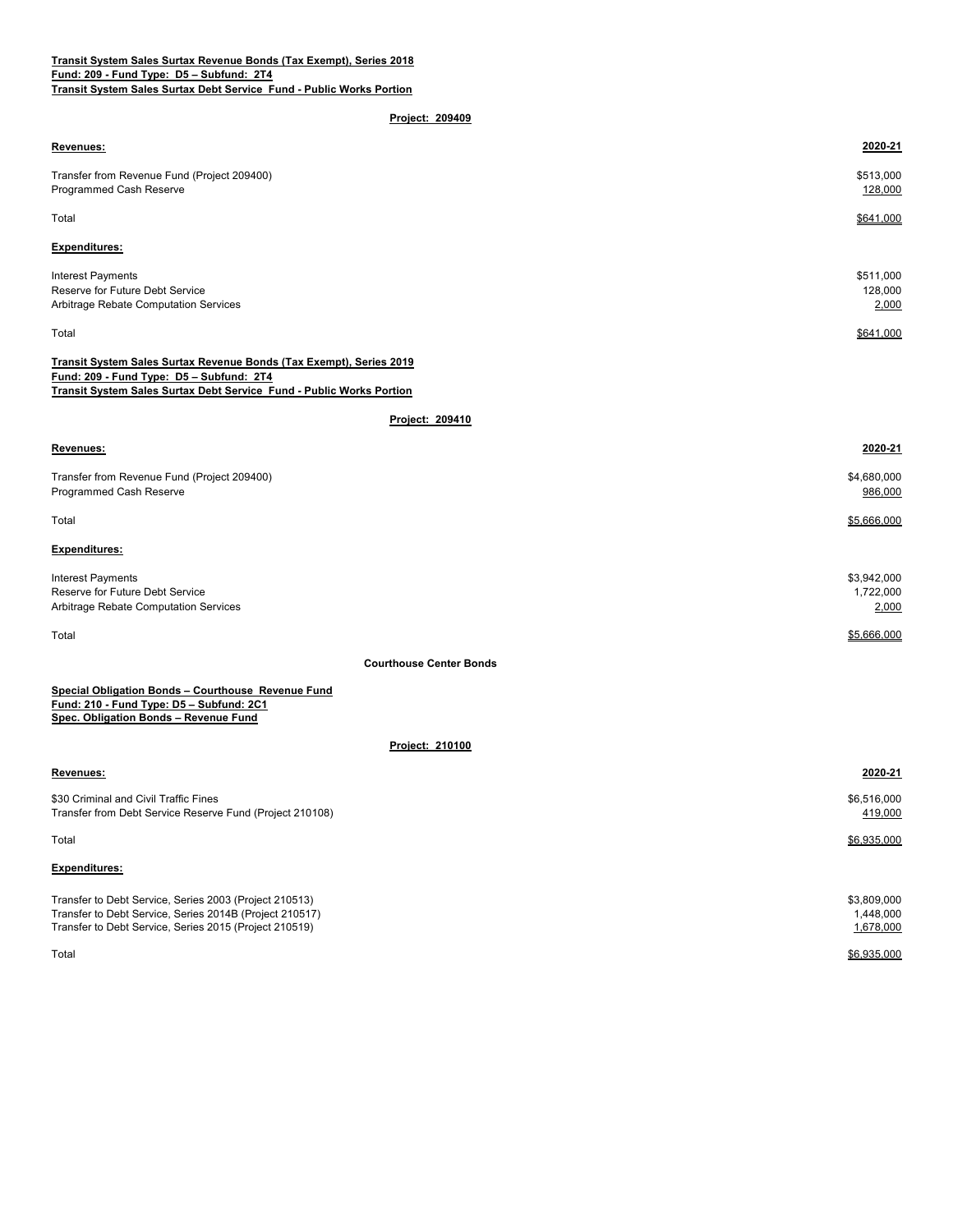**Transit System Sales Surtax Revenue Bonds (Tax Exempt), Series 2018**
**Fund: 209 - Fund Type: D5 – Subfund: 2T4**
**Transit System Sales Surtax Debt Service Fund - Public Works Portion**

**Project: 209409**

| **Revenues:** | **2020-21** |
|---|---|
| Transfer from Revenue Fund (Project 209400) | $513,000 |
| Programmed Cash Reserve | 128,000 |
| Total | $641,000 |
| **Expenditures:** | |
| Interest Payments | $511,000 |
| Reserve for Future Debt Service | 128,000 |
| Arbitrage Rebate Computation Services | 2,000 |
| Total | $641,000 |

**Transit System Sales Surtax Revenue Bonds (Tax Exempt), Series 2019**
**Fund: 209 - Fund Type: D5 – Subfund: 2T4**
**Transit System Sales Surtax Debt Service Fund - Public Works Portion**

**Project: 209410**

| **Revenues:** | **2020-21** |
|---|---|
| Transfer from Revenue Fund (Project 209400) | $4,680,000 |
| Programmed Cash Reserve | 986,000 |
| Total | $5,666,000 |
| **Expenditures:** | |
| Interest Payments | $3,942,000 |
| Reserve for Future Debt Service | 1,722,000 |
| Arbitrage Rebate Computation Services | 2,000 |
| Total | $5,666,000 |

**Courthouse Center Bonds**

**Special Obligation Bonds – Courthouse Revenue Fund**
**Fund: 210 - Fund Type: D5 – Subfund: 2C1**
**Spec. Obligation Bonds – Revenue Fund**

**Project: 210100**

| **Revenues:** | **2020-21** |
|---|---|
| $30 Criminal and Civil Traffic Fines | $6,516,000 |
| Transfer from Debt Service Reserve Fund (Project 210108) | 419,000 |
| Total | $6,935,000 |
| **Expenditures:** | |
| Transfer to Debt Service, Series 2003 (Project 210513) | $3,809,000 |
| Transfer to Debt Service, Series 2014B (Project 210517) | 1,448,000 |
| Transfer to Debt Service, Series 2015 (Project 210519) | 1,678,000 |
| Total | $6,935,000 |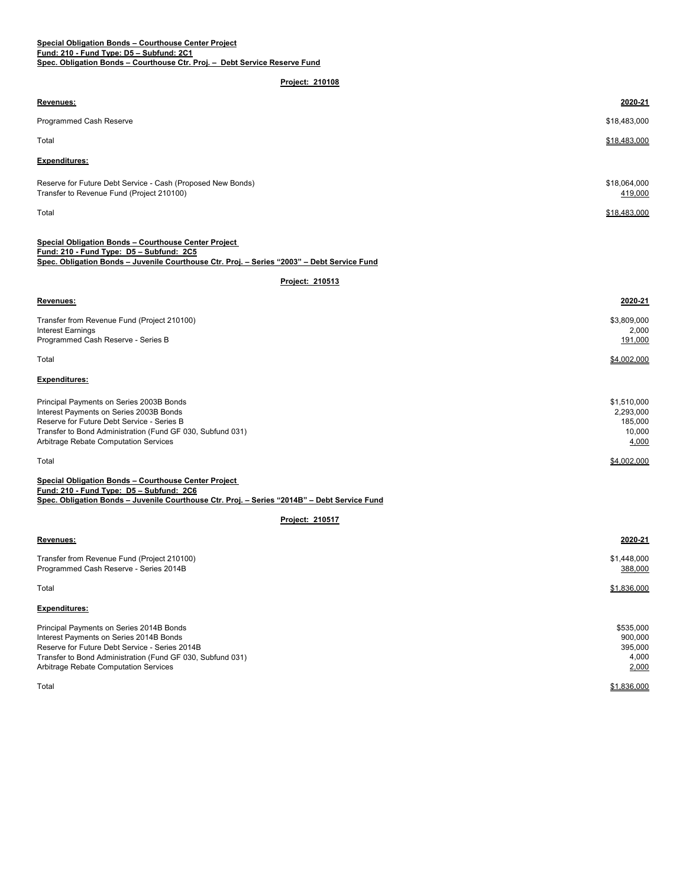**Special Obligation Bonds – Courthouse Center Project**
**Fund: 210 - Fund Type: D5 – Subfund: 2C1**
**Spec. Obligation Bonds – Courthouse Ctr. Proj. – Debt Service Reserve Fund**

**Project: 210108**

| **Revenues:** | **2020-21** |
| --- | --- |
| Programmed Cash Reserve | $18,483,000 |
| Total | $18,483,000 |
| **Expenditures:** | |
| Reserve for Future Debt Service - Cash (Proposed New Bonds) | $18,064,000 |
| Transfer to Revenue Fund (Project 210100) | 419,000 |
| Total | $18,483,000 |

**Special Obligation Bonds – Courthouse Center Project**
**Fund: 210 - Fund Type: D5 – Subfund: 2C5**
**Spec. Obligation Bonds – Juvenile Courthouse Ctr. Proj. – Series "2003" – Debt Service Fund**

**Project: 210513**

| **Revenues:** | **2020-21** |
| --- | --- |
| Transfer from Revenue Fund (Project 210100) | $3,809,000 |
| Interest Earnings | 2,000 |
| Programmed Cash Reserve - Series B | 191,000 |
| Total | $4,002,000 |
| **Expenditures:** | |
| Principal Payments on Series 2003B Bonds | $1,510,000 |
| Interest Payments on Series 2003B Bonds | 2,293,000 |
| Reserve for Future Debt Service - Series B | 185,000 |
| Transfer to Bond Administration (Fund GF 030, Subfund 031) | 10,000 |
| Arbitrage Rebate Computation Services | 4,000 |
| Total | $4,002,000 |

**Special Obligation Bonds – Courthouse Center Project**
**Fund: 210 - Fund Type: D5 – Subfund: 2C6**
**Spec. Obligation Bonds – Juvenile Courthouse Ctr. Proj. – Series "2014B" – Debt Service Fund**

**Project: 210517**

| **Revenues:** | **2020-21** |
| --- | --- |
| Transfer from Revenue Fund (Project 210100) | $1,448,000 |
| Programmed Cash Reserve - Series 2014B | 388,000 |
| Total | $1,836,000 |
| **Expenditures:** | |
| Principal Payments on Series 2014B Bonds | $535,000 |
| Interest Payments on Series 2014B Bonds | 900,000 |
| Reserve for Future Debt Service - Series 2014B | 395,000 |
| Transfer to Bond Administration (Fund GF 030, Subfund 031) | 4,000 |
| Arbitrage Rebate Computation Services | 2,000 |
| Total | $1,836,000 |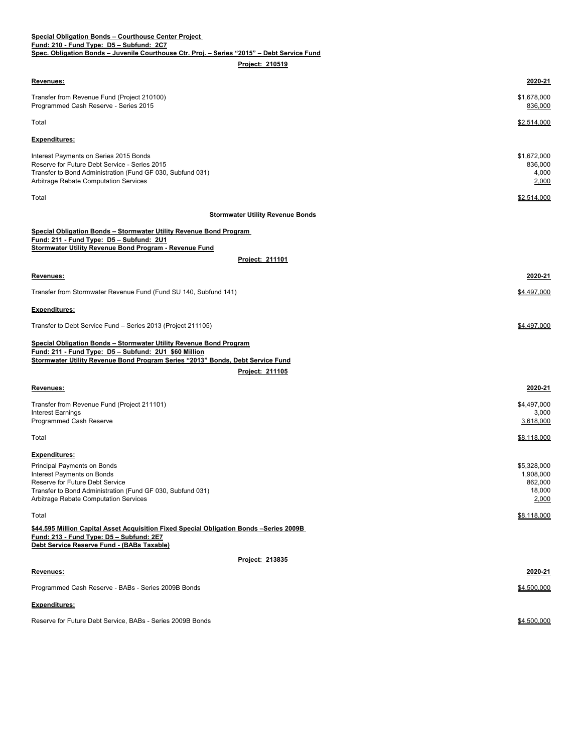**Special Obligation Bonds – Courthouse Center Project**
**Fund: 210 - Fund Type: D5 – Subfund: 2C7**
**Spec. Obligation Bonds – Juvenile Courthouse Ctr. Proj. – Series "2015" – Debt Service Fund**

**Project: 210519**

| Revenues: | 2020-21 |
|---|---|
| Transfer from Revenue Fund (Project 210100) | $1,678,000 |
| Programmed Cash Reserve - Series 2015 | 836,000 |
| Total | $2,514,000 |

| Expenditures: | |
|---|---|
| Interest Payments on Series 2015 Bonds | $1,672,000 |
| Reserve for Future Debt Service - Series 2015 | 836,000 |
| Transfer to Bond Administration (Fund GF 030, Subfund 031) | 4,000 |
| Arbitrage Rebate Computation Services | 2,000 |
| Total | $2,514,000 |

**Stormwater Utility Revenue Bonds**

**Special Obligation Bonds – Stormwater Utility Revenue Bond Program**
**Fund: 211 - Fund Type: D5 – Subfund: 2U1**
**Stormwater Utility Revenue Bond Program - Revenue Fund**

**Project: 211101**

| Revenues: | 2020-21 |
|---|---|
| Transfer from Stormwater Revenue Fund (Fund SU 140, Subfund 141) | $4,497,000 |

| Expenditures: | |
|---|---|
| Transfer to Debt Service Fund – Series 2013 (Project 211105) | $4,497,000 |

**Special Obligation Bonds – Stormwater Utility Revenue Bond Program**
**Fund: 211 - Fund Type: D5 – Subfund: 2U1 $60 Million**
**Stormwater Utility Revenue Bond Program Series "2013" Bonds, Debt Service Fund**

**Project: 211105**

| Revenues: | 2020-21 |
|---|---|
| Transfer from Revenue Fund (Project 211101) | $4,497,000 |
| Interest Earnings | 3,000 |
| Programmed Cash Reserve | 3,618,000 |
| Total | $8,118,000 |

| Expenditures: | |
|---|---|
| Principal Payments on Bonds | $5,328,000 |
| Interest Payments on Bonds | 1,908,000 |
| Reserve for Future Debt Service | 862,000 |
| Transfer to Bond Administration (Fund GF 030, Subfund 031) | 18,000 |
| Arbitrage Rebate Computation Services | 2,000 |
| Total | $8,118,000 |

**$44.595 Million Capital Asset Acquisition Fixed Special Obligation Bonds –Series 2009B**
**Fund: 213 - Fund Type: D5 – Subfund: 2E7**
**Debt Service Reserve Fund - (BABs Taxable)**

**Project: 213835**

| Revenues: | 2020-21 |
|---|---|
| Programmed Cash Reserve - BABs - Series 2009B Bonds | $4,500,000 |

| Expenditures: | |
|---|---|
| Reserve for Future Debt Service, BABs - Series 2009B Bonds | $4,500,000 |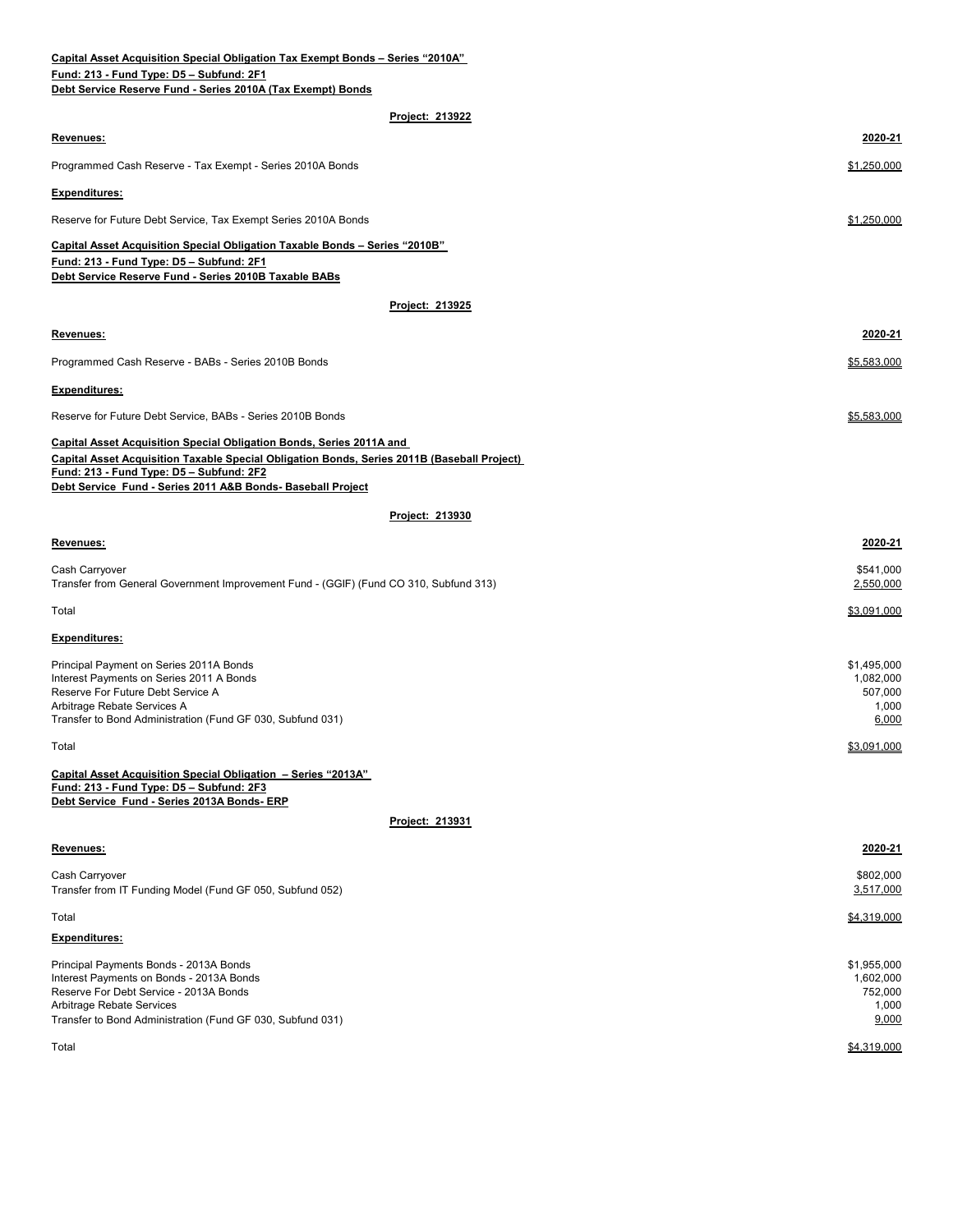**Capital Asset Acquisition Special Obligation Tax Exempt Bonds – Series "2010A"**
**Fund: 213 - Fund Type: D5 – Subfund: 2F1**
**Debt Service Reserve Fund - Series 2010A (Tax Exempt) Bonds**

**Project: 213922**

| **Revenues:** | **2020-21** |
|---|---|
| Programmed Cash Reserve - Tax Exempt - Series 2010A Bonds | $1,250,000 |
| **Expenditures:** | |
| Reserve for Future Debt Service, Tax Exempt Series 2010A Bonds | $1,250,000 |

**Capital Asset Acquisition Special Obligation Taxable Bonds – Series "2010B"**
**Fund: 213 - Fund Type: D5 – Subfund: 2F1**
**Debt Service Reserve Fund - Series 2010B Taxable BABs**

**Project: 213925**

| **Revenues:** | **2020-21** |
|---|---|
| Programmed Cash Reserve - BABs - Series 2010B Bonds | $5,583,000 |
| **Expenditures:** | |
| Reserve for Future Debt Service, BABs - Series 2010B Bonds | $5,583,000 |

**Capital Asset Acquisition Special Obligation Bonds, Series 2011A and**
**Capital Asset Acquisition Taxable Special Obligation Bonds, Series 2011B (Baseball Project)**
**Fund: 213 - Fund Type: D5 – Subfund: 2F2**
**Debt Service Fund - Series 2011 A&B Bonds- Baseball Project**

**Project: 213930**

| **Revenues:** | **2020-21** |
|---|---|
| Cash Carryover | $541,000 |
| Transfer from General Government Improvement Fund - (GGIF) (Fund CO 310, Subfund 313) | 2,550,000 |
| Total | $3,091,000 |
| **Expenditures:** | |
| Principal Payment on Series 2011A Bonds | $1,495,000 |
| Interest Payments on Series 2011 A Bonds | 1,082,000 |
| Reserve For Future Debt Service A | 507,000 |
| Arbitrage Rebate Services A | 1,000 |
| Transfer to Bond Administration (Fund GF 030, Subfund 031) | 6,000 |
| Total | $3,091,000 |

**Capital Asset Acquisition Special Obligation – Series "2013A"**
**Fund: 213 - Fund Type: D5 – Subfund: 2F3**
**Debt Service Fund - Series 2013A Bonds- ERP**

**Project: 213931**

| **Revenues:** | **2020-21** |
|---|---|
| Cash Carryover | $802,000 |
| Transfer from IT Funding Model (Fund GF 050, Subfund 052) | 3,517,000 |
| Total | $4,319,000 |
| **Expenditures:** | |
| Principal Payments Bonds - 2013A Bonds | $1,955,000 |
| Interest Payments on Bonds - 2013A Bonds | 1,602,000 |
| Reserve For Debt Service - 2013A Bonds | 752,000 |
| Arbitrage Rebate Services | 1,000 |
| Transfer to Bond Administration (Fund GF 030, Subfund 031) | 9,000 |
| Total | $4,319,000 |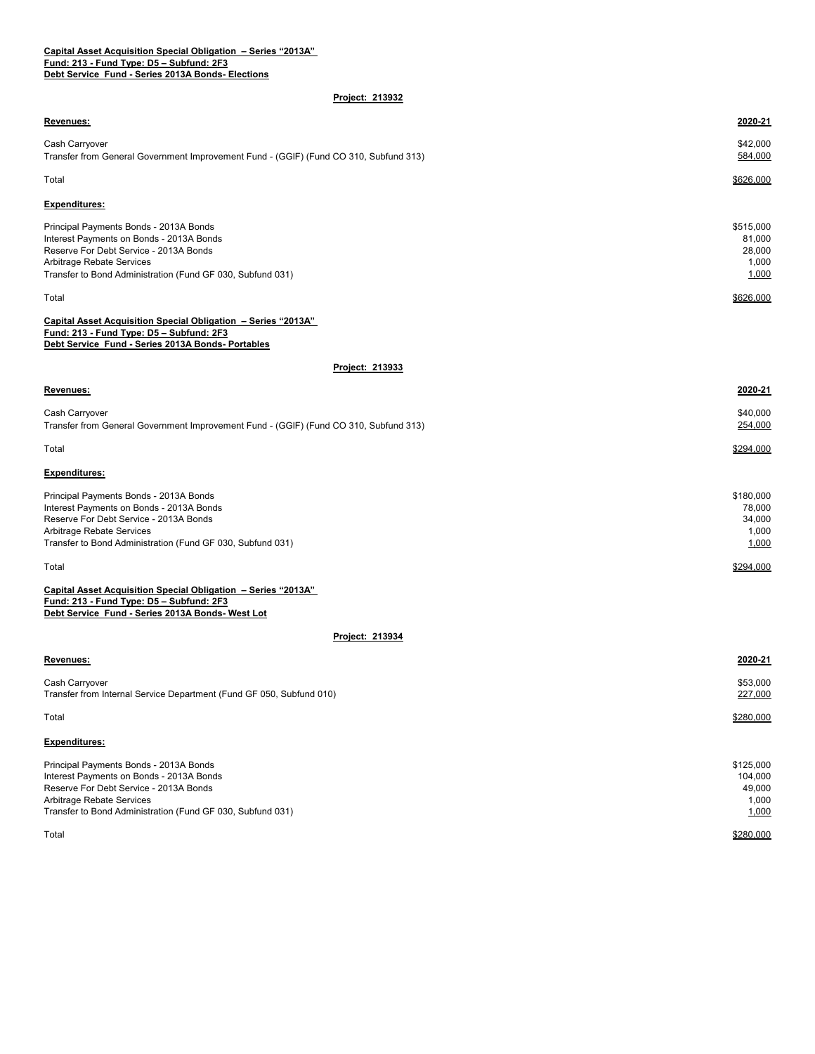**Capital Asset Acquisition Special Obligation – Series "2013A"**
**Fund: 213 - Fund Type: D5 – Subfund: 2F3**
**Debt Service Fund - Series 2013A Bonds- Elections**

**Project: 213932**

| **Revenues:** | **2020-21** |
|---|---|
| Cash Carryover | $42,000 |
| Transfer from General Government Improvement Fund - (GGIF) (Fund CO 310, Subfund 313) | 584,000 |
| Total | $626,000 |

| **Expenditures:** | |
|---|---|
| Principal Payments Bonds - 2013A Bonds | $515,000 |
| Interest Payments on Bonds - 2013A Bonds | 81,000 |
| Reserve For Debt Service - 2013A Bonds | 28,000 |
| Arbitrage Rebate Services | 1,000 |
| Transfer to Bond Administration (Fund GF 030, Subfund 031) | 1,000 |
| Total | $626,000 |

**Capital Asset Acquisition Special Obligation – Series "2013A"**
**Fund: 213 - Fund Type: D5 – Subfund: 2F3**
**Debt Service Fund - Series 2013A Bonds- Portables**

**Project: 213933**

| **Revenues:** | **2020-21** |
|---|---|
| Cash Carryover | $40,000 |
| Transfer from General Government Improvement Fund - (GGIF) (Fund CO 310, Subfund 313) | 254,000 |
| Total | $294,000 |

| **Expenditures:** | |
|---|---|
| Principal Payments Bonds - 2013A Bonds | $180,000 |
| Interest Payments on Bonds - 2013A Bonds | 78,000 |
| Reserve For Debt Service - 2013A Bonds | 34,000 |
| Arbitrage Rebate Services | 1,000 |
| Transfer to Bond Administration (Fund GF 030, Subfund 031) | 1,000 |
| Total | $294,000 |

**Capital Asset Acquisition Special Obligation – Series "2013A"**
**Fund: 213 - Fund Type: D5 – Subfund: 2F3**
**Debt Service Fund - Series 2013A Bonds- West Lot**

**Project: 213934**

| **Revenues:** | **2020-21** |
|---|---|
| Cash Carryover | $53,000 |
| Transfer from Internal Service Department (Fund GF 050, Subfund 010) | 227,000 |
| Total | $280,000 |

| **Expenditures:** | |
|---|---|
| Principal Payments Bonds - 2013A Bonds | $125,000 |
| Interest Payments on Bonds - 2013A Bonds | 104,000 |
| Reserve For Debt Service - 2013A Bonds | 49,000 |
| Arbitrage Rebate Services | 1,000 |
| Transfer to Bond Administration (Fund GF 030, Subfund 031) | 1,000 |
| Total | $280,000 |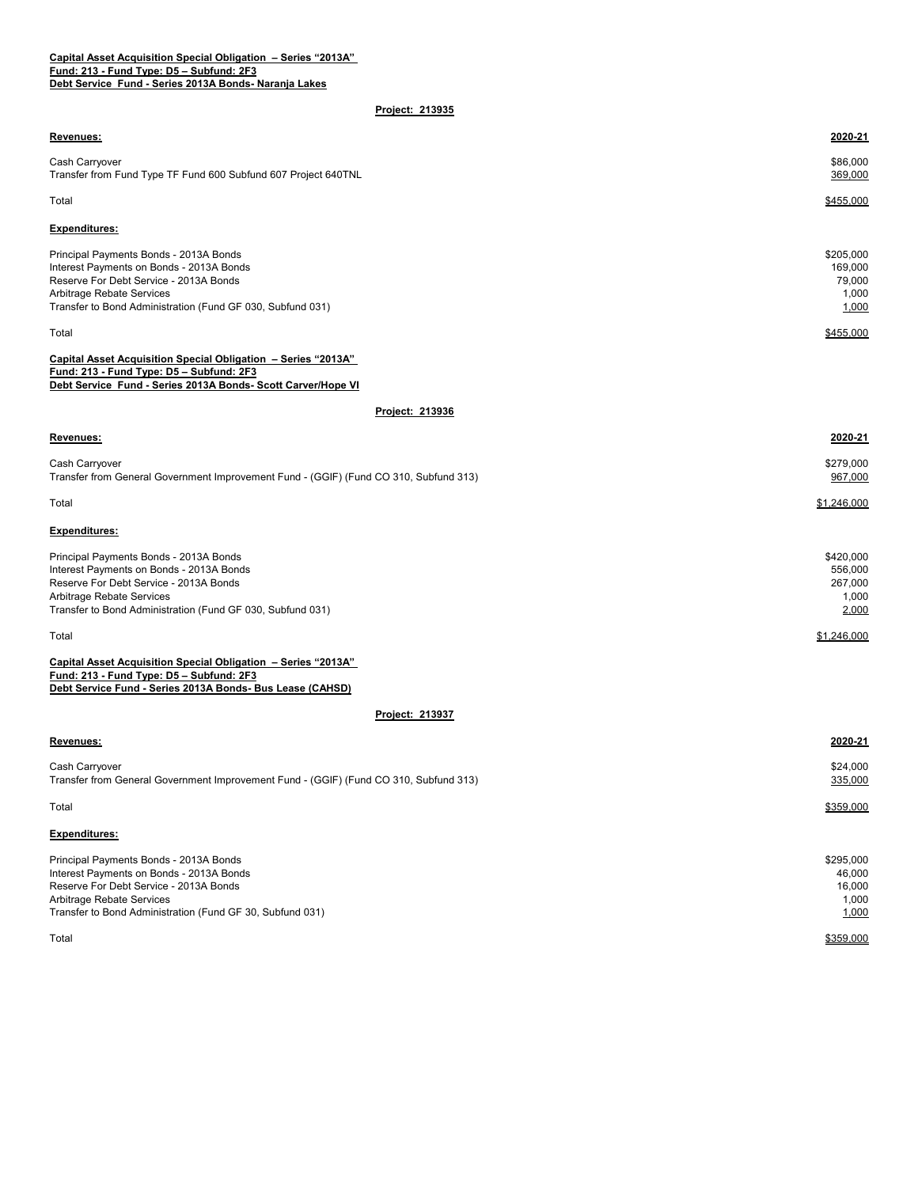**Capital Asset Acquisition Special Obligation – Series "2013A"**
**Fund: 213 - Fund Type: D5 – Subfund: 2F3**
**Debt Service Fund - Series 2013A Bonds- Naranja Lakes**

**Project: 213935**

| Revenues: | 2020-21 |
|---|---|
| Cash Carryover | $86,000 |
| Transfer from Fund Type TF Fund 600 Subfund 607 Project 640TNL | 369,000 |
| Total | $455,000 |

| Expenditures: | |
|---|---|
| Principal Payments Bonds - 2013A Bonds | $205,000 |
| Interest Payments on Bonds - 2013A Bonds | 169,000 |
| Reserve For Debt Service - 2013A Bonds | 79,000 |
| Arbitrage Rebate Services | 1,000 |
| Transfer to Bond Administration (Fund GF 030, Subfund 031) | 1,000 |
| Total | $455,000 |

**Capital Asset Acquisition Special Obligation – Series "2013A"**
**Fund: 213 - Fund Type: D5 – Subfund: 2F3**
**Debt Service Fund - Series 2013A Bonds- Scott Carver/Hope VI**

**Project: 213936**

| Revenues: | 2020-21 |
|---|---|
| Cash Carryover | $279,000 |
| Transfer from General Government Improvement Fund - (GGIF) (Fund CO 310, Subfund 313) | 967,000 |
| Total | $1,246,000 |

| Expenditures: | |
|---|---|
| Principal Payments Bonds - 2013A Bonds | $420,000 |
| Interest Payments on Bonds - 2013A Bonds | 556,000 |
| Reserve For Debt Service - 2013A Bonds | 267,000 |
| Arbitrage Rebate Services | 1,000 |
| Transfer to Bond Administration (Fund GF 030, Subfund 031) | 2,000 |
| Total | $1,246,000 |

**Capital Asset Acquisition Special Obligation – Series "2013A"**
**Fund: 213 - Fund Type: D5 – Subfund: 2F3**
**Debt Service Fund - Series 2013A Bonds- Bus Lease (CAHSD)**

**Project: 213937**

| Revenues: | 2020-21 |
|---|---|
| Cash Carryover | $24,000 |
| Transfer from General Government Improvement Fund - (GGIF) (Fund CO 310, Subfund 313) | 335,000 |
| Total | $359,000 |

| Expenditures: | |
|---|---|
| Principal Payments Bonds - 2013A Bonds | $295,000 |
| Interest Payments on Bonds - 2013A Bonds | 46,000 |
| Reserve For Debt Service - 2013A Bonds | 16,000 |
| Arbitrage Rebate Services | 1,000 |
| Transfer to Bond Administration (Fund GF 30, Subfund 031) | 1,000 |
| Total | $359,000 |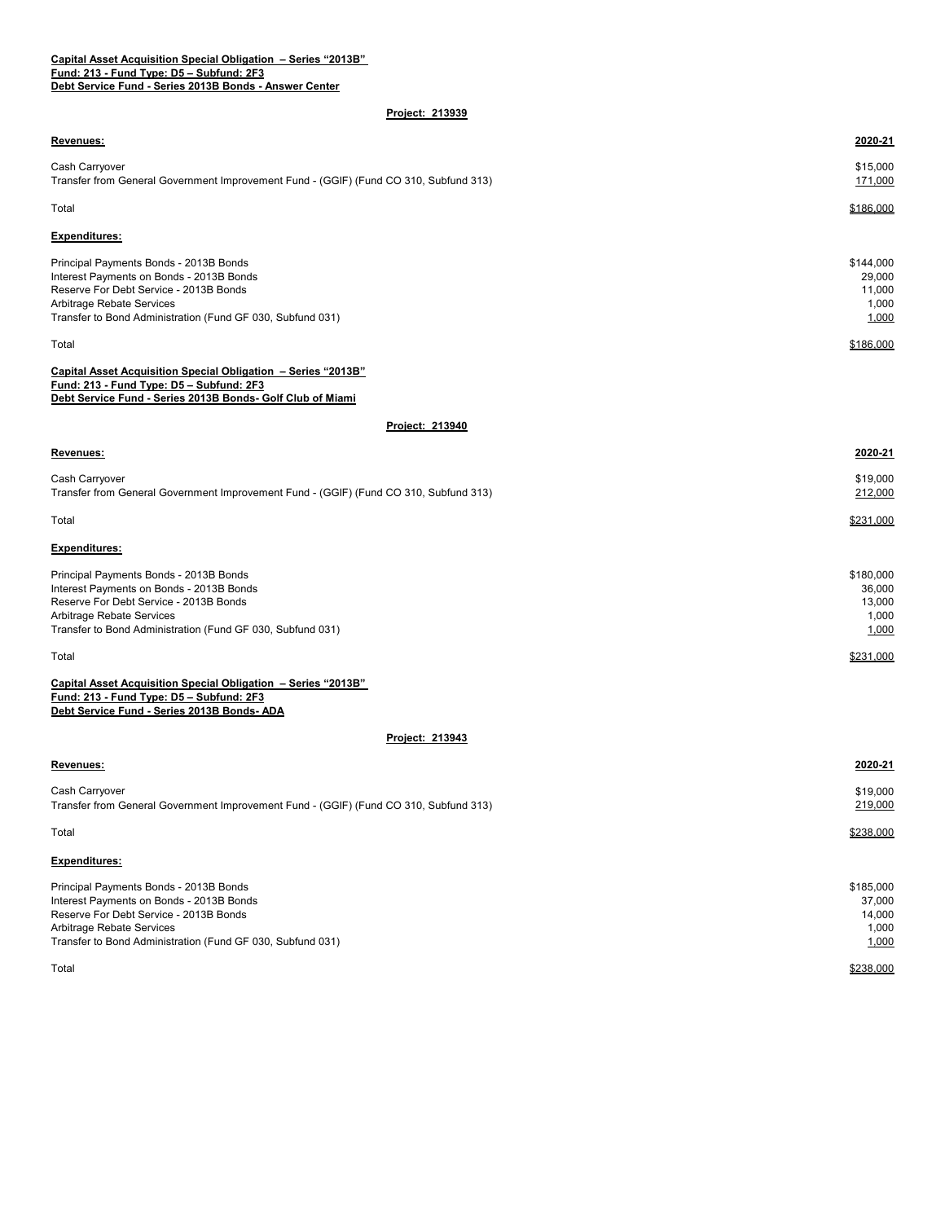**Capital Asset Acquisition Special Obligation – Series "2013B"**
**Fund: 213 - Fund Type: D5 – Subfund: 2F3**
**Debt Service Fund - Series 2013B Bonds - Answer Center**

**Project: 213939**

| **Revenues:** | **2020-21** |
|---|---|
| Cash Carryover | $15,000 |
| Transfer from General Government Improvement Fund - (GGIF) (Fund CO 310, Subfund 313) | 171,000 |
| Total | $186,000 |

| **Expenditures:** | |
|---|---|
| Principal Payments Bonds - 2013B Bonds | $144,000 |
| Interest Payments on Bonds - 2013B Bonds | 29,000 |
| Reserve For Debt Service - 2013B Bonds | 11,000 |
| Arbitrage Rebate Services | 1,000 |
| Transfer to Bond Administration (Fund GF 030, Subfund 031) | 1,000 |
| Total | $186,000 |

**Capital Asset Acquisition Special Obligation – Series "2013B"**
**Fund: 213 - Fund Type: D5 – Subfund: 2F3**
**Debt Service Fund - Series 2013B Bonds- Golf Club of Miami**

**Project: 213940**

| **Revenues:** | **2020-21** |
|---|---|
| Cash Carryover | $19,000 |
| Transfer from General Government Improvement Fund - (GGIF) (Fund CO 310, Subfund 313) | 212,000 |
| Total | $231,000 |

| **Expenditures:** | |
|---|---|
| Principal Payments Bonds - 2013B Bonds | $180,000 |
| Interest Payments on Bonds - 2013B Bonds | 36,000 |
| Reserve For Debt Service - 2013B Bonds | 13,000 |
| Arbitrage Rebate Services | 1,000 |
| Transfer to Bond Administration (Fund GF 030, Subfund 031) | 1,000 |
| Total | $231,000 |

**Capital Asset Acquisition Special Obligation – Series "2013B"**
**Fund: 213 - Fund Type: D5 – Subfund: 2F3**
**Debt Service Fund - Series 2013B Bonds- ADA**

**Project: 213943**

| **Revenues:** | **2020-21** |
|---|---|
| Cash Carryover | $19,000 |
| Transfer from General Government Improvement Fund - (GGIF) (Fund CO 310, Subfund 313) | 219,000 |
| Total | $238,000 |

| **Expenditures:** | |
|---|---|
| Principal Payments Bonds - 2013B Bonds | $185,000 |
| Interest Payments on Bonds - 2013B Bonds | 37,000 |
| Reserve For Debt Service - 2013B Bonds | 14,000 |
| Arbitrage Rebate Services | 1,000 |
| Transfer to Bond Administration (Fund GF 030, Subfund 031) | 1,000 |
| Total | $238,000 |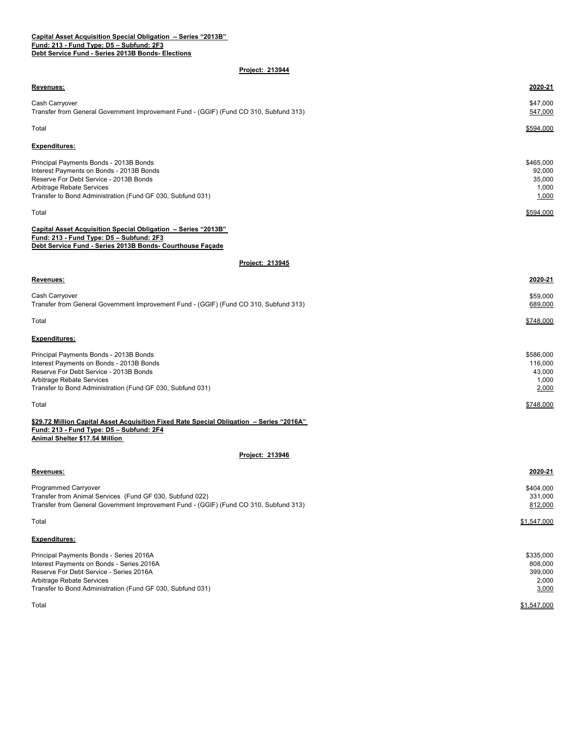**Capital Asset Acquisition Special Obligation – Series "2013B"**
**Fund: 213 - Fund Type: D5 – Subfund: 2F3**
**Debt Service Fund - Series 2013B Bonds- Elections**

**Project: 213944**

| **Revenues:** | **2020-21** |
| --- | --- |
| Cash Carryover | $47,000 |
| Transfer from General Government Improvement Fund - (GGIF) (Fund CO 310, Subfund 313) | 547,000 |
| Total | $594,000 |

| **Expenditures:** | |
| --- | --- |
| Principal Payments Bonds - 2013B Bonds | $465,000 |
| Interest Payments on Bonds - 2013B Bonds | 92,000 |
| Reserve For Debt Service - 2013B Bonds | 35,000 |
| Arbitrage Rebate Services | 1,000 |
| Transfer to Bond Administration (Fund GF 030, Subfund 031) | 1,000 |
| Total | $594,000 |

**Capital Asset Acquisition Special Obligation – Series "2013B"**
**Fund: 213 - Fund Type: D5 – Subfund: 2F3**
**Debt Service Fund - Series 2013B Bonds- Courthouse Façade**

**Project: 213945**

| **Revenues:** | **2020-21** |
| --- | --- |
| Cash Carryover | $59,000 |
| Transfer from General Government Improvement Fund - (GGIF) (Fund CO 310, Subfund 313) | 689,000 |
| Total | $748,000 |

| **Expenditures:** | |
| --- | --- |
| Principal Payments Bonds - 2013B Bonds | $586,000 |
| Interest Payments on Bonds - 2013B Bonds | 116,000 |
| Reserve For Debt Service - 2013B Bonds | 43,000 |
| Arbitrage Rebate Services | 1,000 |
| Transfer to Bond Administration (Fund GF 030, Subfund 031) | 2,000 |
| Total | $748,000 |

**$29.72 Million Capital Asset Acquisition Fixed Rate Special Obligation – Series "2016A"**
**Fund: 213 - Fund Type: D5 – Subfund: 2F4**
**Animal Shelter $17.54 Million**

**Project: 213946**

| **Revenues:** | **2020-21** |
| --- | --- |
| Programmed Carryover | $404,000 |
| Transfer from Animal Services (Fund GF 030, Subfund 022) | 331,000 |
| Transfer from General Government Improvement Fund - (GGIF) (Fund CO 310, Subfund 313) | 812,000 |
| Total | $1,547,000 |

| **Expenditures:** | |
| --- | --- |
| Principal Payments Bonds - Series 2016A | $335,000 |
| Interest Payments on Bonds - Series 2016A | 808,000 |
| Reserve For Debt Service - Series 2016A | 399,000 |
| Arbitrage Rebate Services | 2,000 |
| Transfer to Bond Administration (Fund GF 030, Subfund 031) | 3,000 |
| Total | $1,547,000 |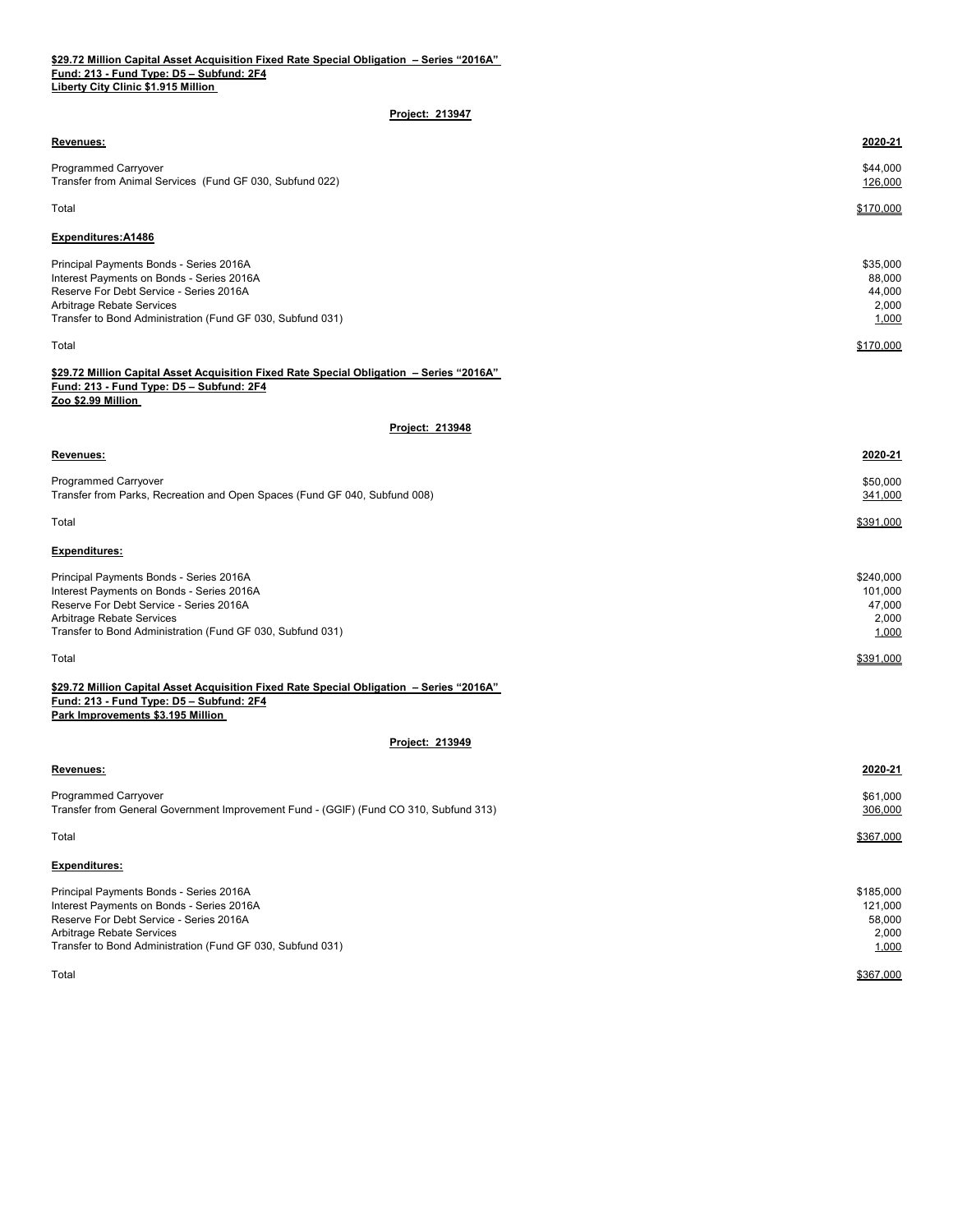**$29.72 Million Capital Asset Acquisition Fixed Rate Special Obligation – Series "2016A"**
**Fund: 213 - Fund Type: D5 – Subfund: 2F4**
**Liberty City Clinic $1.915 Million**

**Project: 213947**

| Revenues: | 2020-21 |
|---|---|
| Programmed Carryover | $44,000 |
| Transfer from Animal Services (Fund GF 030, Subfund 022) | 126,000 |
| Total | $170,000 |

| Expenditures:A1486 | |
|---|---|
| Principal Payments Bonds - Series 2016A | $35,000 |
| Interest Payments on Bonds - Series 2016A | 88,000 |
| Reserve For Debt Service - Series 2016A | 44,000 |
| Arbitrage Rebate Services | 2,000 |
| Transfer to Bond Administration (Fund GF 030, Subfund 031) | 1,000 |
| Total | $170,000 |

**$29.72 Million Capital Asset Acquisition Fixed Rate Special Obligation – Series "2016A"**
**Fund: 213 - Fund Type: D5 – Subfund: 2F4**
**Zoo $2.99 Million**

**Project: 213948**

| Revenues: | 2020-21 |
|---|---|
| Programmed Carryover | $50,000 |
| Transfer from Parks, Recreation and Open Spaces (Fund GF 040, Subfund 008) | 341,000 |
| Total | $391,000 |

| Expenditures: | |
|---|---|
| Principal Payments Bonds - Series 2016A | $240,000 |
| Interest Payments on Bonds - Series 2016A | 101,000 |
| Reserve For Debt Service - Series 2016A | 47,000 |
| Arbitrage Rebate Services | 2,000 |
| Transfer to Bond Administration (Fund GF 030, Subfund 031) | 1,000 |
| Total | $391,000 |

**$29.72 Million Capital Asset Acquisition Fixed Rate Special Obligation – Series "2016A"**
**Fund: 213 - Fund Type: D5 – Subfund: 2F4**
**Park Improvements $3.195 Million**

**Project: 213949**

| Revenues: | 2020-21 |
|---|---|
| Programmed Carryover | $61,000 |
| Transfer from General Government Improvement Fund - (GGIF) (Fund CO 310, Subfund 313) | 306,000 |
| Total | $367,000 |

| Expenditures: | |
|---|---|
| Principal Payments Bonds - Series 2016A | $185,000 |
| Interest Payments on Bonds - Series 2016A | 121,000 |
| Reserve For Debt Service - Series 2016A | 58,000 |
| Arbitrage Rebate Services | 2,000 |
| Transfer to Bond Administration (Fund GF 030, Subfund 031) | 1,000 |
| Total | $367,000 |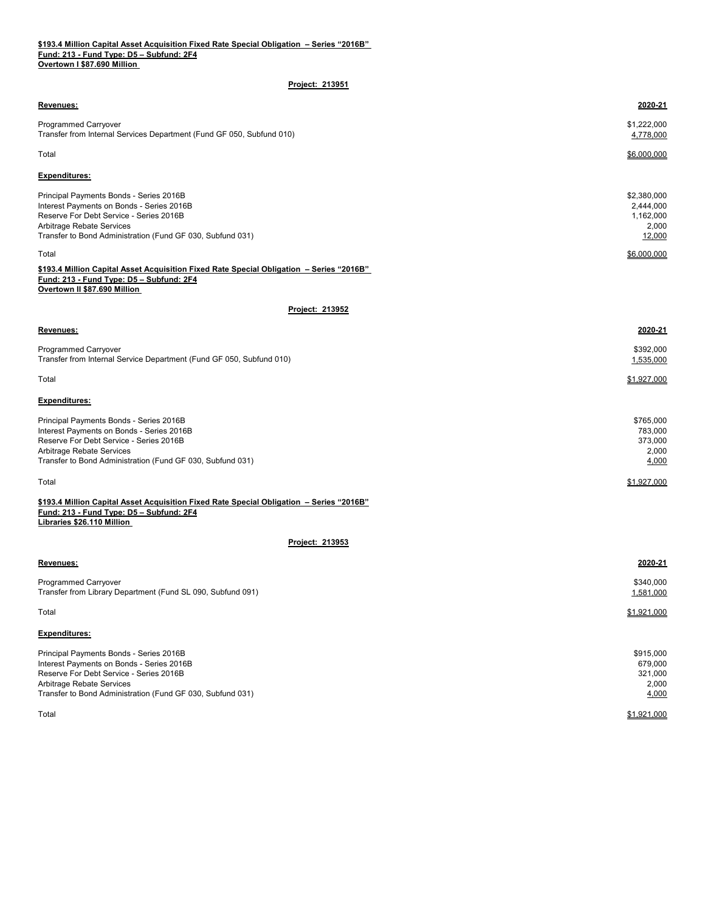**$193.4 Million Capital Asset Acquisition Fixed Rate Special Obligation – Series "2016B"**
**Fund: 213 - Fund Type: D5 – Subfund: 2F4**
**Overtown I $87.690 Million**

**Project: 213951**

| **Revenues:** | **2020-21** |
|---|---|
| Programmed Carryover | $1,222,000 |
| Transfer from Internal Services Department (Fund GF 050, Subfund 010) | 4,778,000 |
| Total | $6,000,000 |

| **Expenditures:** | |
|---|---|
| Principal Payments Bonds - Series 2016B | $2,380,000 |
| Interest Payments on Bonds - Series 2016B | 2,444,000 |
| Reserve For Debt Service - Series 2016B | 1,162,000 |
| Arbitrage Rebate Services | 2,000 |
| Transfer to Bond Administration (Fund GF 030, Subfund 031) | 12,000 |
| Total | $6,000,000 |

**$193.4 Million Capital Asset Acquisition Fixed Rate Special Obligation – Series "2016B"**
**Fund: 213 - Fund Type: D5 – Subfund: 2F4**
**Overtown II $87.690 Million**

**Project: 213952**

| **Revenues:** | **2020-21** |
|---|---|
| Programmed Carryover | $392,000 |
| Transfer from Internal Service Department (Fund GF 050, Subfund 010) | 1,535,000 |
| Total | $1,927,000 |

| **Expenditures:** | |
|---|---|
| Principal Payments Bonds - Series 2016B | $765,000 |
| Interest Payments on Bonds - Series 2016B | 783,000 |
| Reserve For Debt Service - Series 2016B | 373,000 |
| Arbitrage Rebate Services | 2,000 |
| Transfer to Bond Administration (Fund GF 030, Subfund 031) | 4,000 |
| Total | $1,927,000 |

**$193.4 Million Capital Asset Acquisition Fixed Rate Special Obligation – Series "2016B"**
**Fund: 213 - Fund Type: D5 – Subfund: 2F4**
**Libraries $26.110 Million**

**Project: 213953**

| **Revenues:** | **2020-21** |
|---|---|
| Programmed Carryover | $340,000 |
| Transfer from Library Department (Fund SL 090, Subfund 091) | 1,581,000 |
| Total | $1,921,000 |

| **Expenditures:** | |
|---|---|
| Principal Payments Bonds - Series 2016B | $915,000 |
| Interest Payments on Bonds - Series 2016B | 679,000 |
| Reserve For Debt Service - Series 2016B | 321,000 |
| Arbitrage Rebate Services | 2,000 |
| Transfer to Bond Administration (Fund GF 030, Subfund 031) | 4,000 |
| Total | $1,921,000 |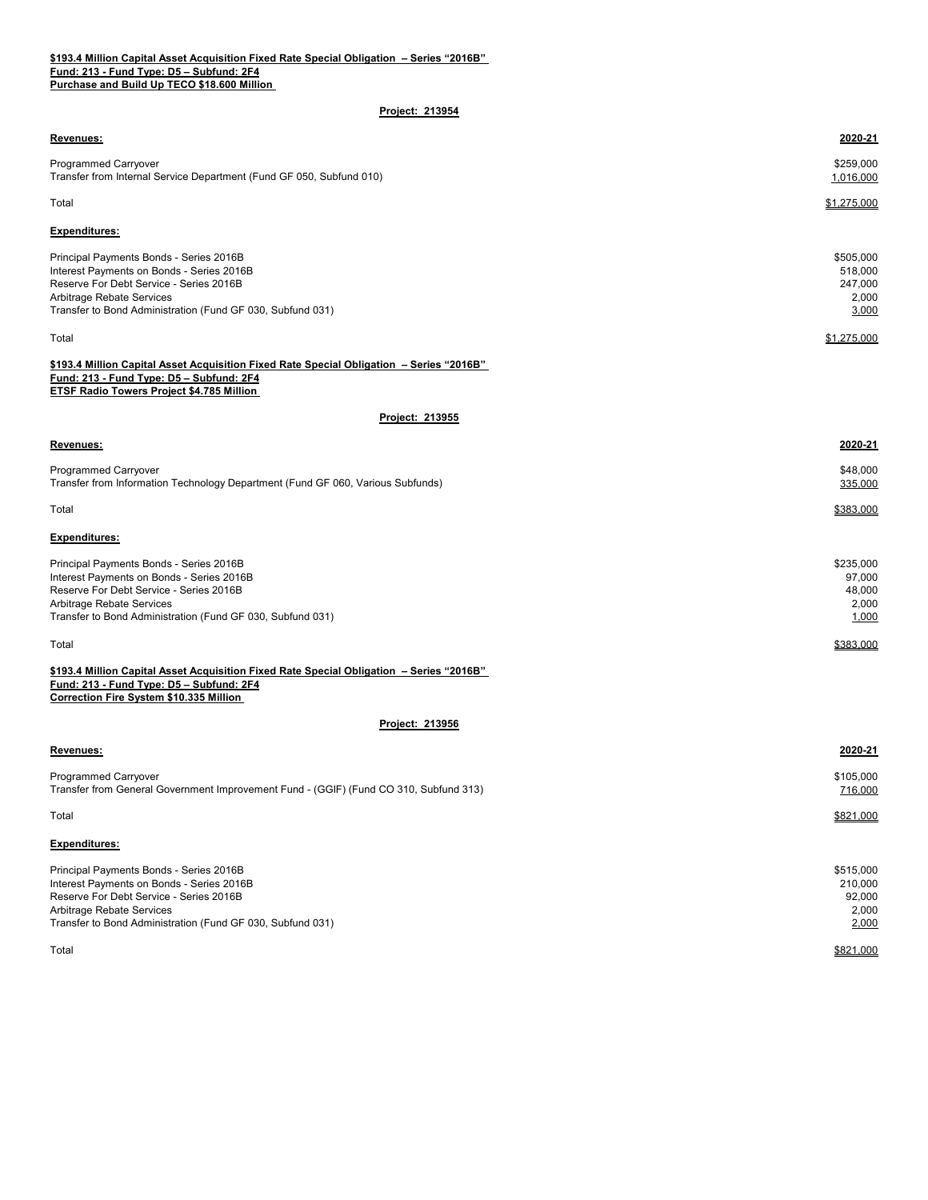**$193.4 Million Capital Asset Acquisition Fixed Rate Special Obligation – Series "2016B"**
**Fund: 213 - Fund Type: D5 – Subfund: 2F4**
**Purchase and Build Up TECO $18.600 Million**

**Project: 213954**

| **Revenues:** | **2020-21** |
|---|---|
| Programmed Carryover | $259,000 |
| Transfer from Internal Service Department (Fund GF 050, Subfund 010) | 1,016,000 |
| Total | $1,275,000 |

| **Expenditures:** | |
|---|---|
| Principal Payments Bonds - Series 2016B | $505,000 |
| Interest Payments on Bonds - Series 2016B | 518,000 |
| Reserve For Debt Service - Series 2016B | 247,000 |
| Arbitrage Rebate Services | 2,000 |
| Transfer to Bond Administration (Fund GF 030, Subfund 031) | 3,000 |
| Total | $1,275,000 |

**$193.4 Million Capital Asset Acquisition Fixed Rate Special Obligation – Series "2016B"**
**Fund: 213 - Fund Type: D5 – Subfund: 2F4**
**ETSF Radio Towers Project $4.785 Million**

**Project: 213955**

| **Revenues:** | **2020-21** |
|---|---|
| Programmed Carryover | $48,000 |
| Transfer from Information Technology Department (Fund GF 060, Various Subfunds) | 335,000 |
| Total | $383,000 |

| **Expenditures:** | |
|---|---|
| Principal Payments Bonds - Series 2016B | $235,000 |
| Interest Payments on Bonds - Series 2016B | 97,000 |
| Reserve For Debt Service - Series 2016B | 48,000 |
| Arbitrage Rebate Services | 2,000 |
| Transfer to Bond Administration (Fund GF 030, Subfund 031) | 1,000 |
| Total | $383,000 |

**$193.4 Million Capital Asset Acquisition Fixed Rate Special Obligation – Series "2016B"**
**Fund: 213 - Fund Type: D5 – Subfund: 2F4**
**Correction Fire System $10.335 Million**

**Project: 213956**

| **Revenues:** | **2020-21** |
|---|---|
| Programmed Carryover | $105,000 |
| Transfer from General Government Improvement Fund - (GGIF) (Fund CO 310, Subfund 313) | 716,000 |
| Total | $821,000 |

| **Expenditures:** | |
|---|---|
| Principal Payments Bonds - Series 2016B | $515,000 |
| Interest Payments on Bonds - Series 2016B | 210,000 |
| Reserve For Debt Service - Series 2016B | 92,000 |
| Arbitrage Rebate Services | 2,000 |
| Transfer to Bond Administration (Fund GF 030, Subfund 031) | 2,000 |
| Total | $821,000 |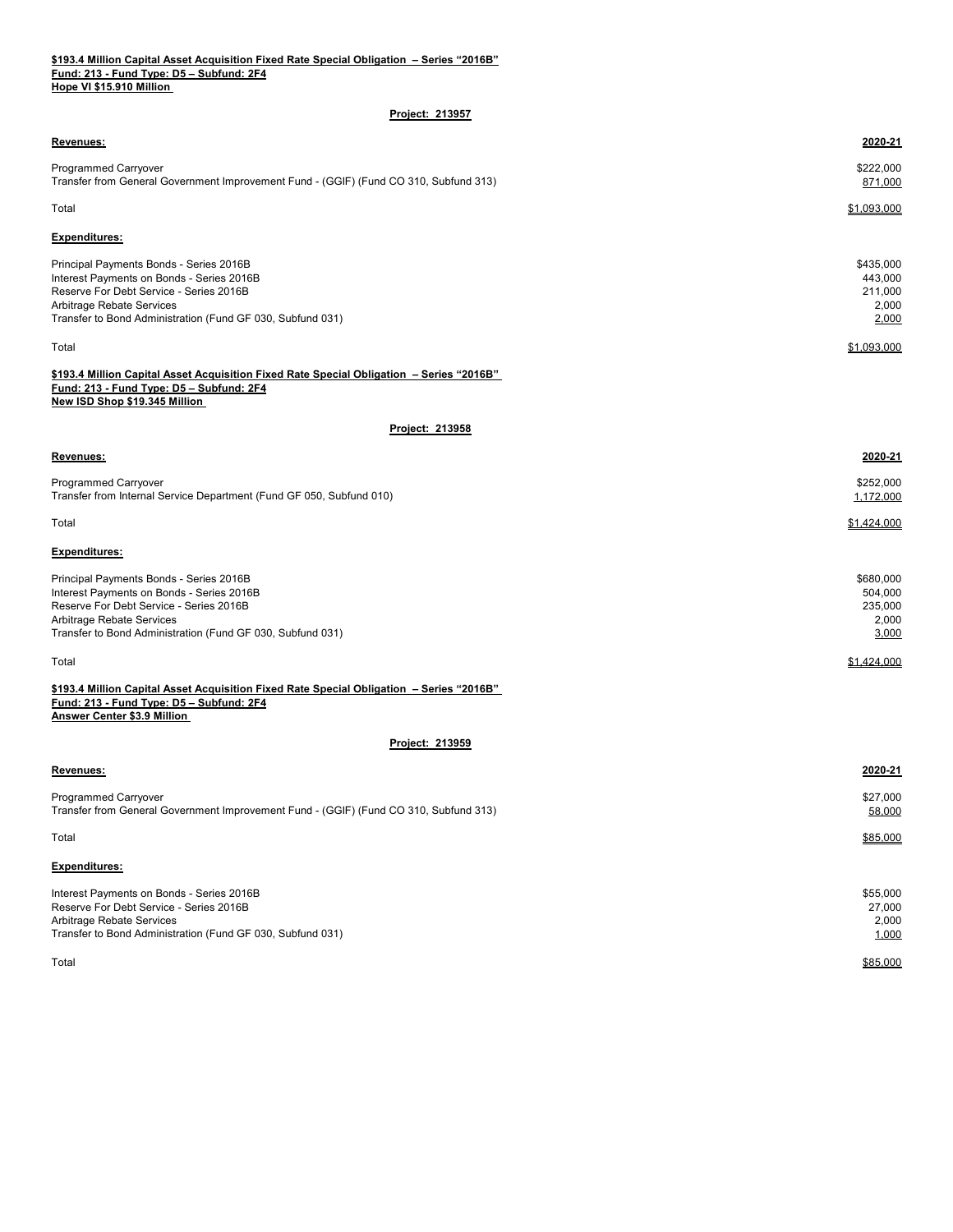**$193.4 Million Capital Asset Acquisition Fixed Rate Special Obligation – Series "2016B"**
**Fund: 213 - Fund Type: D5 – Subfund: 2F4**
**Hope VI $15.910 Million**

**Project: 213957**

| **Revenues:** | **2020-21** |
|---|---|
| Programmed Carryover | $222,000 |
| Transfer from General Government Improvement Fund - (GGIF) (Fund CO 310, Subfund 313) | 871,000 |
| Total | $1,093,000 |

| **Expenditures:** | |
|---|---|
| Principal Payments Bonds - Series 2016B | $435,000 |
| Interest Payments on Bonds - Series 2016B | 443,000 |
| Reserve For Debt Service - Series 2016B | 211,000 |
| Arbitrage Rebate Services | 2,000 |
| Transfer to Bond Administration (Fund GF 030, Subfund 031) | 2,000 |
| Total | $1,093,000 |

**$193.4 Million Capital Asset Acquisition Fixed Rate Special Obligation – Series "2016B"**
**Fund: 213 - Fund Type: D5 – Subfund: 2F4**
**New ISD Shop $19.345 Million**

**Project: 213958**

| **Revenues:** | **2020-21** |
|---|---|
| Programmed Carryover | $252,000 |
| Transfer from Internal Service Department (Fund GF 050, Subfund 010) | 1,172,000 |
| Total | $1,424,000 |

| **Expenditures:** | |
|---|---|
| Principal Payments Bonds - Series 2016B | $680,000 |
| Interest Payments on Bonds - Series 2016B | 504,000 |
| Reserve For Debt Service - Series 2016B | 235,000 |
| Arbitrage Rebate Services | 2,000 |
| Transfer to Bond Administration (Fund GF 030, Subfund 031) | 3,000 |
| Total | $1,424,000 |

**$193.4 Million Capital Asset Acquisition Fixed Rate Special Obligation – Series "2016B"**
**Fund: 213 - Fund Type: D5 – Subfund: 2F4**
**Answer Center $3.9 Million**

**Project: 213959**

| **Revenues:** | **2020-21** |
|---|---|
| Programmed Carryover | $27,000 |
| Transfer from General Government Improvement Fund - (GGIF) (Fund CO 310, Subfund 313) | 58,000 |
| Total | $85,000 |

| **Expenditures:** | |
|---|---|
| Interest Payments on Bonds - Series 2016B | $55,000 |
| Reserve For Debt Service - Series 2016B | 27,000 |
| Arbitrage Rebate Services | 2,000 |
| Transfer to Bond Administration (Fund GF 030, Subfund 031) | 1,000 |
| Total | $85,000 |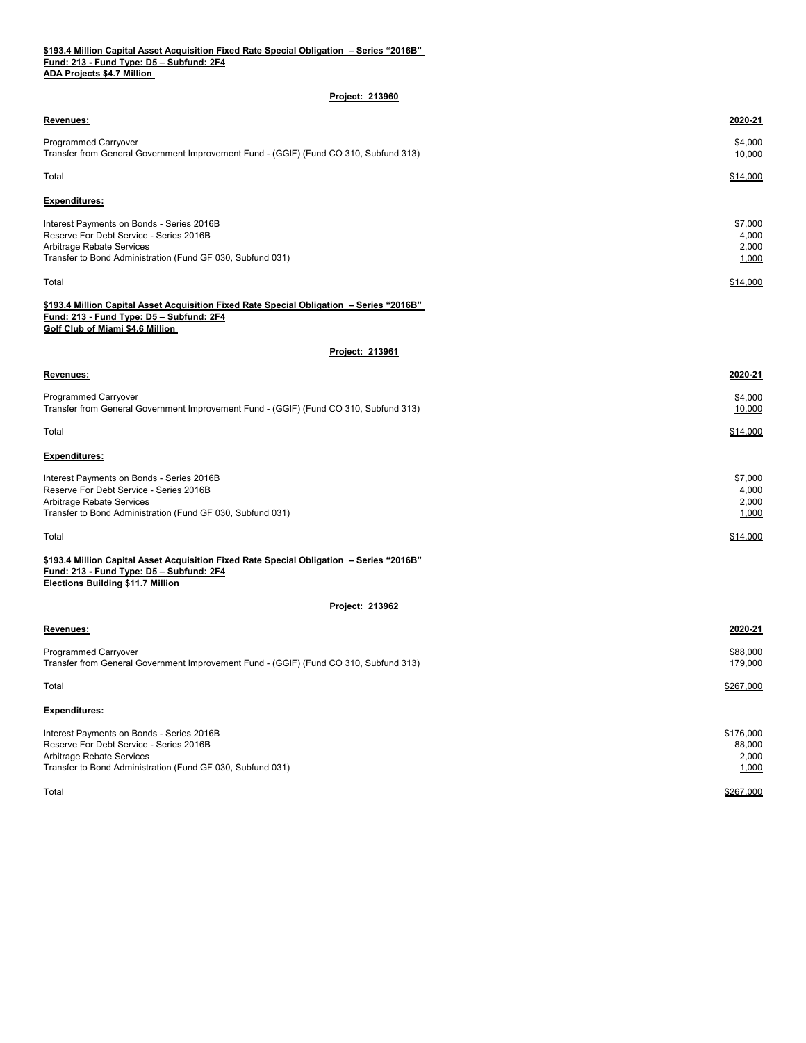**$193.4 Million Capital Asset Acquisition Fixed Rate Special Obligation – Series "2016B"**
**Fund: 213 - Fund Type: D5 – Subfund: 2F4**
**ADA Projects $4.7 Million**

**Project: 213960**

| **Revenues:** | **2020-21** |
|---|---|
| Programmed Carryover | $4,000 |
| Transfer from General Government Improvement Fund - (GGIF) (Fund CO 310, Subfund 313) | 10,000 |
| Total | $14,000 |
| **Expenditures:** | |
| Interest Payments on Bonds - Series 2016B | $7,000 |
| Reserve For Debt Service - Series 2016B | 4,000 |
| Arbitrage Rebate Services | 2,000 |
| Transfer to Bond Administration (Fund GF 030, Subfund 031) | 1,000 |
| Total | $14,000 |

**$193.4 Million Capital Asset Acquisition Fixed Rate Special Obligation – Series "2016B"**
**Fund: 213 - Fund Type: D5 – Subfund: 2F4**
**Golf Club of Miami $4.6 Million**

**Project: 213961**

| **Revenues:** | **2020-21** |
|---|---|
| Programmed Carryover | $4,000 |
| Transfer from General Government Improvement Fund - (GGIF) (Fund CO 310, Subfund 313) | 10,000 |
| Total | $14,000 |
| **Expenditures:** | |
| Interest Payments on Bonds - Series 2016B | $7,000 |
| Reserve For Debt Service - Series 2016B | 4,000 |
| Arbitrage Rebate Services | 2,000 |
| Transfer to Bond Administration (Fund GF 030, Subfund 031) | 1,000 |
| Total | $14,000 |

**$193.4 Million Capital Asset Acquisition Fixed Rate Special Obligation – Series "2016B"**
**Fund: 213 - Fund Type: D5 – Subfund: 2F4**
**Elections Building $11.7 Million**

**Project: 213962**

| **Revenues:** | **2020-21** |
|---|---|
| Programmed Carryover | $88,000 |
| Transfer from General Government Improvement Fund - (GGIF) (Fund CO 310, Subfund 313) | 179,000 |
| Total | $267,000 |
| **Expenditures:** | |
| Interest Payments on Bonds - Series 2016B | $176,000 |
| Reserve For Debt Service - Series 2016B | 88,000 |
| Arbitrage Rebate Services | 2,000 |
| Transfer to Bond Administration (Fund GF 030, Subfund 031) | 1,000 |
| Total | $267,000 |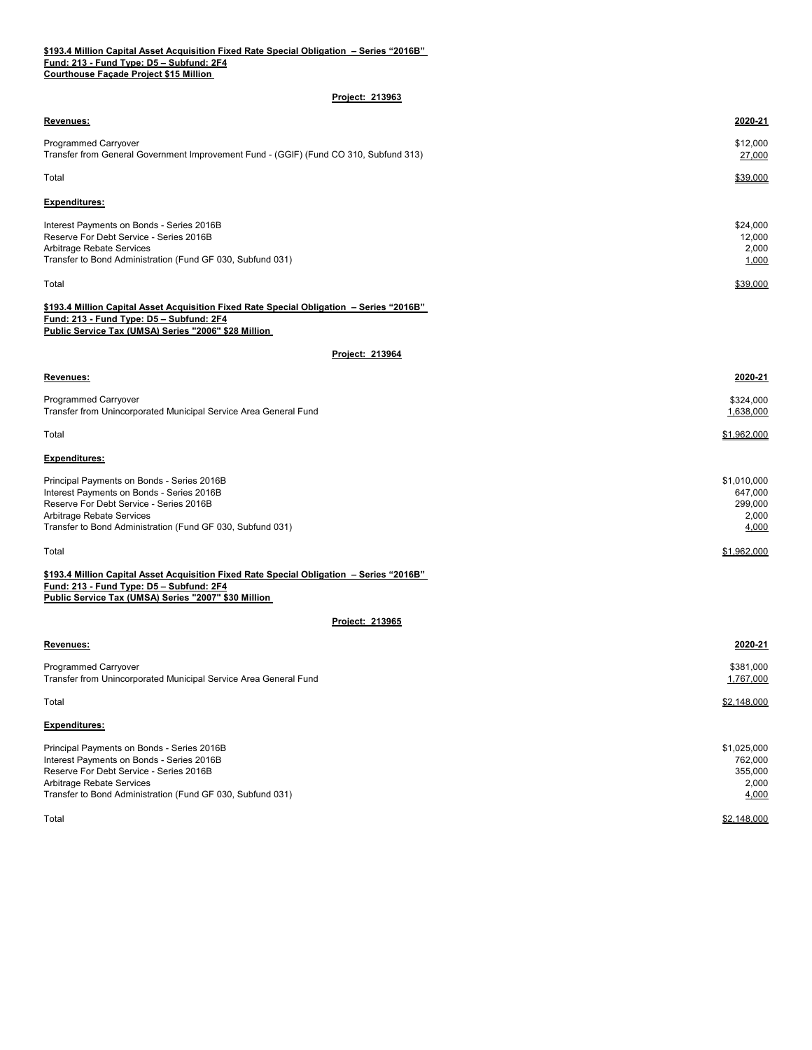**$193.4 Million Capital Asset Acquisition Fixed Rate Special Obligation – Series "2016B"**
**Fund: 213 - Fund Type: D5 – Subfund: 2F4**
**Courthouse Façade Project $15 Million**

**Project: 213963**

| **Revenues:** | **2020-21** |
|---|---|
| Programmed Carryover | $12,000 |
| Transfer from General Government Improvement Fund - (GGIF) (Fund CO 310, Subfund 313) | 27,000 |
| Total | $39,000 |

| **Expenditures:** | |
|---|---|
| Interest Payments on Bonds - Series 2016B | $24,000 |
| Reserve For Debt Service - Series 2016B | 12,000 |
| Arbitrage Rebate Services | 2,000 |
| Transfer to Bond Administration (Fund GF 030, Subfund 031) | 1,000 |
| Total | $39,000 |

**$193.4 Million Capital Asset Acquisition Fixed Rate Special Obligation – Series "2016B"**
**Fund: 213 - Fund Type: D5 – Subfund: 2F4**
**Public Service Tax (UMSA) Series "2006" $28 Million**

**Project: 213964**

| **Revenues:** | **2020-21** |
|---|---|
| Programmed Carryover | $324,000 |
| Transfer from Unincorporated Municipal Service Area General Fund | 1,638,000 |
| Total | $1,962,000 |

| **Expenditures:** | |
|---|---|
| Principal Payments on Bonds - Series 2016B | $1,010,000 |
| Interest Payments on Bonds - Series 2016B | 647,000 |
| Reserve For Debt Service - Series 2016B | 299,000 |
| Arbitrage Rebate Services | 2,000 |
| Transfer to Bond Administration (Fund GF 030, Subfund 031) | 4,000 |
| Total | $1,962,000 |

**$193.4 Million Capital Asset Acquisition Fixed Rate Special Obligation – Series "2016B"**
**Fund: 213 - Fund Type: D5 – Subfund: 2F4**
**Public Service Tax (UMSA) Series "2007" $30 Million**

**Project: 213965**

| **Revenues:** | **2020-21** |
|---|---|
| Programmed Carryover | $381,000 |
| Transfer from Unincorporated Municipal Service Area General Fund | 1,767,000 |
| Total | $2,148,000 |

| **Expenditures:** | |
|---|---|
| Principal Payments on Bonds - Series 2016B | $1,025,000 |
| Interest Payments on Bonds - Series 2016B | 762,000 |
| Reserve For Debt Service - Series 2016B | 355,000 |
| Arbitrage Rebate Services | 2,000 |
| Transfer to Bond Administration (Fund GF 030, Subfund 031) | 4,000 |
| Total | $2,148,000 |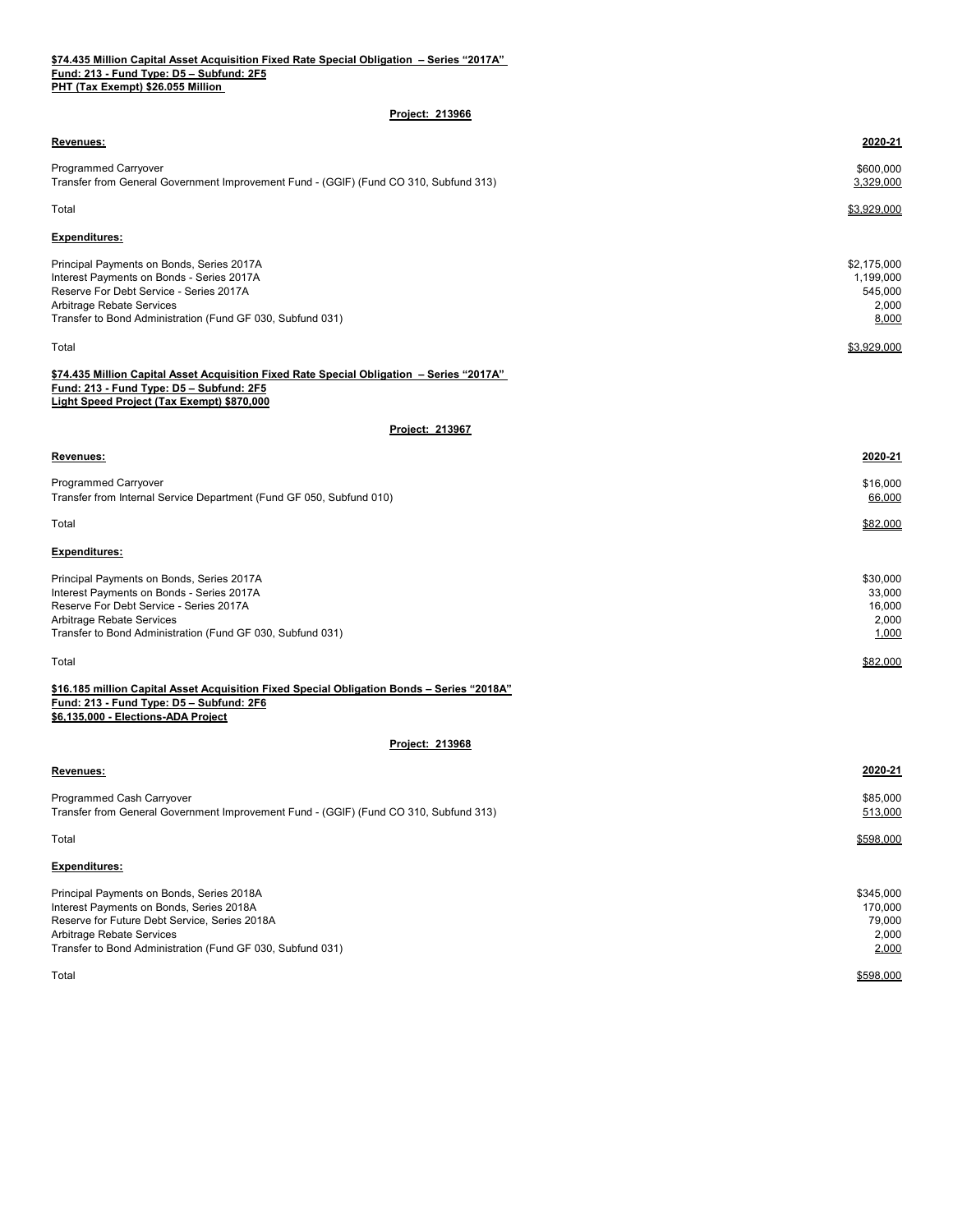**$74.435 Million Capital Asset Acquisition Fixed Rate Special Obligation – Series "2017A"**
**Fund: 213 - Fund Type: D5 – Subfund: 2F5**
**PHT (Tax Exempt) $26.055 Million**

**Project: 213966**

| **Revenues:** | **2020-21** |
|---|---|
| Programmed Carryover | $600,000 |
| Transfer from General Government Improvement Fund - (GGIF) (Fund CO 310, Subfund 313) | 3,329,000 |
| Total | $3,929,000 |

| **Expenditures:** | |
|---|---|
| Principal Payments on Bonds, Series 2017A | $2,175,000 |
| Interest Payments on Bonds - Series 2017A | 1,199,000 |
| Reserve For Debt Service - Series 2017A | 545,000 |
| Arbitrage Rebate Services | 2,000 |
| Transfer to Bond Administration (Fund GF 030, Subfund 031) | 8,000 |
| Total | $3,929,000 |

**$74.435 Million Capital Asset Acquisition Fixed Rate Special Obligation – Series "2017A"**
**Fund: 213 - Fund Type: D5 – Subfund: 2F5**
**Light Speed Project (Tax Exempt) $870,000**

**Project: 213967**

| **Revenues:** | **2020-21** |
|---|---|
| Programmed Carryover | $16,000 |
| Transfer from Internal Service Department (Fund GF 050, Subfund 010) | 66,000 |
| Total | $82,000 |

| **Expenditures:** | |
|---|---|
| Principal Payments on Bonds, Series 2017A | $30,000 |
| Interest Payments on Bonds - Series 2017A | 33,000 |
| Reserve For Debt Service - Series 2017A | 16,000 |
| Arbitrage Rebate Services | 2,000 |
| Transfer to Bond Administration (Fund GF 030, Subfund 031) | 1,000 |
| Total | $82,000 |

**$16.185 million Capital Asset Acquisition Fixed Special Obligation Bonds – Series "2018A"**
**Fund: 213 - Fund Type: D5 – Subfund: 2F6**
**$6,135,000 - Elections-ADA Project**

**Project: 213968**

| **Revenues:** | **2020-21** |
|---|---|
| Programmed Cash Carryover | $85,000 |
| Transfer from General Government Improvement Fund - (GGIF) (Fund CO 310, Subfund 313) | 513,000 |
| Total | $598,000 |

| **Expenditures:** | |
|---|---|
| Principal Payments on Bonds, Series 2018A | $345,000 |
| Interest Payments on Bonds, Series 2018A | 170,000 |
| Reserve for Future Debt Service, Series 2018A | 79,000 |
| Arbitrage Rebate Services | 2,000 |
| Transfer to Bond Administration (Fund GF 030, Subfund 031) | 2,000 |
| Total | $598,000 |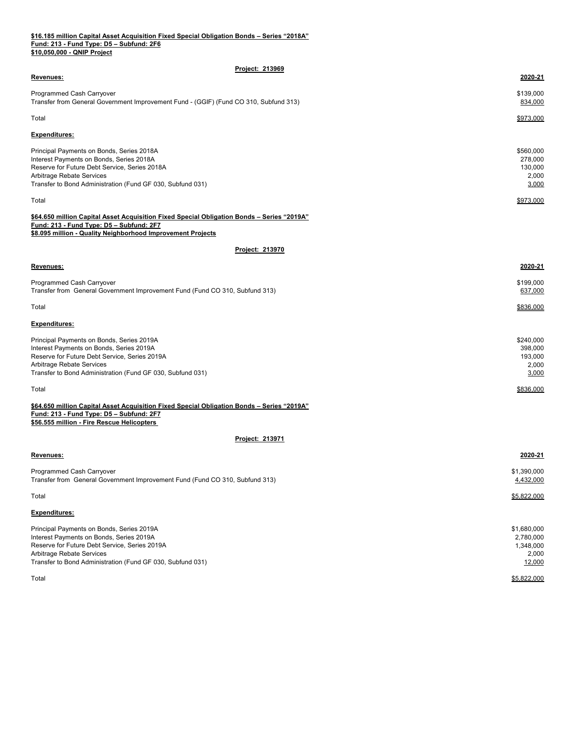**$16.185 million Capital Asset Acquisition Fixed Special Obligation Bonds – Series "2018A"**
**Fund: 213 - Fund Type: D5 – Subfund: 2F6**
**$10,050,000 - QNIP Project**

**Project: 213969**

| **Revenues:** | **2020-21** |
|---|---|
| Programmed Cash Carryover | $139,000 |
| Transfer from General Government Improvement Fund - (GGIF) (Fund CO 310, Subfund 313) | 834,000 |
| Total | $973,000 |

| **Expenditures:** | |
|---|---|
| Principal Payments on Bonds, Series 2018A | $560,000 |
| Interest Payments on Bonds, Series 2018A | 278,000 |
| Reserve for Future Debt Service, Series 2018A | 130,000 |
| Arbitrage Rebate Services | 2,000 |
| Transfer to Bond Administration (Fund GF 030, Subfund 031) | 3,000 |
| Total | $973,000 |

**$64.650 million Capital Asset Acquisition Fixed Special Obligation Bonds – Series "2019A"**
**Fund: 213 - Fund Type: D5 – Subfund: 2F7**
**$8.095 million - Quality Neighborhood Improvement Projects**

**Project: 213970**

| **Revenues:** | **2020-21** |
|---|---|
| Programmed Cash Carryover | $199,000 |
| Transfer from General Government Improvement Fund (Fund CO 310, Subfund 313) | 637,000 |
| Total | $836,000 |

| **Expenditures:** | |
|---|---|
| Principal Payments on Bonds, Series 2019A | $240,000 |
| Interest Payments on Bonds, Series 2019A | 398,000 |
| Reserve for Future Debt Service, Series 2019A | 193,000 |
| Arbitrage Rebate Services | 2,000 |
| Transfer to Bond Administration (Fund GF 030, Subfund 031) | 3,000 |
| Total | $836,000 |

**$64.650 million Capital Asset Acquisition Fixed Special Obligation Bonds – Series "2019A"**
**Fund: 213 - Fund Type: D5 – Subfund: 2F7**
**$56.555 million - Fire Rescue Helicopters**

**Project: 213971**

| **Revenues:** | **2020-21** |
|---|---|
| Programmed Cash Carryover | $1,390,000 |
| Transfer from General Government Improvement Fund (Fund CO 310, Subfund 313) | 4,432,000 |
| Total | $5,822,000 |

| **Expenditures:** | |
|---|---|
| Principal Payments on Bonds, Series 2019A | $1,680,000 |
| Interest Payments on Bonds, Series 2019A | 2,780,000 |
| Reserve for Future Debt Service, Series 2019A | 1,348,000 |
| Arbitrage Rebate Services | 2,000 |
| Transfer to Bond Administration (Fund GF 030, Subfund 031) | 12,000 |
| Total | $5,822,000 |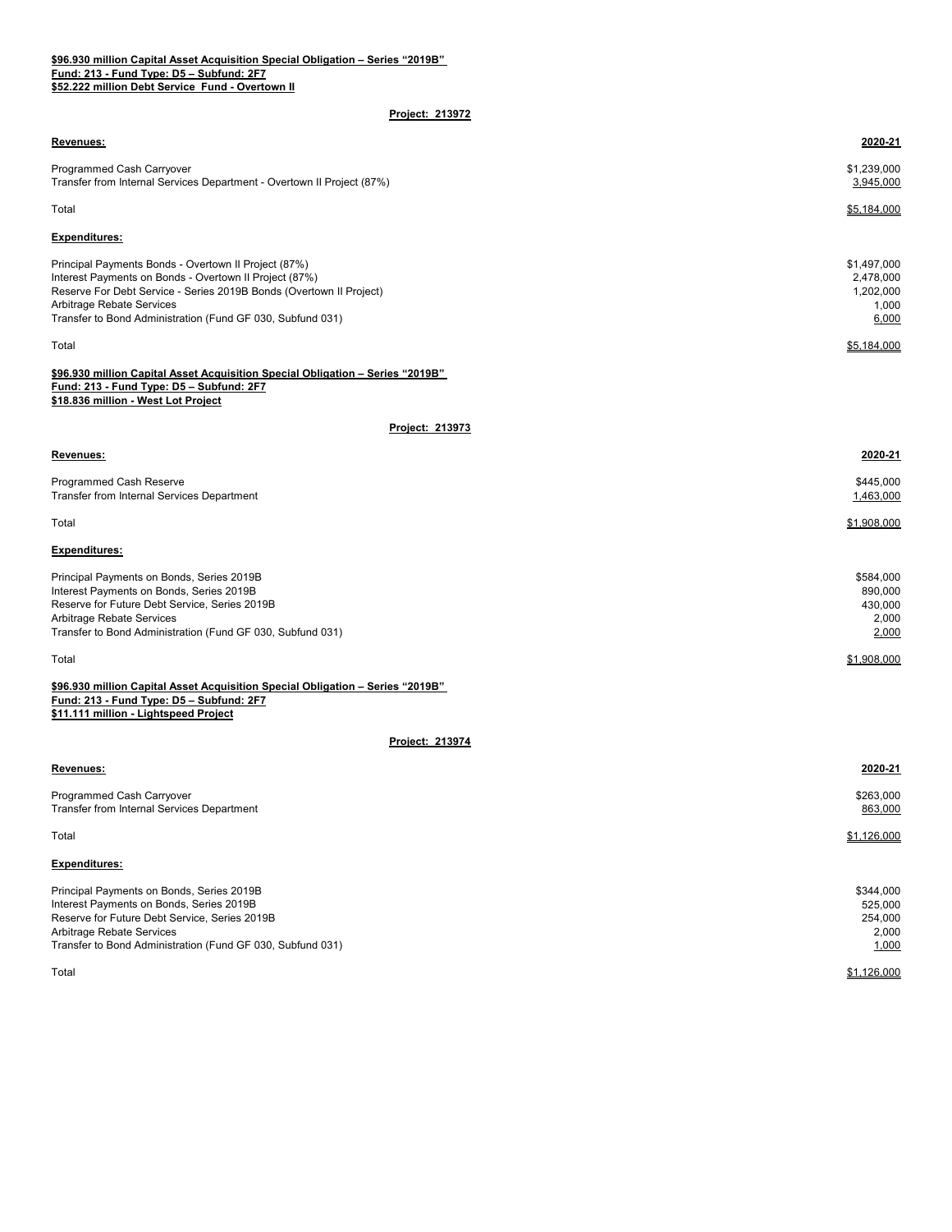**$96.930 million Capital Asset Acquisition Special Obligation – Series "2019B"**
**Fund: 213 - Fund Type: D5 – Subfund: 2F7**
**$52.222 million Debt Service Fund - Overtown II**

**Project: 213972**

| **Revenues:** | **2020-21** |
|---|---|
| Programmed Cash Carryover | $1,239,000 |
| Transfer from Internal Services Department - Overtown II Project (87%) | 3,945,000 |
| Total | $5,184,000 |

| **Expenditures:** | |
|---|---|
| Principal Payments Bonds - Overtown II Project (87%) | $1,497,000 |
| Interest Payments on Bonds - Overtown II Project (87%) | 2,478,000 |
| Reserve For Debt Service - Series 2019B Bonds (Overtown II Project) | 1,202,000 |
| Arbitrage Rebate Services | 1,000 |
| Transfer to Bond Administration (Fund GF 030, Subfund 031) | 6,000 |
| Total | $5,184,000 |

**$96.930 million Capital Asset Acquisition Special Obligation – Series "2019B"**
**Fund: 213 - Fund Type: D5 – Subfund: 2F7**
**$18.836 million - West Lot Project**

**Project: 213973**

| **Revenues:** | **2020-21** |
|---|---|
| Programmed Cash Reserve | $445,000 |
| Transfer from Internal Services Department | 1,463,000 |
| Total | $1,908,000 |

| **Expenditures:** | |
|---|---|
| Principal Payments on Bonds, Series 2019B | $584,000 |
| Interest Payments on Bonds, Series 2019B | 890,000 |
| Reserve for Future Debt Service, Series 2019B | 430,000 |
| Arbitrage Rebate Services | 2,000 |
| Transfer to Bond Administration (Fund GF 030, Subfund 031) | 2,000 |
| Total | $1,908,000 |

**$96.930 million Capital Asset Acquisition Special Obligation – Series "2019B"**
**Fund: 213 - Fund Type: D5 – Subfund: 2F7**
**$11.111 million - Lightspeed Project**

**Project: 213974**

| **Revenues:** | **2020-21** |
|---|---|
| Programmed Cash Carryover | $263,000 |
| Transfer from Internal Services Department | 863,000 |
| Total | $1,126,000 |

| **Expenditures:** | |
|---|---|
| Principal Payments on Bonds, Series 2019B | $344,000 |
| Interest Payments on Bonds, Series 2019B | 525,000 |
| Reserve for Future Debt Service, Series 2019B | 254,000 |
| Arbitrage Rebate Services | 2,000 |
| Transfer to Bond Administration (Fund GF 030, Subfund 031) | 1,000 |
| Total | $1,126,000 |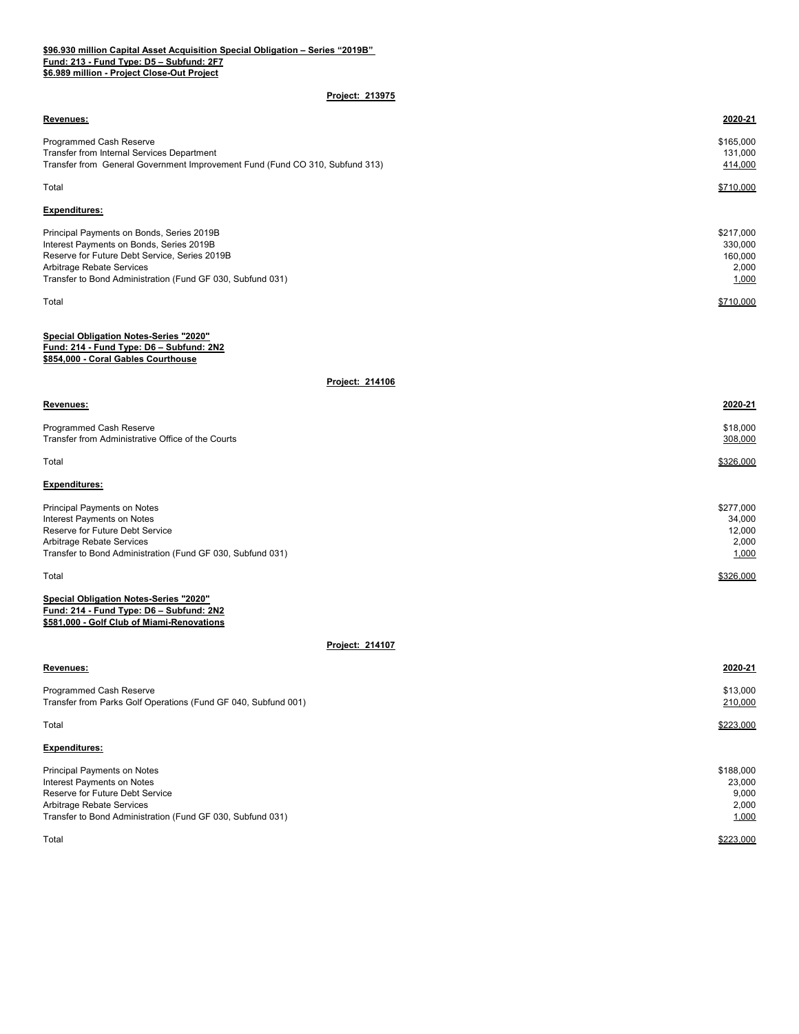**$96.930 million Capital Asset Acquisition Special Obligation – Series "2019B"**
**Fund: 213 - Fund Type: D5 – Subfund: 2F7**
**$6.989 million - Project Close-Out Project**

**Project: 213975**

| **Revenues:** | **2020-21** |
|---|---|
| Programmed Cash Reserve | $165,000 |
| Transfer from Internal Services Department | 131,000 |
| Transfer from General Government Improvement Fund (Fund CO 310, Subfund 313) | 414,000 |
| Total | $710,000 |

| **Expenditures:** | |
|---|---|
| Principal Payments on Bonds, Series 2019B | $217,000 |
| Interest Payments on Bonds, Series 2019B | 330,000 |
| Reserve for Future Debt Service, Series 2019B | 160,000 |
| Arbitrage Rebate Services | 2,000 |
| Transfer to Bond Administration (Fund GF 030, Subfund 031) | 1,000 |
| Total | $710,000 |

**Special Obligation Notes-Series "2020"**
**Fund: 214 - Fund Type: D6 – Subfund: 2N2**
**$854,000 - Coral Gables Courthouse**

**Project: 214106**

| **Revenues:** | **2020-21** |
|---|---|
| Programmed Cash Reserve | $18,000 |
| Transfer from Administrative Office of the Courts | 308,000 |
| Total | $326,000 |

| **Expenditures:** | |
|---|---|
| Principal Payments on Notes | $277,000 |
| Interest Payments on Notes | 34,000 |
| Reserve for Future Debt Service | 12,000 |
| Arbitrage Rebate Services | 2,000 |
| Transfer to Bond Administration (Fund GF 030, Subfund 031) | 1,000 |
| Total | $326,000 |

**Special Obligation Notes-Series "2020"**
**Fund: 214 - Fund Type: D6 – Subfund: 2N2**
**$581,000 - Golf Club of Miami-Renovations**

**Project: 214107**

| **Revenues:** | **2020-21** |
|---|---|
| Programmed Cash Reserve | $13,000 |
| Transfer from Parks Golf Operations (Fund GF 040, Subfund 001) | 210,000 |
| Total | $223,000 |

| **Expenditures:** | |
|---|---|
| Principal Payments on Notes | $188,000 |
| Interest Payments on Notes | 23,000 |
| Reserve for Future Debt Service | 9,000 |
| Arbitrage Rebate Services | 2,000 |
| Transfer to Bond Administration (Fund GF 030, Subfund 031) | 1,000 |
| Total | $223,000 |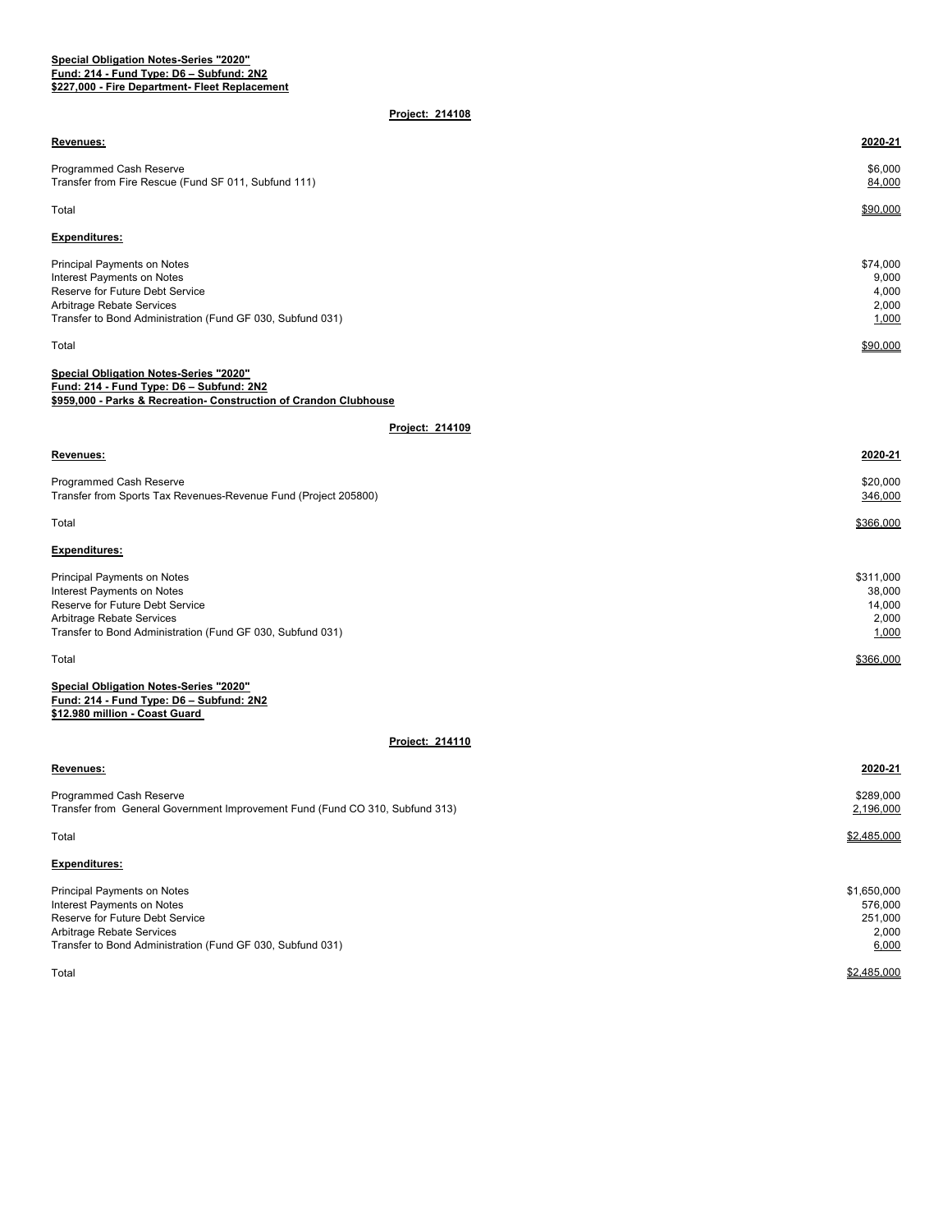**Special Obligation Notes-Series "2020"**
**Fund: 214 - Fund Type: D6 – Subfund: 2N2**
**$227,000 - Fire Department- Fleet Replacement**

**Project: 214108**

| **Revenues:** | **2020-21** |
|---|---|
| Programmed Cash Reserve | $6,000 |
| Transfer from Fire Rescue (Fund SF 011, Subfund 111) | 84,000 |
| Total | $90,000 |

| **Expenditures:** | |
|---|---|
| Principal Payments on Notes | $74,000 |
| Interest Payments on Notes | 9,000 |
| Reserve for Future Debt Service | 4,000 |
| Arbitrage Rebate Services | 2,000 |
| Transfer to Bond Administration (Fund GF 030, Subfund 031) | 1,000 |
| Total | $90,000 |

**Special Obligation Notes-Series "2020"**
**Fund: 214 - Fund Type: D6 – Subfund: 2N2**
**$959,000 - Parks & Recreation- Construction of Crandon Clubhouse**

**Project: 214109**

| **Revenues:** | **2020-21** |
|---|---|
| Programmed Cash Reserve | $20,000 |
| Transfer from Sports Tax Revenues-Revenue Fund (Project 205800) | 346,000 |
| Total | $366,000 |

| **Expenditures:** | |
|---|---|
| Principal Payments on Notes | $311,000 |
| Interest Payments on Notes | 38,000 |
| Reserve for Future Debt Service | 14,000 |
| Arbitrage Rebate Services | 2,000 |
| Transfer to Bond Administration (Fund GF 030, Subfund 031) | 1,000 |
| Total | $366,000 |

**Special Obligation Notes-Series "2020"**
**Fund: 214 - Fund Type: D6 – Subfund: 2N2**
**$12.980 million - Coast Guard**

**Project: 214110**

| **Revenues:** | **2020-21** |
|---|---|
| Programmed Cash Reserve | $289,000 |
| Transfer from General Government Improvement Fund (Fund CO 310, Subfund 313) | 2,196,000 |
| Total | $2,485,000 |

| **Expenditures:** | |
|---|---|
| Principal Payments on Notes | $1,650,000 |
| Interest Payments on Notes | 576,000 |
| Reserve for Future Debt Service | 251,000 |
| Arbitrage Rebate Services | 2,000 |
| Transfer to Bond Administration (Fund GF 030, Subfund 031) | 6,000 |
| Total | $2,485,000 |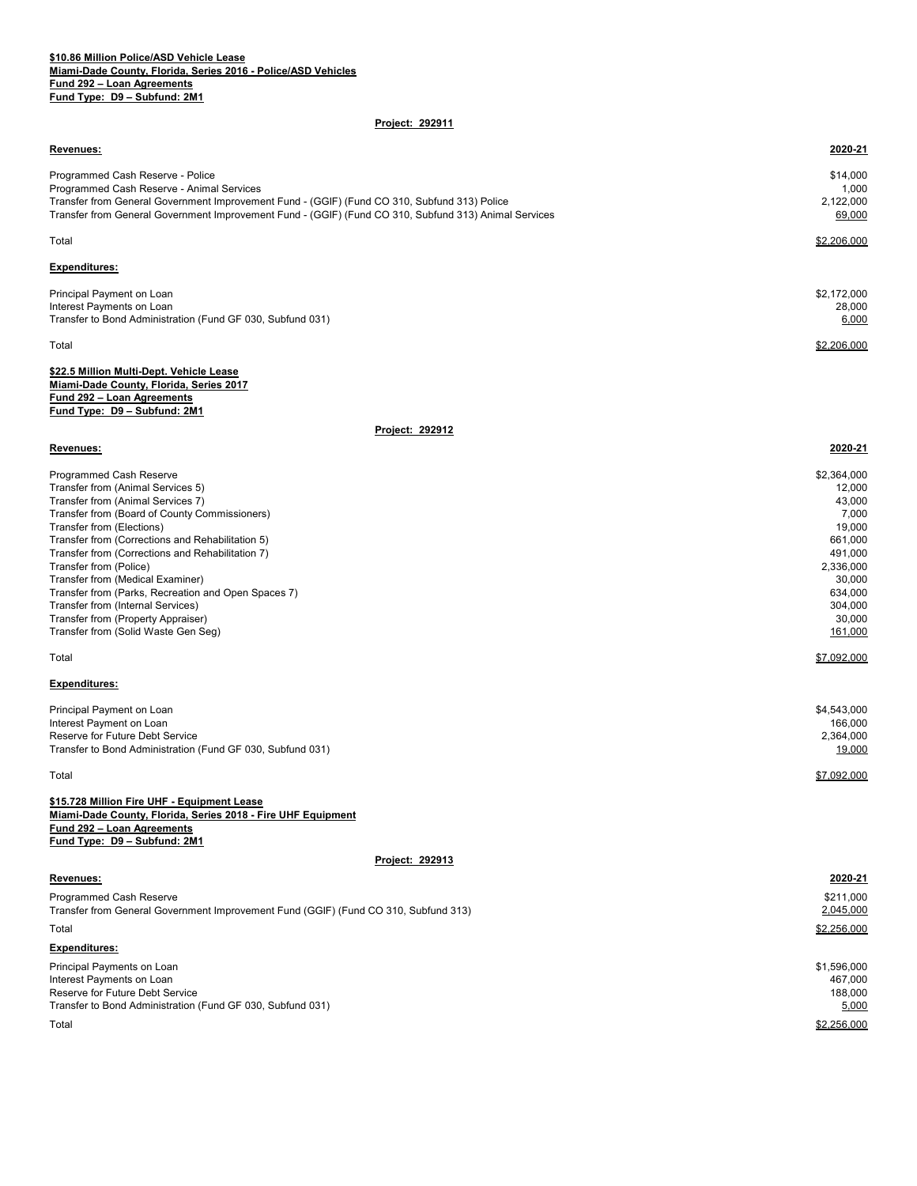**$10.86 Million Police/ASD Vehicle Lease**
**Miami-Dade County, Florida, Series 2016 - Police/ASD Vehicles**
**Fund 292 – Loan Agreements**
**Fund Type: D9 – Subfund: 2M1**

**Project: 292911**

| **Revenues:** | **2020-21** |
|---|---|
| Programmed Cash Reserve - Police | $14,000 |
| Programmed Cash Reserve - Animal Services | 1,000 |
| Transfer from General Government Improvement Fund - (GGIF) (Fund CO 310, Subfund 313) Police | 2,122,000 |
| Transfer from General Government Improvement Fund - (GGIF) (Fund CO 310, Subfund 313) Animal Services | 69,000 |
| Total | $2,206,000 |

| **Expenditures:** | |
|---|---|
| Principal Payment on Loan | $2,172,000 |
| Interest Payments on Loan | 28,000 |
| Transfer to Bond Administration (Fund GF 030, Subfund 031) | 6,000 |
| Total | $2,206,000 |

**$22.5 Million Multi-Dept. Vehicle Lease**
**Miami-Dade County, Florida, Series 2017**
**Fund 292 – Loan Agreements**
**Fund Type: D9 – Subfund: 2M1**

**Project: 292912**

| **Revenues:** | **2020-21** |
|---|---|
| Programmed Cash Reserve | $2,364,000 |
| Transfer from (Animal Services 5) | 12,000 |
| Transfer from (Animal Services 7) | 43,000 |
| Transfer from (Board of County Commissioners) | 7,000 |
| Transfer from (Elections) | 19,000 |
| Transfer from (Corrections and Rehabilitation 5) | 661,000 |
| Transfer from (Corrections and Rehabilitation 7) | 491,000 |
| Transfer from (Police) | 2,336,000 |
| Transfer from (Medical Examiner) | 30,000 |
| Transfer from (Parks, Recreation and Open Spaces 7) | 634,000 |
| Transfer from (Internal Services) | 304,000 |
| Transfer from (Property Appraiser) | 30,000 |
| Transfer from (Solid Waste Gen Seg) | 161,000 |
| Total | $7,092,000 |

| **Expenditures:** | |
|---|---|
| Principal Payment on Loan | $4,543,000 |
| Interest Payment on Loan | 166,000 |
| Reserve for Future Debt Service | 2,364,000 |
| Transfer to Bond Administration (Fund GF 030, Subfund 031) | 19,000 |
| Total | $7,092,000 |

**$15.728 Million Fire UHF - Equipment Lease**
**Miami-Dade County, Florida, Series 2018 - Fire UHF Equipment**
**Fund 292 – Loan Agreements**
**Fund Type: D9 – Subfund: 2M1**

**Project: 292913**

| **Revenues:** | **2020-21** |
|---|---|
| Programmed Cash Reserve | $211,000 |
| Transfer from General Government Improvement Fund (GGIF) (Fund CO 310, Subfund 313) | 2,045,000 |
| Total | $2,256,000 |

| **Expenditures:** | |
|---|---|
| Principal Payments on Loan | $1,596,000 |
| Interest Payments on Loan | 467,000 |
| Reserve for Future Debt Service | 188,000 |
| Transfer to Bond Administration (Fund GF 030, Subfund 031) | 5,000 |
| Total | $2,256,000 |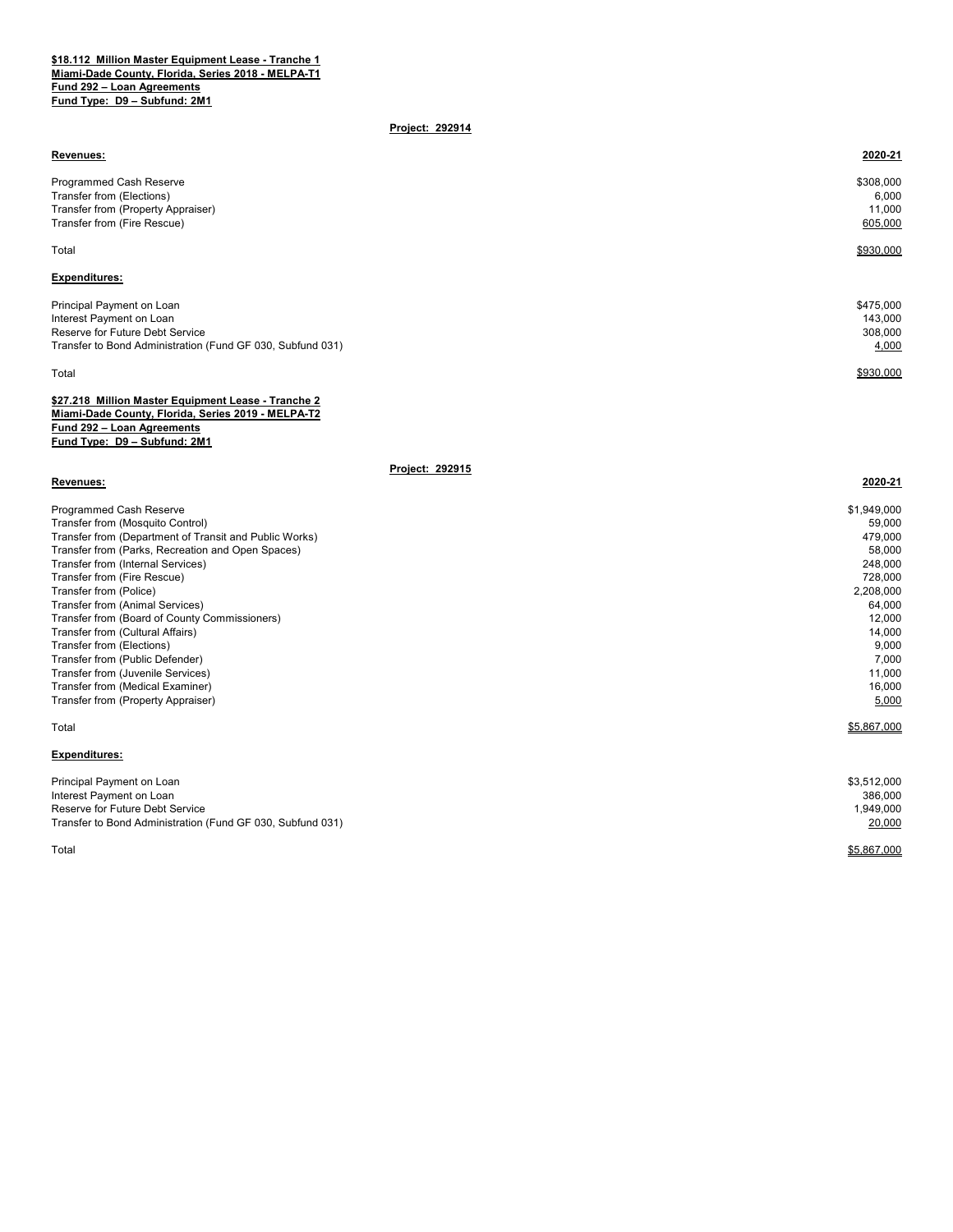**$18.112 Million Master Equipment Lease - Tranche 1**
**Miami-Dade County, Florida, Series 2018 - MELPA-T1**
**Fund 292 – Loan Agreements**
**Fund Type: D9 – Subfund: 2M1**

**Project: 292914**

| **Revenues:** | **2020-21** |
|---|---|
| Programmed Cash Reserve | $308,000 |
| Transfer from (Elections) | 6,000 |
| Transfer from (Property Appraiser) | 11,000 |
| Transfer from (Fire Rescue) | 605,000 |
| Total | $930,000 |

| **Expenditures:** | |
|---|---|
| Principal Payment on Loan | $475,000 |
| Interest Payment on Loan | 143,000 |
| Reserve for Future Debt Service | 308,000 |
| Transfer to Bond Administration (Fund GF 030, Subfund 031) | 4,000 |
| Total | $930,000 |

**$27.218 Million Master Equipment Lease - Tranche 2**
**Miami-Dade County, Florida, Series 2019 - MELPA-T2**
**Fund 292 – Loan Agreements**
**Fund Type: D9 – Subfund: 2M1**

**Project: 292915**

| **Revenues:** | **2020-21** |
|---|---|
| Programmed Cash Reserve | $1,949,000 |
| Transfer from (Mosquito Control) | 59,000 |
| Transfer from (Department of Transit and Public Works) | 479,000 |
| Transfer from (Parks, Recreation and Open Spaces) | 58,000 |
| Transfer from (Internal Services) | 248,000 |
| Transfer from (Fire Rescue) | 728,000 |
| Transfer from (Police) | 2,208,000 |
| Transfer from (Animal Services) | 64,000 |
| Transfer from (Board of County Commissioners) | 12,000 |
| Transfer from (Cultural Affairs) | 14,000 |
| Transfer from (Elections) | 9,000 |
| Transfer from (Public Defender) | 7,000 |
| Transfer from (Juvenile Services) | 11,000 |
| Transfer from (Medical Examiner) | 16,000 |
| Transfer from (Property Appraiser) | 5,000 |
| Total | $5,867,000 |

| **Expenditures:** | |
|---|---|
| Principal Payment on Loan | $3,512,000 |
| Interest Payment on Loan | 386,000 |
| Reserve for Future Debt Service | 1,949,000 |
| Transfer to Bond Administration (Fund GF 030, Subfund 031) | 20,000 |
| Total | $5,867,000 |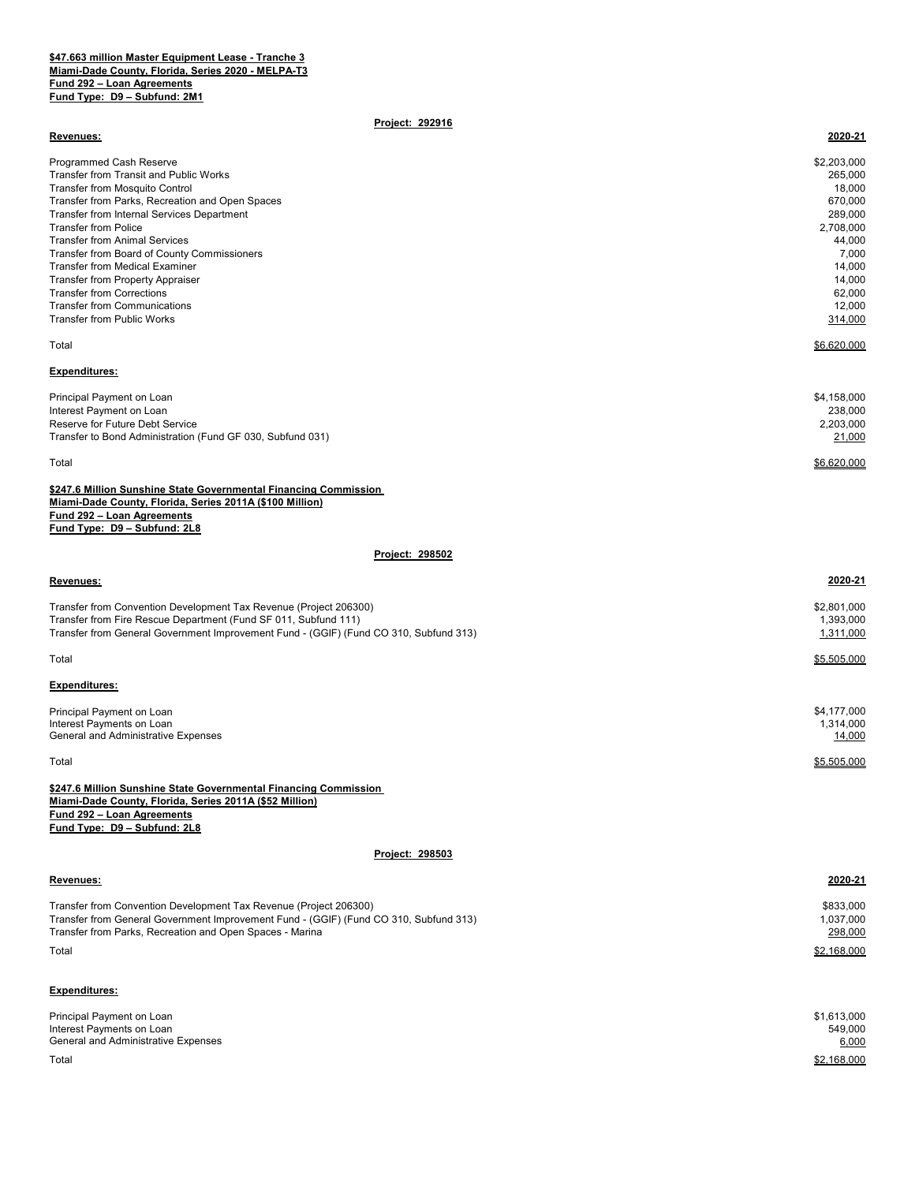**$47.663 million Master Equipment Lease - Tranche 3**
**Miami-Dade County, Florida, Series 2020 - MELPA-T3**
**Fund 292 – Loan Agreements**
**Fund Type: D9 – Subfund: 2M1**

**Project: 292916**

| **Revenues:** | **2020-21** |
|---|---|
| Programmed Cash Reserve | $2,203,000 |
| Transfer from Transit and Public Works | 265,000 |
| Transfer from Mosquito Control | 18,000 |
| Transfer from Parks, Recreation and Open Spaces | 670,000 |
| Transfer from Internal Services Department | 289,000 |
| Transfer from Police | 2,708,000 |
| Transfer from Animal Services | 44,000 |
| Transfer from Board of County Commissioners | 7,000 |
| Transfer from Medical Examiner | 14,000 |
| Transfer from Property Appraiser | 14,000 |
| Transfer from Corrections | 62,000 |
| Transfer from Communications | 12,000 |
| Transfer from Public Works | 314,000 |
| Total | $6,620,000 |

| **Expenditures:** | |
|---|---|
| Principal Payment on Loan | $4,158,000 |
| Interest Payment on Loan | 238,000 |
| Reserve for Future Debt Service | 2,203,000 |
| Transfer to Bond Administration (Fund GF 030, Subfund 031) | 21,000 |
| Total | $6,620,000 |

**$247.6 Million Sunshine State Governmental Financing Commission**
**Miami-Dade County, Florida, Series 2011A ($100 Million)**
**Fund 292 – Loan Agreements**
**Fund Type: D9 – Subfund: 2L8**

**Project: 298502**

| **Revenues:** | **2020-21** |
|---|---|
| Transfer from Convention Development Tax Revenue (Project 206300) | $2,801,000 |
| Transfer from Fire Rescue Department (Fund SF 011, Subfund 111) | 1,393,000 |
| Transfer from General Government Improvement Fund - (GGIF) (Fund CO 310, Subfund 313) | 1,311,000 |
| Total | $5,505,000 |

| **Expenditures:** | |
|---|---|
| Principal Payment on Loan | $4,177,000 |
| Interest Payments on Loan | 1,314,000 |
| General and Administrative Expenses | 14,000 |
| Total | $5,505,000 |

**$247.6 Million Sunshine State Governmental Financing Commission**
**Miami-Dade County, Florida, Series 2011A ($52 Million)**
**Fund 292 – Loan Agreements**
**Fund Type: D9 – Subfund: 2L8**

**Project: 298503**

| **Revenues:** | **2020-21** |
|---|---|
| Transfer from Convention Development Tax Revenue (Project 206300) | $833,000 |
| Transfer from General Government Improvement Fund - (GGIF) (Fund CO 310, Subfund 313) | 1,037,000 |
| Transfer from Parks, Recreation and Open Spaces - Marina | 298,000 |
| Total | $2,168,000 |

| **Expenditures:** | |
|---|---|
| Principal Payment on Loan | $1,613,000 |
| Interest Payments on Loan | 549,000 |
| General and Administrative Expenses | 6,000 |
| Total | $2,168,000 |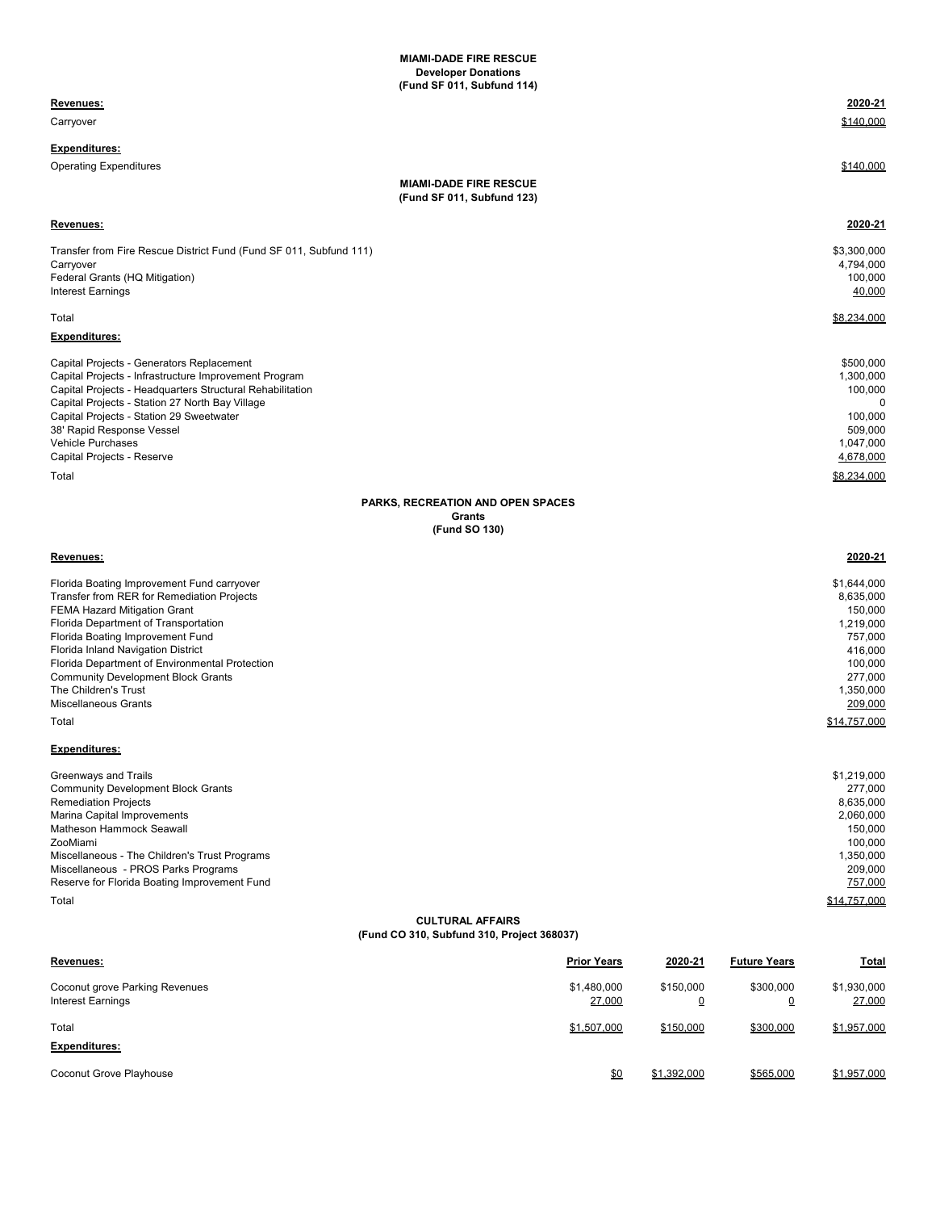**MIAMI-DADE FIRE RESCUE**
**Developer Donations**
**(Fund SF 011, Subfund 114)**

| **Revenues:** | **2020-21** |
|---|---|
| Carryover | $140,000 |
| **Expenditures:** | |
| Operating Expenditures | $140,000 |

**MIAMI-DADE FIRE RESCUE**
**(Fund SF 011, Subfund 123)**

| **Revenues:** | **2020-21** |
|---|---|
| Transfer from Fire Rescue District Fund (Fund SF 011, Subfund 111) | $3,300,000 |
| Carryover | 4,794,000 |
| Federal Grants (HQ Mitigation) | 100,000 |
| Interest Earnings | 40,000 |
| Total | $8,234,000 |
| **Expenditures:** | |
| Capital Projects - Generators Replacement | $500,000 |
| Capital Projects - Infrastructure Improvement Program | 1,300,000 |
| Capital Projects - Headquarters Structural Rehabilitation | 100,000 |
| Capital Projects - Station 27 North Bay Village | 0 |
| Capital Projects - Station 29 Sweetwater | 100,000 |
| 38' Rapid Response Vessel | 509,000 |
| Vehicle Purchases | 1,047,000 |
| Capital Projects - Reserve | 4,678,000 |
| Total | $8,234,000 |

**PARKS, RECREATION AND OPEN SPACES**
**Grants**
**(Fund SO 130)**

| **Revenues:** | **2020-21** |
|---|---|
| Florida Boating Improvement Fund carryover | $1,644,000 |
| Transfer from RER for Remediation Projects | 8,635,000 |
| FEMA Hazard Mitigation Grant | 150,000 |
| Florida Department of Transportation | 1,219,000 |
| Florida Boating Improvement Fund | 757,000 |
| Florida Inland Navigation District | 416,000 |
| Florida Department of Environmental Protection | 100,000 |
| Community Development Block Grants | 277,000 |
| The Children's Trust | 1,350,000 |
| Miscellaneous Grants | 209,000 |
| Total | $14,757,000 |
| **Expenditures:** | |
| Greenways and Trails | $1,219,000 |
| Community Development Block Grants | 277,000 |
| Remediation Projects | 8,635,000 |
| Marina Capital Improvements | 2,060,000 |
| Matheson Hammock Seawall | 150,000 |
| ZooMiami | 100,000 |
| Miscellaneous - The Children's Trust Programs | 1,350,000 |
| Miscellaneous - PROS Parks Programs | 209,000 |
| Reserve for Florida Boating Improvement Fund | 757,000 |
| Total | $14,757,000 |

**CULTURAL AFFAIRS**
**(Fund CO 310, Subfund 310, Project 368037)**

| **Revenues:** | **Prior Years** | **2020-21** | **Future Years** | **Total** |
|---|---|---|---|---|
| Coconut grove Parking Revenues | $1,480,000 | $150,000 | $300,000 | $1,930,000 |
| Interest Earnings | 27,000 | 0 | 0 | 27,000 |
| Total | $1,507,000 | $150,000 | $300,000 | $1,957,000 |
| **Expenditures:** | | | | |
| Coconut Grove Playhouse | $0 | $1,392,000 | $565,000 | $1,957,000 |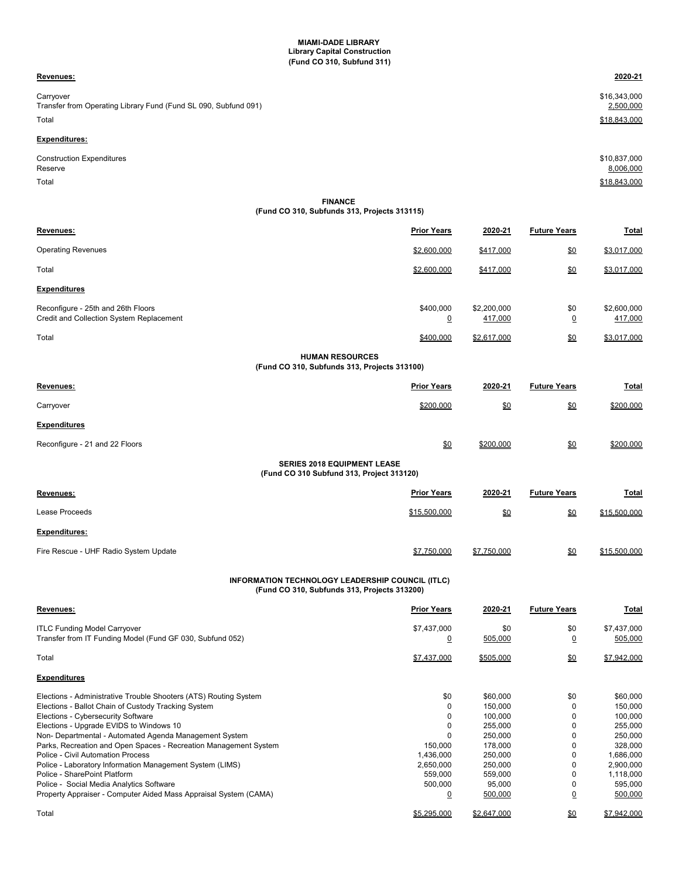**MIAMI-DADE LIBRARY**
**Library Capital Construction**
**(Fund CO 310, Subfund 311)**

| **Revenues:** | **2020-21** |
|---|---|
| Carryover | $16,343,000 |
| Transfer from Operating Library Fund (Fund SL 090, Subfund 091) | 2,500,000 |
| Total | $18,843,000 |
| **Expenditures:** | |
| Construction Expenditures | $10,837,000 |
| Reserve | 8,006,000 |
| Total | $18,843,000 |

**FINANCE**
**(Fund CO 310, Subfunds 313, Projects 313115)**

| **Revenues:** | **Prior Years** | **2020-21** | **Future Years** | **Total** |
|---|---|---|---|---|
| Operating Revenues | $2,600,000 | $417,000 | $0 | $3,017,000 |
| Total | $2,600,000 | $417,000 | $0 | $3,017,000 |
| **Expenditures** | | | | |
| Reconfigure - 25th and 26th Floors | $400,000 | $2,200,000 | $0 | $2,600,000 |
| Credit and Collection System Replacement | 0 | 417,000 | 0 | 417,000 |
| Total | $400,000 | $2,617,000 | $0 | $3,017,000 |

**HUMAN RESOURCES**
**(Fund CO 310, Subfunds 313, Projects 313100)**

| **Revenues:** | **Prior Years** | **2020-21** | **Future Years** | **Total** |
|---|---|---|---|---|
| Carryover | $200,000 | $0 | $0 | $200,000 |
| **Expenditures** | | | | |
| Reconfigure - 21 and 22 Floors | $0 | $200,000 | $0 | $200,000 |

**SERIES 2018 EQUIPMENT LEASE**
**(Fund CO 310 Subfund 313, Project 313120)**

| **Revenues:** | **Prior Years** | **2020-21** | **Future Years** | **Total** |
|---|---|---|---|---|
| Lease Proceeds | $15,500,000 | $0 | $0 | $15,500,000 |
| **Expenditures:** | | | | |
| Fire Rescue - UHF Radio System Update | $7,750,000 | $7,750,000 | $0 | $15,500,000 |

**INFORMATION TECHNOLOGY LEADERSHIP COUNCIL (ITLC)**
**(Fund CO 310, Subfunds 313, Projects 313200)**

| **Revenues:** | **Prior Years** | **2020-21** | **Future Years** | **Total** |
|---|---|---|---|---|
| ITLC Funding Model Carryover | $7,437,000 | $0 | $0 | $7,437,000 |
| Transfer from IT Funding Model (Fund GF 030, Subfund 052) | 0 | 505,000 | 0 | 505,000 |
| Total | $7,437,000 | $505,000 | $0 | $7,942,000 |
| **Expenditures** | | | | |
| Elections - Administrative Trouble Shooters (ATS) Routing System | $0 | $60,000 | $0 | $60,000 |
| Elections - Ballot Chain of Custody Tracking System | 0 | 150,000 | 0 | 150,000 |
| Elections - Cybersecurity Software | 0 | 100,000 | 0 | 100,000 |
| Elections - Upgrade EVIDS to Windows 10 | 0 | 255,000 | 0 | 255,000 |
| Non- Departmental - Automated Agenda Management System | 0 | 250,000 | 0 | 250,000 |
| Parks, Recreation and Open Spaces - Recreation Management System | 150,000 | 178,000 | 0 | 328,000 |
| Police - Civil Automation Process | 1,436,000 | 250,000 | 0 | 1,686,000 |
| Police - Laboratory Information Management System (LIMS) | 2,650,000 | 250,000 | 0 | 2,900,000 |
| Police - SharePoint Platform | 559,000 | 559,000 | 0 | 1,118,000 |
| Police - Social Media Analytics Software | 500,000 | 95,000 | 0 | 595,000 |
| Property Appraiser - Computer Aided Mass Appraisal System (CAMA) | 0 | 500,000 | 0 | 500,000 |
| Total | $5,295,000 | $2,647,000 | $0 | $7,942,000 |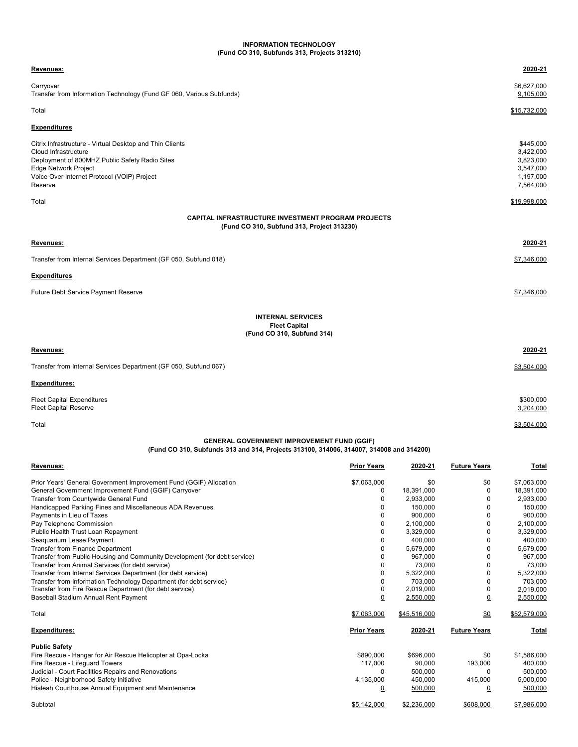**INFORMATION TECHNOLOGY**
**(Fund CO 310, Subfunds 313, Projects 313210)**

| **Revenues:** | **2020-21** |
|---|---|
| Carryover | $6,627,000 |
| Transfer from Information Technology (Fund GF 060, Various Subfunds) | 9,105,000 |
| Total | $15,732,000 |

| **Expenditures** | |
|---|---|
| Citrix Infrastructure - Virtual Desktop and Thin Clients | $445,000 |
| Cloud Infrastructure | 3,422,000 |
| Deployment of 800MHZ Public Safety Radio Sites | 3,823,000 |
| Edge Network Project | 3,547,000 |
| Voice Over Internet Protocol (VOIP) Project | 1,197,000 |
| Reserve | 7,564,000 |
| Total | $19,998,000 |

**CAPITAL INFRASTRUCTURE INVESTMENT PROGRAM PROJECTS**
**(Fund CO 310, Subfund 313, Project 313230)**

| **Revenues:** | **2020-21** |
|---|---|
| Transfer from Internal Services Department (GF 050, Subfund 018) | $7,346,000 |

| **Expenditures** | |
|---|---|
| Future Debt Service Payment Reserve | $7,346,000 |

**INTERNAL SERVICES**
**Fleet Capital**
**(Fund CO 310, Subfund 314)**

| **Revenues:** | **2020-21** |
|---|---|
| Transfer from Internal Services Department (GF 050, Subfund 067) | $3,504,000 |

| **Expenditures:** | |
|---|---|
| Fleet Capital Expenditures | $300,000 |
| Fleet Capital Reserve | 3,204,000 |
| Total | $3,504,000 |

**GENERAL GOVERNMENT IMPROVEMENT FUND (GGIF)**
**(Fund CO 310, Subfunds 313 and 314, Projects 313100, 314006, 314007, 314008 and 314200)**

| **Revenues:** | **Prior Years** | **2020-21** | **Future Years** | **Total** |
|---|---|---|---|---|
| Prior Years' General Government Improvement Fund (GGIF) Allocation | $7,063,000 | $0 | $0 | $7,063,000 |
| General Government Improvement Fund (GGIF) Carryover | 0 | 18,391,000 | 0 | 18,391,000 |
| Transfer from Countywide General Fund | 0 | 2,933,000 | 0 | 2,933,000 |
| Handicapped Parking Fines and Miscellaneous ADA Revenues | 0 | 150,000 | 0 | 150,000 |
| Payments in Lieu of Taxes | 0 | 900,000 | 0 | 900,000 |
| Pay Telephone Commission | 0 | 2,100,000 | 0 | 2,100,000 |
| Public Health Trust Loan Repayment | 0 | 3,329,000 | 0 | 3,329,000 |
| Seaquarium Lease Payment | 0 | 400,000 | 0 | 400,000 |
| Transfer from Finance Department | 0 | 5,679,000 | 0 | 5,679,000 |
| Transfer from Public Housing and Community Development (for debt service) | 0 | 967,000 | 0 | 967,000 |
| Transfer from Animal Services (for debt service) | 0 | 73,000 | 0 | 73,000 |
| Transfer from Internal Services Department (for debt service) | 0 | 5,322,000 | 0 | 5,322,000 |
| Transfer from Information Technology Department (for debt service) | 0 | 703,000 | 0 | 703,000 |
| Transfer from Fire Rescue Department (for debt service) | 0 | 2,019,000 | 0 | 2,019,000 |
| Baseball Stadium Annual Rent Payment | 0 | 2,550,000 | 0 | 2,550,000 |
| Total | $7,063,000 | $45,516,000 | $0 | $52,579,000 |

| **Expenditures:** | **Prior Years** | **2020-21** | **Future Years** | **Total** |
|---|---|---|---|---|
| **Public Safety** | | | | |
| Fire Rescue - Hangar for Air Rescue Helicopter at Opa-Locka | $890,000 | $696,000 | $0 | $1,586,000 |
| Fire Rescue - Lifeguard Towers | 117,000 | 90,000 | 193,000 | 400,000 |
| Judicial - Court Facilities Repairs and Renovations | 0 | 500,000 | 0 | 500,000 |
| Police - Neighborhood Safety Initiative | 4,135,000 | 450,000 | 415,000 | 5,000,000 |
| Hialeah Courthouse Annual Equipment and Maintenance | 0 | 500,000 | 0 | 500,000 |
| Subtotal | $5,142,000 | $2,236,000 | $608,000 | $7,986,000 |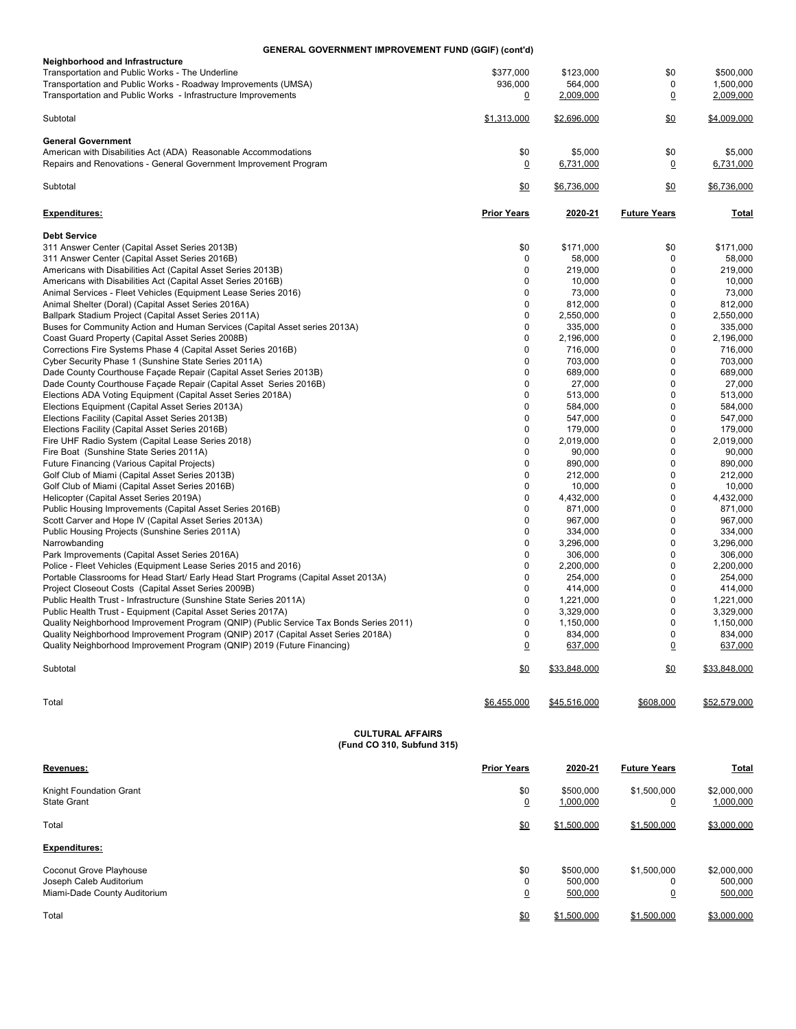**GENERAL GOVERNMENT IMPROVEMENT FUND (GGIF) (cont'd)**

| | Prior Years | 2020-21 | Future Years | Total |
|---|---|---|---|---|
| **Neighborhood and Infrastructure** | | | | |
| Transportation and Public Works - The Underline | $377,000 | $123,000 | $0 | $500,000 |
| Transportation and Public Works - Roadway Improvements (UMSA) | 936,000 | 564,000 | 0 | 1,500,000 |
| Transportation and Public Works - Infrastructure Improvements | 0 | 2,009,000 | 0 | 2,009,000 |
| Subtotal | $1,313,000 | $2,696,000 | $0 | $4,009,000 |
| **General Government** | | | | |
| American with Disabilities Act (ADA) Reasonable Accommodations | $0 | $5,000 | $0 | $5,000 |
| Repairs and Renovations - General Government Improvement Program | 0 | 6,731,000 | 0 | 6,731,000 |
| Subtotal | $0 | $6,736,000 | $0 | $6,736,000 |

| **Expenditures:** | **Prior Years** | **2020-21** | **Future Years** | **Total** |
|---|---|---|---|---|
| **Debt Service** | | | | |
| 311 Answer Center (Capital Asset Series 2013B) | $0 | $171,000 | $0 | $171,000 |
| 311 Answer Center (Capital Asset Series 2016B) | 0 | 58,000 | 0 | 58,000 |
| Americans with Disabilities Act (Capital Asset Series 2013B) | 0 | 219,000 | 0 | 219,000 |
| Americans with Disabilities Act (Capital Asset Series 2016B) | 0 | 10,000 | 0 | 10,000 |
| Animal Services - Fleet Vehicles (Equipment Lease Series 2016) | 0 | 73,000 | 0 | 73,000 |
| Animal Shelter (Doral) (Capital Asset Series 2016A) | 0 | 812,000 | 0 | 812,000 |
| Ballpark Stadium Project (Capital Asset Series 2011A) | 0 | 2,550,000 | 0 | 2,550,000 |
| Buses for Community Action and Human Services (Capital Asset series 2013A) | 0 | 335,000 | 0 | 335,000 |
| Coast Guard Property (Capital Asset Series 2008B) | 0 | 2,196,000 | 0 | 2,196,000 |
| Corrections Fire Systems Phase 4 (Capital Asset Series 2016B) | 0 | 716,000 | 0 | 716,000 |
| Cyber Security Phase 1 (Sunshine State Series 2011A) | 0 | 703,000 | 0 | 703,000 |
| Dade County Courthouse Façade Repair (Capital Asset Series 2013B) | 0 | 689,000 | 0 | 689,000 |
| Dade County Courthouse Façade Repair (Capital Asset Series 2016B) | 0 | 27,000 | 0 | 27,000 |
| Elections ADA Voting Equipment (Capital Asset Series 2018A) | 0 | 513,000 | 0 | 513,000 |
| Elections Equipment (Capital Asset Series 2013A) | 0 | 584,000 | 0 | 584,000 |
| Elections Facility (Capital Asset Series 2013B) | 0 | 547,000 | 0 | 547,000 |
| Elections Facility (Capital Asset Series 2016B) | 0 | 179,000 | 0 | 179,000 |
| Fire UHF Radio System (Capital Lease Series 2018) | 0 | 2,019,000 | 0 | 2,019,000 |
| Fire Boat (Sunshine State Series 2011A) | 0 | 90,000 | 0 | 90,000 |
| Future Financing (Various Capital Projects) | 0 | 890,000 | 0 | 890,000 |
| Golf Club of Miami (Capital Asset Series 2013B) | 0 | 212,000 | 0 | 212,000 |
| Golf Club of Miami (Capital Asset Series 2016B) | 0 | 10,000 | 0 | 10,000 |
| Helicopter (Capital Asset Series 2019A) | 0 | 4,432,000 | 0 | 4,432,000 |
| Public Housing Improvements (Capital Asset Series 2016B) | 0 | 871,000 | 0 | 871,000 |
| Scott Carver and Hope IV (Capital Asset Series 2013A) | 0 | 967,000 | 0 | 967,000 |
| Public Housing Projects (Sunshine Series 2011A) | 0 | 334,000 | 0 | 334,000 |
| Narrowbanding | 0 | 3,296,000 | 0 | 3,296,000 |
| Park Improvements (Capital Asset Series 2016A) | 0 | 306,000 | 0 | 306,000 |
| Police - Fleet Vehicles (Equipment Lease Series 2015 and 2016) | 0 | 2,200,000 | 0 | 2,200,000 |
| Portable Classrooms for Head Start/ Early Head Start Programs (Capital Asset 2013A) | 0 | 254,000 | 0 | 254,000 |
| Project Closeout Costs (Capital Asset Series 2009B) | 0 | 414,000 | 0 | 414,000 |
| Public Health Trust - Infrastructure (Sunshine State Series 2011A) | 0 | 1,221,000 | 0 | 1,221,000 |
| Public Health Trust - Equipment (Capital Asset Series 2017A) | 0 | 3,329,000 | 0 | 3,329,000 |
| Quality Neighborhood Improvement Program (QNIP) (Public Service Tax Bonds Series 2011) | 0 | 1,150,000 | 0 | 1,150,000 |
| Quality Neighborhood Improvement Program (QNIP) 2017 (Capital Asset Series 2018A) | 0 | 834,000 | 0 | 834,000 |
| Quality Neighborhood Improvement Program (QNIP) 2019 (Future Financing) | 0 | 637,000 | 0 | 637,000 |
| Subtotal | $0 | $33,848,000 | $0 | $33,848,000 |
| Total | $6,455,000 | $45,516,000 | $608,000 | $52,579,000 |

**CULTURAL AFFAIRS**
**(Fund CO 310, Subfund 315)**

| **Revenues:** | **Prior Years** | **2020-21** | **Future Years** | **Total** |
|---|---|---|---|---|
| Knight Foundation Grant | $0 | $500,000 | $1,500,000 | $2,000,000 |
| State Grant | 0 | 1,000,000 | 0 | 1,000,000 |
| Total | $0 | $1,500,000 | $1,500,000 | $3,000,000 |
| **Expenditures:** | | | | |
| Coconut Grove Playhouse | $0 | $500,000 | $1,500,000 | $2,000,000 |
| Joseph Caleb Auditorium | 0 | 500,000 | 0 | 500,000 |
| Miami-Dade County Auditorium | 0 | 500,000 | 0 | 500,000 |
| Total | $0 | $1,500,000 | $1,500,000 | $3,000,000 |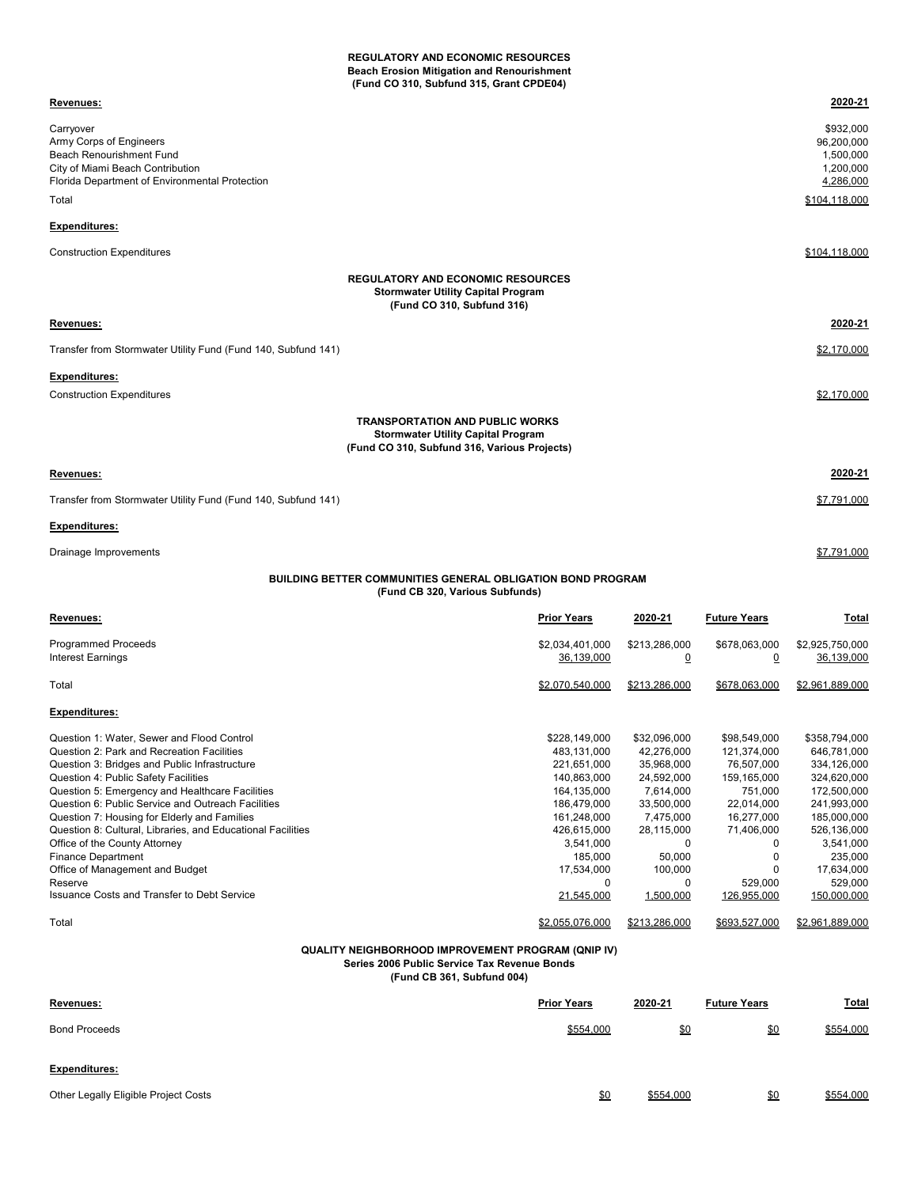**REGULATORY AND ECONOMIC RESOURCES**
**Beach Erosion Mitigation and Renourishment**
**(Fund CO 310, Subfund 315, Grant CPDE04)**

| Revenues: | 2020-21 |
|---|---|
| Carryover | $932,000 |
| Army Corps of Engineers | 96,200,000 |
| Beach Renourishment Fund | 1,500,000 |
| City of Miami Beach Contribution | 1,200,000 |
| Florida Department of Environmental Protection | 4,286,000 |
| Total | $104,118,000 |
| **Expenditures:** | |
| Construction Expenditures | $104,118,000 |

**REGULATORY AND ECONOMIC RESOURCES**
**Stormwater Utility Capital Program**
**(Fund CO 310, Subfund 316)**

| Revenues: | 2020-21 |
|---|---|
| Transfer from Stormwater Utility Fund (Fund 140, Subfund 141) | $2,170,000 |
| **Expenditures:** | |
| Construction Expenditures | $2,170,000 |

**TRANSPORTATION AND PUBLIC WORKS**
**Stormwater Utility Capital Program**
**(Fund CO 310, Subfund 316, Various Projects)**

| Revenues: | 2020-21 |
|---|---|
| Transfer from Stormwater Utility Fund (Fund 140, Subfund 141) | $7,791,000 |
| **Expenditures:** | |
| Drainage Improvements | $7,791,000 |

**BUILDING BETTER COMMUNITIES GENERAL OBLIGATION BOND PROGRAM**
**(Fund CB 320, Various Subfunds)**

| Revenues: | Prior Years | 2020-21 | Future Years | Total |
|---|---|---|---|---|
| Programmed Proceeds | $2,034,401,000 | $213,286,000 | $678,063,000 | $2,925,750,000 |
| Interest Earnings | 36,139,000 | 0 | 0 | 36,139,000 |
| Total | $2,070,540,000 | $213,286,000 | $678,063,000 | $2,961,889,000 |
| **Expenditures:** | | | | |
| Question 1: Water, Sewer and Flood Control | $228,149,000 | $32,096,000 | $98,549,000 | $358,794,000 |
| Question 2: Park and Recreation Facilities | 483,131,000 | 42,276,000 | 121,374,000 | 646,781,000 |
| Question 3: Bridges and Public Infrastructure | 221,651,000 | 35,968,000 | 76,507,000 | 334,126,000 |
| Question 4: Public Safety Facilities | 140,863,000 | 24,592,000 | 159,165,000 | 324,620,000 |
| Question 5: Emergency and Healthcare Facilities | 164,135,000 | 7,614,000 | 751,000 | 172,500,000 |
| Question 6: Public Service and Outreach Facilities | 186,479,000 | 33,500,000 | 22,014,000 | 241,993,000 |
| Question 7: Housing for Elderly and Families | 161,248,000 | 7,475,000 | 16,277,000 | 185,000,000 |
| Question 8: Cultural, Libraries, and Educational Facilities | 426,615,000 | 28,115,000 | 71,406,000 | 526,136,000 |
| Office of the County Attorney | 3,541,000 | 0 | 0 | 3,541,000 |
| Finance Department | 185,000 | 50,000 | 0 | 235,000 |
| Office of Management and Budget | 17,534,000 | 100,000 | 0 | 17,634,000 |
| Reserve | 0 | 0 | 529,000 | 529,000 |
| Issuance Costs and Transfer to Debt Service | 21,545,000 | 1,500,000 | 126,955,000 | 150,000,000 |
| Total | $2,055,076,000 | $213,286,000 | $693,527,000 | $2,961,889,000 |

**QUALITY NEIGHBORHOOD IMPROVEMENT PROGRAM (QNIP IV)**
**Series 2006 Public Service Tax Revenue Bonds**
**(Fund CB 361, Subfund 004)**

| Revenues: | Prior Years | 2020-21 | Future Years | Total |
|---|---|---|---|---|
| Bond Proceeds | $554,000 | $0 | $0 | $554,000 |
| **Expenditures:** | | | | |
| Other Legally Eligible Project Costs | $0 | $554,000 | $0 | $554,000 |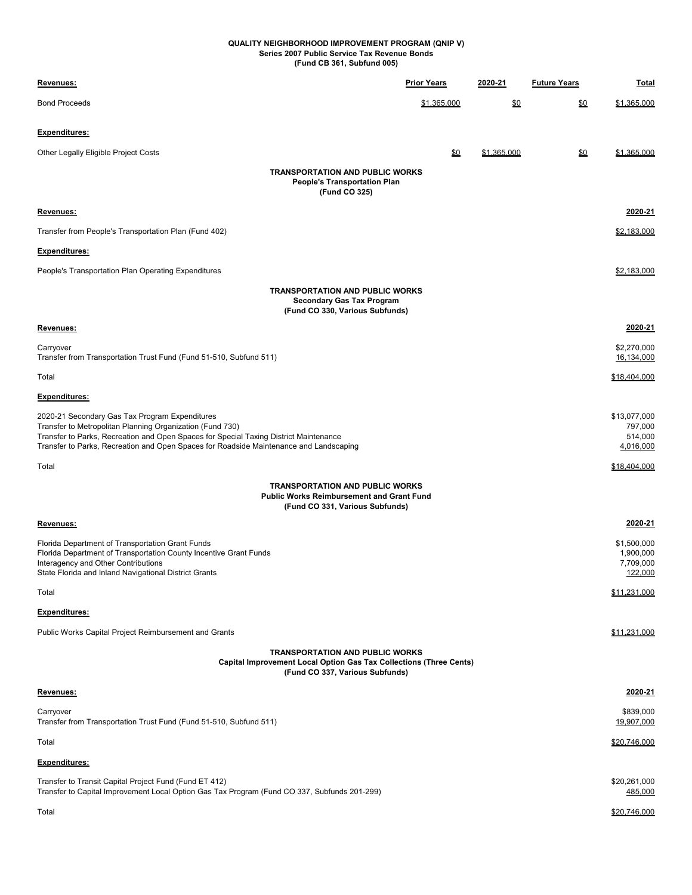**QUALITY NEIGHBORHOOD IMPROVEMENT PROGRAM (QNIP V)**
**Series 2007 Public Service Tax Revenue Bonds**
**(Fund CB 361, Subfund 005)**

| Revenues: | Prior Years | 2020-21 | Future Years | Total |
|---|---|---|---|---|
| Bond Proceeds | $1,365,000 | $0 | $0 | $1,365,000 |
| **Expenditures:** | | | | |
| Other Legally Eligible Project Costs | $0 | $1,365,000 | $0 | $1,365,000 |

**TRANSPORTATION AND PUBLIC WORKS**
**People's Transportation Plan**
**(Fund CO 325)**

| Revenues: | 2020-21 |
|---|---|
| Transfer from People's Transportation Plan (Fund 402) | $2,183,000 |
| **Expenditures:** | |
| People's Transportation Plan Operating Expenditures | $2,183,000 |

**TRANSPORTATION AND PUBLIC WORKS**
**Secondary Gas Tax Program**
**(Fund CO 330, Various Subfunds)**

| Revenues: | 2020-21 |
|---|---|
| Carryover | $2,270,000 |
| Transfer from Transportation Trust Fund (Fund 51-510, Subfund 511) | 16,134,000 |
| Total | $18,404,000 |
| **Expenditures:** | |
| 2020-21 Secondary Gas Tax Program Expenditures | $13,077,000 |
| Transfer to Metropolitan Planning Organization (Fund 730) | 797,000 |
| Transfer to Parks, Recreation and Open Spaces for Special Taxing District Maintenance | 514,000 |
| Transfer to Parks, Recreation and Open Spaces for Roadside Maintenance and Landscaping | 4,016,000 |
| Total | $18,404,000 |

**TRANSPORTATION AND PUBLIC WORKS**
**Public Works Reimbursement and Grant Fund**
**(Fund CO 331, Various Subfunds)**

| Revenues: | 2020-21 |
|---|---|
| Florida Department of Transportation Grant Funds | $1,500,000 |
| Florida Department of Transportation County Incentive Grant Funds | 1,900,000 |
| Interagency and Other Contributions | 7,709,000 |
| State Florida and Inland Navigational District Grants | 122,000 |
| Total | $11,231,000 |
| **Expenditures:** | |
| Public Works Capital Project Reimbursement and Grants | $11,231,000 |

**TRANSPORTATION AND PUBLIC WORKS**
**Capital Improvement Local Option Gas Tax Collections (Three Cents)**
**(Fund CO 337, Various Subfunds)**

| Revenues: | 2020-21 |
|---|---|
| Carryover | $839,000 |
| Transfer from Transportation Trust Fund (Fund 51-510, Subfund 511) | 19,907,000 |
| Total | $20,746,000 |
| **Expenditures:** | |
| Transfer to Transit Capital Project Fund (Fund ET 412) | $20,261,000 |
| Transfer to Capital Improvement Local Option Gas Tax Program (Fund CO 337, Subfunds 201-299) | 485,000 |
| Total | $20,746,000 |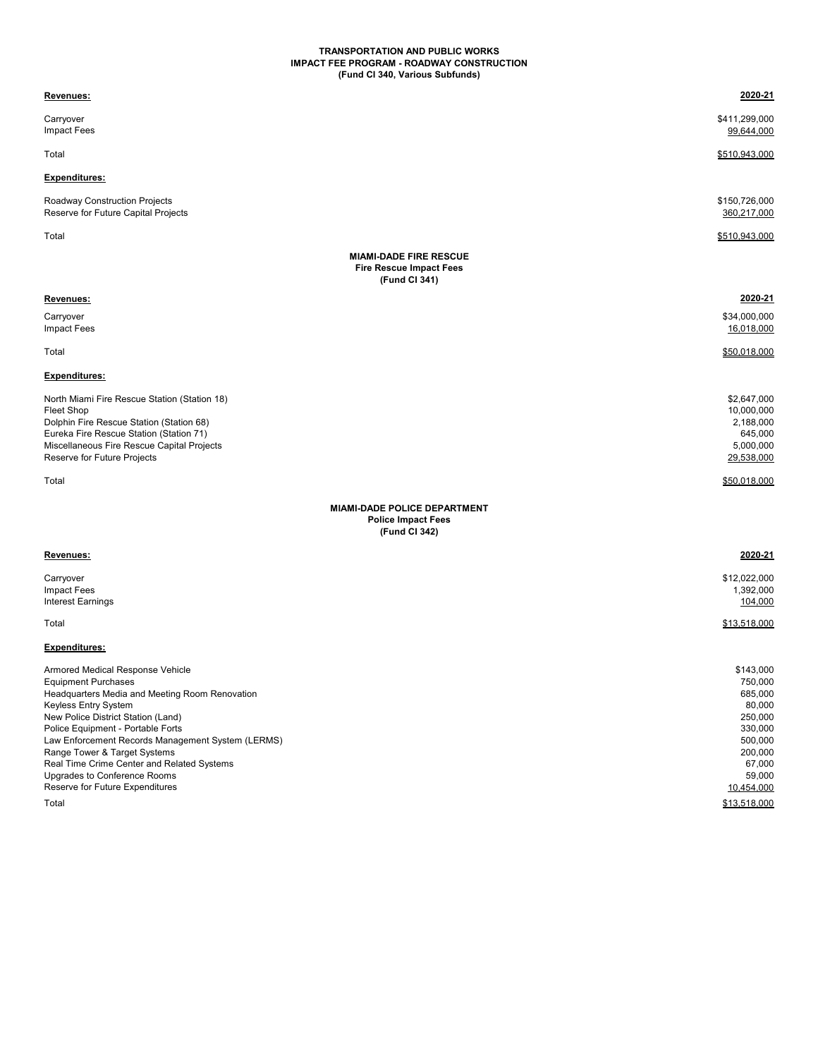**TRANSPORTATION AND PUBLIC WORKS**
**IMPACT FEE PROGRAM - ROADWAY CONSTRUCTION**
**(Fund CI 340, Various Subfunds)**

| **Revenues:** | **2020-21** |
|---|---|
| Carryover | $411,299,000 |
| Impact Fees | 99,644,000 |
| Total | $510,943,000 |
| **Expenditures:** | |
| Roadway Construction Projects | $150,726,000 |
| Reserve for Future Capital Projects | 360,217,000 |
| Total | $510,943,000 |

**MIAMI-DADE FIRE RESCUE**
**Fire Rescue Impact Fees**
**(Fund CI 341)**

| **Revenues:** | **2020-21** |
|---|---|
| Carryover | $34,000,000 |
| Impact Fees | 16,018,000 |
| Total | $50,018,000 |
| **Expenditures:** | |
| North Miami Fire Rescue Station (Station 18) | $2,647,000 |
| Fleet Shop | 10,000,000 |
| Dolphin Fire Rescue Station (Station 68) | 2,188,000 |
| Eureka Fire Rescue Station (Station 71) | 645,000 |
| Miscellaneous Fire Rescue Capital Projects | 5,000,000 |
| Reserve for Future Projects | 29,538,000 |
| Total | $50,018,000 |

**MIAMI-DADE POLICE DEPARTMENT**
**Police Impact Fees**
**(Fund CI 342)**

| **Revenues:** | **2020-21** |
|---|---|
| Carryover | $12,022,000 |
| Impact Fees | 1,392,000 |
| Interest Earnings | 104,000 |
| Total | $13,518,000 |
| **Expenditures:** | |
| Armored Medical Response Vehicle | $143,000 |
| Equipment Purchases | 750,000 |
| Headquarters Media and Meeting Room Renovation | 685,000 |
| Keyless Entry System | 80,000 |
| New Police District Station (Land) | 250,000 |
| Police Equipment - Portable Forts | 330,000 |
| Law Enforcement Records Management System (LERMS) | 500,000 |
| Range Tower & Target Systems | 200,000 |
| Real Time Crime Center and Related Systems | 67,000 |
| Upgrades to Conference Rooms | 59,000 |
| Reserve for Future Expenditures | 10,454,000 |
| Total | $13,518,000 |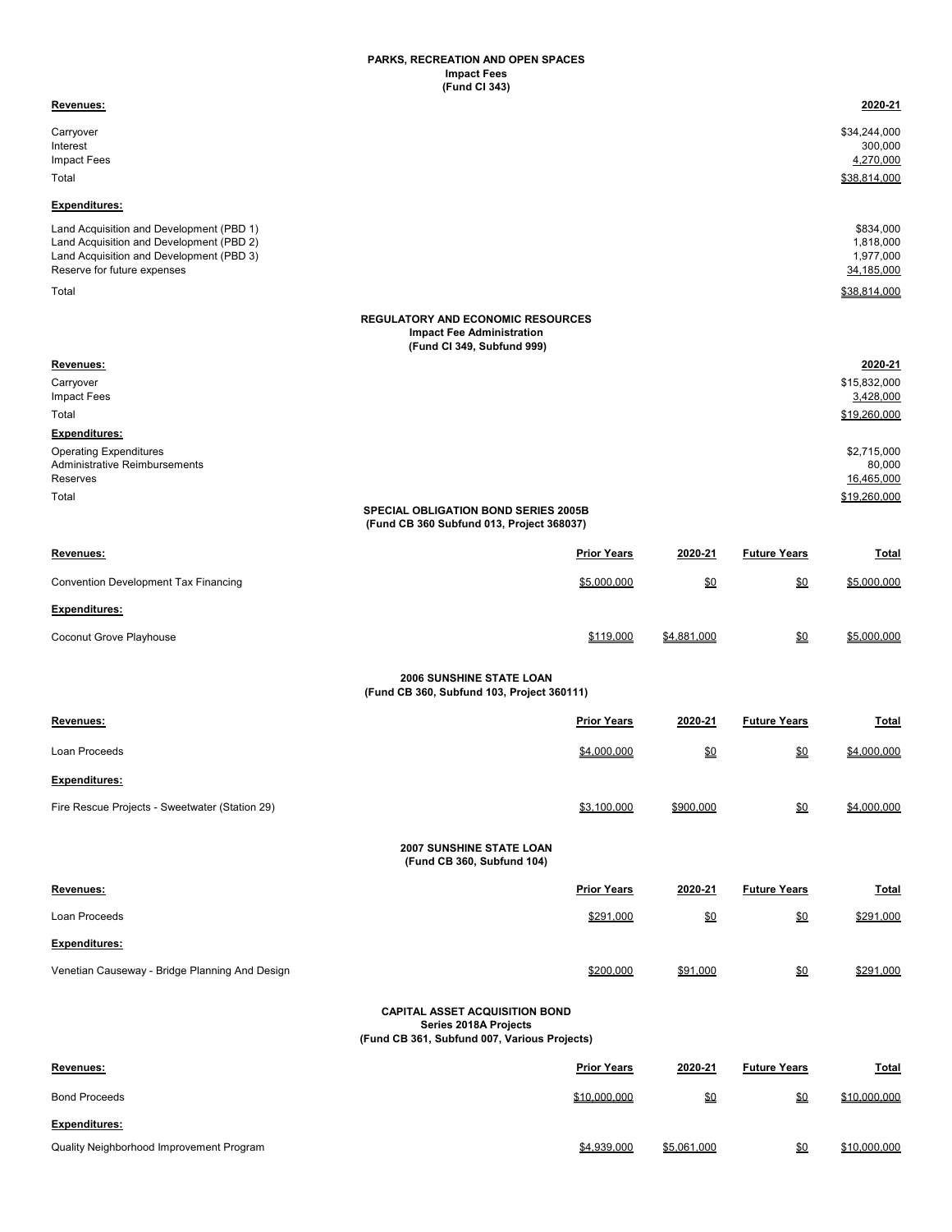## PARKS, RECREATION AND OPEN SPACES
### Impact Fees
### (Fund CI 343)

| Revenues: | 2020-21 |
|---|---|
| Carryover | $34,244,000 |
| Interest | 300,000 |
| Impact Fees | 4,270,000 |
| Total | $38,814,000 |

| Expenditures: | |
|---|---|
| Land Acquisition and Development (PBD 1) | $834,000 |
| Land Acquisition and Development (PBD 2) | 1,818,000 |
| Land Acquisition and Development (PBD 3) | 1,977,000 |
| Reserve for future expenses | 34,185,000 |
| Total | $38,814,000 |

## REGULATORY AND ECONOMIC RESOURCES
### Impact Fee Administration
### (Fund CI 349, Subfund 999)

| Revenues: | 2020-21 |
|---|---|
| Carryover | $15,832,000 |
| Impact Fees | 3,428,000 |
| Total | $19,260,000 |

| Expenditures: | |
|---|---|
| Operating Expenditures | $2,715,000 |
| Administrative Reimbursements | 80,000 |
| Reserves | 16,465,000 |
| Total | $19,260,000 |

## SPECIAL OBLIGATION BOND SERIES 2005B
### (Fund CB 360 Subfund 013, Project 368037)

| Revenues: | Prior Years | 2020-21 | Future Years | Total |
|---|---|---|---|---|
| Convention Development Tax Financing | $5,000,000 | $0 | $0 | $5,000,000 |
| **Expenditures:** | | | | |
| Coconut Grove Playhouse | $119,000 | $4,881,000 | $0 | $5,000,000 |

## 2006 SUNSHINE STATE LOAN
### (Fund CB 360, Subfund 103, Project 360111)

| Revenues: | Prior Years | 2020-21 | Future Years | Total |
|---|---|---|---|---|
| Loan Proceeds | $4,000,000 | $0 | $0 | $4,000,000 |
| **Expenditures:** | | | | |
| Fire Rescue Projects - Sweetwater (Station 29) | $3,100,000 | $900,000 | $0 | $4,000,000 |

## 2007 SUNSHINE STATE LOAN
### (Fund CB 360, Subfund 104)

| Revenues: | Prior Years | 2020-21 | Future Years | Total |
|---|---|---|---|---|
| Loan Proceeds | $291,000 | $0 | $0 | $291,000 |
| **Expenditures:** | | | | |
| Venetian Causeway - Bridge Planning And Design | $200,000 | $91,000 | $0 | $291,000 |

## CAPITAL ASSET ACQUISITION BOND
### Series 2018A Projects
### (Fund CB 361, Subfund 007, Various Projects)

| Revenues: | Prior Years | 2020-21 | Future Years | Total |
|---|---|---|---|---|
| Bond Proceeds | $10,000,000 | $0 | $0 | $10,000,000 |
| **Expenditures:** | | | | |
| Quality Neighborhood Improvement Program | $4,939,000 | $5,061,000 | $0 | $10,000,000 |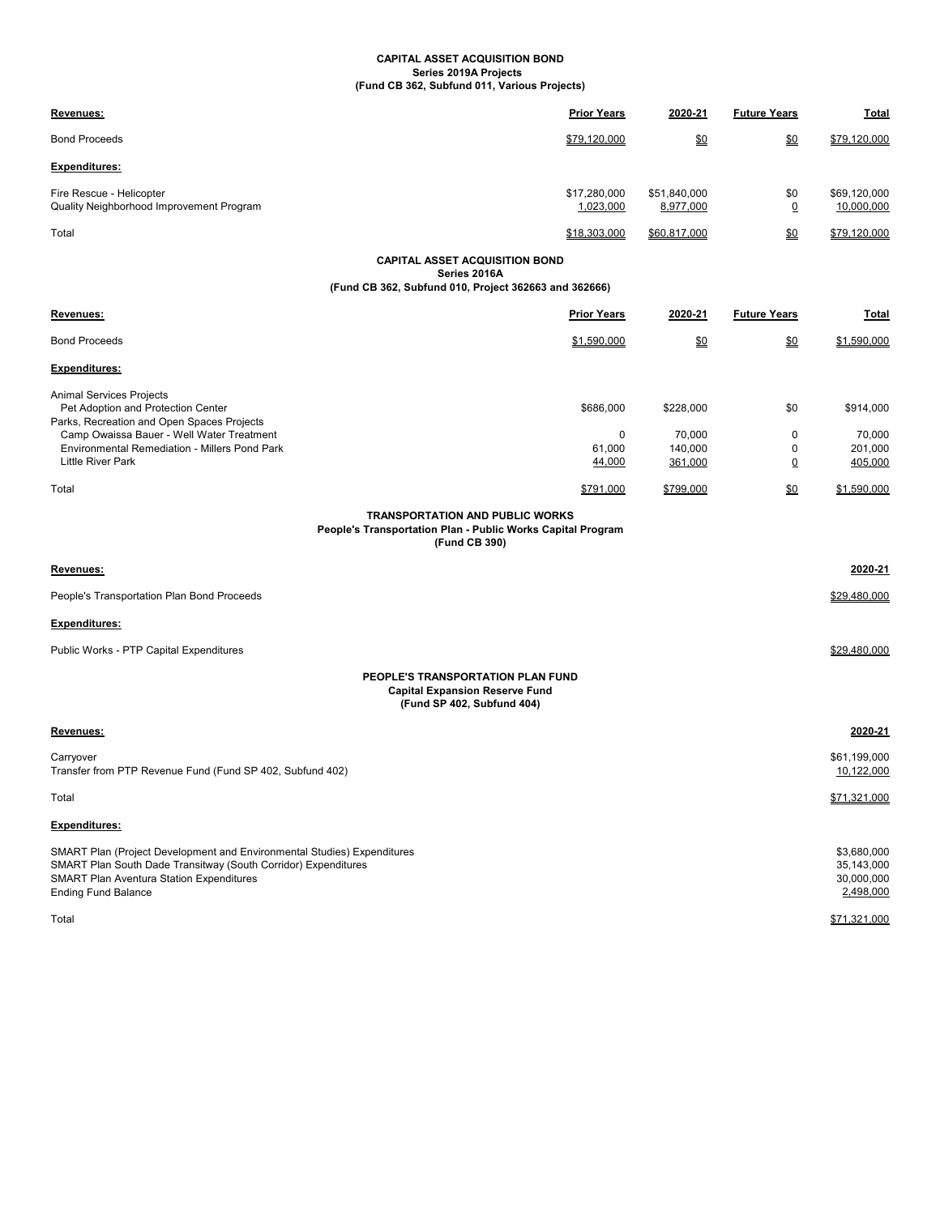**CAPITAL ASSET ACQUISITION BOND**
**Series 2019A Projects**
**(Fund CB 362, Subfund 011, Various Projects)**

| Revenues: | Prior Years | 2020-21 | Future Years | Total |
|---|---|---|---|---|
| Bond Proceeds | $79,120,000 | $0 | $0 | $79,120,000 |
| **Expenditures:** | | | | |
| Fire Rescue - Helicopter | $17,280,000 | $51,840,000 | $0 | $69,120,000 |
| Quality Neighborhood Improvement Program | 1,023,000 | 8,977,000 | 0 | 10,000,000 |
| Total | $18,303,000 | $60,817,000 | $0 | $79,120,000 |

**CAPITAL ASSET ACQUISITION BOND**
**Series 2016A**
**(Fund CB 362, Subfund 010, Project 362663 and 362666)**

| Revenues: | Prior Years | 2020-21 | Future Years | Total |
|---|---|---|---|---|
| Bond Proceeds | $1,590,000 | $0 | $0 | $1,590,000 |
| **Expenditures:** | | | | |
| Animal Services Projects | | | | |
| Pet Adoption and Protection Center | $686,000 | $228,000 | $0 | $914,000 |
| Parks, Recreation and Open Spaces Projects | | | | |
| Camp Owaissa Bauer - Well Water Treatment | 0 | 70,000 | 0 | 70,000 |
| Environmental Remediation - Millers Pond Park | 61,000 | 140,000 | 0 | 201,000 |
| Little River Park | 44,000 | 361,000 | 0 | 405,000 |
| Total | $791,000 | $799,000 | $0 | $1,590,000 |

**TRANSPORTATION AND PUBLIC WORKS**
**People's Transportation Plan - Public Works Capital Program**
**(Fund CB 390)**

| Revenues: | 2020-21 |
|---|---|
| People's Transportation Plan Bond Proceeds | $29,480,000 |
| **Expenditures:** | |
| Public Works - PTP Capital Expenditures | $29,480,000 |

**PEOPLE'S TRANSPORTATION PLAN FUND**
**Capital Expansion Reserve Fund**
**(Fund SP 402, Subfund 404)**

| Revenues: | 2020-21 |
|---|---|
| Carryover | $61,199,000 |
| Transfer from PTP Revenue Fund (Fund SP 402, Subfund 402) | 10,122,000 |
| Total | $71,321,000 |
| **Expenditures:** | |
| SMART Plan (Project Development and Environmental Studies) Expenditures | $3,680,000 |
| SMART Plan South Dade Transitway (South Corridor) Expenditures | 35,143,000 |
| SMART Plan Aventura Station Expenditures | 30,000,000 |
| Ending Fund Balance | 2,498,000 |
| Total | $71,321,000 |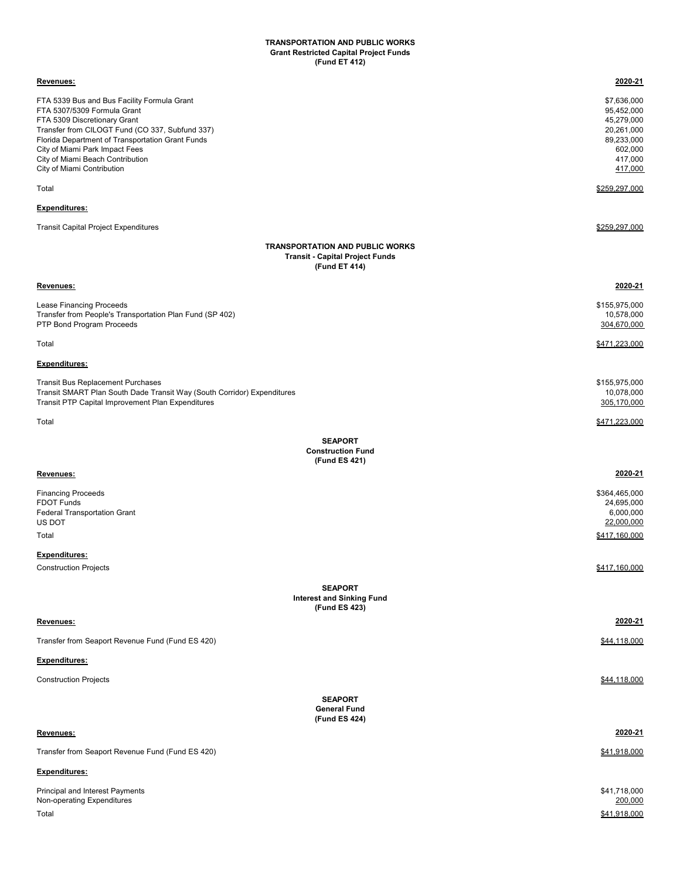**TRANSPORTATION AND PUBLIC WORKS**
**Grant Restricted Capital Project Funds**
**(Fund ET 412)**

| **Revenues:** | **2020-21** |
|---|---|
| FTA 5339 Bus and Bus Facility Formula Grant | $7,636,000 |
| FTA 5307/5309 Formula Grant | 95,452,000 |
| FTA 5309 Discretionary Grant | 45,279,000 |
| Transfer from CILOGT Fund (CO 337, Subfund 337) | 20,261,000 |
| Florida Department of Transportation Grant Funds | 89,233,000 |
| City of Miami Park Impact Fees | 602,000 |
| City of Miami Beach Contribution | 417,000 |
| City of Miami Contribution | 417,000 |
| Total | $259,297,000 |
| **Expenditures:** | |
| Transit Capital Project Expenditures | $259,297,000 |

**TRANSPORTATION AND PUBLIC WORKS**
**Transit - Capital Project Funds**
**(Fund ET 414)**

| **Revenues:** | **2020-21** |
|---|---|
| Lease Financing Proceeds | $155,975,000 |
| Transfer from People's Transportation Plan Fund (SP 402) | 10,578,000 |
| PTP Bond Program Proceeds | 304,670,000 |
| Total | $471,223,000 |
| **Expenditures:** | |
| Transit Bus Replacement Purchases | $155,975,000 |
| Transit SMART Plan South Dade Transit Way (South Corridor) Expenditures | 10,078,000 |
| Transit PTP Capital Improvement Plan Expenditures | 305,170,000 |
| Total | $471,223,000 |

**SEAPORT**
**Construction Fund**
**(Fund ES 421)**

| **Revenues:** | **2020-21** |
|---|---|
| Financing Proceeds | $364,465,000 |
| FDOT Funds | 24,695,000 |
| Federal Transportation Grant | 6,000,000 |
| US DOT | 22,000,000 |
| Total | $417,160,000 |
| **Expenditures:** | |
| Construction Projects | $417,160,000 |

**SEAPORT**
**Interest and Sinking Fund**
**(Fund ES 423)**

| **Revenues:** | **2020-21** |
|---|---|
| Transfer from Seaport Revenue Fund (Fund ES 420) | $44,118,000 |
| **Expenditures:** | |
| Construction Projects | $44,118,000 |

**SEAPORT**
**General Fund**
**(Fund ES 424)**

| **Revenues:** | **2020-21** |
|---|---|
| Transfer from Seaport Revenue Fund (Fund ES 420) | $41,918,000 |
| **Expenditures:** | |
| Principal and Interest Payments | $41,718,000 |
| Non-operating Expenditures | 200,000 |
| Total | $41,918,000 |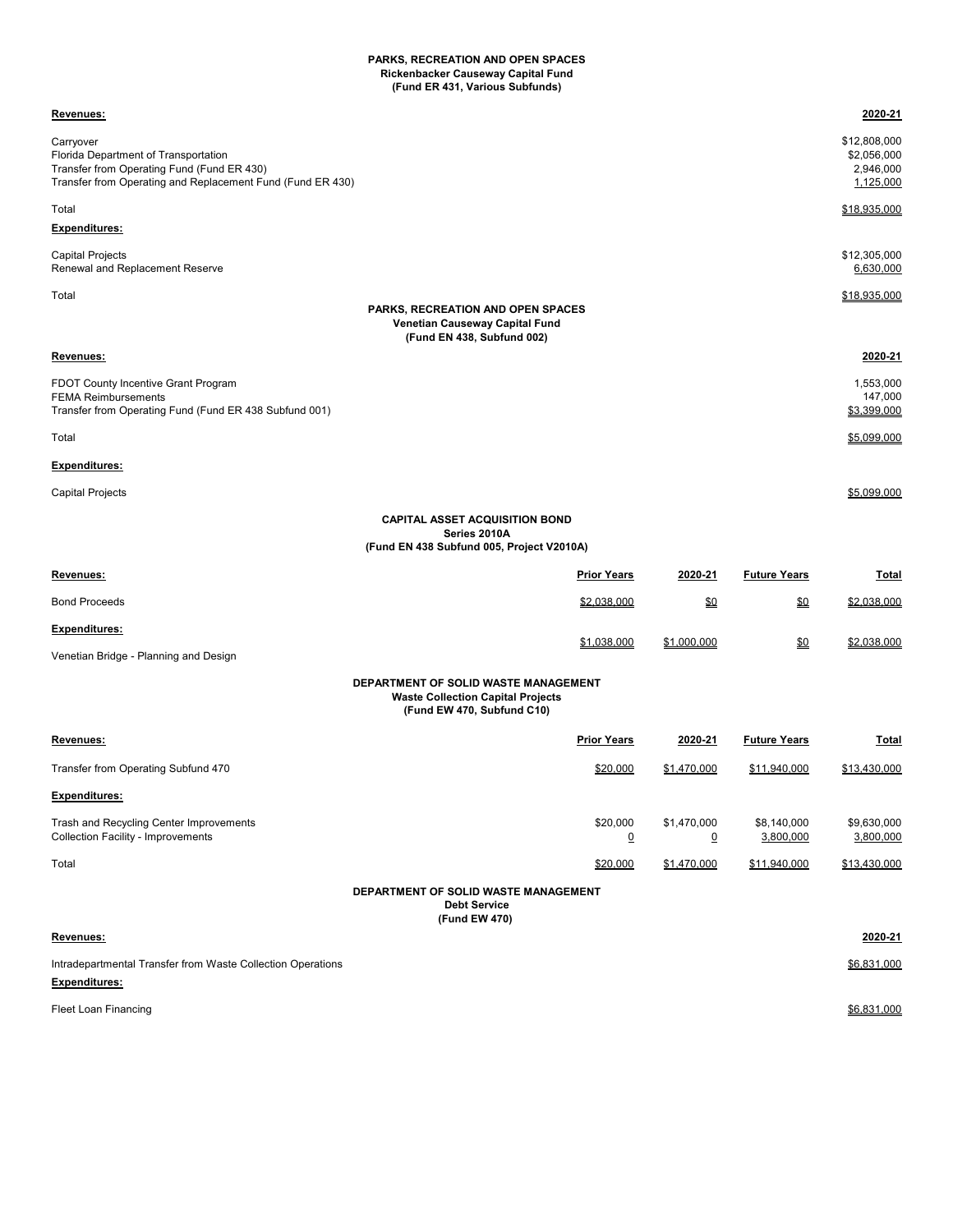**PARKS, RECREATION AND OPEN SPACES**
**Rickenbacker Causeway Capital Fund**
**(Fund ER 431, Various Subfunds)**

| Revenues: | 2020-21 |
|---|---|
| Carryover | $12,808,000 |
| Florida Department of Transportation | $2,056,000 |
| Transfer from Operating Fund (Fund ER 430) | 2,946,000 |
| Transfer from Operating and Replacement Fund (Fund ER 430) | 1,125,000 |
| Total | $18,935,000 |
| **Expenditures:** | |
| Capital Projects | $12,305,000 |
| Renewal and Replacement Reserve | 6,630,000 |
| Total | $18,935,000 |

**PARKS, RECREATION AND OPEN SPACES**
**Venetian Causeway Capital Fund**
**(Fund EN 438, Subfund 002)**

| Revenues: | 2020-21 |
|---|---|
| FDOT County Incentive Grant Program | 1,553,000 |
| FEMA Reimbursements | 147,000 |
| Transfer from Operating Fund (Fund ER 438 Subfund 001) | $3,399,000 |
| Total | $5,099,000 |
| **Expenditures:** | |
| Capital Projects | $5,099,000 |

**CAPITAL ASSET ACQUISITION BOND**
**Series 2010A**
**(Fund EN 438 Subfund 005, Project V2010A)**

| Revenues: | Prior Years | 2020-21 | Future Years | Total |
|---|---|---|---|---|
| Bond Proceeds | $2,038,000 | $0 | $0 | $2,038,000 |
| **Expenditures:** | | | | |
| Venetian Bridge - Planning and Design | $1,038,000 | $1,000,000 | $0 | $2,038,000 |

**DEPARTMENT OF SOLID WASTE MANAGEMENT**
**Waste Collection Capital Projects**
**(Fund EW 470, Subfund C10)**

| Revenues: | Prior Years | 2020-21 | Future Years | Total |
|---|---|---|---|---|
| Transfer from Operating Subfund 470 | $20,000 | $1,470,000 | $11,940,000 | $13,430,000 |
| **Expenditures:** | | | | |
| Trash and Recycling Center Improvements | $20,000 | $1,470,000 | $8,140,000 | $9,630,000 |
| Collection Facility - Improvements | 0 | 0 | 3,800,000 | 3,800,000 |
| Total | $20,000 | $1,470,000 | $11,940,000 | $13,430,000 |

**DEPARTMENT OF SOLID WASTE MANAGEMENT**
**Debt Service**
**(Fund EW 470)**

| Revenues: | 2020-21 |
|---|---|
| Intradepartmental Transfer from Waste Collection Operations | $6,831,000 |
| **Expenditures:** | |
| Fleet Loan Financing | $6,831,000 |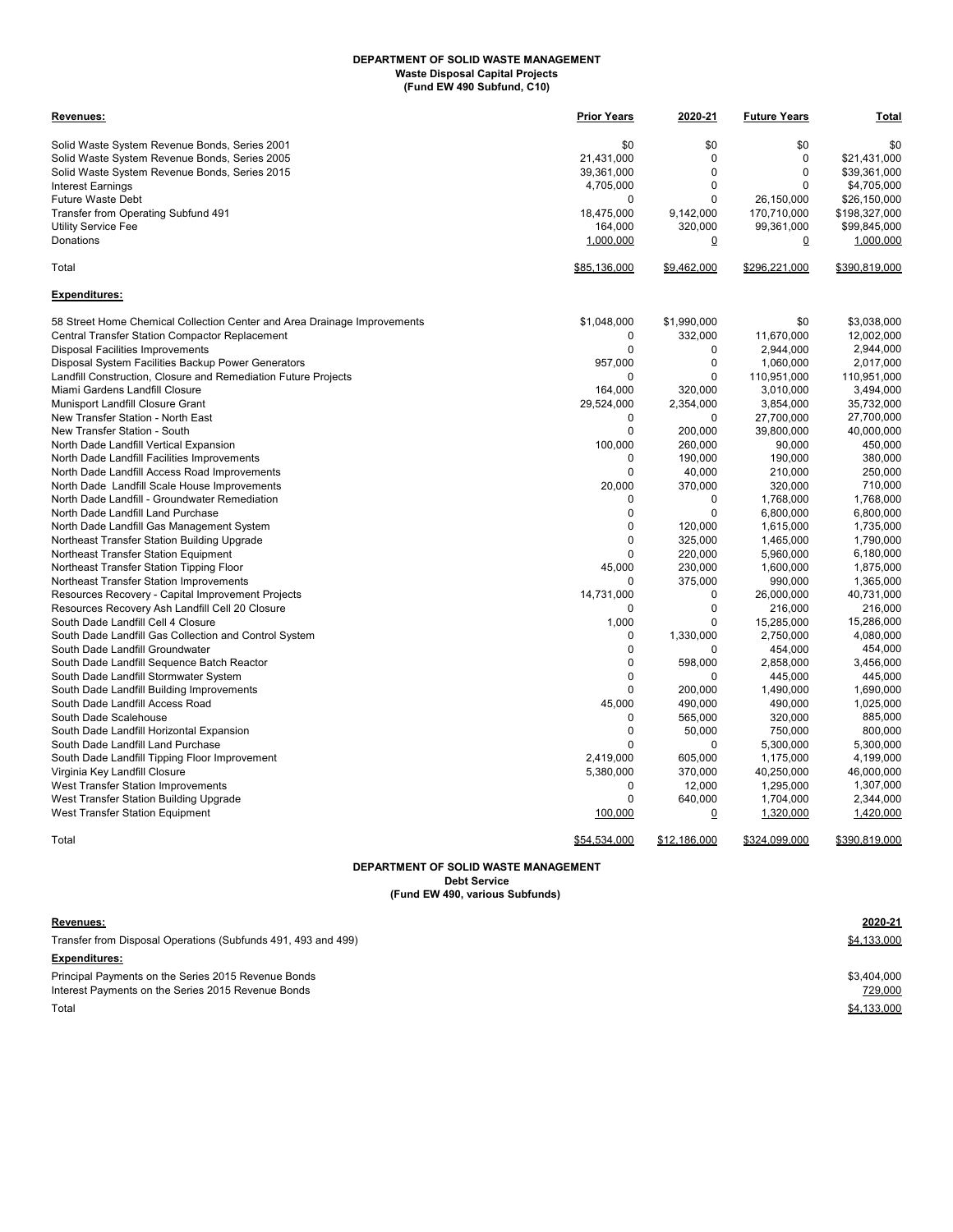**DEPARTMENT OF SOLID WASTE MANAGEMENT**
**Waste Disposal Capital Projects**
**(Fund EW 490 Subfund, C10)**

| **Revenues:** | **Prior Years** | **2020-21** | **Future Years** | **Total** |
|---|---|---|---|---|
| Solid Waste System Revenue Bonds, Series 2001 | $0 | $0 | $0 | $0 |
| Solid Waste System Revenue Bonds, Series 2005 | 21,431,000 | 0 | 0 | $21,431,000 |
| Solid Waste System Revenue Bonds, Series 2015 | 39,361,000 | 0 | 0 | $39,361,000 |
| Interest Earnings | 4,705,000 | 0 | 0 | $4,705,000 |
| Future Waste Debt | 0 | 0 | 26,150,000 | $26,150,000 |
| Transfer from Operating Subfund 491 | 18,475,000 | 9,142,000 | 170,710,000 | $198,327,000 |
| Utility Service Fee | 164,000 | 320,000 | 99,361,000 | $99,845,000 |
| Donations | 1,000,000 | 0 | 0 | 1,000,000 |
| Total | $85,136,000 | $9,462,000 | $296,221,000 | $390,819,000 |

| **Expenditures:** | **Prior Years** | **2020-21** | **Future Years** | **Total** |
|---|---|---|---|---|
| 58 Street Home Chemical Collection Center and Area Drainage Improvements | $1,048,000 | $1,990,000 | $0 | $3,038,000 |
| Central Transfer Station Compactor Replacement | 0 | 332,000 | 11,670,000 | 12,002,000 |
| Disposal Facilities Improvements | 0 | 0 | 2,944,000 | 2,944,000 |
| Disposal System Facilities Backup Power Generators | 957,000 | 0 | 1,060,000 | 2,017,000 |
| Landfill Construction, Closure and Remediation Future Projects | 0 | 0 | 110,951,000 | 110,951,000 |
| Miami Gardens Landfill Closure | 164,000 | 320,000 | 3,010,000 | 3,494,000 |
| Munisport Landfill Closure Grant | 29,524,000 | 2,354,000 | 3,854,000 | 35,732,000 |
| New Transfer Station - North East | 0 | 0 | 27,700,000 | 27,700,000 |
| New Transfer Station - South | 0 | 200,000 | 39,800,000 | 40,000,000 |
| North Dade Landfill Vertical Expansion | 100,000 | 260,000 | 90,000 | 450,000 |
| North Dade Landfill Facilities Improvements | 0 | 190,000 | 190,000 | 380,000 |
| North Dade Landfill Access Road Improvements | 0 | 40,000 | 210,000 | 250,000 |
| North Dade Landfill Scale House Improvements | 20,000 | 370,000 | 320,000 | 710,000 |
| North Dade Landfill - Groundwater Remediation | 0 | 0 | 1,768,000 | 1,768,000 |
| North Dade Landfill Land Purchase | 0 | 0 | 6,800,000 | 6,800,000 |
| North Dade Landfill Gas Management System | 0 | 120,000 | 1,615,000 | 1,735,000 |
| Northeast Transfer Station Building Upgrade | 0 | 325,000 | 1,465,000 | 1,790,000 |
| Northeast Transfer Station Equipment | 0 | 220,000 | 5,960,000 | 6,180,000 |
| Northeast Transfer Station Tipping Floor | 45,000 | 230,000 | 1,600,000 | 1,875,000 |
| Northeast Transfer Station Improvements | 0 | 375,000 | 990,000 | 1,365,000 |
| Resources Recovery - Capital Improvement Projects | 14,731,000 | 0 | 26,000,000 | 40,731,000 |
| Resources Recovery Ash Landfill Cell 20 Closure | 0 | 0 | 216,000 | 216,000 |
| South Dade Landfill Cell 4 Closure | 1,000 | 0 | 15,285,000 | 15,286,000 |
| South Dade Landfill Gas Collection and Control System | 0 | 1,330,000 | 2,750,000 | 4,080,000 |
| South Dade Landfill Groundwater | 0 | 0 | 454,000 | 454,000 |
| South Dade Landfill Sequence Batch Reactor | 0 | 598,000 | 2,858,000 | 3,456,000 |
| South Dade Landfill Stormwater System | 0 | 0 | 445,000 | 445,000 |
| South Dade Landfill Building Improvements | 0 | 200,000 | 1,490,000 | 1,690,000 |
| South Dade Landfill Access Road | 45,000 | 490,000 | 490,000 | 1,025,000 |
| South Dade Scalehouse | 0 | 565,000 | 320,000 | 885,000 |
| South Dade Landfill Horizontal Expansion | 0 | 50,000 | 750,000 | 800,000 |
| South Dade Landfill Land Purchase | 0 | 0 | 5,300,000 | 5,300,000 |
| South Dade Landfill Tipping Floor Improvement | 2,419,000 | 605,000 | 1,175,000 | 4,199,000 |
| Virginia Key Landfill Closure | 5,380,000 | 370,000 | 40,250,000 | 46,000,000 |
| West Transfer Station Improvements | 0 | 12,000 | 1,295,000 | 1,307,000 |
| West Transfer Station Building Upgrade | 0 | 640,000 | 1,704,000 | 2,344,000 |
| West Transfer Station Equipment | 100,000 | 0 | 1,320,000 | 1,420,000 |
| Total | $54,534,000 | $12,186,000 | $324,099,000 | $390,819,000 |

**DEPARTMENT OF SOLID WASTE MANAGEMENT**
**Debt Service**
**(Fund EW 490, various Subfunds)**

| **Revenues:** | **2020-21** |
|---|---|
| Transfer from Disposal Operations (Subfunds 491, 493 and 499) | $4,133,000 |
| **Expenditures:** | |
| Principal Payments on the Series 2015 Revenue Bonds | $3,404,000 |
| Interest Payments on the Series 2015 Revenue Bonds | 729,000 |
| Total | $4,133,000 |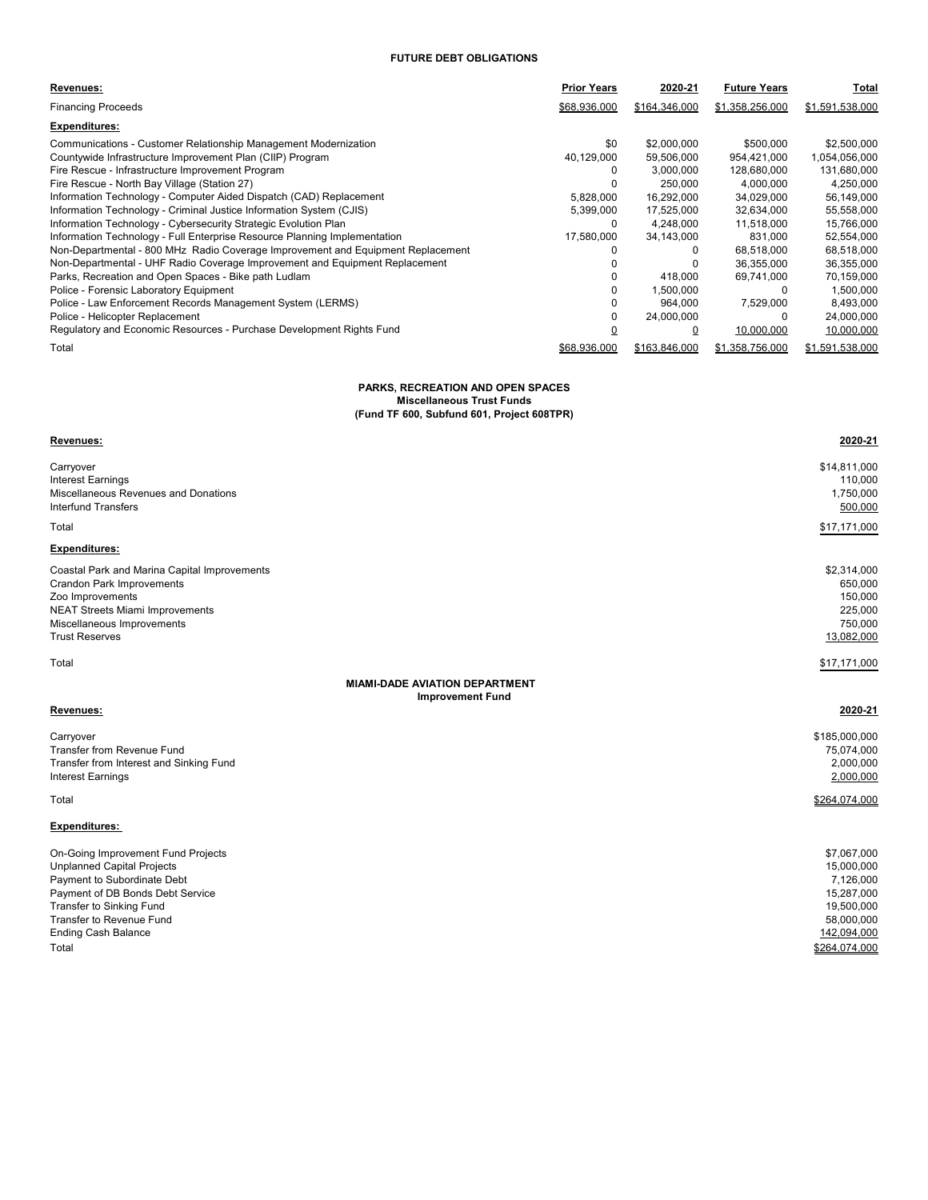### FUTURE DEBT OBLIGATIONS

| Revenues: | Prior Years | 2020-21 | Future Years | Total |
|---|---|---|---|---|
| Financing Proceeds | $68,936,000 | $164,346,000 | $1,358,256,000 | $1,591,538,000 |
| **Expenditures:** | | | | |
| Communications - Customer Relationship Management Modernization | $0 | $2,000,000 | $500,000 | $2,500,000 |
| Countywide Infrastructure Improvement Plan (CIIP) Program | 40,129,000 | 59,506,000 | 954,421,000 | 1,054,056,000 |
| Fire Rescue - Infrastructure Improvement Program | 0 | 3,000,000 | 128,680,000 | 131,680,000 |
| Fire Rescue - North Bay Village (Station 27) | 0 | 250,000 | 4,000,000 | 4,250,000 |
| Information Technology - Computer Aided Dispatch (CAD) Replacement | 5,828,000 | 16,292,000 | 34,029,000 | 56,149,000 |
| Information Technology - Criminal Justice Information System (CJIS) | 5,399,000 | 17,525,000 | 32,634,000 | 55,558,000 |
| Information Technology - Cybersecurity Strategic Evolution Plan | 0 | 4,248,000 | 11,518,000 | 15,766,000 |
| Information Technology - Full Enterprise Resource Planning Implementation | 17,580,000 | 34,143,000 | 831,000 | 52,554,000 |
| Non-Departmental - 800 MHz Radio Coverage Improvement and Equipment Replacement | 0 | 0 | 68,518,000 | 68,518,000 |
| Non-Departmental - UHF Radio Coverage Improvement and Equipment Replacement | 0 | 0 | 36,355,000 | 36,355,000 |
| Parks, Recreation and Open Spaces - Bike path Ludlam | 0 | 418,000 | 69,741,000 | 70,159,000 |
| Police - Forensic Laboratory Equipment | 0 | 1,500,000 | 0 | 1,500,000 |
| Police - Law Enforcement Records Management System (LERMS) | 0 | 964,000 | 7,529,000 | 8,493,000 |
| Police - Helicopter Replacement | 0 | 24,000,000 | 0 | 24,000,000 |
| Regulatory and Economic Resources - Purchase Development Rights Fund | 0 | 0 | 10,000,000 | 10,000,000 |
| Total | $68,936,000 | $163,846,000 | $1,358,756,000 | $1,591,538,000 |

### PARKS, RECREATION AND OPEN SPACES
**Miscellaneous Trust Funds**
**(Fund TF 600, Subfund 601, Project 608TPR)**

| Revenues: | 2020-21 |
|---|---|
| Carryover | $14,811,000 |
| Interest Earnings | 110,000 |
| Miscellaneous Revenues and Donations | 1,750,000 |
| Interfund Transfers | 500,000 |
| Total | $17,171,000 |
| **Expenditures:** | |
| Coastal Park and Marina Capital Improvements | $2,314,000 |
| Crandon Park Improvements | 650,000 |
| Zoo Improvements | 150,000 |
| NEAT Streets Miami Improvements | 225,000 |
| Miscellaneous Improvements | 750,000 |
| Trust Reserves | 13,082,000 |
| Total | $17,171,000 |

### MIAMI-DADE AVIATION DEPARTMENT
**Improvement Fund**

| Revenues: | 2020-21 |
|---|---|
| Carryover | $185,000,000 |
| Transfer from Revenue Fund | 75,074,000 |
| Transfer from Interest and Sinking Fund | 2,000,000 |
| Interest Earnings | 2,000,000 |
| Total | $264,074,000 |
| **Expenditures:** | |
| On-Going Improvement Fund Projects | $7,067,000 |
| Unplanned Capital Projects | 15,000,000 |
| Payment to Subordinate Debt | 7,126,000 |
| Payment of DB Bonds Debt Service | 15,287,000 |
| Transfer to Sinking Fund | 19,500,000 |
| Transfer to Revenue Fund | 58,000,000 |
| Ending Cash Balance | 142,094,000 |
| Total | $264,074,000 |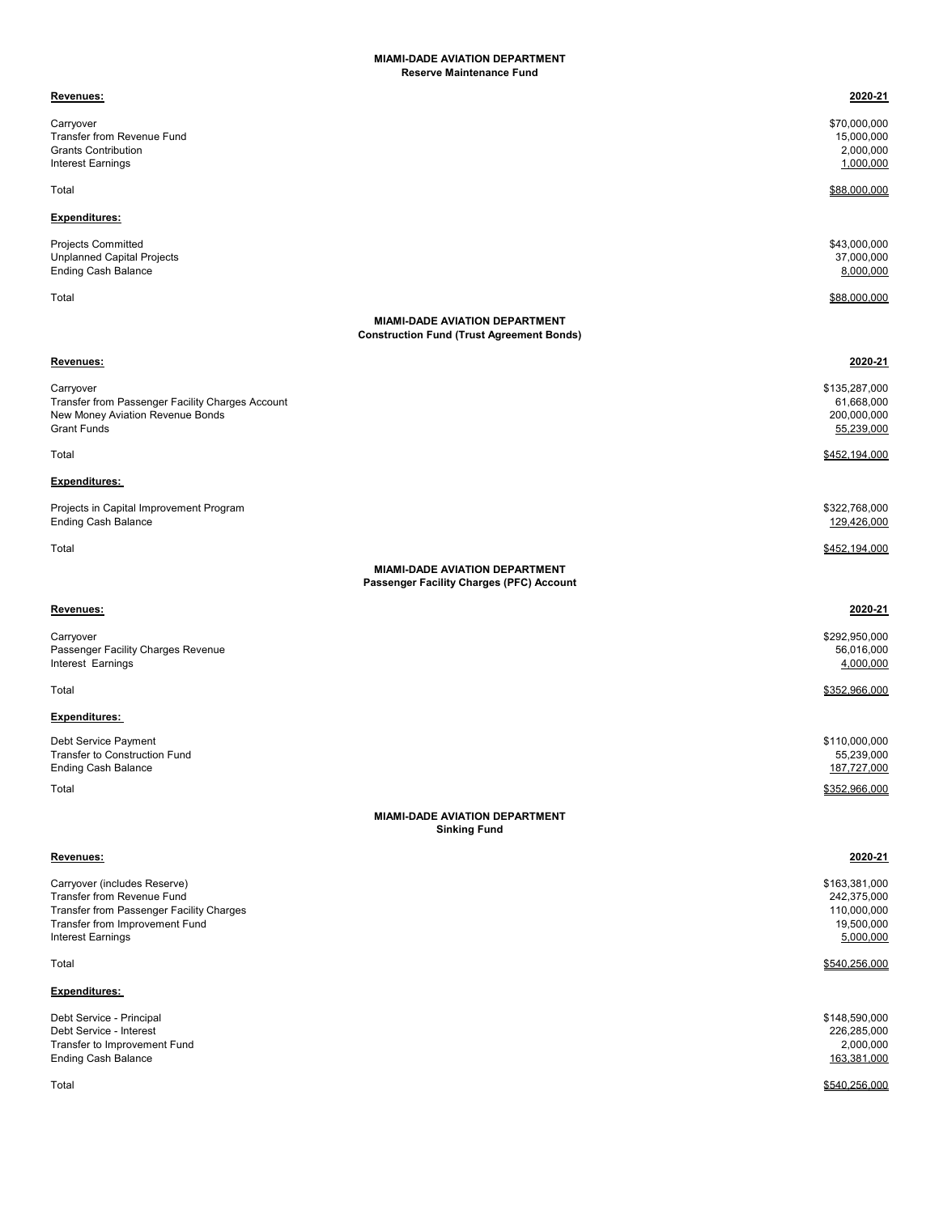## MIAMI-DADE AVIATION DEPARTMENT
### Reserve Maintenance Fund

| Revenues: | 2020-21 |
|---|---|
| Carryover | $70,000,000 |
| Transfer from Revenue Fund | 15,000,000 |
| Grants Contribution | 2,000,000 |
| Interest Earnings | 1,000,000 |
| Total | $88,000,000 |
| **Expenditures:** | |
| Projects Committed | $43,000,000 |
| Unplanned Capital Projects | 37,000,000 |
| Ending Cash Balance | 8,000,000 |
| Total | $88,000,000 |

## MIAMI-DADE AVIATION DEPARTMENT
### Construction Fund (Trust Agreement Bonds)

| Revenues: | 2020-21 |
|---|---|
| Carryover | $135,287,000 |
| Transfer from Passenger Facility Charges Account | 61,668,000 |
| New Money Aviation Revenue Bonds | 200,000,000 |
| Grant Funds | 55,239,000 |
| Total | $452,194,000 |
| **Expenditures:** | |
| Projects in Capital Improvement Program | $322,768,000 |
| Ending Cash Balance | 129,426,000 |
| Total | $452,194,000 |

## MIAMI-DADE AVIATION DEPARTMENT
### Passenger Facility Charges (PFC) Account

| Revenues: | 2020-21 |
|---|---|
| Carryover | $292,950,000 |
| Passenger Facility Charges Revenue | 56,016,000 |
| Interest Earnings | 4,000,000 |
| Total | $352,966,000 |
| **Expenditures:** | |
| Debt Service Payment | $110,000,000 |
| Transfer to Construction Fund | 55,239,000 |
| Ending Cash Balance | 187,727,000 |
| Total | $352,966,000 |

## MIAMI-DADE AVIATION DEPARTMENT
### Sinking Fund

| Revenues: | 2020-21 |
|---|---|
| Carryover (includes Reserve) | $163,381,000 |
| Transfer from Revenue Fund | 242,375,000 |
| Transfer from Passenger Facility Charges | 110,000,000 |
| Transfer from Improvement Fund | 19,500,000 |
| Interest Earnings | 5,000,000 |
| Total | $540,256,000 |
| **Expenditures:** | |
| Debt Service - Principal | $148,590,000 |
| Debt Service - Interest | 226,285,000 |
| Transfer to Improvement Fund | 2,000,000 |
| Ending Cash Balance | 163,381,000 |
| Total | $540,256,000 |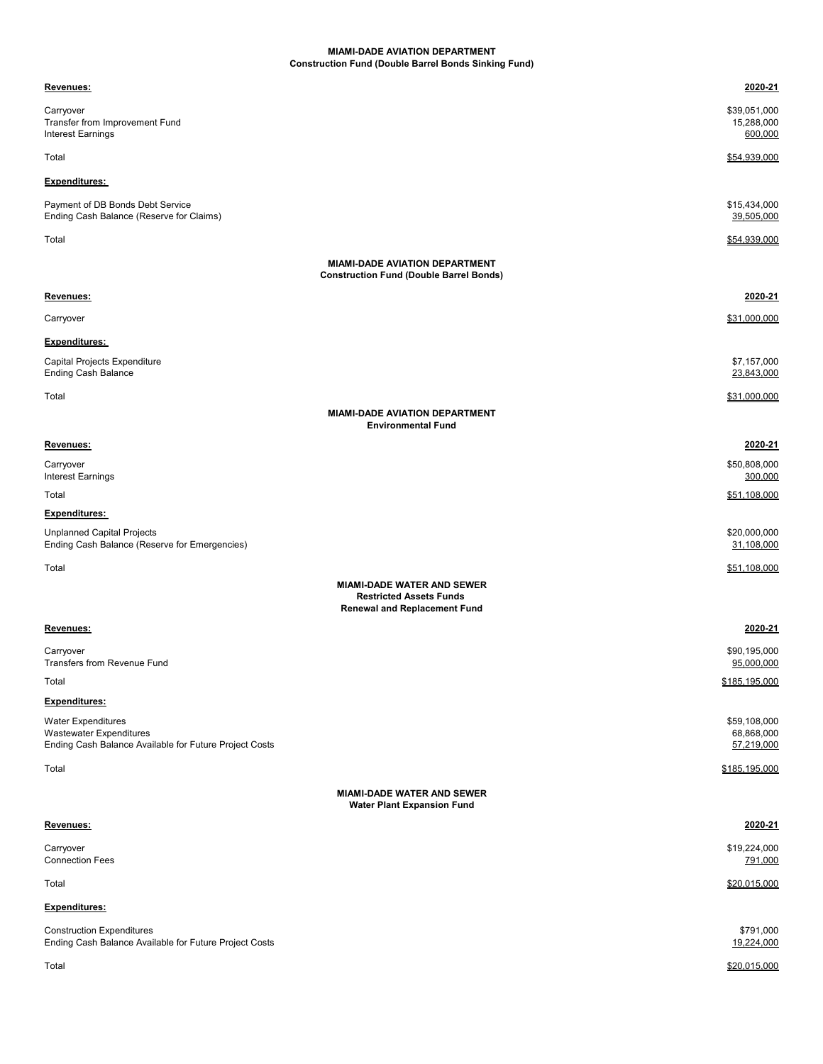## MIAMI-DADE AVIATION DEPARTMENT
### Construction Fund (Double Barrel Bonds Sinking Fund)

| Revenues: | 2020-21 |
|---|---|
| Carryover | $39,051,000 |
| Transfer from Improvement Fund | 15,288,000 |
| Interest Earnings | 600,000 |
| Total | $54,939,000 |
| **Expenditures:** | |
| Payment of DB Bonds Debt Service | $15,434,000 |
| Ending Cash Balance (Reserve for Claims) | 39,505,000 |
| Total | $54,939,000 |

## MIAMI-DADE AVIATION DEPARTMENT
### Construction Fund (Double Barrel Bonds)

| Revenues: | 2020-21 |
|---|---|
| Carryover | $31,000,000 |
| **Expenditures:** | |
| Capital Projects Expenditure | $7,157,000 |
| Ending Cash Balance | 23,843,000 |
| Total | $31,000,000 |

## MIAMI-DADE AVIATION DEPARTMENT
### Environmental Fund

| Revenues: | 2020-21 |
|---|---|
| Carryover | $50,808,000 |
| Interest Earnings | 300,000 |
| Total | $51,108,000 |
| **Expenditures:** | |
| Unplanned Capital Projects | $20,000,000 |
| Ending Cash Balance (Reserve for Emergencies) | 31,108,000 |
| Total | $51,108,000 |

## MIAMI-DADE WATER AND SEWER
### Restricted Assets Funds
### Renewal and Replacement Fund

| Revenues: | 2020-21 |
|---|---|
| Carryover | $90,195,000 |
| Transfers from Revenue Fund | 95,000,000 |
| Total | $185,195,000 |
| **Expenditures:** | |
| Water Expenditures | $59,108,000 |
| Wastewater Expenditures | 68,868,000 |
| Ending Cash Balance Available for Future Project Costs | 57,219,000 |
| Total | $185,195,000 |

## MIAMI-DADE WATER AND SEWER
### Water Plant Expansion Fund

| Revenues: | 2020-21 |
|---|---|
| Carryover | $19,224,000 |
| Connection Fees | 791,000 |
| Total | $20,015,000 |
| **Expenditures:** | |
| Construction Expenditures | $791,000 |
| Ending Cash Balance Available for Future Project Costs | 19,224,000 |
| Total | $20,015,000 |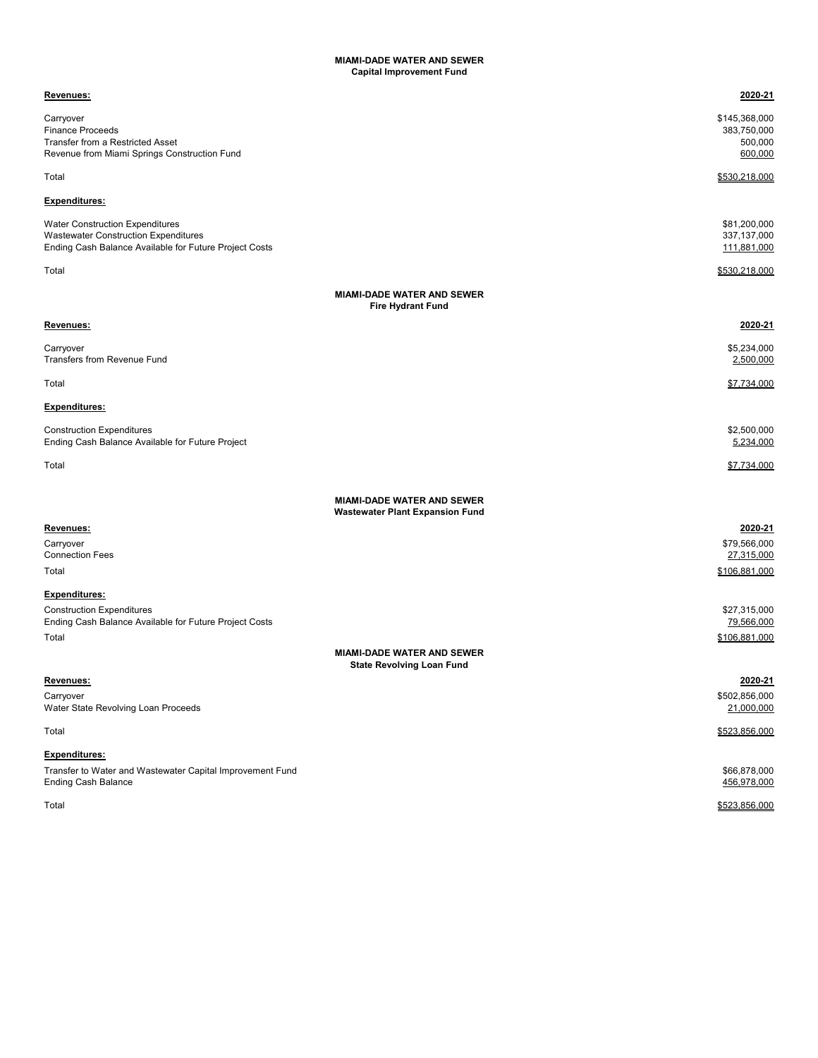## MIAMI-DADE WATER AND SEWER
### Capital Improvement Fund

| **Revenues:** | **2020-21** |
|---|---|
| Carryover | $145,368,000 |
| Finance Proceeds | 383,750,000 |
| Transfer from a Restricted Asset | 500,000 |
| Revenue from Miami Springs Construction Fund | 600,000 |
| Total | $530,218,000 |
| **Expenditures:** | |
| Water Construction Expenditures | $81,200,000 |
| Wastewater Construction Expenditures | 337,137,000 |
| Ending Cash Balance Available for Future Project Costs | 111,881,000 |
| Total | $530,218,000 |

## MIAMI-DADE WATER AND SEWER
### Fire Hydrant Fund

| **Revenues:** | **2020-21** |
|---|---|
| Carryover | $5,234,000 |
| Transfers from Revenue Fund | 2,500,000 |
| Total | $7,734,000 |
| **Expenditures:** | |
| Construction Expenditures | $2,500,000 |
| Ending Cash Balance Available for Future Project | 5,234,000 |
| Total | $7,734,000 |

## MIAMI-DADE WATER AND SEWER
### Wastewater Plant Expansion Fund

| **Revenues:** | **2020-21** |
|---|---|
| Carryover | $79,566,000 |
| Connection Fees | 27,315,000 |
| Total | $106,881,000 |
| **Expenditures:** | |
| Construction Expenditures | $27,315,000 |
| Ending Cash Balance Available for Future Project Costs | 79,566,000 |
| Total | $106,881,000 |

## MIAMI-DADE WATER AND SEWER
### State Revolving Loan Fund

| **Revenues:** | **2020-21** |
|---|---|
| Carryover | $502,856,000 |
| Water State Revolving Loan Proceeds | 21,000,000 |
| Total | $523,856,000 |
| **Expenditures:** | |
| Transfer to Water and Wastewater Capital Improvement Fund | $66,878,000 |
| Ending Cash Balance | 456,978,000 |
| Total | $523,856,000 |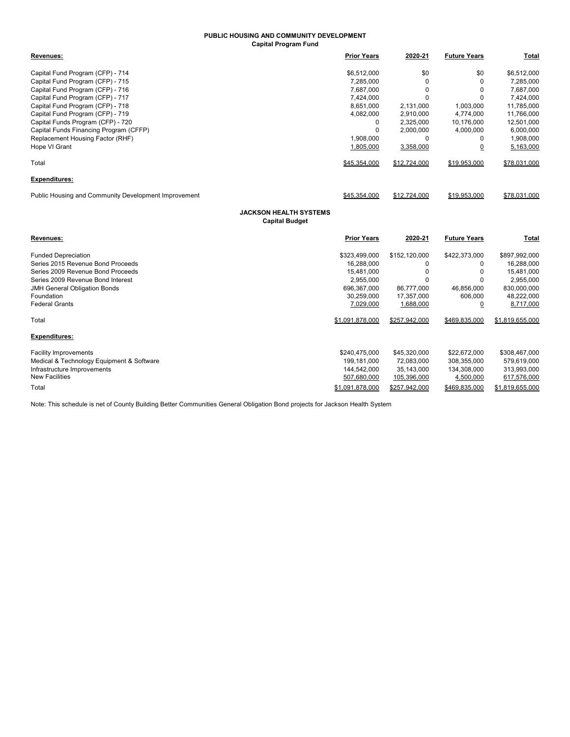## PUBLIC HOUSING AND COMMUNITY DEVELOPMENT

### Capital Program Fund

| Revenues: | Prior Years | 2020-21 | Future Years | Total |
|---|---|---|---|---|
| Capital Fund Program (CFP) - 714 | $6,512,000 | $0 | $0 | $6,512,000 |
| Capital Fund Program (CFP) - 715 | 7,285,000 | 0 | 0 | 7,285,000 |
| Capital Fund Program (CFP) - 716 | 7,687,000 | 0 | 0 | 7,687,000 |
| Capital Fund Program (CFP) - 717 | 7,424,000 | 0 | 0 | 7,424,000 |
| Capital Fund Program (CFP) - 718 | 8,651,000 | 2,131,000 | 1,003,000 | 11,785,000 |
| Capital Fund Program (CFP) - 719 | 4,082,000 | 2,910,000 | 4,774,000 | 11,766,000 |
| Capital Funds Program (CFP) - 720 | 0 | 2,325,000 | 10,176,000 | 12,501,000 |
| Capital Funds Financing Program (CFFP) | 0 | 2,000,000 | 4,000,000 | 6,000,000 |
| Replacement Housing Factor (RHF) | 1,908,000 | 0 | 0 | 1,908,000 |
| Hope VI Grant | 1,805,000 | 3,358,000 | 0 | 5,163,000 |
| Total | $45,354,000 | $12,724,000 | $19,953,000 | $78,031,000 |
| **Expenditures:** | | | | |
| Public Housing and Community Development Improvement | $45,354,000 | $12,724,000 | $19,953,000 | $78,031,000 |

## JACKSON HEALTH SYSTEMS

### Capital Budget

| Revenues: | Prior Years | 2020-21 | Future Years | Total |
|---|---|---|---|---|
| Funded Depreciation | $323,499,000 | $152,120,000 | $422,373,000 | $897,992,000 |
| Series 2015 Revenue Bond Proceeds | 16,288,000 | 0 | 0 | 16,288,000 |
| Series 2009 Revenue Bond Proceeds | 15,481,000 | 0 | 0 | 15,481,000 |
| Series 2009 Revenue Bond Interest | 2,955,000 | 0 | 0 | 2,955,000 |
| JMH General Obligation Bonds | 696,367,000 | 86,777,000 | 46,856,000 | 830,000,000 |
| Foundation | 30,259,000 | 17,357,000 | 606,000 | 48,222,000 |
| Federal Grants | 7,029,000 | 1,688,000 | 0 | 8,717,000 |
| Total | $1,091,878,000 | $257,942,000 | $469,835,000 | $1,819,655,000 |
| **Expenditures:** | | | | |
| Facility Improvements | $240,475,000 | $45,320,000 | $22,672,000 | $308,467,000 |
| Medical & Technology Equipment & Software | 199,181,000 | 72,083,000 | 308,355,000 | 579,619,000 |
| Infrastructure Improvements | 144,542,000 | 35,143,000 | 134,308,000 | 313,993,000 |
| New Facilities | 507,680,000 | 105,396,000 | 4,500,000 | 617,576,000 |
| Total | $1,091,878,000 | $257,942,000 | $469,835,000 | $1,819,655,000 |

Note: This schedule is net of County Building Better Communities General Obligation Bond projects for Jackson Health System